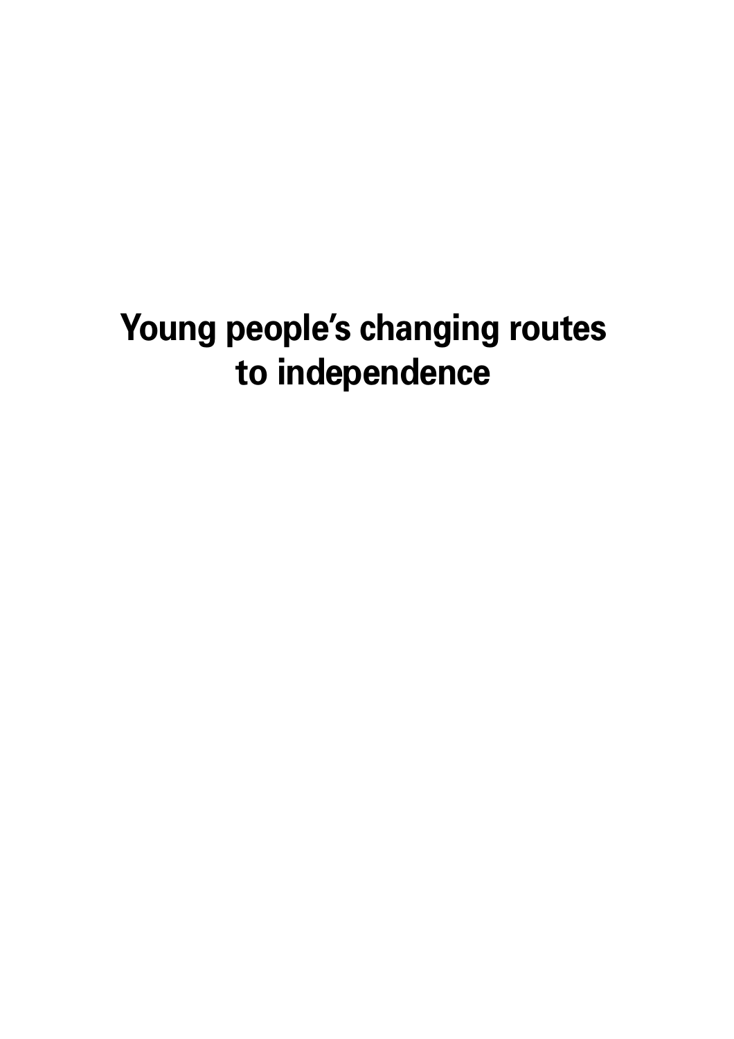# Young people's changing routes to independence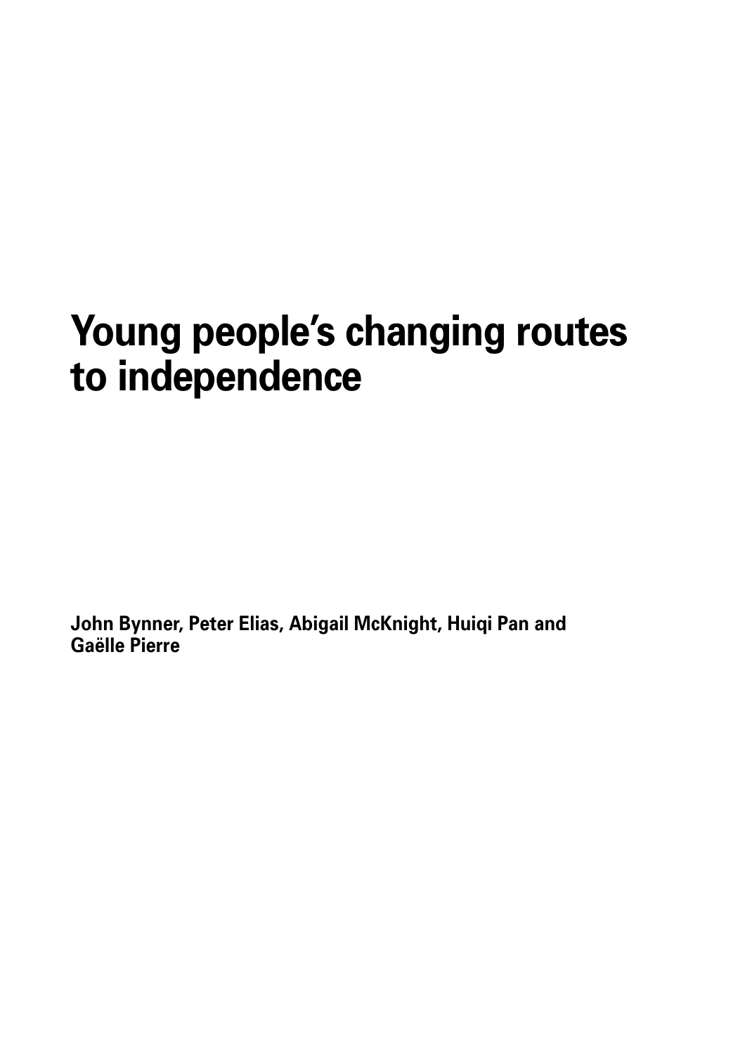# Young people's changing routes to independence

**John Bynner, Peter Elias, Abigail McKnight, Huiqi Pan and Gaëlle Pierre**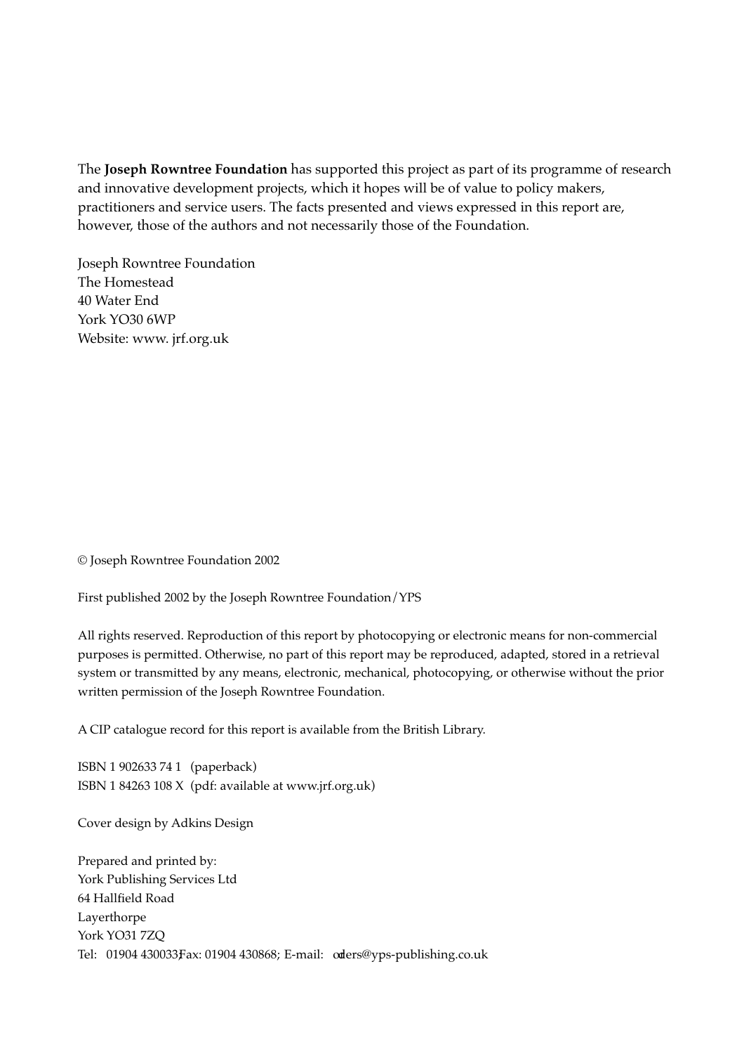The **Joseph Rowntree Foundation** has supported this project as part of its programme of research and innovative development projects, which it hopes will be of value to policy makers, practitioners and service users. The facts presented and views expressed in this report are, however, those of the authors and not necessarily those of the Foundation.

Joseph Rowntree Foundation
The Homestead
40 Water End
York YO30 6WP
Website: www. jrf.org.uk

© Joseph Rowntree Foundation 2002

First published 2002 by the Joseph Rowntree Foundation/YPS

All rights reserved. Reproduction of this report by photocopying or electronic means for non-commercial purposes is permitted. Otherwise, no part of this report may be reproduced, adapted, stored in a retrieval system or transmitted by any means, electronic, mechanical, photocopying, or otherwise without the prior written permission of the Joseph Rowntree Foundation.

A CIP catalogue record for this report is available from the British Library.

ISBN 1 902633 74 1 (paperback)
ISBN 1 84263 108 X (pdf: available at www.jrf.org.uk)

Cover design by Adkins Design

Prepared and printed by:
York Publishing Services Ltd
64 Hallfield Road
Layerthorpe
York YO31 7ZQ
Tel: 01904 430033; Fax: 01904 430868; E-mail: orders@yps-publishing.co.uk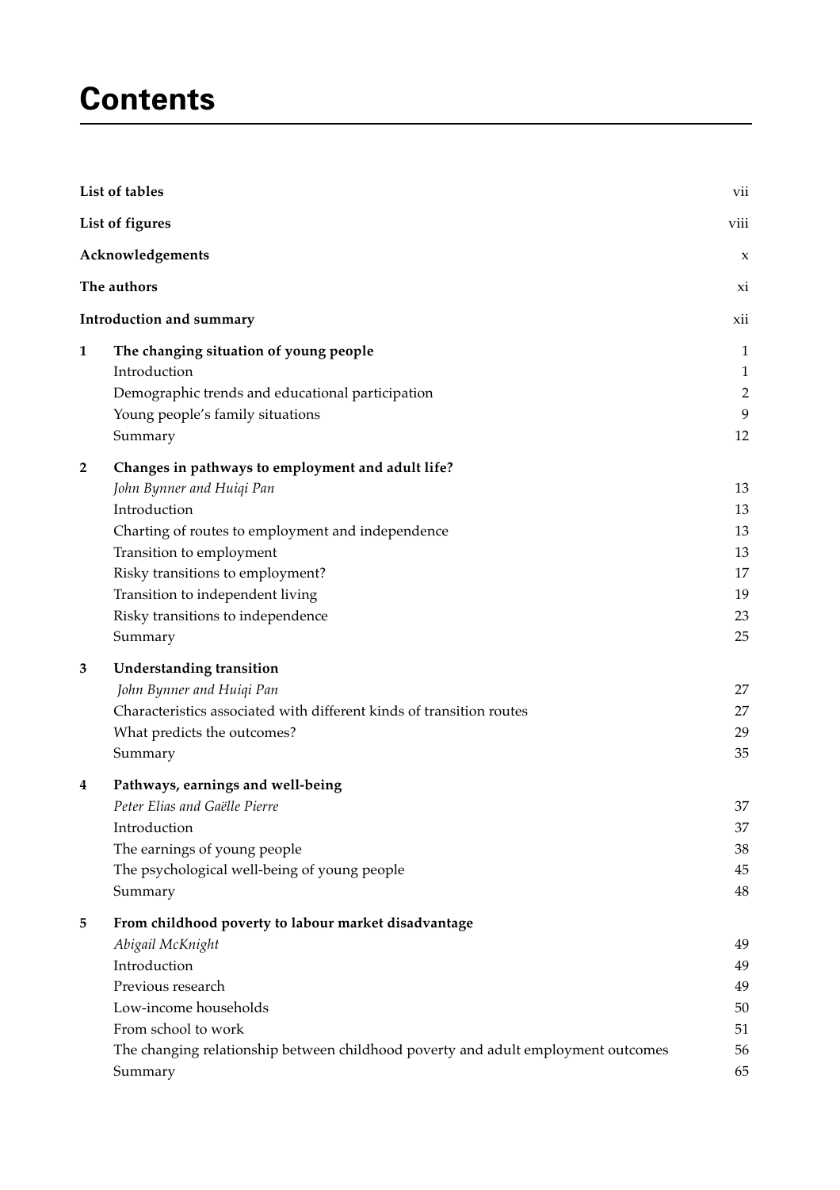# Contents

| | | |
|---|---|---|
| **List of tables** | | vii |
| **List of figures** | | viii |
| **Acknowledgements** | | x |
| **The authors** | | xi |
| **Introduction and summary** | | xii |
| **1** | **The changing situation of young people** | 1 |
| | Introduction | 1 |
| | Demographic trends and educational participation | 2 |
| | Young people's family situations | 9 |
| | Summary | 12 |
| **2** | **Changes in pathways to employment and adult life?** | |
| | *John Bynner and Huiqi Pan* | 13 |
| | Introduction | 13 |
| | Charting of routes to employment and independence | 13 |
| | Transition to employment | 13 |
| | Risky transitions to employment? | 17 |
| | Transition to independent living | 19 |
| | Risky transitions to independence | 23 |
| | Summary | 25 |
| **3** | **Understanding transition** | |
| | *John Bynner and Huiqi Pan* | 27 |
| | Characteristics associated with different kinds of transition routes | 27 |
| | What predicts the outcomes? | 29 |
| | Summary | 35 |
| **4** | **Pathways, earnings and well-being** | |
| | *Peter Elias and Gaëlle Pierre* | 37 |
| | Introduction | 37 |
| | The earnings of young people | 38 |
| | The psychological well-being of young people | 45 |
| | Summary | 48 |
| **5** | **From childhood poverty to labour market disadvantage** | |
| | *Abigail McKnight* | 49 |
| | Introduction | 49 |
| | Previous research | 49 |
| | Low-income households | 50 |
| | From school to work | 51 |
| | The changing relationship between childhood poverty and adult employment outcomes | 56 |
| | Summary | 65 |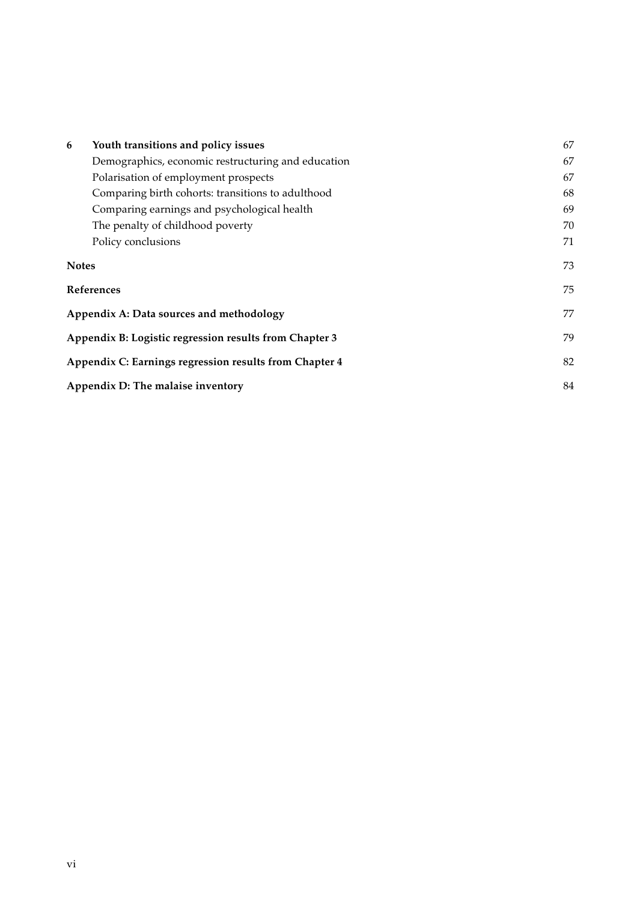| | | |
|---|---|---|
| **6** | **Youth transitions and policy issues** | 67 |
| | Demographics, economic restructuring and education | 67 |
| | Polarisation of employment prospects | 67 |
| | Comparing birth cohorts: transitions to adulthood | 68 |
| | Comparing earnings and psychological health | 69 |
| | The penalty of childhood poverty | 70 |
| | Policy conclusions | 71 |
| **Notes** | | 73 |
| **References** | | 75 |
| **Appendix A: Data sources and methodology** | | 77 |
| **Appendix B: Logistic regression results from Chapter 3** | | 79 |
| **Appendix C: Earnings regression results from Chapter 4** | | 82 |
| **Appendix D: The malaise inventory** | | 84 |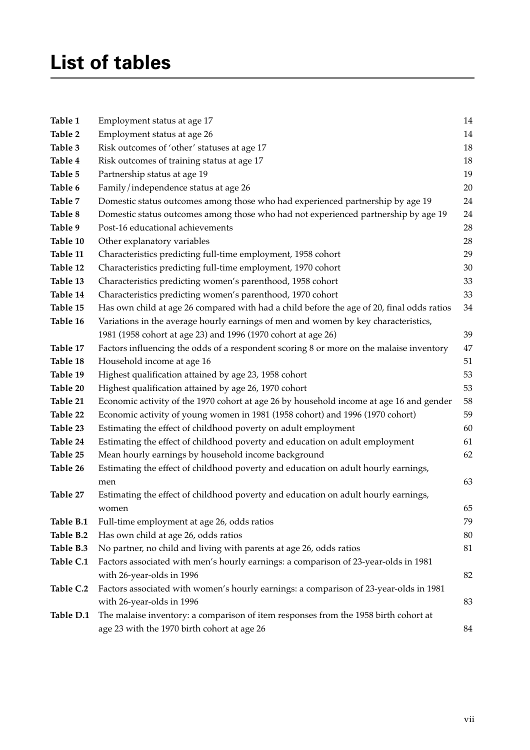# List of tables

| | | |
|---|---|---|
| **Table 1** | Employment status at age 17 | 14 |
| **Table 2** | Employment status at age 26 | 14 |
| **Table 3** | Risk outcomes of 'other' statuses at age 17 | 18 |
| **Table 4** | Risk outcomes of training status at age 17 | 18 |
| **Table 5** | Partnership status at age 19 | 19 |
| **Table 6** | Family/independence status at age 26 | 20 |
| **Table 7** | Domestic status outcomes among those who had experienced partnership by age 19 | 24 |
| **Table 8** | Domestic status outcomes among those who had not experienced partnership by age 19 | 24 |
| **Table 9** | Post-16 educational achievements | 28 |
| **Table 10** | Other explanatory variables | 28 |
| **Table 11** | Characteristics predicting full-time employment, 1958 cohort | 29 |
| **Table 12** | Characteristics predicting full-time employment, 1970 cohort | 30 |
| **Table 13** | Characteristics predicting women's parenthood, 1958 cohort | 33 |
| **Table 14** | Characteristics predicting women's parenthood, 1970 cohort | 33 |
| **Table 15** | Has own child at age 26 compared with had a child before the age of 20, final odds ratios | 34 |
| **Table 16** | Variations in the average hourly earnings of men and women by key characteristics, 1981 (1958 cohort at age 23) and 1996 (1970 cohort at age 26) | 39 |
| **Table 17** | Factors influencing the odds of a respondent scoring 8 or more on the malaise inventory | 47 |
| **Table 18** | Household income at age 16 | 51 |
| **Table 19** | Highest qualification attained by age 23, 1958 cohort | 53 |
| **Table 20** | Highest qualification attained by age 26, 1970 cohort | 53 |
| **Table 21** | Economic activity of the 1970 cohort at age 26 by household income at age 16 and gender | 58 |
| **Table 22** | Economic activity of young women in 1981 (1958 cohort) and 1996 (1970 cohort) | 59 |
| **Table 23** | Estimating the effect of childhood poverty on adult employment | 60 |
| **Table 24** | Estimating the effect of childhood poverty and education on adult employment | 61 |
| **Table 25** | Mean hourly earnings by household income background | 62 |
| **Table 26** | Estimating the effect of childhood poverty and education on adult hourly earnings, men | 63 |
| **Table 27** | Estimating the effect of childhood poverty and education on adult hourly earnings, women | 65 |
| **Table B.1** | Full-time employment at age 26, odds ratios | 79 |
| **Table B.2** | Has own child at age 26, odds ratios | 80 |
| **Table B.3** | No partner, no child and living with parents at age 26, odds ratios | 81 |
| **Table C.1** | Factors associated with men's hourly earnings: a comparison of 23-year-olds in 1981 with 26-year-olds in 1996 | 82 |
| **Table C.2** | Factors associated with women's hourly earnings: a comparison of 23-year-olds in 1981 with 26-year-olds in 1996 | 83 |
| **Table D.1** | The malaise inventory: a comparison of item responses from the 1958 birth cohort at age 23 with the 1970 birth cohort at age 26 | 84 |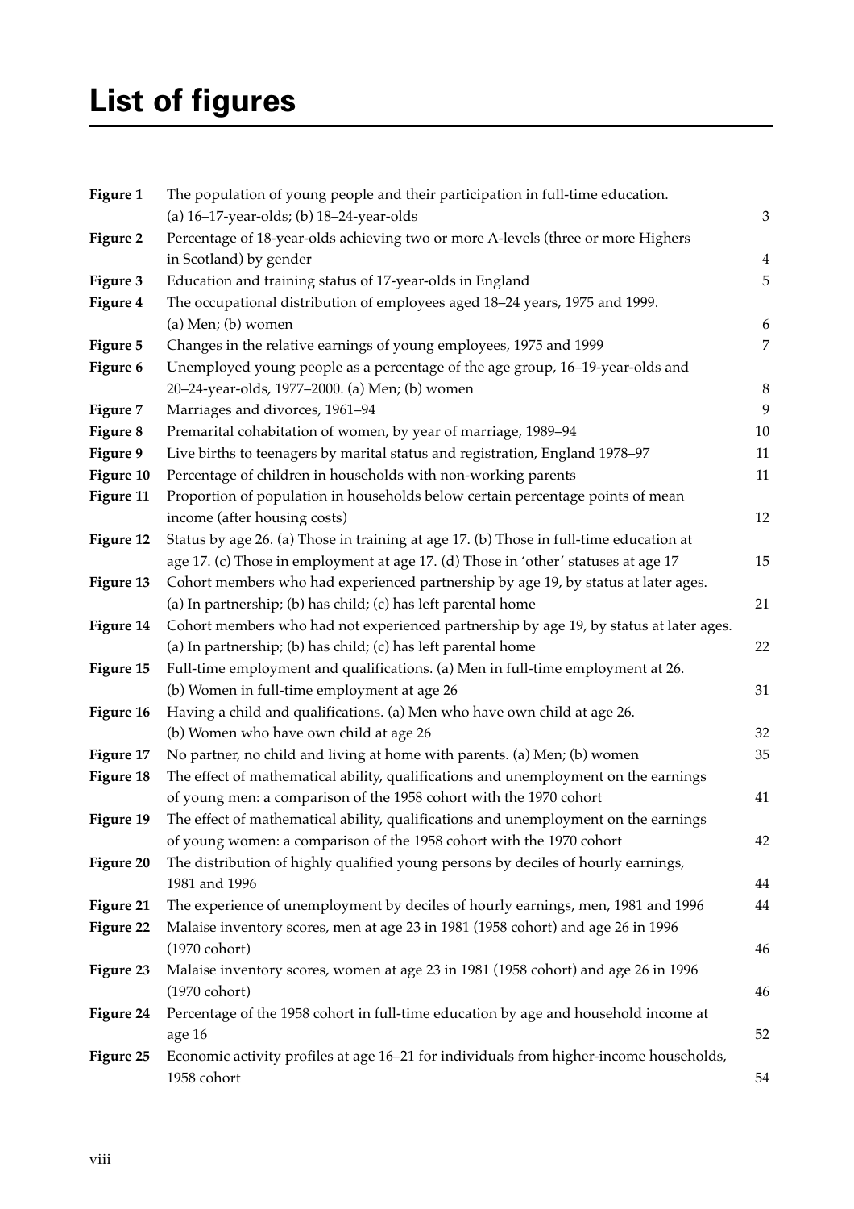# List of figures

| | | |
|---|---|---|
| **Figure 1** | The population of young people and their participation in full-time education. (a) 16–17-year-olds; (b) 18–24-year-olds | 3 |
| **Figure 2** | Percentage of 18-year-olds achieving two or more A-levels (three or more Highers in Scotland) by gender | 4 |
| **Figure 3** | Education and training status of 17-year-olds in England | 5 |
| **Figure 4** | The occupational distribution of employees aged 18–24 years, 1975 and 1999. (a) Men; (b) women | 6 |
| **Figure 5** | Changes in the relative earnings of young employees, 1975 and 1999 | 7 |
| **Figure 6** | Unemployed young people as a percentage of the age group, 16–19-year-olds and 20–24-year-olds, 1977–2000. (a) Men; (b) women | 8 |
| **Figure 7** | Marriages and divorces, 1961–94 | 9 |
| **Figure 8** | Premarital cohabitation of women, by year of marriage, 1989–94 | 10 |
| **Figure 9** | Live births to teenagers by marital status and registration, England 1978–97 | 11 |
| **Figure 10** | Percentage of children in households with non-working parents | 11 |
| **Figure 11** | Proportion of population in households below certain percentage points of mean income (after housing costs) | 12 |
| **Figure 12** | Status by age 26. (a) Those in training at age 17. (b) Those in full-time education at age 17. (c) Those in employment at age 17. (d) Those in 'other' statuses at age 17 | 15 |
| **Figure 13** | Cohort members who had experienced partnership by age 19, by status at later ages. (a) In partnership; (b) has child; (c) has left parental home | 21 |
| **Figure 14** | Cohort members who had not experienced partnership by age 19, by status at later ages. (a) In partnership; (b) has child; (c) has left parental home | 22 |
| **Figure 15** | Full-time employment and qualifications. (a) Men in full-time employment at 26. (b) Women in full-time employment at age 26 | 31 |
| **Figure 16** | Having a child and qualifications. (a) Men who have own child at age 26. (b) Women who have own child at age 26 | 32 |
| **Figure 17** | No partner, no child and living at home with parents. (a) Men; (b) women | 35 |
| **Figure 18** | The effect of mathematical ability, qualifications and unemployment on the earnings of young men: a comparison of the 1958 cohort with the 1970 cohort | 41 |
| **Figure 19** | The effect of mathematical ability, qualifications and unemployment on the earnings of young women: a comparison of the 1958 cohort with the 1970 cohort | 42 |
| **Figure 20** | The distribution of highly qualified young persons by deciles of hourly earnings, 1981 and 1996 | 44 |
| **Figure 21** | The experience of unemployment by deciles of hourly earnings, men, 1981 and 1996 | 44 |
| **Figure 22** | Malaise inventory scores, men at age 23 in 1981 (1958 cohort) and age 26 in 1996 (1970 cohort) | 46 |
| **Figure 23** | Malaise inventory scores, women at age 23 in 1981 (1958 cohort) and age 26 in 1996 (1970 cohort) | 46 |
| **Figure 24** | Percentage of the 1958 cohort in full-time education by age and household income at age 16 | 52 |
| **Figure 25** | Economic activity profiles at age 16–21 for individuals from higher-income households, 1958 cohort | 54 |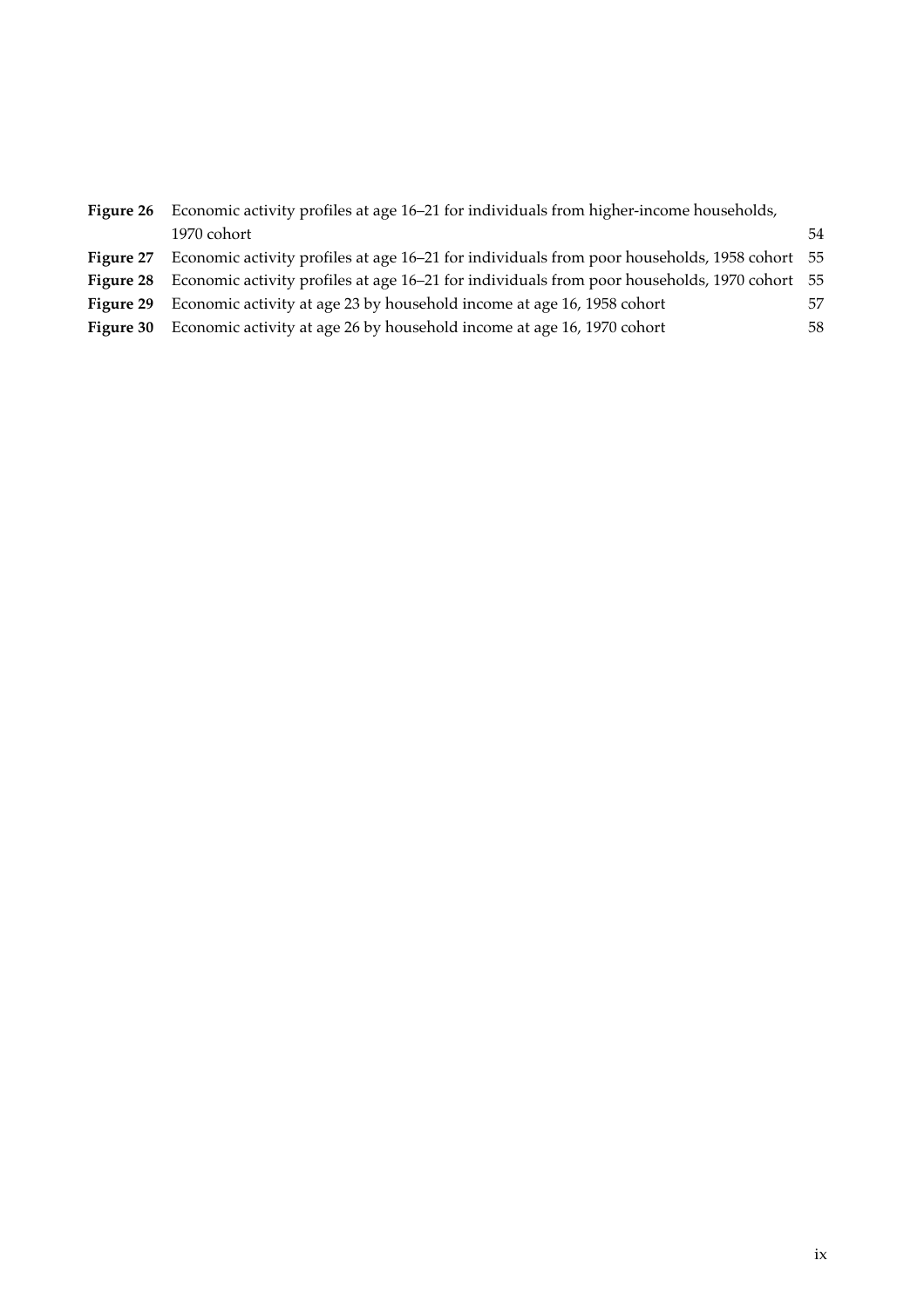| | | |
|---|---|---|
| **Figure 26** | Economic activity profiles at age 16–21 for individuals from higher-income households, 1970 cohort | 54 |
| **Figure 27** | Economic activity profiles at age 16–21 for individuals from poor households, 1958 cohort | 55 |
| **Figure 28** | Economic activity profiles at age 16–21 for individuals from poor households, 1970 cohort | 55 |
| **Figure 29** | Economic activity at age 23 by household income at age 16, 1958 cohort | 57 |
| **Figure 30** | Economic activity at age 26 by household income at age 16, 1970 cohort | 58 |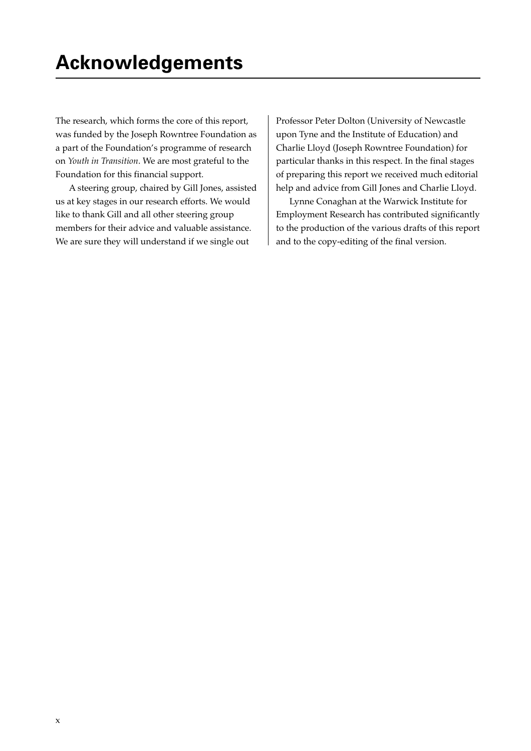# Acknowledgements

The research, which forms the core of this report, was funded by the Joseph Rowntree Foundation as a part of the Foundation's programme of research on *Youth in Transition*. We are most grateful to the Foundation for this financial support.

A steering group, chaired by Gill Jones, assisted us at key stages in our research efforts. We would like to thank Gill and all other steering group members for their advice and valuable assistance. We are sure they will understand if we single out Professor Peter Dolton (University of Newcastle upon Tyne and the Institute of Education) and Charlie Lloyd (Joseph Rowntree Foundation) for particular thanks in this respect. In the final stages of preparing this report we received much editorial help and advice from Gill Jones and Charlie Lloyd.

Lynne Conaghan at the Warwick Institute for Employment Research has contributed significantly to the production of the various drafts of this report and to the copy-editing of the final version.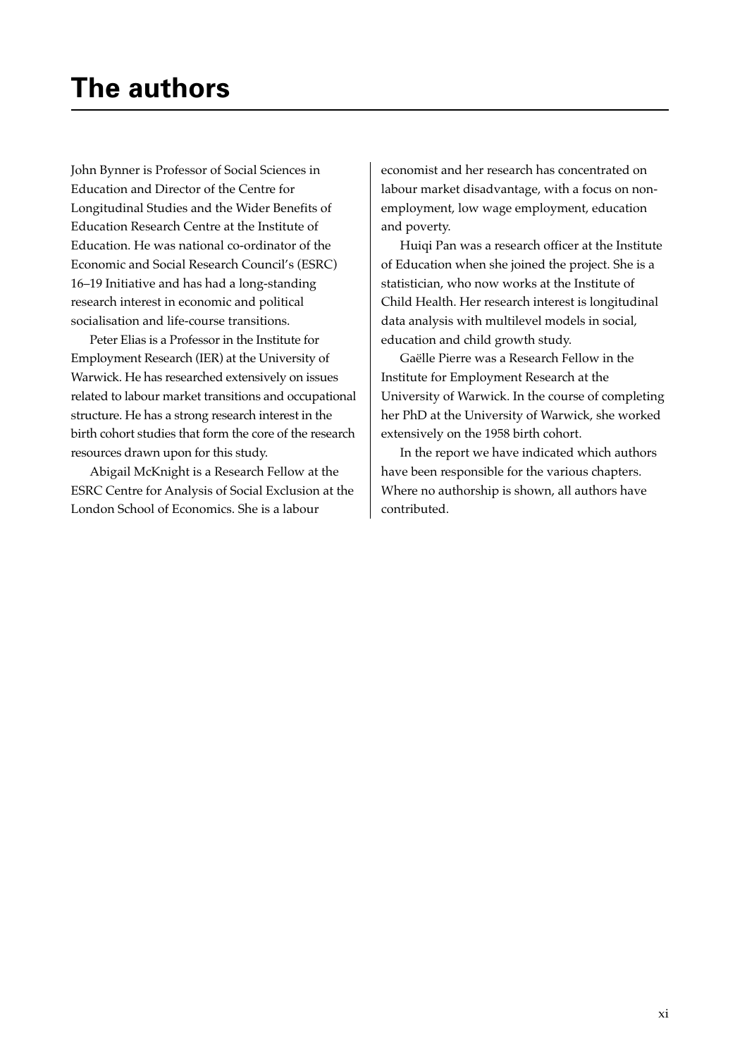# The authors

John Bynner is Professor of Social Sciences in Education and Director of the Centre for Longitudinal Studies and the Wider Benefits of Education Research Centre at the Institute of Education. He was national co-ordinator of the Economic and Social Research Council's (ESRC) 16–19 Initiative and has had a long-standing research interest in economic and political socialisation and life-course transitions.

Peter Elias is a Professor in the Institute for Employment Research (IER) at the University of Warwick. He has researched extensively on issues related to labour market transitions and occupational structure. He has a strong research interest in the birth cohort studies that form the core of the research resources drawn upon for this study.

Abigail McKnight is a Research Fellow at the ESRC Centre for Analysis of Social Exclusion at the London School of Economics. She is a labour economist and her research has concentrated on labour market disadvantage, with a focus on non-employment, low wage employment, education and poverty.

Huiqi Pan was a research officer at the Institute of Education when she joined the project. She is a statistician, who now works at the Institute of Child Health. Her research interest is longitudinal data analysis with multilevel models in social, education and child growth study.

Gaëlle Pierre was a Research Fellow in the Institute for Employment Research at the University of Warwick. In the course of completing her PhD at the University of Warwick, she worked extensively on the 1958 birth cohort.

In the report we have indicated which authors have been responsible for the various chapters. Where no authorship is shown, all authors have contributed.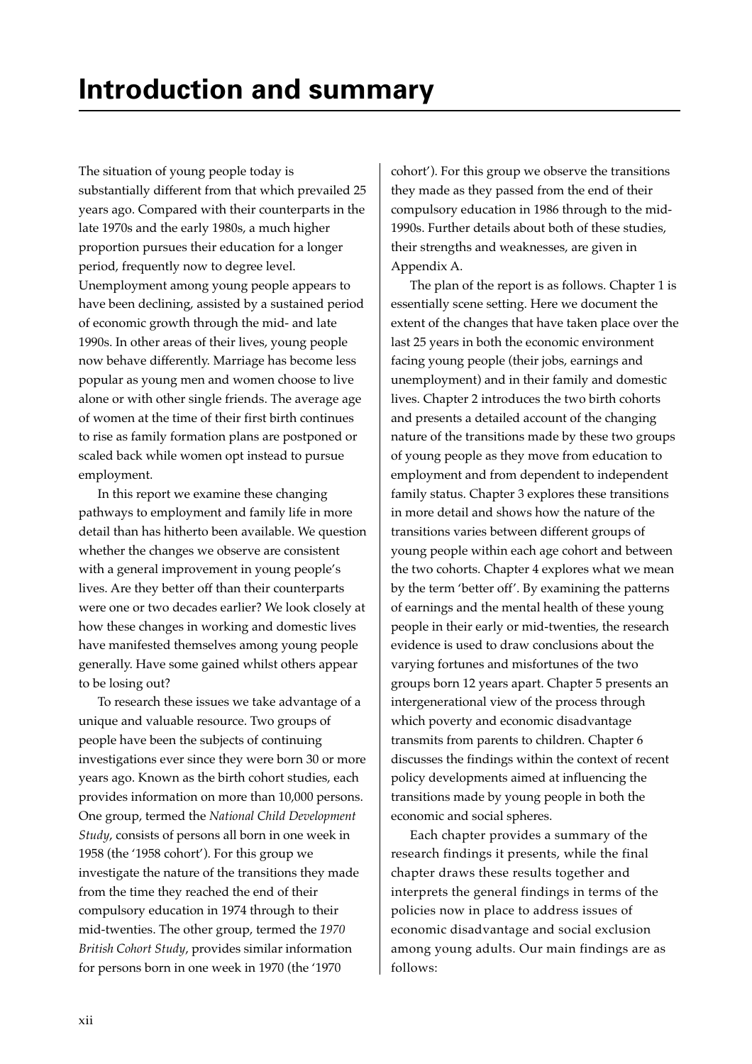# Introduction and summary

The situation of young people today is substantially different from that which prevailed 25 years ago. Compared with their counterparts in the late 1970s and the early 1980s, a much higher proportion pursues their education for a longer period, frequently now to degree level. Unemployment among young people appears to have been declining, assisted by a sustained period of economic growth through the mid- and late 1990s. In other areas of their lives, young people now behave differently. Marriage has become less popular as young men and women choose to live alone or with other single friends. The average age of women at the time of their first birth continues to rise as family formation plans are postponed or scaled back while women opt instead to pursue employment.

In this report we examine these changing pathways to employment and family life in more detail than has hitherto been available. We question whether the changes we observe are consistent with a general improvement in young people's lives. Are they better off than their counterparts were one or two decades earlier? We look closely at how these changes in working and domestic lives have manifested themselves among young people generally. Have some gained whilst others appear to be losing out?

To research these issues we take advantage of a unique and valuable resource. Two groups of people have been the subjects of continuing investigations ever since they were born 30 or more years ago. Known as the birth cohort studies, each provides information on more than 10,000 persons. One group, termed the *National Child Development Study*, consists of persons all born in one week in 1958 (the '1958 cohort'). For this group we investigate the nature of the transitions they made from the time they reached the end of their compulsory education in 1974 through to their mid-twenties. The other group, termed the *1970 British Cohort Study*, provides similar information for persons born in one week in 1970 (the '1970 cohort'). For this group we observe the transitions they made as they passed from the end of their compulsory education in 1986 through to the mid-1990s. Further details about both of these studies, their strengths and weaknesses, are given in Appendix A.

The plan of the report is as follows. Chapter 1 is essentially scene setting. Here we document the extent of the changes that have taken place over the last 25 years in both the economic environment facing young people (their jobs, earnings and unemployment) and in their family and domestic lives. Chapter 2 introduces the two birth cohorts and presents a detailed account of the changing nature of the transitions made by these two groups of young people as they move from education to employment and from dependent to independent family status. Chapter 3 explores these transitions in more detail and shows how the nature of the transitions varies between different groups of young people within each age cohort and between the two cohorts. Chapter 4 explores what we mean by the term 'better off'. By examining the patterns of earnings and the mental health of these young people in their early or mid-twenties, the research evidence is used to draw conclusions about the varying fortunes and misfortunes of the two groups born 12 years apart. Chapter 5 presents an intergenerational view of the process through which poverty and economic disadvantage transmits from parents to children. Chapter 6 discusses the findings within the context of recent policy developments aimed at influencing the transitions made by young people in both the economic and social spheres.

Each chapter provides a summary of the research findings it presents, while the final chapter draws these results together and interprets the general findings in terms of the policies now in place to address issues of economic disadvantage and social exclusion among young adults. Our main findings are as follows: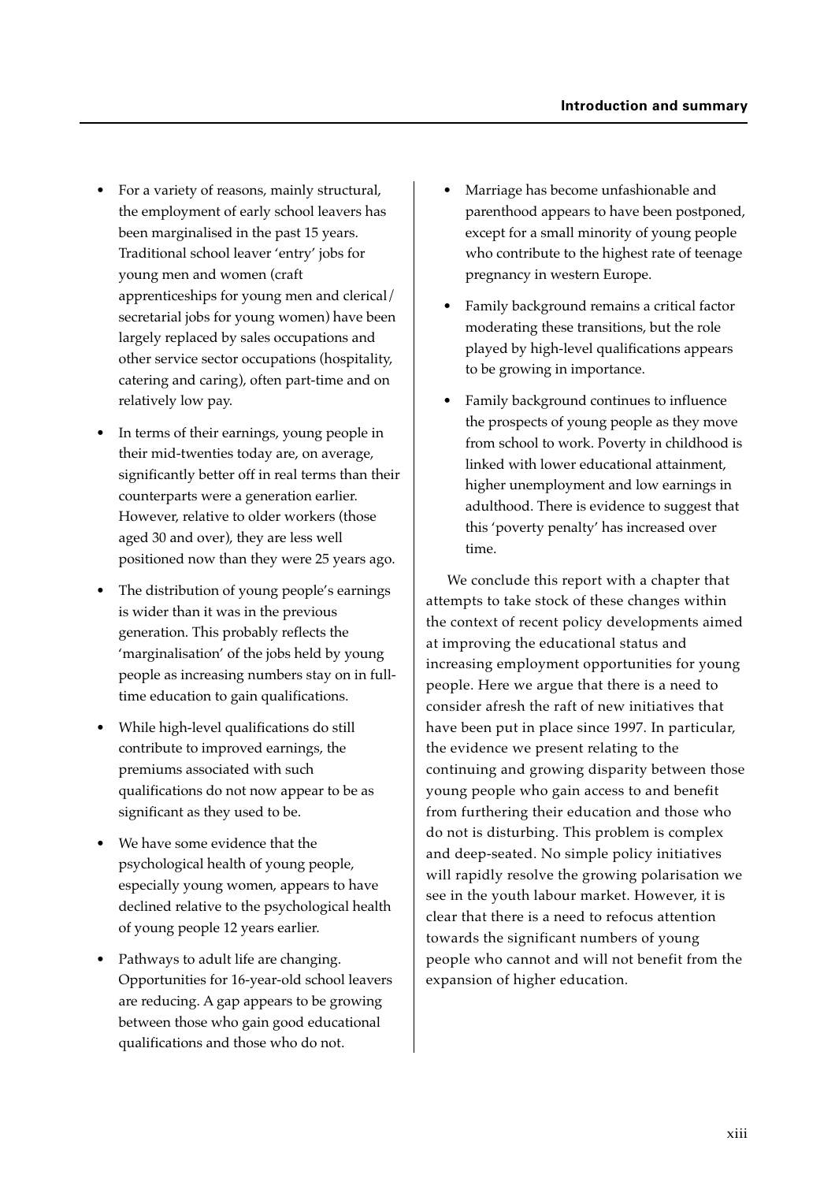- For a variety of reasons, mainly structural, the employment of early school leavers has been marginalised in the past 15 years. Traditional school leaver 'entry' jobs for young men and women (craft apprenticeships for young men and clerical/ secretarial jobs for young women) have been largely replaced by sales occupations and other service sector occupations (hospitality, catering and caring), often part-time and on relatively low pay.
- In terms of their earnings, young people in their mid-twenties today are, on average, significantly better off in real terms than their counterparts were a generation earlier. However, relative to older workers (those aged 30 and over), they are less well positioned now than they were 25 years ago.
- The distribution of young people's earnings is wider than it was in the previous generation. This probably reflects the 'marginalisation' of the jobs held by young people as increasing numbers stay on in full-time education to gain qualifications.
- While high-level qualifications do still contribute to improved earnings, the premiums associated with such qualifications do not now appear to be as significant as they used to be.
- We have some evidence that the psychological health of young people, especially young women, appears to have declined relative to the psychological health of young people 12 years earlier.
- Pathways to adult life are changing. Opportunities for 16-year-old school leavers are reducing. A gap appears to be growing between those who gain good educational qualifications and those who do not.
- Marriage has become unfashionable and parenthood appears to have been postponed, except for a small minority of young people who contribute to the highest rate of teenage pregnancy in western Europe.
- Family background remains a critical factor moderating these transitions, but the role played by high-level qualifications appears to be growing in importance.
- Family background continues to influence the prospects of young people as they move from school to work. Poverty in childhood is linked with lower educational attainment, higher unemployment and low earnings in adulthood. There is evidence to suggest that this 'poverty penalty' has increased over time.

We conclude this report with a chapter that attempts to take stock of these changes within the context of recent policy developments aimed at improving the educational status and increasing employment opportunities for young people. Here we argue that there is a need to consider afresh the raft of new initiatives that have been put in place since 1997. In particular, the evidence we present relating to the continuing and growing disparity between those young people who gain access to and benefit from furthering their education and those who do not is disturbing. This problem is complex and deep-seated. No simple policy initiatives will rapidly resolve the growing polarisation we see in the youth labour market. However, it is clear that there is a need to refocus attention towards the significant numbers of young people who cannot and will not benefit from the expansion of higher education.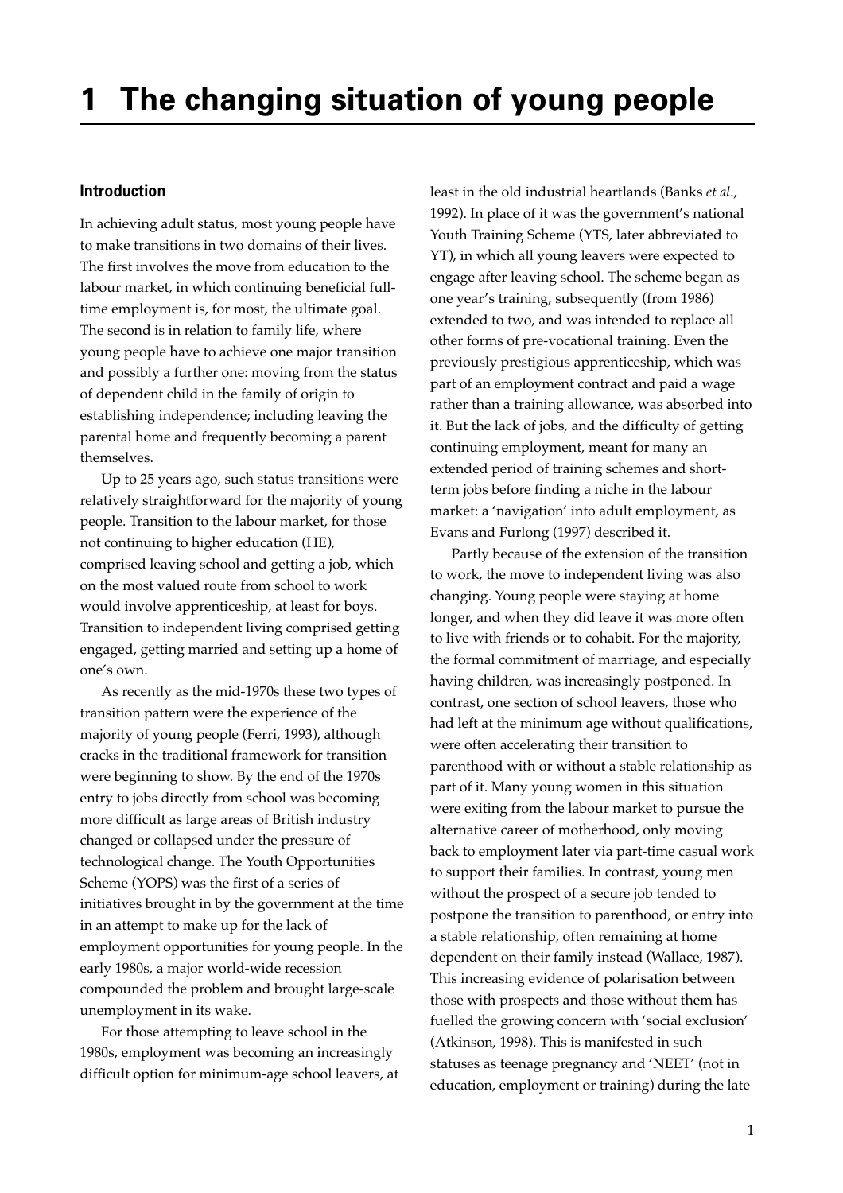# 1 The changing situation of young people

## Introduction

In achieving adult status, most young people have to make transitions in two domains of their lives. The first involves the move from education to the labour market, in which continuing beneficial full-time employment is, for most, the ultimate goal. The second is in relation to family life, where young people have to achieve one major transition and possibly a further one: moving from the status of dependent child in the family of origin to establishing independence; including leaving the parental home and frequently becoming a parent themselves.

Up to 25 years ago, such status transitions were relatively straightforward for the majority of young people. Transition to the labour market, for those not continuing to higher education (HE), comprised leaving school and getting a job, which on the most valued route from school to work would involve apprenticeship, at least for boys. Transition to independent living comprised getting engaged, getting married and setting up a home of one's own.

As recently as the mid-1970s these two types of transition pattern were the experience of the majority of young people (Ferri, 1993), although cracks in the traditional framework for transition were beginning to show. By the end of the 1970s entry to jobs directly from school was becoming more difficult as large areas of British industry changed or collapsed under the pressure of technological change. The Youth Opportunities Scheme (YOPS) was the first of a series of initiatives brought in by the government at the time in an attempt to make up for the lack of employment opportunities for young people. In the early 1980s, a major world-wide recession compounded the problem and brought large-scale unemployment in its wake.

For those attempting to leave school in the 1980s, employment was becoming an increasingly difficult option for minimum-age school leavers, at least in the old industrial heartlands (Banks *et al*., 1992). In place of it was the government's national Youth Training Scheme (YTS, later abbreviated to YT), in which all young leavers were expected to engage after leaving school. The scheme began as one year's training, subsequently (from 1986) extended to two, and was intended to replace all other forms of pre-vocational training. Even the previously prestigious apprenticeship, which was part of an employment contract and paid a wage rather than a training allowance, was absorbed into it. But the lack of jobs, and the difficulty of getting continuing employment, meant for many an extended period of training schemes and short-term jobs before finding a niche in the labour market: a 'navigation' into adult employment, as Evans and Furlong (1997) described it.

Partly because of the extension of the transition to work, the move to independent living was also changing. Young people were staying at home longer, and when they did leave it was more often to live with friends or to cohabit. For the majority, the formal commitment of marriage, and especially having children, was increasingly postponed. In contrast, one section of school leavers, those who had left at the minimum age without qualifications, were often accelerating their transition to parenthood with or without a stable relationship as part of it. Many young women in this situation were exiting from the labour market to pursue the alternative career of motherhood, only moving back to employment later via part-time casual work to support their families. In contrast, young men without the prospect of a secure job tended to postpone the transition to parenthood, or entry into a stable relationship, often remaining at home dependent on their family instead (Wallace, 1987). This increasing evidence of polarisation between those with prospects and those without them has fuelled the growing concern with 'social exclusion' (Atkinson, 1998). This is manifested in such statuses as teenage pregnancy and 'NEET' (not in education, employment or training) during the late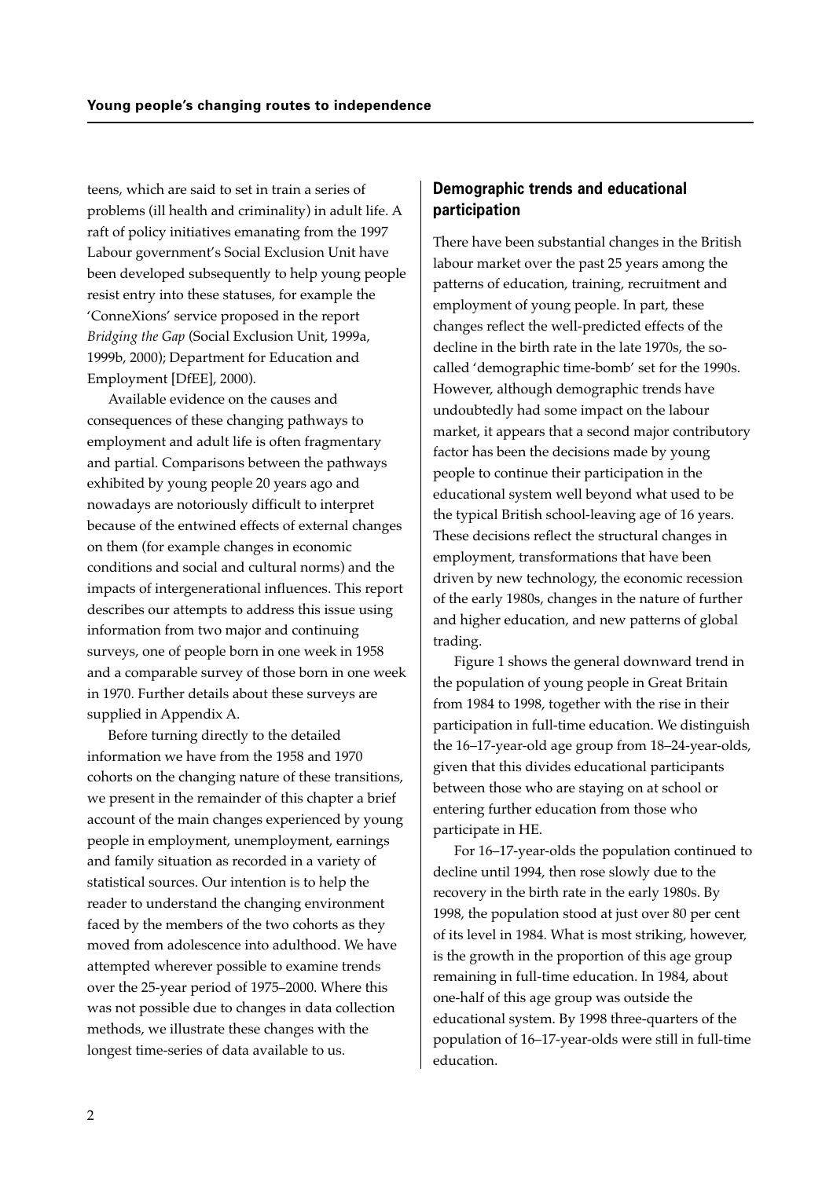teens, which are said to set in train a series of problems (ill health and criminality) in adult life. A raft of policy initiatives emanating from the 1997 Labour government's Social Exclusion Unit have been developed subsequently to help young people resist entry into these statuses, for example the 'ConneXions' service proposed in the report *Bridging the Gap* (Social Exclusion Unit, 1999a, 1999b, 2000); Department for Education and Employment [DfEE], 2000).

Available evidence on the causes and consequences of these changing pathways to employment and adult life is often fragmentary and partial. Comparisons between the pathways exhibited by young people 20 years ago and nowadays are notoriously difficult to interpret because of the entwined effects of external changes on them (for example changes in economic conditions and social and cultural norms) and the impacts of intergenerational influences. This report describes our attempts to address this issue using information from two major and continuing surveys, one of people born in one week in 1958 and a comparable survey of those born in one week in 1970. Further details about these surveys are supplied in Appendix A.

Before turning directly to the detailed information we have from the 1958 and 1970 cohorts on the changing nature of these transitions, we present in the remainder of this chapter a brief account of the main changes experienced by young people in employment, unemployment, earnings and family situation as recorded in a variety of statistical sources. Our intention is to help the reader to understand the changing environment faced by the members of the two cohorts as they moved from adolescence into adulthood. We have attempted wherever possible to examine trends over the 25-year period of 1975–2000. Where this was not possible due to changes in data collection methods, we illustrate these changes with the longest time-series of data available to us.

## Demographic trends and educational participation

There have been substantial changes in the British labour market over the past 25 years among the patterns of education, training, recruitment and employment of young people. In part, these changes reflect the well-predicted effects of the decline in the birth rate in the late 1970s, the so-called 'demographic time-bomb' set for the 1990s. However, although demographic trends have undoubtedly had some impact on the labour market, it appears that a second major contributory factor has been the decisions made by young people to continue their participation in the educational system well beyond what used to be the typical British school-leaving age of 16 years. These decisions reflect the structural changes in employment, transformations that have been driven by new technology, the economic recession of the early 1980s, changes in the nature of further and higher education, and new patterns of global trading.

Figure 1 shows the general downward trend in the population of young people in Great Britain from 1984 to 1998, together with the rise in their participation in full-time education. We distinguish the 16–17-year-old age group from 18–24-year-olds, given that this divides educational participants between those who are staying on at school or entering further education from those who participate in HE.

For 16–17-year-olds the population continued to decline until 1994, then rose slowly due to the recovery in the birth rate in the early 1980s. By 1998, the population stood at just over 80 per cent of its level in 1984. What is most striking, however, is the growth in the proportion of this age group remaining in full-time education. In 1984, about one-half of this age group was outside the educational system. By 1998 three-quarters of the population of 16–17-year-olds were still in full-time education.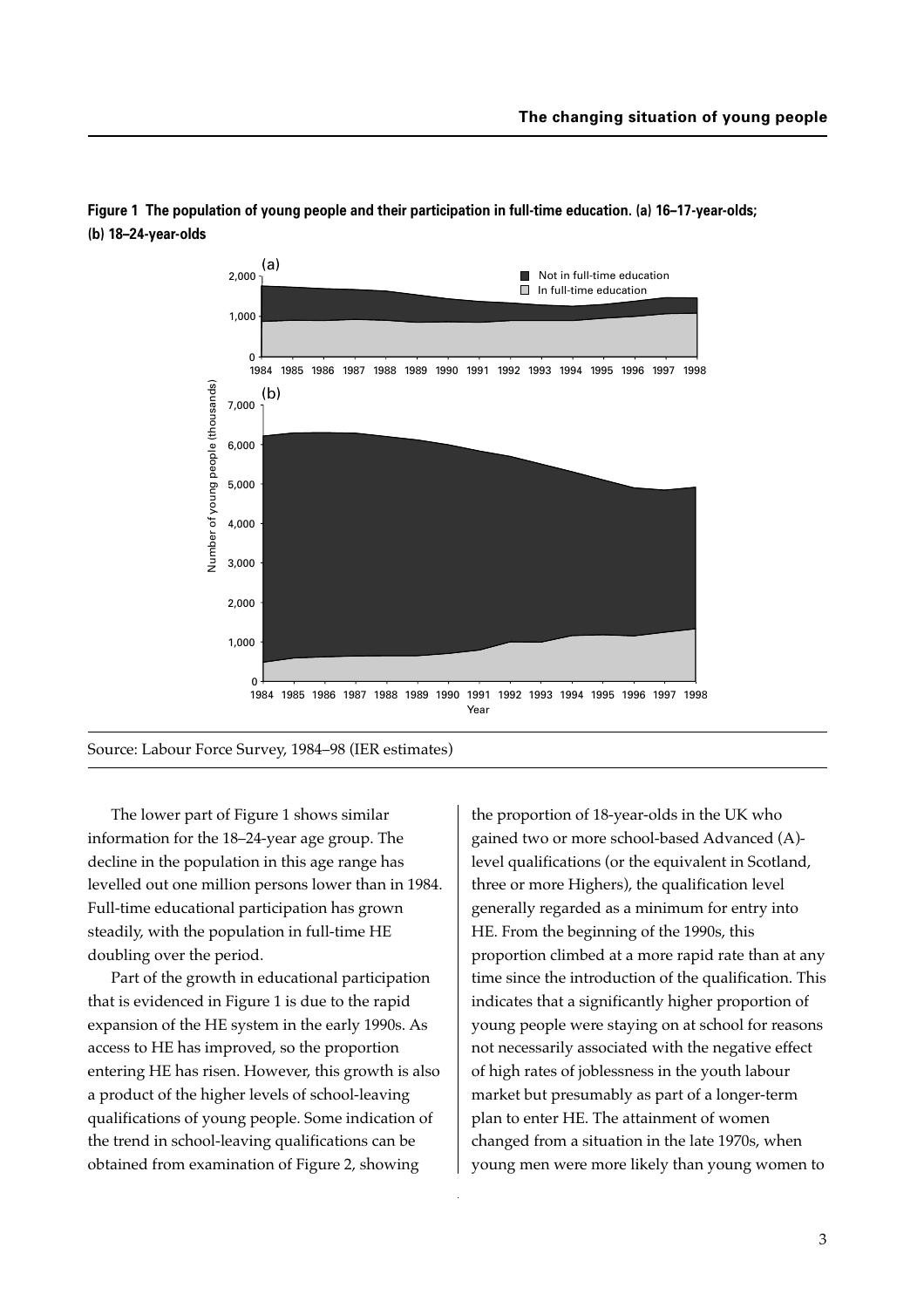**Figure 1 The population of young people and their participation in full-time education. (a) 16–17-year-olds; (b) 18–24-year-olds**

Source: Labour Force Survey, 1984–98 (IER estimates)

The lower part of Figure 1 shows similar information for the 18–24-year age group. The decline in the population in this age range has levelled out one million persons lower than in 1984. Full-time educational participation has grown steadily, with the population in full-time HE doubling over the period.

Part of the growth in educational participation that is evidenced in Figure 1 is due to the rapid expansion of the HE system in the early 1990s. As access to HE has improved, so the proportion entering HE has risen. However, this growth is also a product of the higher levels of school-leaving qualifications of young people. Some indication of the trend in school-leaving qualifications can be obtained from examination of Figure 2, showing the proportion of 18-year-olds in the UK who gained two or more school-based Advanced (A)-level qualifications (or the equivalent in Scotland, three or more Highers), the qualification level generally regarded as a minimum for entry into HE. From the beginning of the 1990s, this proportion climbed at a more rapid rate than at any time since the introduction of the qualification. This indicates that a significantly higher proportion of young people were staying on at school for reasons not necessarily associated with the negative effect of high rates of joblessness in the youth labour market but presumably as part of a longer-term plan to enter HE. The attainment of women changed from a situation in the late 1970s, when young men were more likely than young women to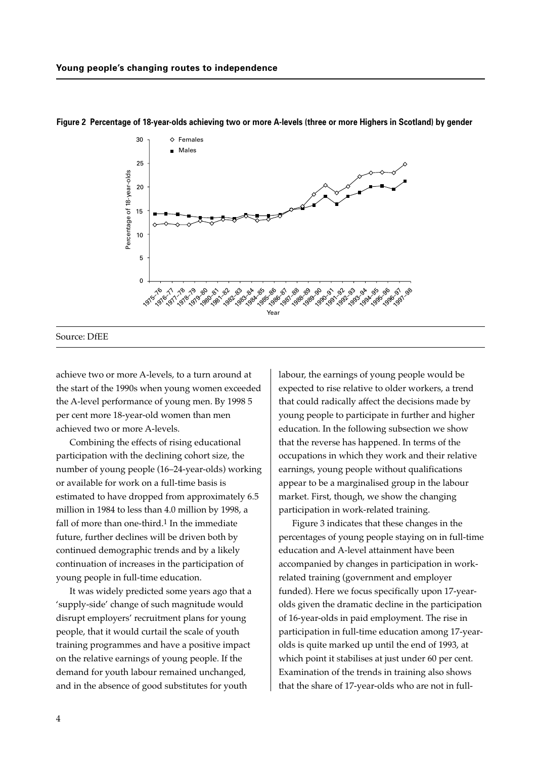**Figure 2 Percentage of 18-year-olds achieving two or more A-levels (three or more Highers in Scotland) by gender**

Source: DfEE

achieve two or more A-levels, to a turn around at the start of the 1990s when young women exceeded the A-level performance of young men. By 1998 5 per cent more 18-year-old women than men achieved two or more A-levels.

Combining the effects of rising educational participation with the declining cohort size, the number of young people (16–24-year-olds) working or available for work on a full-time basis is estimated to have dropped from approximately 6.5 million in 1984 to less than 4.0 million by 1998, a fall of more than one-third.[1] In the immediate future, further declines will be driven both by continued demographic trends and by a likely continuation of increases in the participation of young people in full-time education.

It was widely predicted some years ago that a 'supply-side' change of such magnitude would disrupt employers' recruitment plans for young people, that it would curtail the scale of youth training programmes and have a positive impact on the relative earnings of young people. If the demand for youth labour remained unchanged, and in the absence of good substitutes for youth labour, the earnings of young people would be expected to rise relative to older workers, a trend that could radically affect the decisions made by young people to participate in further and higher education. In the following subsection we show that the reverse has happened. In terms of the occupations in which they work and their relative earnings, young people without qualifications appear to be a marginalised group in the labour market. First, though, we show the changing participation in work-related training.

Figure 3 indicates that these changes in the percentages of young people staying on in full-time education and A-level attainment have been accompanied by changes in participation in work-related training (government and employer funded). Here we focus specifically upon 17-year-olds given the dramatic decline in the participation of 16-year-olds in paid employment. The rise in participation in full-time education among 17-year-olds is quite marked up until the end of 1993, at which point it stabilises at just under 60 per cent. Examination of the trends in training also shows that the share of 17-year-olds who are not in full-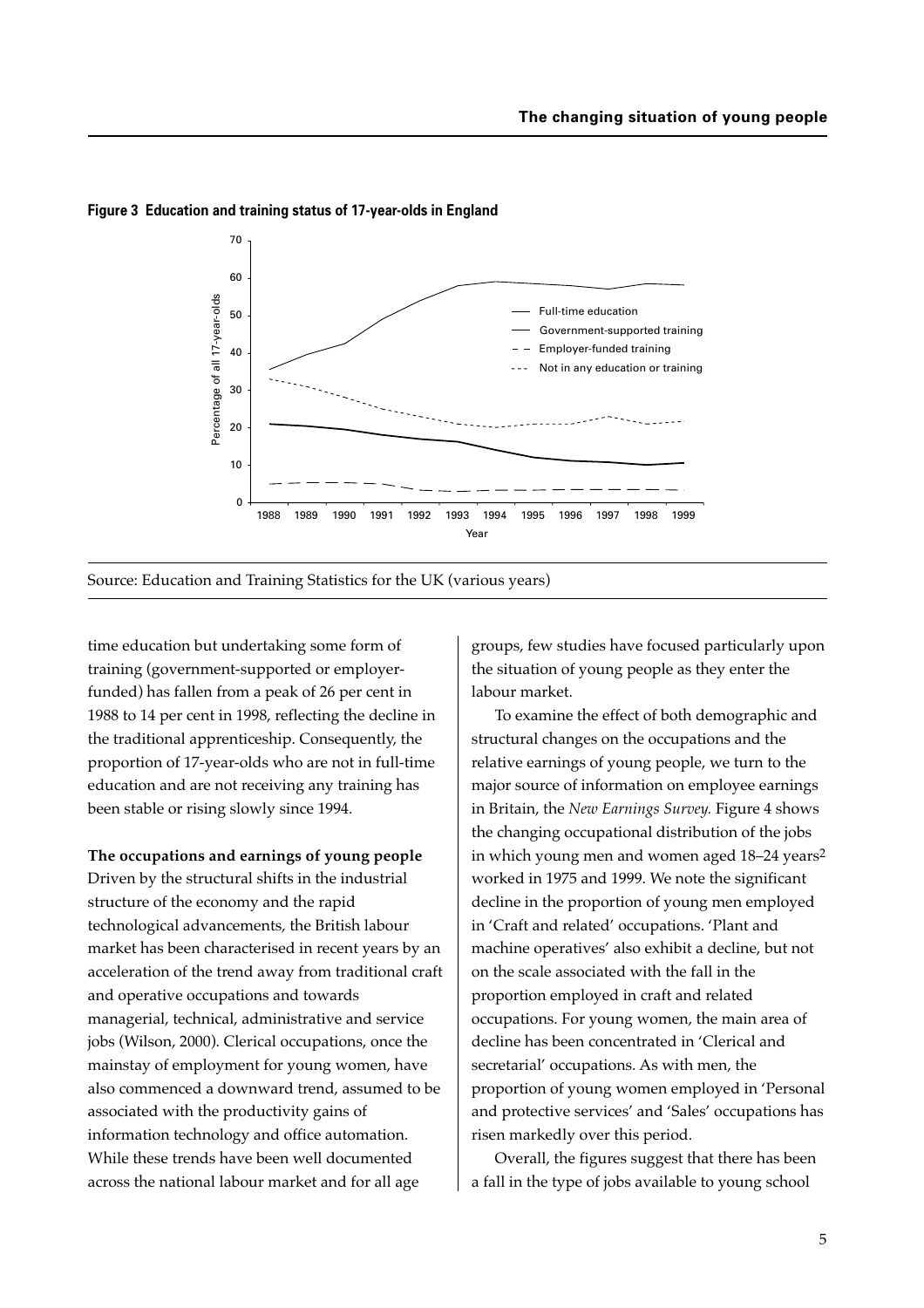**Figure 3 Education and training status of 17-year-olds in England**

Source: Education and Training Statistics for the UK (various years)

time education but undertaking some form of training (government-supported or employer-funded) has fallen from a peak of 26 per cent in 1988 to 14 per cent in 1998, reflecting the decline in the traditional apprenticeship. Consequently, the proportion of 17-year-olds who are not in full-time education and are not receiving any training has been stable or rising slowly since 1994.

**The occupations and earnings of young people**

Driven by the structural shifts in the industrial structure of the economy and the rapid technological advancements, the British labour market has been characterised in recent years by an acceleration of the trend away from traditional craft and operative occupations and towards managerial, technical, administrative and service jobs (Wilson, 2000). Clerical occupations, once the mainstay of employment for young women, have also commenced a downward trend, assumed to be associated with the productivity gains of information technology and office automation. While these trends have been well documented across the national labour market and for all age groups, few studies have focused particularly upon the situation of young people as they enter the labour market.

To examine the effect of both demographic and structural changes on the occupations and the relative earnings of young people, we turn to the major source of information on employee earnings in Britain, the *New Earnings Survey.* Figure 4 shows the changing occupational distribution of the jobs in which young men and women aged 18–24 years[2] worked in 1975 and 1999. We note the significant decline in the proportion of young men employed in 'Craft and related' occupations. 'Plant and machine operatives' also exhibit a decline, but not on the scale associated with the fall in the proportion employed in craft and related occupations. For young women, the main area of decline has been concentrated in 'Clerical and secretarial' occupations. As with men, the proportion of young women employed in 'Personal and protective services' and 'Sales' occupations has risen markedly over this period.

Overall, the figures suggest that there has been a fall in the type of jobs available to young school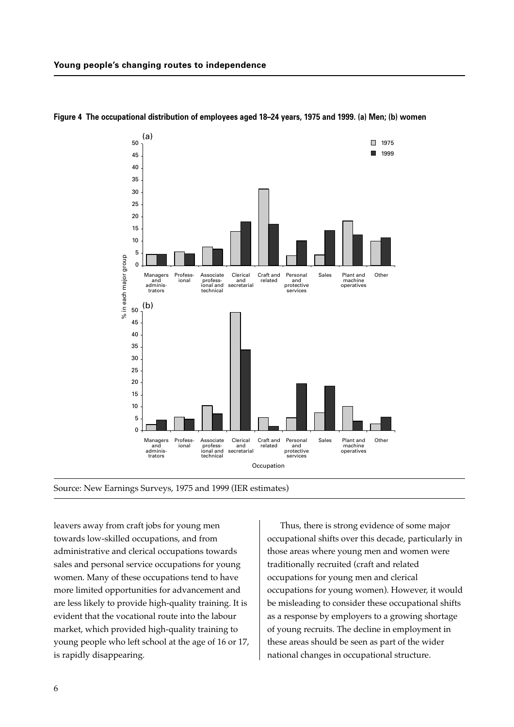**Figure 4 The occupational distribution of employees aged 18–24 years, 1975 and 1999. (a) Men; (b) women**

Source: New Earnings Surveys, 1975 and 1999 (IER estimates)

leavers away from craft jobs for young men towards low-skilled occupations, and from administrative and clerical occupations towards sales and personal service occupations for young women. Many of these occupations tend to have more limited opportunities for advancement and are less likely to provide high-quality training. It is evident that the vocational route into the labour market, which provided high-quality training to young people who left school at the age of 16 or 17, is rapidly disappearing.

Thus, there is strong evidence of some major occupational shifts over this decade, particularly in those areas where young men and women were traditionally recruited (craft and related occupations for young men and clerical occupations for young women). However, it would be misleading to consider these occupational shifts as a response by employers to a growing shortage of young recruits. The decline in employment in these areas should be seen as part of the wider national changes in occupational structure.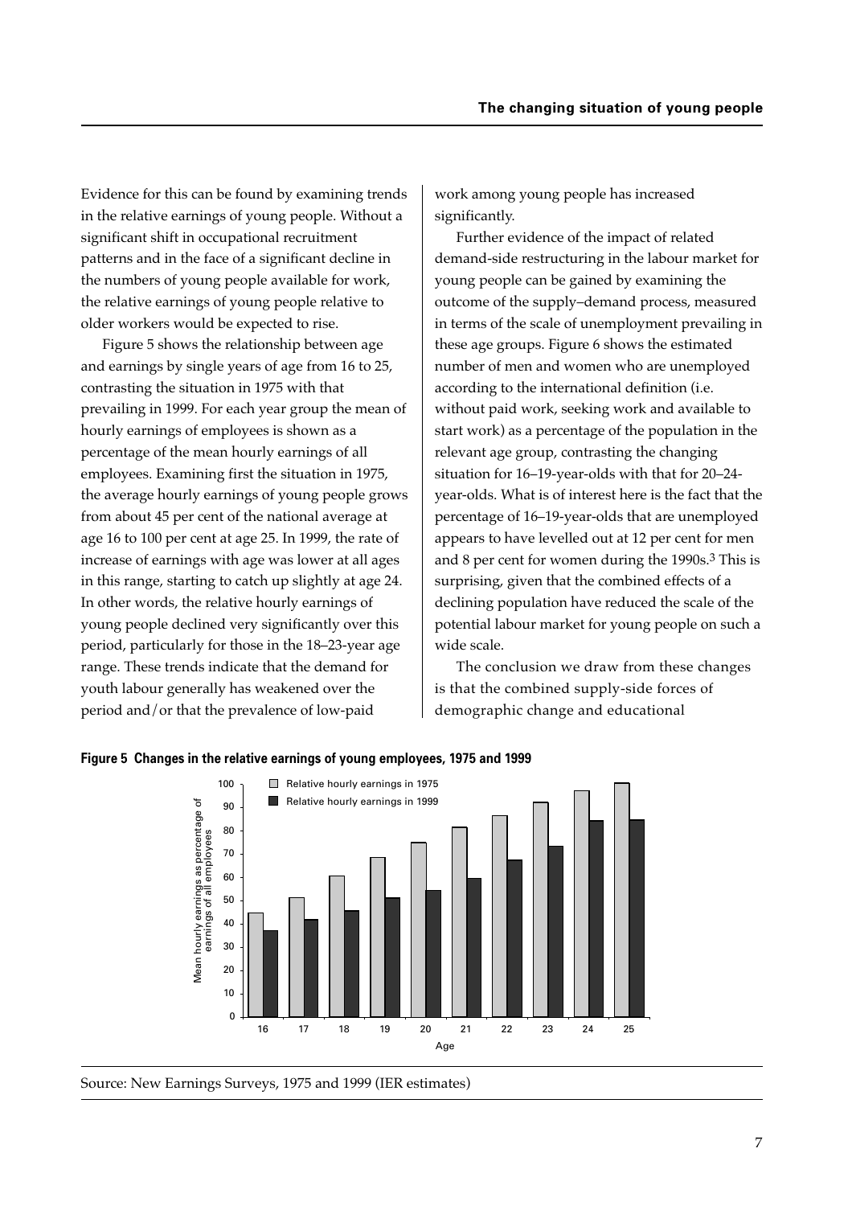Evidence for this can be found by examining trends in the relative earnings of young people. Without a significant shift in occupational recruitment patterns and in the face of a significant decline in the numbers of young people available for work, the relative earnings of young people relative to older workers would be expected to rise.

Figure 5 shows the relationship between age and earnings by single years of age from 16 to 25, contrasting the situation in 1975 with that prevailing in 1999. For each year group the mean of hourly earnings of employees is shown as a percentage of the mean hourly earnings of all employees. Examining first the situation in 1975, the average hourly earnings of young people grows from about 45 per cent of the national average at age 16 to 100 per cent at age 25. In 1999, the rate of increase of earnings with age was lower at all ages in this range, starting to catch up slightly at age 24. In other words, the relative hourly earnings of young people declined very significantly over this period, particularly for those in the 18–23-year age range. These trends indicate that the demand for youth labour generally has weakened over the period and/or that the prevalence of low-paid work among young people has increased significantly.

Further evidence of the impact of related demand-side restructuring in the labour market for young people can be gained by examining the outcome of the supply–demand process, measured in terms of the scale of unemployment prevailing in these age groups. Figure 6 shows the estimated number of men and women who are unemployed according to the international definition (i.e. without paid work, seeking work and available to start work) as a percentage of the population in the relevant age group, contrasting the changing situation for 16–19-year-olds with that for 20–24-year-olds. What is of interest here is the fact that the percentage of 16–19-year-olds that are unemployed appears to have levelled out at 12 per cent for men and 8 per cent for women during the 1990s.[3] This is surprising, given that the combined effects of a declining population have reduced the scale of the potential labour market for young people on such a wide scale.

The conclusion we draw from these changes is that the combined supply-side forces of demographic change and educational

**Figure 5 Changes in the relative earnings of young employees, 1975 and 1999**

Source: New Earnings Surveys, 1975 and 1999 (IER estimates)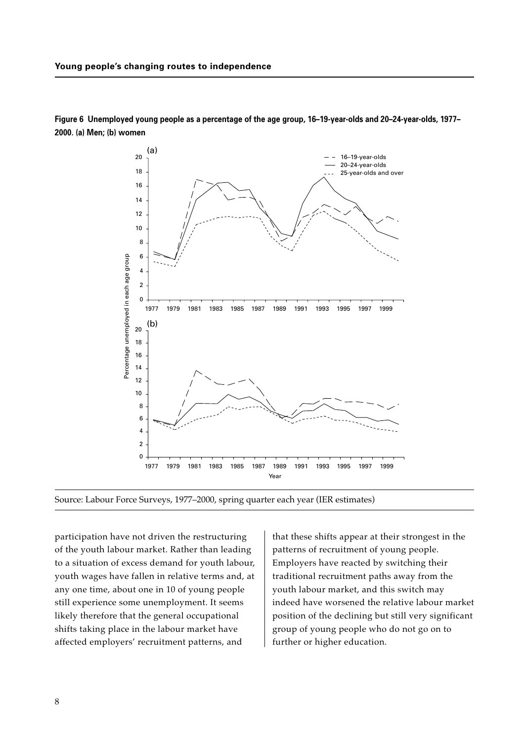**Figure 6 Unemployed young people as a percentage of the age group, 16–19-year-olds and 20–24-year-olds, 1977–2000. (a) Men; (b) women**

Source: Labour Force Surveys, 1977–2000, spring quarter each year (IER estimates)

participation have not driven the restructuring of the youth labour market. Rather than leading to a situation of excess demand for youth labour, youth wages have fallen in relative terms and, at any one time, about one in 10 of young people still experience some unemployment. It seems likely therefore that the general occupational shifts taking place in the labour market have affected employers' recruitment patterns, and that these shifts appear at their strongest in the patterns of recruitment of young people. Employers have reacted by switching their traditional recruitment paths away from the youth labour market, and this switch may indeed have worsened the relative labour market position of the declining but still very significant group of young people who do not go on to further or higher education.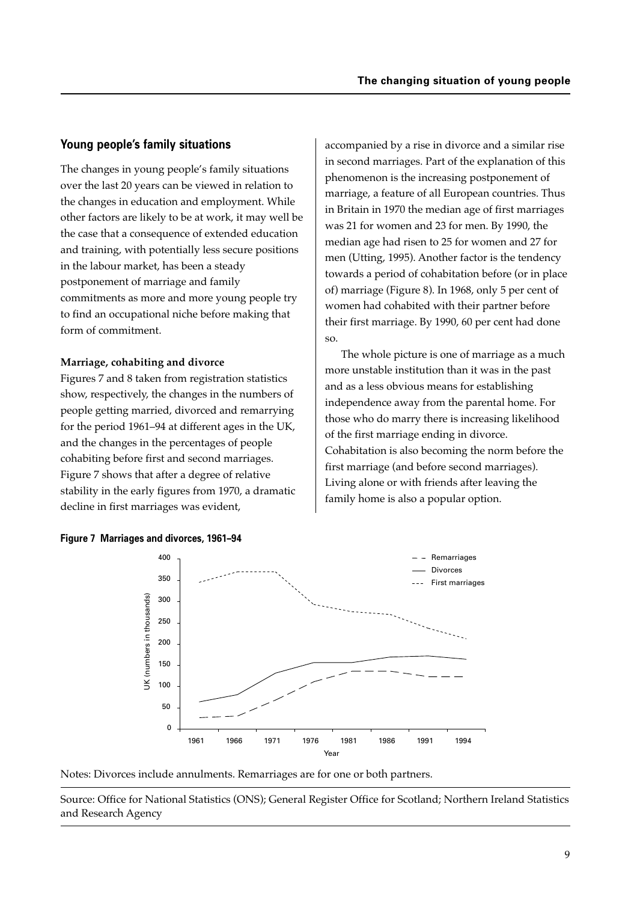## Young people's family situations

The changes in young people's family situations over the last 20 years can be viewed in relation to the changes in education and employment. While other factors are likely to be at work, it may well be the case that a consequence of extended education and training, with potentially less secure positions in the labour market, has been a steady postponement of marriage and family commitments as more and more young people try to find an occupational niche before making that form of commitment.

**Marriage, cohabiting and divorce**

Figures 7 and 8 taken from registration statistics show, respectively, the changes in the numbers of people getting married, divorced and remarrying for the period 1961–94 at different ages in the UK, and the changes in the percentages of people cohabiting before first and second marriages. Figure 7 shows that after a degree of relative stability in the early figures from 1970, a dramatic decline in first marriages was evident, accompanied by a rise in divorce and a similar rise in second marriages. Part of the explanation of this phenomenon is the increasing postponement of marriage, a feature of all European countries. Thus in Britain in 1970 the median age of first marriages was 21 for women and 23 for men. By 1990, the median age had risen to 25 for women and 27 for men (Utting, 1995). Another factor is the tendency towards a period of cohabitation before (or in place of) marriage (Figure 8). In 1968, only 5 per cent of women had cohabited with their partner before their first marriage. By 1990, 60 per cent had done so.

The whole picture is one of marriage as a much more unstable institution than it was in the past and as a less obvious means for establishing independence away from the parental home. For those who do marry there is increasing likelihood of the first marriage ending in divorce. Cohabitation is also becoming the norm before the first marriage (and before second marriages). Living alone or with friends after leaving the family home is also a popular option.

**Figure 7 Marriages and divorces, 1961–94**

Notes: Divorces include annulments. Remarriages are for one or both partners.

Source: Office for National Statistics (ONS); General Register Office for Scotland; Northern Ireland Statistics and Research Agency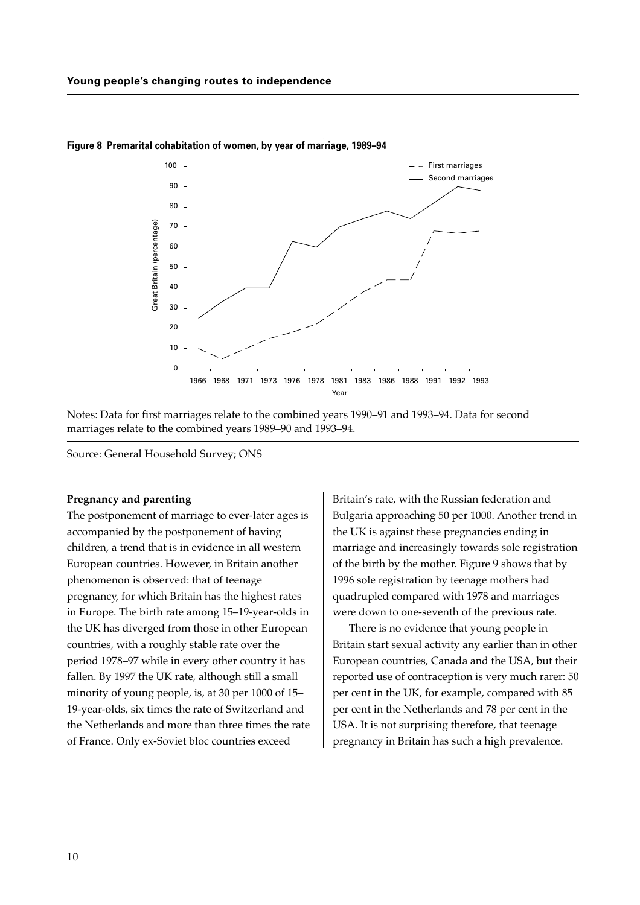**Figure 8 Premarital cohabitation of women, by year of marriage, 1989–94**

Notes: Data for first marriages relate to the combined years 1990–91 and 1993–94. Data for second marriages relate to the combined years 1989–90 and 1993–94.

Source: General Household Survey; ONS

**Pregnancy and parenting**

The postponement of marriage to ever-later ages is accompanied by the postponement of having children, a trend that is in evidence in all western European countries. However, in Britain another phenomenon is observed: that of teenage pregnancy, for which Britain has the highest rates in Europe. The birth rate among 15–19-year-olds in the UK has diverged from those in other European countries, with a roughly stable rate over the period 1978–97 while in every other country it has fallen. By 1997 the UK rate, although still a small minority of young people, is, at 30 per 1000 of 15–19-year-olds, six times the rate of Switzerland and the Netherlands and more than three times the rate of France. Only ex-Soviet bloc countries exceed Britain's rate, with the Russian federation and Bulgaria approaching 50 per 1000. Another trend in the UK is against these pregnancies ending in marriage and increasingly towards sole registration of the birth by the mother. Figure 9 shows that by 1996 sole registration by teenage mothers had quadrupled compared with 1978 and marriages were down to one-seventh of the previous rate.

There is no evidence that young people in Britain start sexual activity any earlier than in other European countries, Canada and the USA, but their reported use of contraception is very much rarer: 50 per cent in the UK, for example, compared with 85 per cent in the Netherlands and 78 per cent in the USA. It is not surprising therefore, that teenage pregnancy in Britain has such a high prevalence.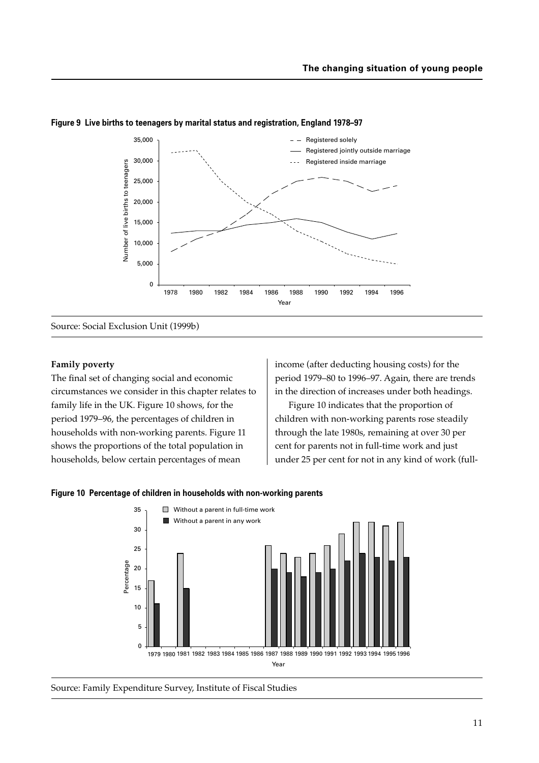**Figure 9 Live births to teenagers by marital status and registration, England 1978–97**

Source: Social Exclusion Unit (1999b)

**Family poverty**

The final set of changing social and economic circumstances we consider in this chapter relates to family life in the UK. Figure 10 shows, for the period 1979–96, the percentages of children in households with non-working parents. Figure 11 shows the proportions of the total population in households, below certain percentages of mean income (after deducting housing costs) for the period 1979–80 to 1996–97. Again, there are trends in the direction of increases under both headings.

Figure 10 indicates that the proportion of children with non-working parents rose steadily through the late 1980s, remaining at over 30 per cent for parents not in full-time work and just under 25 per cent for not in any kind of work (full-

**Figure 10 Percentage of children in households with non-working parents**

Source: Family Expenditure Survey, Institute of Fiscal Studies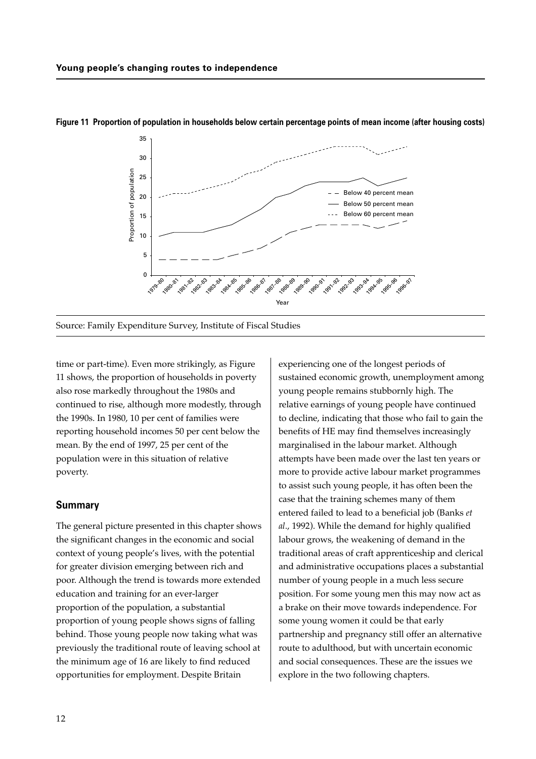**Figure 11 Proportion of population in households below certain percentage points of mean income (after housing costs)**

Source: Family Expenditure Survey, Institute of Fiscal Studies

time or part-time). Even more strikingly, as Figure 11 shows, the proportion of households in poverty also rose markedly throughout the 1980s and continued to rise, although more modestly, through the 1990s. In 1980, 10 per cent of families were reporting household incomes 50 per cent below the mean. By the end of 1997, 25 per cent of the population were in this situation of relative poverty.

## Summary

The general picture presented in this chapter shows the significant changes in the economic and social context of young people's lives, with the potential for greater division emerging between rich and poor. Although the trend is towards more extended education and training for an ever-larger proportion of the population, a substantial proportion of young people shows signs of falling behind. Those young people now taking what was previously the traditional route of leaving school at the minimum age of 16 are likely to find reduced opportunities for employment. Despite Britain experiencing one of the longest periods of sustained economic growth, unemployment among young people remains stubbornly high. The relative earnings of young people have continued to decline, indicating that those who fail to gain the benefits of HE may find themselves increasingly marginalised in the labour market. Although attempts have been made over the last ten years or more to provide active labour market programmes to assist such young people, it has often been the case that the training schemes many of them entered failed to lead to a beneficial job (Banks *et al*., 1992). While the demand for highly qualified labour grows, the weakening of demand in the traditional areas of craft apprenticeship and clerical and administrative occupations places a substantial number of young people in a much less secure position. For some young men this may now act as a brake on their move towards independence. For some young women it could be that early partnership and pregnancy still offer an alternative route to adulthood, but with uncertain economic and social consequences. These are the issues we explore in the two following chapters.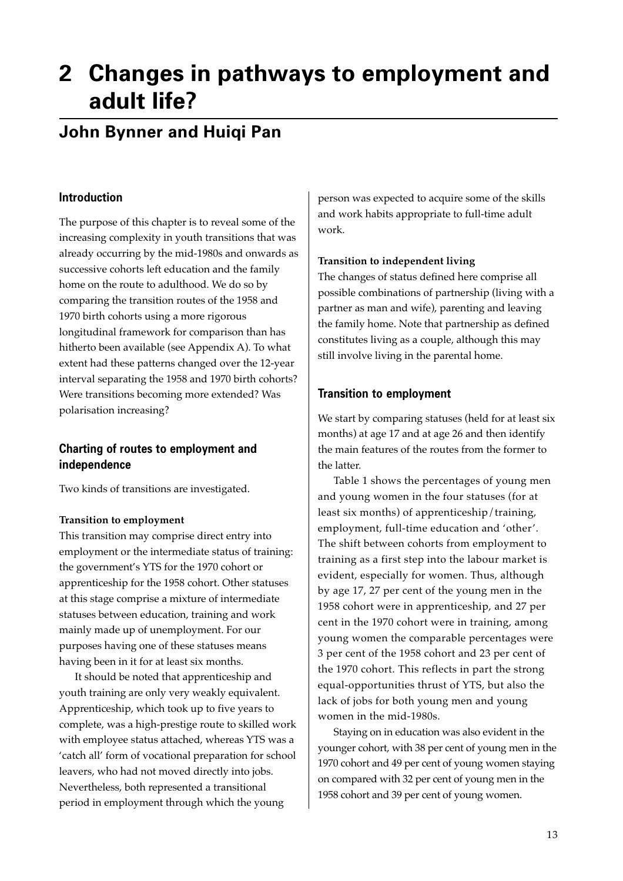# 2 Changes in pathways to employment and adult life?

## John Bynner and Huiqi Pan

### Introduction

The purpose of this chapter is to reveal some of the increasing complexity in youth transitions that was already occurring by the mid-1980s and onwards as successive cohorts left education and the family home on the route to adulthood. We do so by comparing the transition routes of the 1958 and 1970 birth cohorts using a more rigorous longitudinal framework for comparison than has hitherto been available (see Appendix A). To what extent had these patterns changed over the 12-year interval separating the 1958 and 1970 birth cohorts? Were transitions becoming more extended? Was polarisation increasing?

### Charting of routes to employment and independence

Two kinds of transitions are investigated.

**Transition to employment**

This transition may comprise direct entry into employment or the intermediate status of training: the government's YTS for the 1970 cohort or apprenticeship for the 1958 cohort. Other statuses at this stage comprise a mixture of intermediate statuses between education, training and work mainly made up of unemployment. For our purposes having one of these statuses means having been in it for at least six months.

It should be noted that apprenticeship and youth training are only very weakly equivalent. Apprenticeship, which took up to five years to complete, was a high-prestige route to skilled work with employee status attached, whereas YTS was a 'catch all' form of vocational preparation for school leavers, who had not moved directly into jobs. Nevertheless, both represented a transitional period in employment through which the young person was expected to acquire some of the skills and work habits appropriate to full-time adult work.

**Transition to independent living**

The changes of status defined here comprise all possible combinations of partnership (living with a partner as man and wife), parenting and leaving the family home. Note that partnership as defined constitutes living as a couple, although this may still involve living in the parental home.

### Transition to employment

We start by comparing statuses (held for at least six months) at age 17 and at age 26 and then identify the main features of the routes from the former to the latter.

Table 1 shows the percentages of young men and young women in the four statuses (for at least six months) of apprenticeship/training, employment, full-time education and 'other'. The shift between cohorts from employment to training as a first step into the labour market is evident, especially for women. Thus, although by age 17, 27 per cent of the young men in the 1958 cohort were in apprenticeship, and 27 per cent in the 1970 cohort were in training, among young women the comparable percentages were 3 per cent of the 1958 cohort and 23 per cent of the 1970 cohort. This reflects in part the strong equal-opportunities thrust of YTS, but also the lack of jobs for both young men and young women in the mid-1980s.

Staying on in education was also evident in the younger cohort, with 38 per cent of young men in the 1970 cohort and 49 per cent of young women staying on compared with 32 per cent of young men in the 1958 cohort and 39 per cent of young women.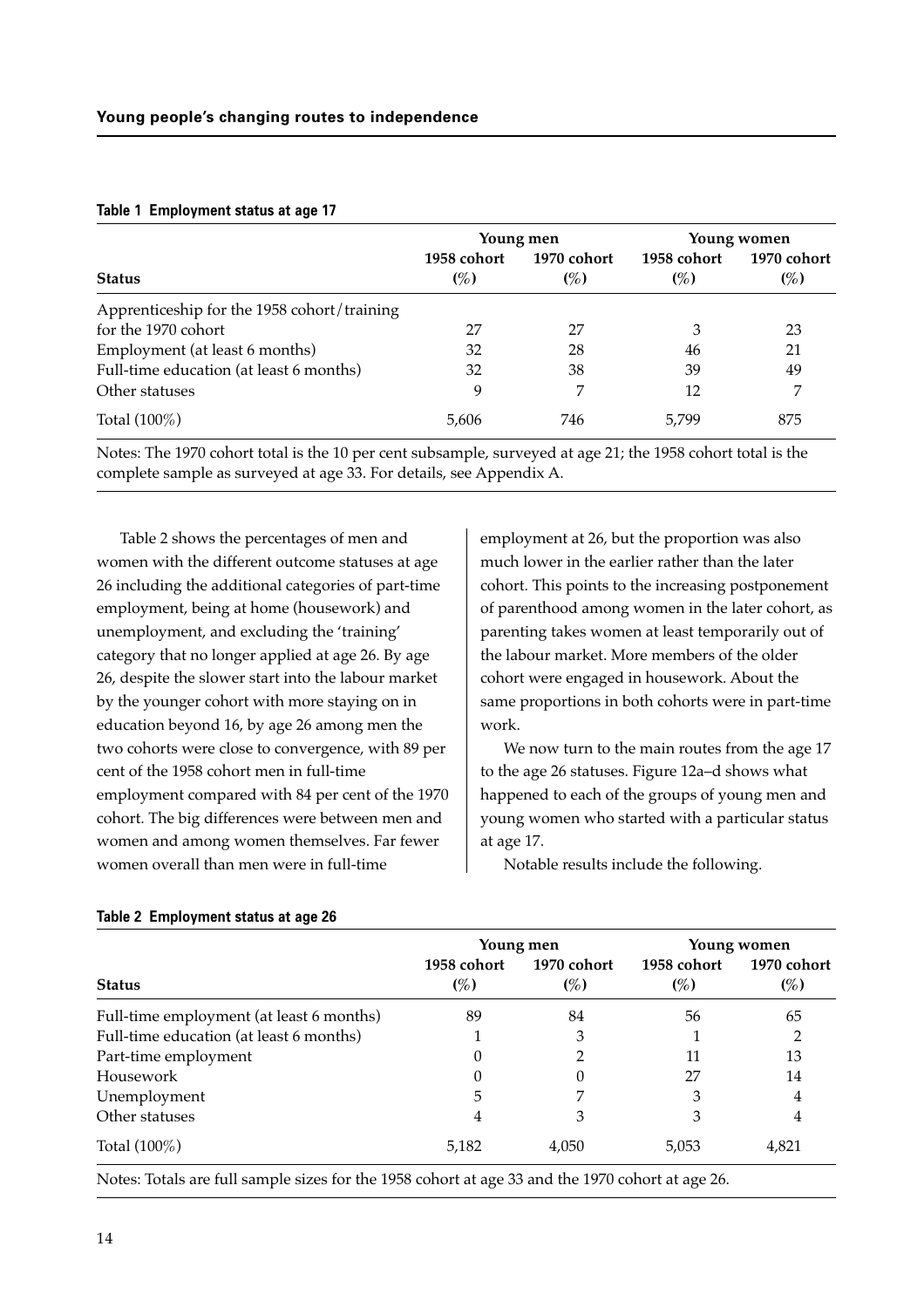**Table 1 Employment status at age 17**

| Status | Young men | | Young women | |
|---|---|---|---|---|
| | 1958 cohort (%) | 1970 cohort (%) | 1958 cohort (%) | 1970 cohort (%) |
| Apprenticeship for the 1958 cohort/training for the 1970 cohort | 27 | 27 | 3 | 23 |
| Employment (at least 6 months) | 32 | 28 | 46 | 21 |
| Full-time education (at least 6 months) | 32 | 38 | 39 | 49 |
| Other statuses | 9 | 7 | 12 | 7 |
| Total (100%) | 5,606 | 746 | 5,799 | 875 |

Notes: The 1970 cohort total is the 10 per cent subsample, surveyed at age 21; the 1958 cohort total is the complete sample as surveyed at age 33. For details, see Appendix A.

Table 2 shows the percentages of men and women with the different outcome statuses at age 26 including the additional categories of part-time employment, being at home (housework) and unemployment, and excluding the 'training' category that no longer applied at age 26. By age 26, despite the slower start into the labour market by the younger cohort with more staying on in education beyond 16, by age 26 among men the two cohorts were close to convergence, with 89 per cent of the 1958 cohort men in full-time employment compared with 84 per cent of the 1970 cohort. The big differences were between men and women and among women themselves. Far fewer women overall than men were in full-time employment at 26, but the proportion was also much lower in the earlier rather than the later cohort. This points to the increasing postponement of parenthood among women in the later cohort, as parenting takes women at least temporarily out of the labour market. More members of the older cohort were engaged in housework. About the same proportions in both cohorts were in part-time work.

We now turn to the main routes from the age 17 to the age 26 statuses. Figure 12a–d shows what happened to each of the groups of young men and young women who started with a particular status at age 17.

Notable results include the following.

**Table 2 Employment status at age 26**

| Status | Young men | | Young women | |
|---|---|---|---|---|
| | 1958 cohort (%) | 1970 cohort (%) | 1958 cohort (%) | 1970 cohort (%) |
| Full-time employment (at least 6 months) | 89 | 84 | 56 | 65 |
| Full-time education (at least 6 months) | 1 | 3 | 1 | 2 |
| Part-time employment | 0 | 2 | 11 | 13 |
| Housework | 0 | 0 | 27 | 14 |
| Unemployment | 5 | 7 | 3 | 4 |
| Other statuses | 4 | 3 | 3 | 4 |
| Total (100%) | 5,182 | 4,050 | 5,053 | 4,821 |

Notes: Totals are full sample sizes for the 1958 cohort at age 33 and the 1970 cohort at age 26.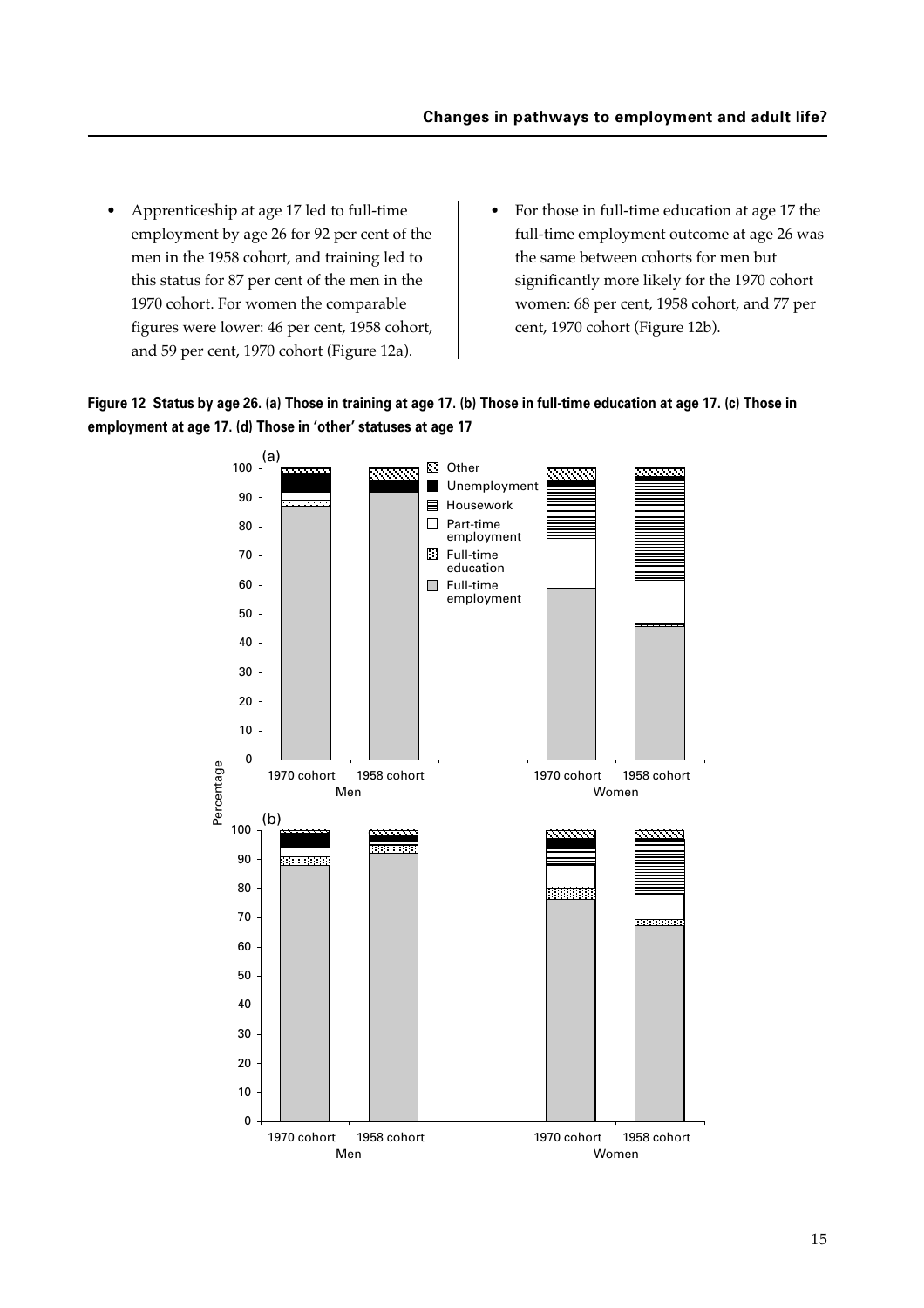- Apprenticeship at age 17 led to full-time employment by age 26 for 92 per cent of the men in the 1958 cohort, and training led to this status for 87 per cent of the men in the 1970 cohort. For women the comparable figures were lower: 46 per cent, 1958 cohort, and 59 per cent, 1970 cohort (Figure 12a).
- For those in full-time education at age 17 the full-time employment outcome at age 26 was the same between cohorts for men but significantly more likely for the 1970 cohort women: 68 per cent, 1958 cohort, and 77 per cent, 1970 cohort (Figure 12b).

**Figure 12 Status by age 26. (a) Those in training at age 17. (b) Those in full-time education at age 17. (c) Those in employment at age 17. (d) Those in 'other' statuses at age 17**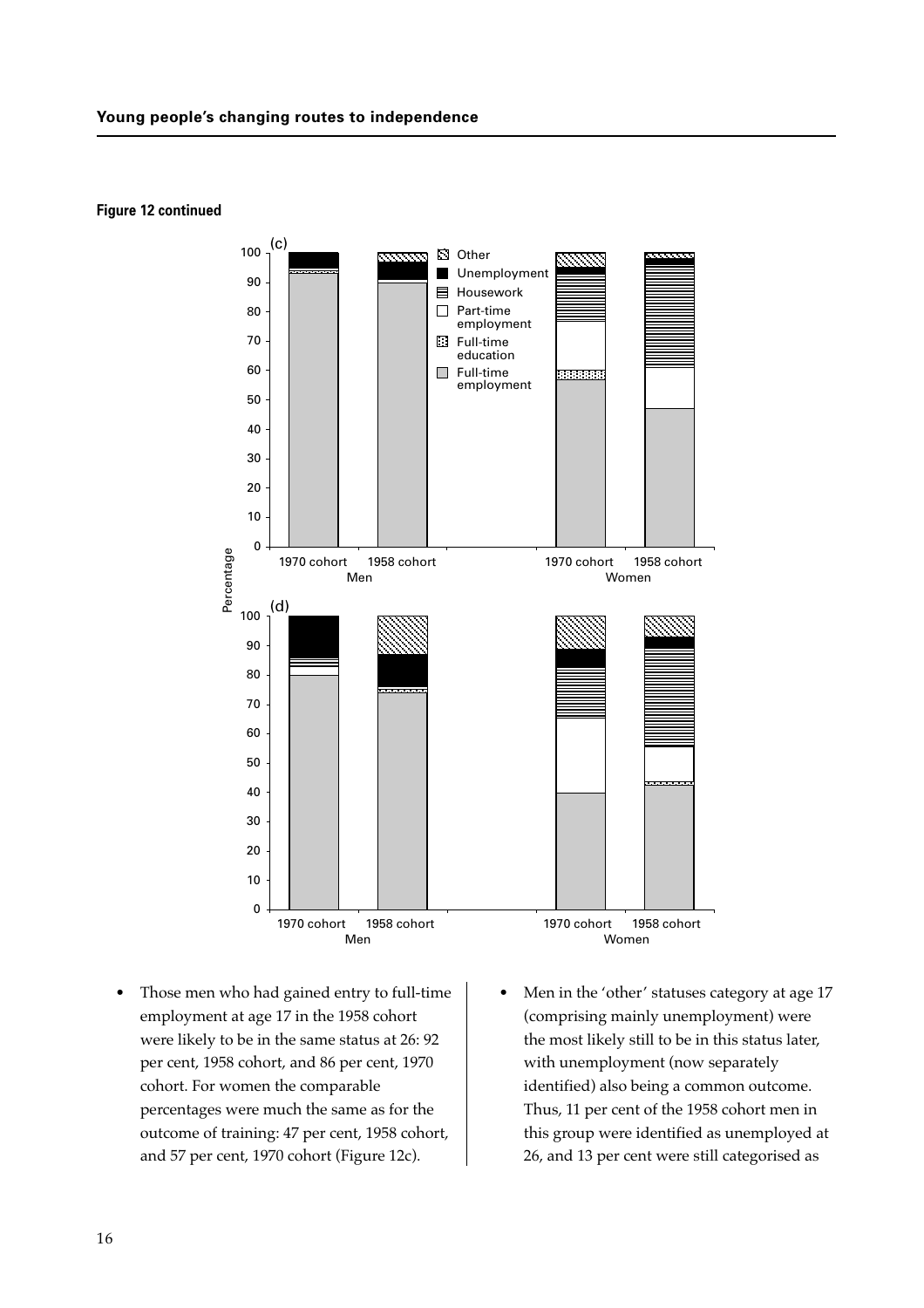**Figure 12 continued**

- Those men who had gained entry to full-time employment at age 17 in the 1958 cohort were likely to be in the same status at 26: 92 per cent, 1958 cohort, and 86 per cent, 1970 cohort. For women the comparable percentages were much the same as for the outcome of training: 47 per cent, 1958 cohort, and 57 per cent, 1970 cohort (Figure 12c).
- Men in the 'other' statuses category at age 17 (comprising mainly unemployment) were the most likely still to be in this status later, with unemployment (now separately identified) also being a common outcome. Thus, 11 per cent of the 1958 cohort men in this group were identified as unemployed at 26, and 13 per cent were still categorised as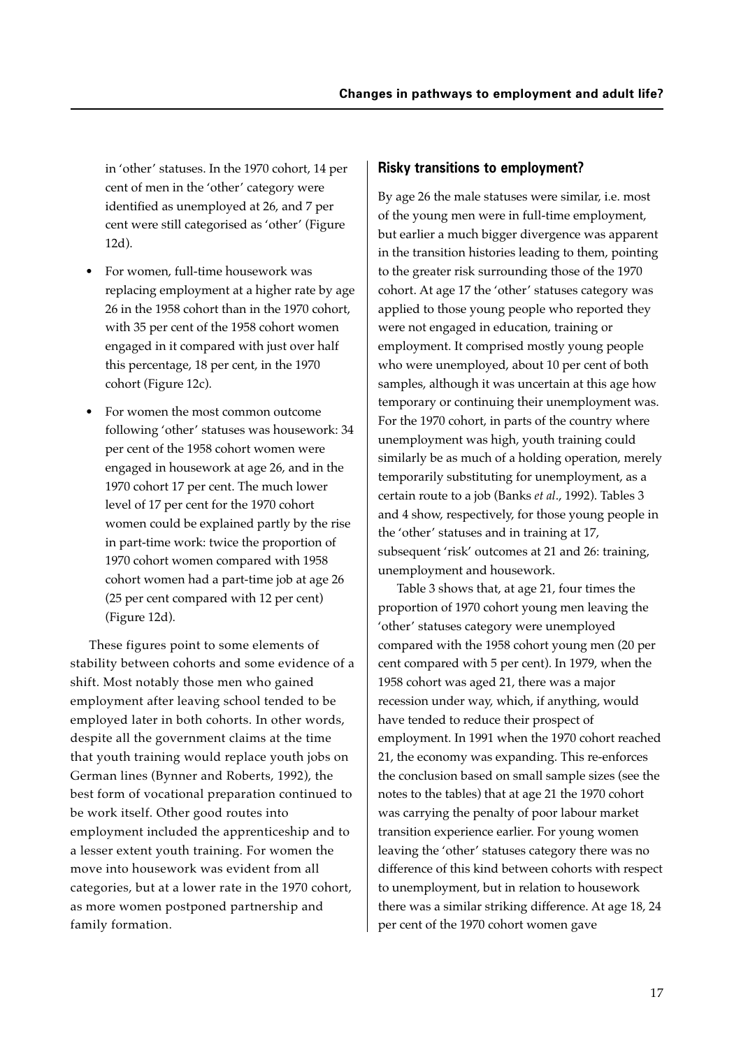in 'other' statuses. In the 1970 cohort, 14 per cent of men in the 'other' category were identified as unemployed at 26, and 7 per cent were still categorised as 'other' (Figure 12d).

- For women, full-time housework was replacing employment at a higher rate by age 26 in the 1958 cohort than in the 1970 cohort, with 35 per cent of the 1958 cohort women engaged in it compared with just over half this percentage, 18 per cent, in the 1970 cohort (Figure 12c).
- For women the most common outcome following 'other' statuses was housework: 34 per cent of the 1958 cohort women were engaged in housework at age 26, and in the 1970 cohort 17 per cent. The much lower level of 17 per cent for the 1970 cohort women could be explained partly by the rise in part-time work: twice the proportion of 1970 cohort women compared with 1958 cohort women had a part-time job at age 26 (25 per cent compared with 12 per cent) (Figure 12d).

These figures point to some elements of stability between cohorts and some evidence of a shift. Most notably those men who gained employment after leaving school tended to be employed later in both cohorts. In other words, despite all the government claims at the time that youth training would replace youth jobs on German lines (Bynner and Roberts, 1992), the best form of vocational preparation continued to be work itself. Other good routes into employment included the apprenticeship and to a lesser extent youth training. For women the move into housework was evident from all categories, but at a lower rate in the 1970 cohort, as more women postponed partnership and family formation.

## Risky transitions to employment?

By age 26 the male statuses were similar, i.e. most of the young men were in full-time employment, but earlier a much bigger divergence was apparent in the transition histories leading to them, pointing to the greater risk surrounding those of the 1970 cohort. At age 17 the 'other' statuses category was applied to those young people who reported they were not engaged in education, training or employment. It comprised mostly young people who were unemployed, about 10 per cent of both samples, although it was uncertain at this age how temporary or continuing their unemployment was. For the 1970 cohort, in parts of the country where unemployment was high, youth training could similarly be as much of a holding operation, merely temporarily substituting for unemployment, as a certain route to a job (Banks *et al*., 1992). Tables 3 and 4 show, respectively, for those young people in the 'other' statuses and in training at 17, subsequent 'risk' outcomes at 21 and 26: training, unemployment and housework.

Table 3 shows that, at age 21, four times the proportion of 1970 cohort young men leaving the 'other' statuses category were unemployed compared with the 1958 cohort young men (20 per cent compared with 5 per cent). In 1979, when the 1958 cohort was aged 21, there was a major recession under way, which, if anything, would have tended to reduce their prospect of employment. In 1991 when the 1970 cohort reached 21, the economy was expanding. This re-enforces the conclusion based on small sample sizes (see the notes to the tables) that at age 21 the 1970 cohort was carrying the penalty of poor labour market transition experience earlier. For young women leaving the 'other' statuses category there was no difference of this kind between cohorts with respect to unemployment, but in relation to housework there was a similar striking difference. At age 18, 24 per cent of the 1970 cohort women gave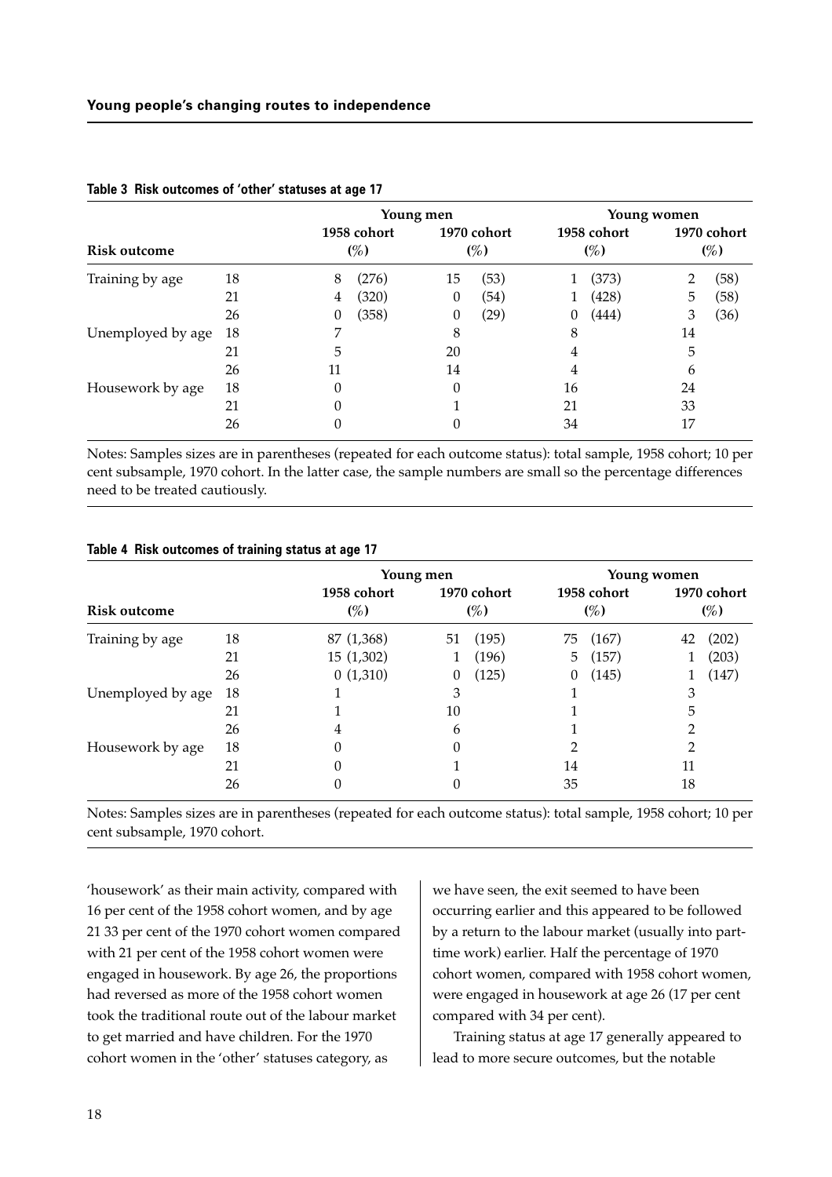**Table 3 Risk outcomes of 'other' statuses at age 17**

| Risk outcome | | Young men | | Young women | |
|---|---|---|---|---|---|
| | | 1958 cohort (%) | 1970 cohort (%) | 1958 cohort (%) | 1970 cohort (%) |
| Training by age | 18 | 8 (276) | 15 (53) | 1 (373) | 2 (58) |
| | 21 | 4 (320) | 0 (54) | 1 (428) | 5 (58) |
| | 26 | 0 (358) | 0 (29) | 0 (444) | 3 (36) |
| Unemployed by age | 18 | 7 | 8 | 8 | 14 |
| | 21 | 5 | 20 | 4 | 5 |
| | 26 | 11 | 14 | 4 | 6 |
| Housework by age | 18 | 0 | 0 | 16 | 24 |
| | 21 | 0 | 1 | 21 | 33 |
| | 26 | 0 | 0 | 34 | 17 |

Notes: Samples sizes are in parentheses (repeated for each outcome status): total sample, 1958 cohort; 10 per cent subsample, 1970 cohort. In the latter case, the sample numbers are small so the percentage differences need to be treated cautiously.

**Table 4 Risk outcomes of training status at age 17**

| Risk outcome | | Young men | | Young women | |
|---|---|---|---|---|---|
| | | 1958 cohort (%) | 1970 cohort (%) | 1958 cohort (%) | 1970 cohort (%) |
| Training by age | 18 | 87 (1,368) | 51 (195) | 75 (167) | 42 (202) |
| | 21 | 15 (1,302) | 1 (196) | 5 (157) | 1 (203) |
| | 26 | 0 (1,310) | 0 (125) | 0 (145) | 1 (147) |
| Unemployed by age | 18 | 1 | 3 | 1 | 3 |
| | 21 | 1 | 10 | 1 | 5 |
| | 26 | 4 | 6 | 1 | 2 |
| Housework by age | 18 | 0 | 0 | 2 | 2 |
| | 21 | 0 | 1 | 14 | 11 |
| | 26 | 0 | 0 | 35 | 18 |

Notes: Samples sizes are in parentheses (repeated for each outcome status): total sample, 1958 cohort; 10 per cent subsample, 1970 cohort.

'housework' as their main activity, compared with 16 per cent of the 1958 cohort women, and by age 21 33 per cent of the 1970 cohort women compared with 21 per cent of the 1958 cohort women were engaged in housework. By age 26, the proportions had reversed as more of the 1958 cohort women took the traditional route out of the labour market to get married and have children. For the 1970 cohort women in the 'other' statuses category, as we have seen, the exit seemed to have been occurring earlier and this appeared to be followed by a return to the labour market (usually into part-time work) earlier. Half the percentage of 1970 cohort women, compared with 1958 cohort women, were engaged in housework at age 26 (17 per cent compared with 34 per cent).

Training status at age 17 generally appeared to lead to more secure outcomes, but the notable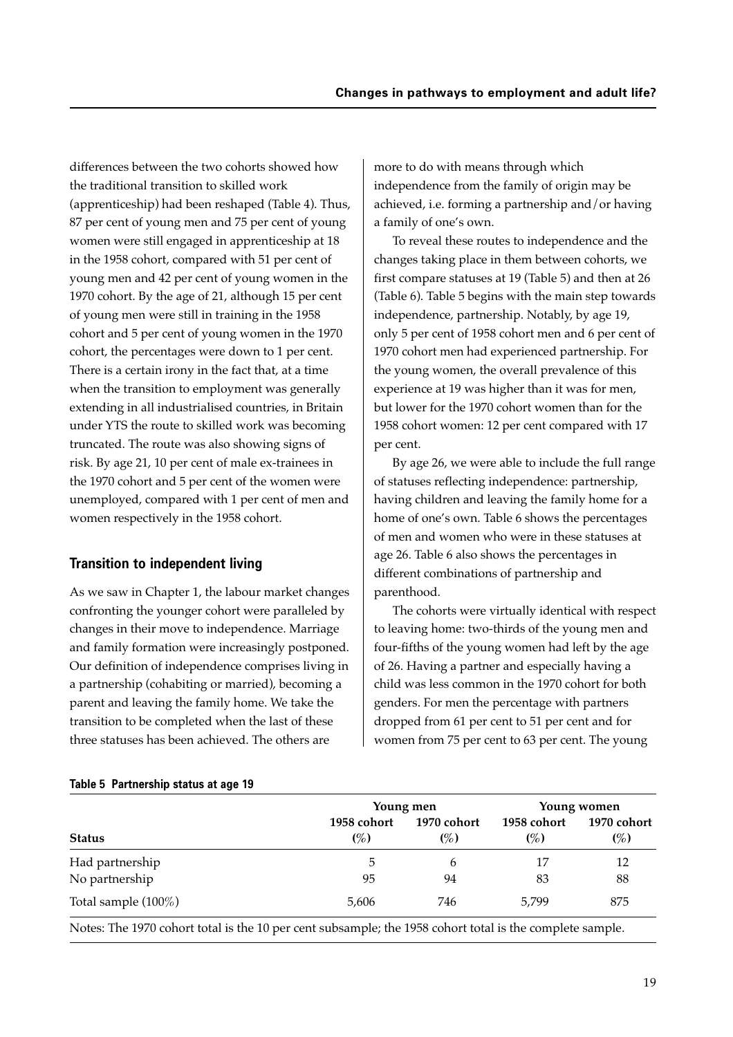differences between the two cohorts showed how the traditional transition to skilled work (apprenticeship) had been reshaped (Table 4). Thus, 87 per cent of young men and 75 per cent of young women were still engaged in apprenticeship at 18 in the 1958 cohort, compared with 51 per cent of young men and 42 per cent of young women in the 1970 cohort. By the age of 21, although 15 per cent of young men were still in training in the 1958 cohort and 5 per cent of young women in the 1970 cohort, the percentages were down to 1 per cent. There is a certain irony in the fact that, at a time when the transition to employment was generally extending in all industrialised countries, in Britain under YTS the route to skilled work was becoming truncated. The route was also showing signs of risk. By age 21, 10 per cent of male ex-trainees in the 1970 cohort and 5 per cent of the women were unemployed, compared with 1 per cent of men and women respectively in the 1958 cohort.

## Transition to independent living

As we saw in Chapter 1, the labour market changes confronting the younger cohort were paralleled by changes in their move to independence. Marriage and family formation were increasingly postponed. Our definition of independence comprises living in a partnership (cohabiting or married), becoming a parent and leaving the family home. We take the transition to be completed when the last of these three statuses has been achieved. The others are more to do with means through which independence from the family of origin may be achieved, i.e. forming a partnership and/or having a family of one's own.

To reveal these routes to independence and the changes taking place in them between cohorts, we first compare statuses at 19 (Table 5) and then at 26 (Table 6). Table 5 begins with the main step towards independence, partnership. Notably, by age 19, only 5 per cent of 1958 cohort men and 6 per cent of 1970 cohort men had experienced partnership. For the young women, the overall prevalence of this experience at 19 was higher than it was for men, but lower for the 1970 cohort women than for the 1958 cohort women: 12 per cent compared with 17 per cent.

By age 26, we were able to include the full range of statuses reflecting independence: partnership, having children and leaving the family home for a home of one's own. Table 6 shows the percentages of men and women who were in these statuses at age 26. Table 6 also shows the percentages in different combinations of partnership and parenthood.

The cohorts were virtually identical with respect to leaving home: two-thirds of the young men and four-fifths of the young women had left by the age of 26. Having a partner and especially having a child was less common in the 1970 cohort for both genders. For men the percentage with partners dropped from 61 per cent to 51 per cent and for women from 75 per cent to 63 per cent. The young

**Table 5 Partnership status at age 19**

| | Young men | | Young women | |
|---|---|---|---|---|
| **Status** | **1958 cohort (%)** | **1970 cohort (%)** | **1958 cohort (%)** | **1970 cohort (%)** |
| Had partnership | 5 | 6 | 17 | 12 |
| No partnership | 95 | 94 | 83 | 88 |
| Total sample (100%) | 5,606 | 746 | 5,799 | 875 |

Notes: The 1970 cohort total is the 10 per cent subsample; the 1958 cohort total is the complete sample.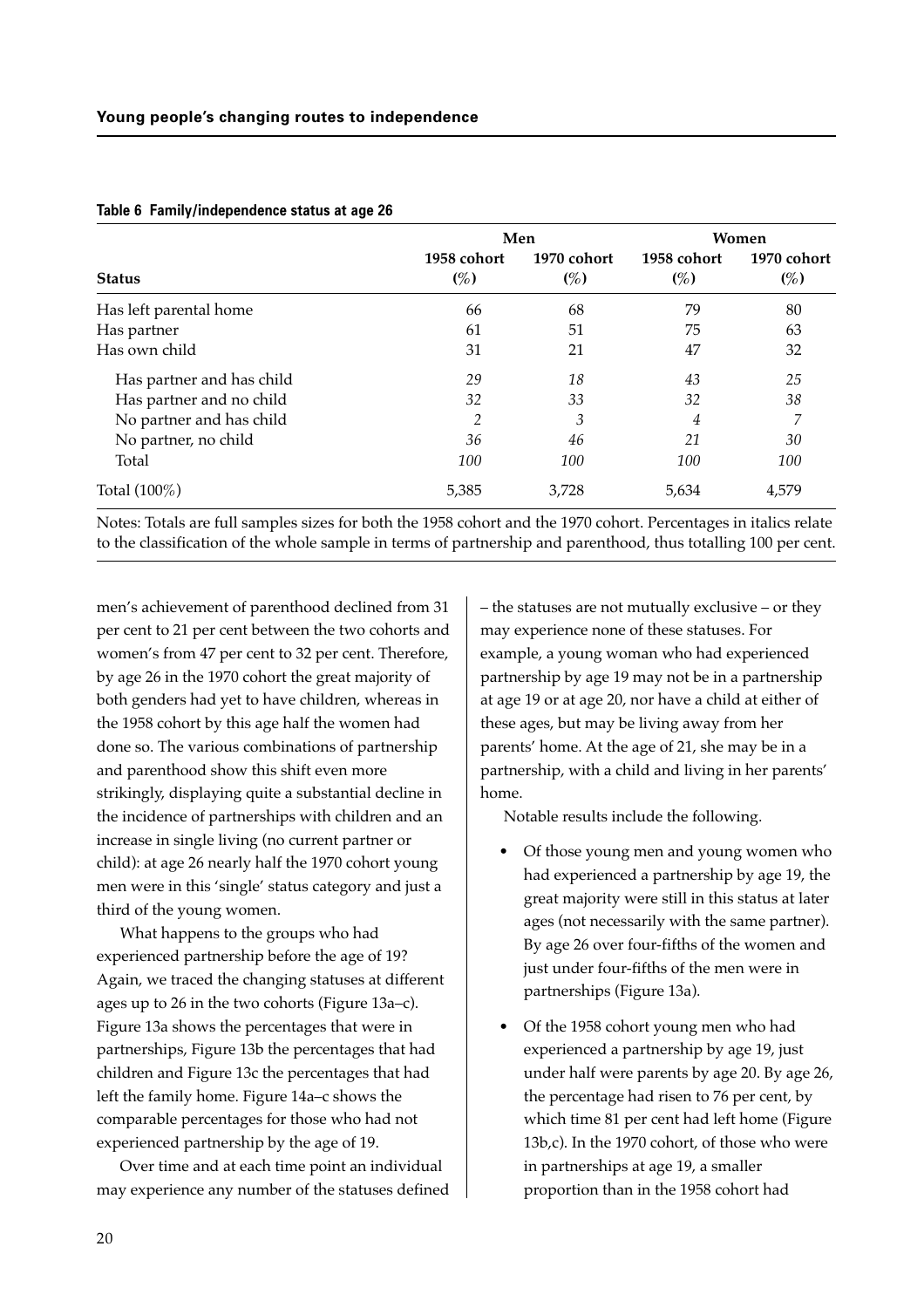**Table 6 Family/independence status at age 26**

| | Men | | Women | |
|---|---|---|---|---|
| **Status** | **1958 cohort (%)** | **1970 cohort (%)** | **1958 cohort (%)** | **1970 cohort (%)** |
| Has left parental home | 66 | 68 | 79 | 80 |
| Has partner | 61 | 51 | 75 | 63 |
| Has own child | 31 | 21 | 47 | 32 |
| *Has partner and has child* | *29* | *18* | *43* | *25* |
| *Has partner and no child* | *32* | *33* | *32* | *38* |
| *No partner and has child* | *2* | *3* | *4* | *7* |
| *No partner, no child* | *36* | *46* | *21* | *30* |
| *Total* | *100* | *100* | *100* | *100* |
| Total (100%) | 5,385 | 3,728 | 5,634 | 4,579 |

Notes: Totals are full samples sizes for both the 1958 cohort and the 1970 cohort. Percentages in italics relate to the classification of the whole sample in terms of partnership and parenthood, thus totalling 100 per cent.

men's achievement of parenthood declined from 31 per cent to 21 per cent between the two cohorts and women's from 47 per cent to 32 per cent. Therefore, by age 26 in the 1970 cohort the great majority of both genders had yet to have children, whereas in the 1958 cohort by this age half the women had done so. The various combinations of partnership and parenthood show this shift even more strikingly, displaying quite a substantial decline in the incidence of partnerships with children and an increase in single living (no current partner or child): at age 26 nearly half the 1970 cohort young men were in this 'single' status category and just a third of the young women.

What happens to the groups who had experienced partnership before the age of 19? Again, we traced the changing statuses at different ages up to 26 in the two cohorts (Figure 13a–c). Figure 13a shows the percentages that were in partnerships, Figure 13b the percentages that had children and Figure 13c the percentages that had left the family home. Figure 14a–c shows the comparable percentages for those who had not experienced partnership by the age of 19.

Over time and at each time point an individual may experience any number of the statuses defined – the statuses are not mutually exclusive – or they may experience none of these statuses. For example, a young woman who had experienced partnership by age 19 may not be in a partnership at age 19 or at age 20, nor have a child at either of these ages, but may be living away from her parents' home. At the age of 21, she may be in a partnership, with a child and living in her parents' home.

Notable results include the following.

- Of those young men and young women who had experienced a partnership by age 19, the great majority were still in this status at later ages (not necessarily with the same partner). By age 26 over four-fifths of the women and just under four-fifths of the men were in partnerships (Figure 13a).
- Of the 1958 cohort young men who had experienced a partnership by age 19, just under half were parents by age 20. By age 26, the percentage had risen to 76 per cent, by which time 81 per cent had left home (Figure 13b,c). In the 1970 cohort, of those who were in partnerships at age 19, a smaller proportion than in the 1958 cohort had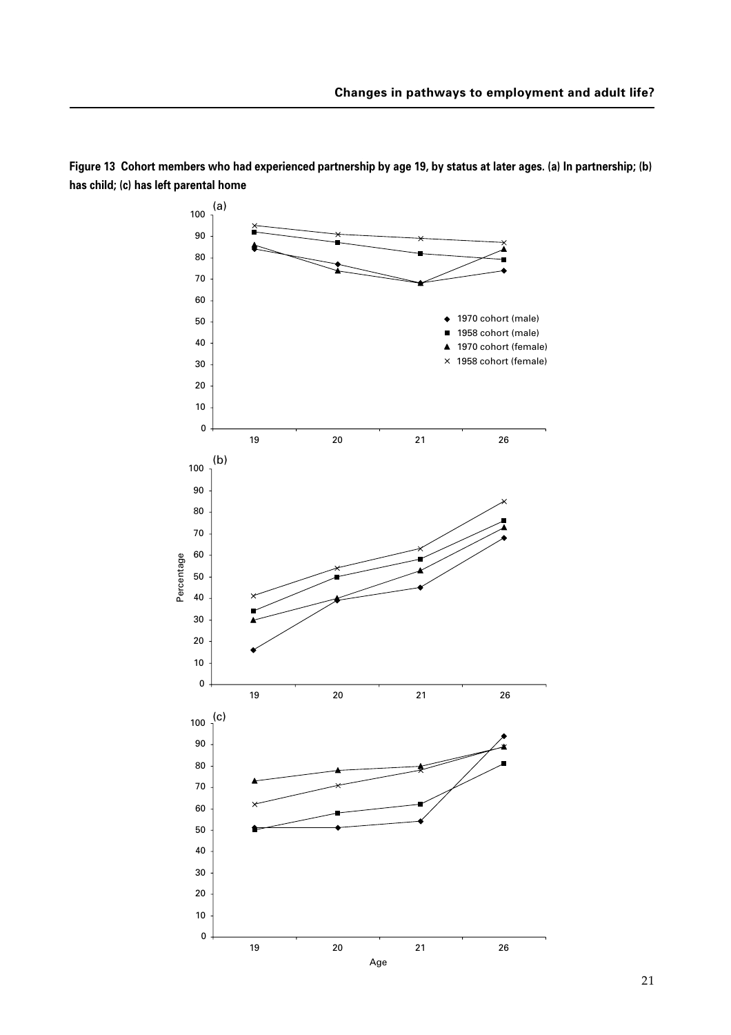**Figure 13 Cohort members who had experienced partnership by age 19, by status at later ages. (a) In partnership; (b) has child; (c) has left parental home**

(a)

| Age | 1970 cohort (male) | 1958 cohort (male) | 1970 cohort (female) | 1958 cohort (female) |
|---|---|---|---|---|
| 19 | 84 | 92 | 86 | 95 |
| 20 | 77 | 87 | 74 | 91 |
| 21 | 68 | 82 | 68 | 89 |
| 26 | 74 | 79 | 84 | 87 |

(b)

| Age | 1970 cohort (male) | 1958 cohort (male) | 1970 cohort (female) | 1958 cohort (female) |
|---|---|---|---|---|
| 19 | 16 | 34 | 30 | 41 |
| 20 | 39 | 50 | 40 | 54 |
| 21 | 45 | 58 | 53 | 63 |
| 26 | 68 | 76 | 73 | 85 |

(c)

| Age | 1970 cohort (male) | 1958 cohort (male) | 1970 cohort (female) | 1958 cohort (female) |
|---|---|---|---|---|
| 19 | 51 | 50 | 73 | 62 |
| 20 | 51 | 58 | 78 | 71 |
| 21 | 54 | 62 | 80 | 78 |
| 26 | 94 | 81 | 89 | 89 |

Percentage (y-axis); Age (x-axis)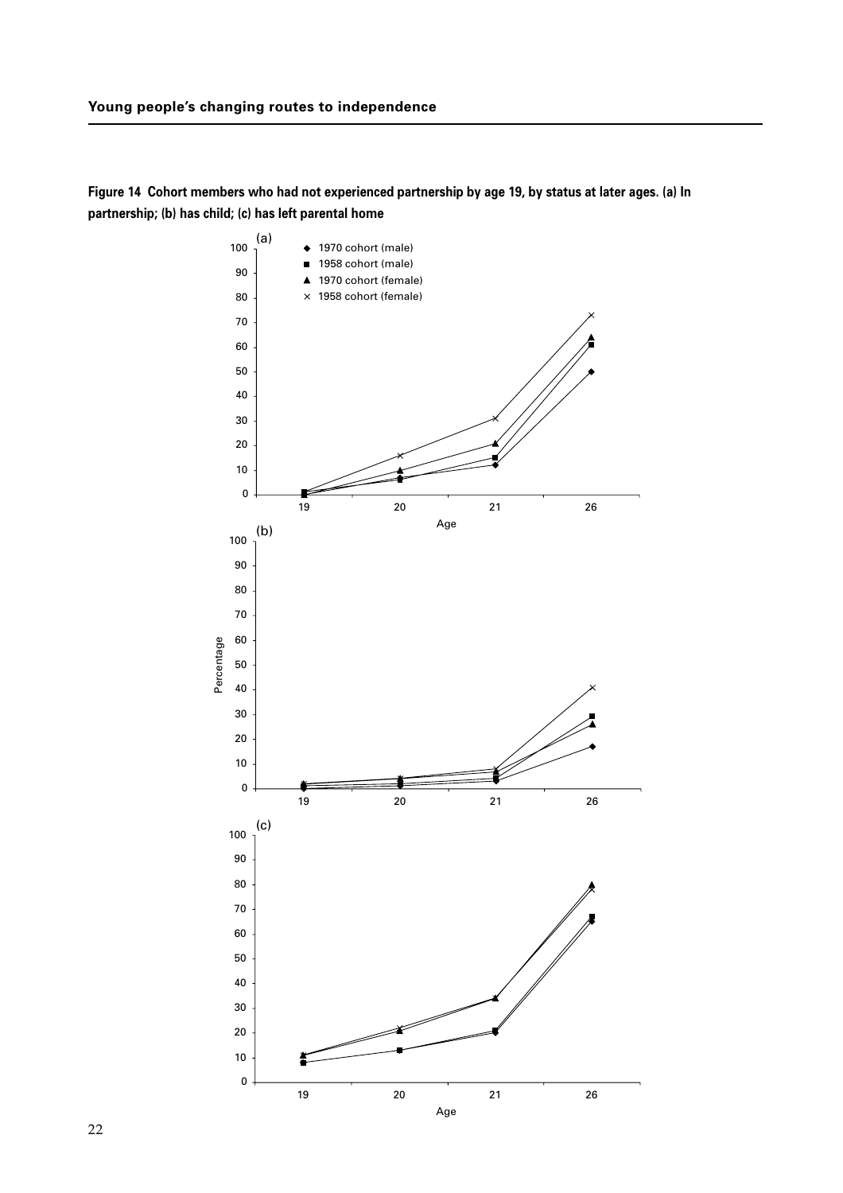**Figure 14 Cohort members who had not experienced partnership by age 19, by status at later ages. (a) In partnership; (b) has child; (c) has left parental home**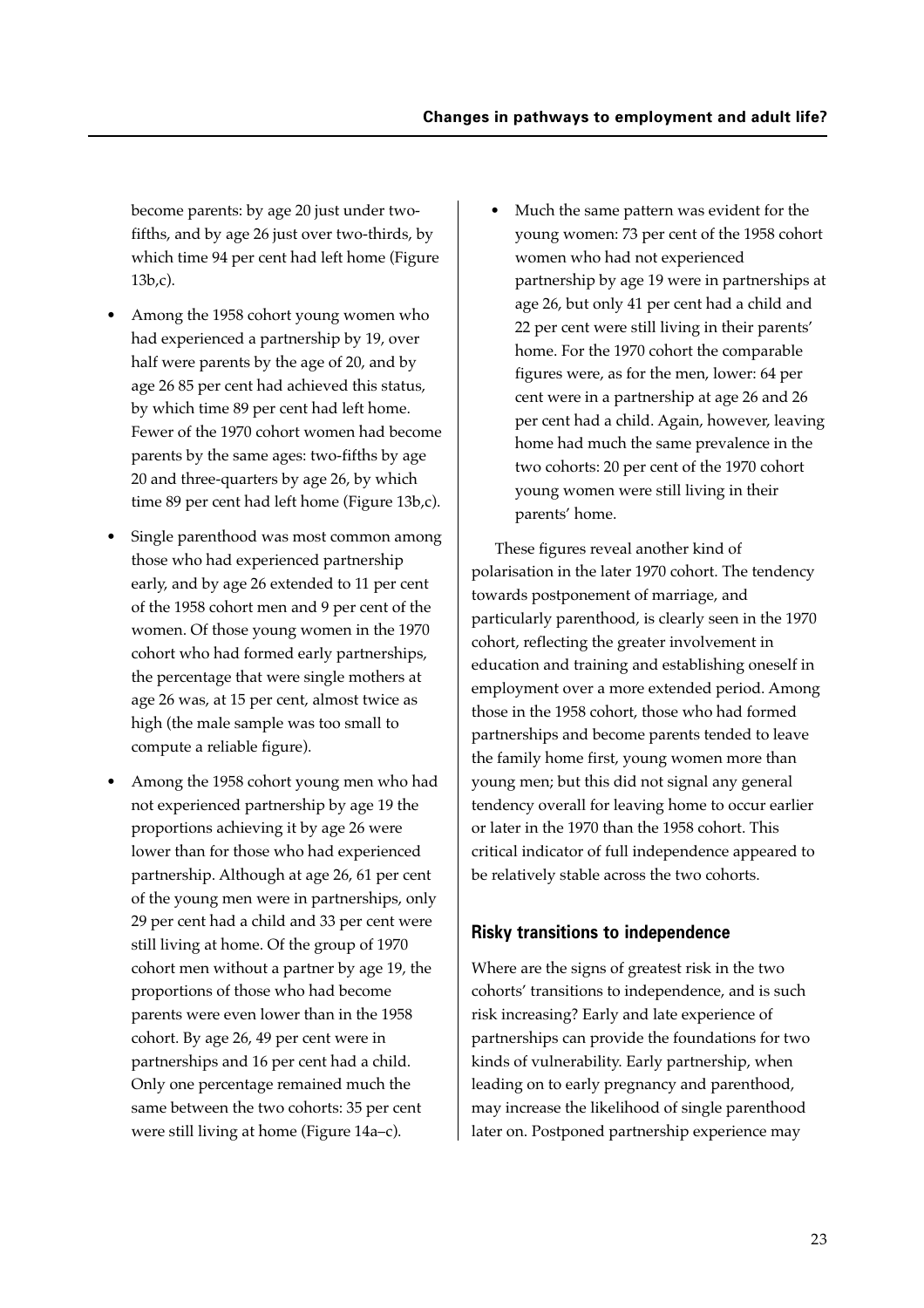become parents: by age 20 just under two-fifths, and by age 26 just over two-thirds, by which time 94 per cent had left home (Figure 13b,c).

- Among the 1958 cohort young women who had experienced a partnership by 19, over half were parents by the age of 20, and by age 26 85 per cent had achieved this status, by which time 89 per cent had left home. Fewer of the 1970 cohort women had become parents by the same ages: two-fifths by age 20 and three-quarters by age 26, by which time 89 per cent had left home (Figure 13b,c).
- Single parenthood was most common among those who had experienced partnership early, and by age 26 extended to 11 per cent of the 1958 cohort men and 9 per cent of the women. Of those young women in the 1970 cohort who had formed early partnerships, the percentage that were single mothers at age 26 was, at 15 per cent, almost twice as high (the male sample was too small to compute a reliable figure).
- Among the 1958 cohort young men who had not experienced partnership by age 19 the proportions achieving it by age 26 were lower than for those who had experienced partnership. Although at age 26, 61 per cent of the young men were in partnerships, only 29 per cent had a child and 33 per cent were still living at home. Of the group of 1970 cohort men without a partner by age 19, the proportions of those who had become parents were even lower than in the 1958 cohort. By age 26, 49 per cent were in partnerships and 16 per cent had a child. Only one percentage remained much the same between the two cohorts: 35 per cent were still living at home (Figure 14a–c).
- Much the same pattern was evident for the young women: 73 per cent of the 1958 cohort women who had not experienced partnership by age 19 were in partnerships at age 26, but only 41 per cent had a child and 22 per cent were still living in their parents' home. For the 1970 cohort the comparable figures were, as for the men, lower: 64 per cent were in a partnership at age 26 and 26 per cent had a child. Again, however, leaving home had much the same prevalence in the two cohorts: 20 per cent of the 1970 cohort young women were still living in their parents' home.

These figures reveal another kind of polarisation in the later 1970 cohort. The tendency towards postponement of marriage, and particularly parenthood, is clearly seen in the 1970 cohort, reflecting the greater involvement in education and training and establishing oneself in employment over a more extended period. Among those in the 1958 cohort, those who had formed partnerships and become parents tended to leave the family home first, young women more than young men; but this did not signal any general tendency overall for leaving home to occur earlier or later in the 1970 than the 1958 cohort. This critical indicator of full independence appeared to be relatively stable across the two cohorts.

## Risky transitions to independence

Where are the signs of greatest risk in the two cohorts' transitions to independence, and is such risk increasing? Early and late experience of partnerships can provide the foundations for two kinds of vulnerability. Early partnership, when leading on to early pregnancy and parenthood, may increase the likelihood of single parenthood later on. Postponed partnership experience may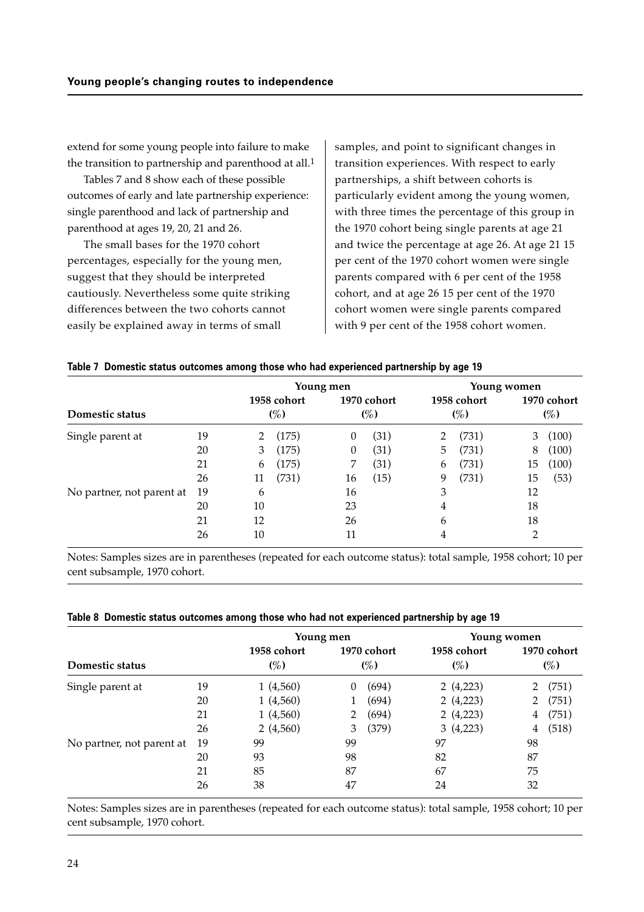extend for some young people into failure to make the transition to partnership and parenthood at all.[1]

Tables 7 and 8 show each of these possible outcomes of early and late partnership experience: single parenthood and lack of partnership and parenthood at ages 19, 20, 21 and 26.

The small bases for the 1970 cohort percentages, especially for the young men, suggest that they should be interpreted cautiously. Nevertheless some quite striking differences between the two cohorts cannot easily be explained away in terms of small samples, and point to significant changes in transition experiences. With respect to early partnerships, a shift between cohorts is particularly evident among the young women, with three times the percentage of this group in the 1970 cohort being single parents at age 21 and twice the percentage at age 26. At age 21 15 per cent of the 1970 cohort women were single parents compared with 6 per cent of the 1958 cohort, and at age 26 15 per cent of the 1970 cohort women were single parents compared with 9 per cent of the 1958 cohort women.

**Table 7 Domestic status outcomes among those who had experienced partnership by age 19**

| Domestic status | | Young men 1958 cohort (%) | Young men 1970 cohort (%) | Young women 1958 cohort (%) | Young women 1970 cohort (%) |
|---|---|---|---|---|---|
| Single parent at | 19 | 2 (175) | 0 (31) | 2 (731) | 3 (100) |
| | 20 | 3 (175) | 0 (31) | 5 (731) | 8 (100) |
| | 21 | 6 (175) | 7 (31) | 6 (731) | 15 (100) |
| | 26 | 11 (731) | 16 (15) | 9 (731) | 15 (53) |
| No partner, not parent at | 19 | 6 | 16 | 3 | 12 |
| | 20 | 10 | 23 | 4 | 18 |
| | 21 | 12 | 26 | 6 | 18 |
| | 26 | 10 | 11 | 4 | 2 |

Notes: Samples sizes are in parentheses (repeated for each outcome status): total sample, 1958 cohort; 10 per cent subsample, 1970 cohort.

**Table 8 Domestic status outcomes among those who had not experienced partnership by age 19**

| Domestic status | | Young men 1958 cohort (%) | Young men 1970 cohort (%) | Young women 1958 cohort (%) | Young women 1970 cohort (%) |
|---|---|---|---|---|---|
| Single parent at | 19 | 1 (4,560) | 0 (694) | 2 (4,223) | 2 (751) |
| | 20 | 1 (4,560) | 1 (694) | 2 (4,223) | 2 (751) |
| | 21 | 1 (4,560) | 2 (694) | 2 (4,223) | 4 (751) |
| | 26 | 2 (4,560) | 3 (379) | 3 (4,223) | 4 (518) |
| No partner, not parent at | 19 | 99 | 99 | 97 | 98 |
| | 20 | 93 | 98 | 82 | 87 |
| | 21 | 85 | 87 | 67 | 75 |
| | 26 | 38 | 47 | 24 | 32 |

Notes: Samples sizes are in parentheses (repeated for each outcome status): total sample, 1958 cohort; 10 per cent subsample, 1970 cohort.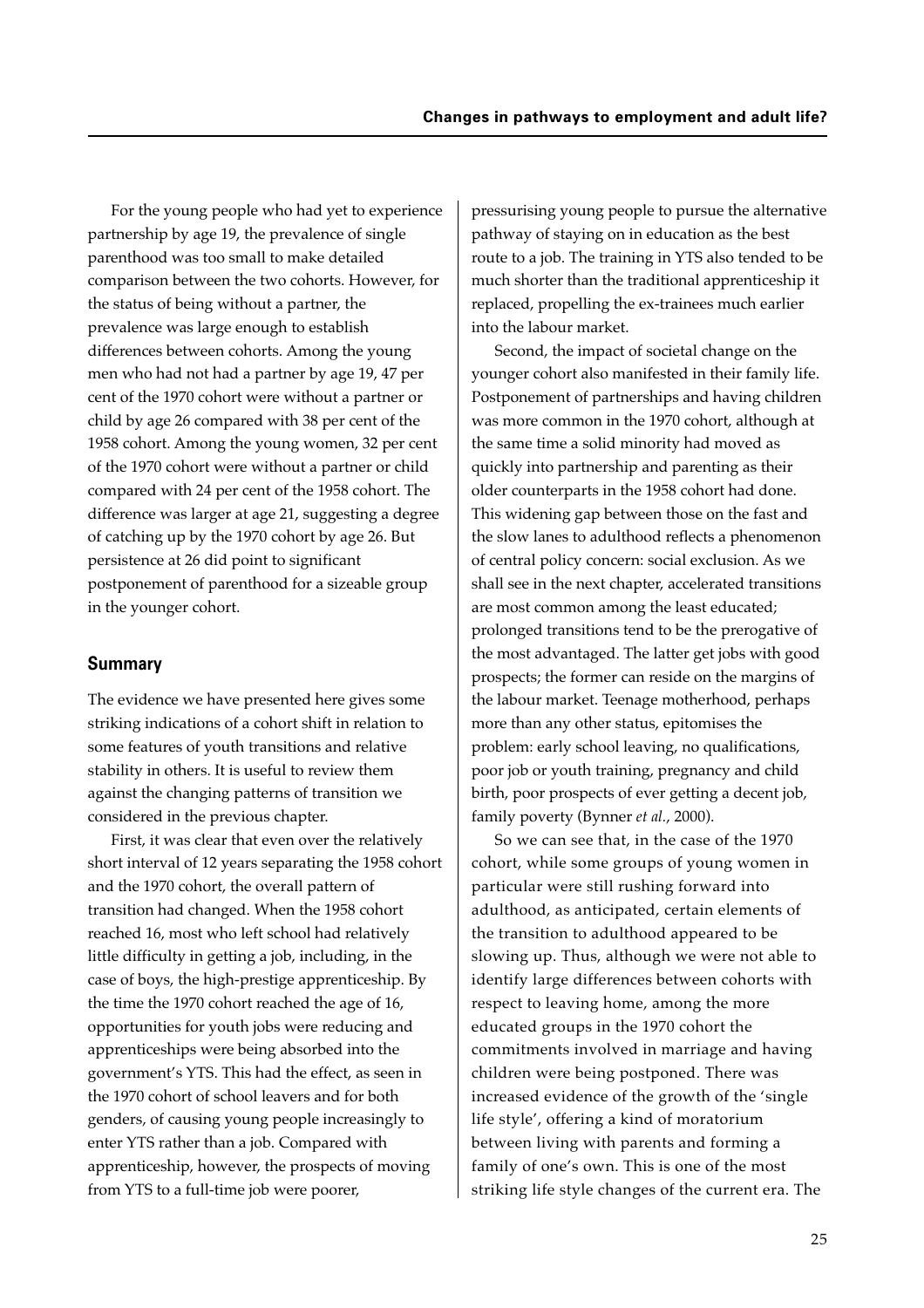For the young people who had yet to experience partnership by age 19, the prevalence of single parenthood was too small to make detailed comparison between the two cohorts. However, for the status of being without a partner, the prevalence was large enough to establish differences between cohorts. Among the young men who had not had a partner by age 19, 47 per cent of the 1970 cohort were without a partner or child by age 26 compared with 38 per cent of the 1958 cohort. Among the young women, 32 per cent of the 1970 cohort were without a partner or child compared with 24 per cent of the 1958 cohort. The difference was larger at age 21, suggesting a degree of catching up by the 1970 cohort by age 26. But persistence at 26 did point to significant postponement of parenthood for a sizeable group in the younger cohort.

## Summary

The evidence we have presented here gives some striking indications of a cohort shift in relation to some features of youth transitions and relative stability in others. It is useful to review them against the changing patterns of transition we considered in the previous chapter.

First, it was clear that even over the relatively short interval of 12 years separating the 1958 cohort and the 1970 cohort, the overall pattern of transition had changed. When the 1958 cohort reached 16, most who left school had relatively little difficulty in getting a job, including, in the case of boys, the high-prestige apprenticeship. By the time the 1970 cohort reached the age of 16, opportunities for youth jobs were reducing and apprenticeships were being absorbed into the government's YTS. This had the effect, as seen in the 1970 cohort of school leavers and for both genders, of causing young people increasingly to enter YTS rather than a job. Compared with apprenticeship, however, the prospects of moving from YTS to a full-time job were poorer, pressurising young people to pursue the alternative pathway of staying on in education as the best route to a job. The training in YTS also tended to be much shorter than the traditional apprenticeship it replaced, propelling the ex-trainees much earlier into the labour market.

Second, the impact of societal change on the younger cohort also manifested in their family life. Postponement of partnerships and having children was more common in the 1970 cohort, although at the same time a solid minority had moved as quickly into partnership and parenting as their older counterparts in the 1958 cohort had done. This widening gap between those on the fast and the slow lanes to adulthood reflects a phenomenon of central policy concern: social exclusion. As we shall see in the next chapter, accelerated transitions are most common among the least educated; prolonged transitions tend to be the prerogative of the most advantaged. The latter get jobs with good prospects; the former can reside on the margins of the labour market. Teenage motherhood, perhaps more than any other status, epitomises the problem: early school leaving, no qualifications, poor job or youth training, pregnancy and child birth, poor prospects of ever getting a decent job, family poverty (Bynner *et al.*, 2000).

So we can see that, in the case of the 1970 cohort, while some groups of young women in particular were still rushing forward into adulthood, as anticipated, certain elements of the transition to adulthood appeared to be slowing up. Thus, although we were not able to identify large differences between cohorts with respect to leaving home, among the more educated groups in the 1970 cohort the commitments involved in marriage and having children were being postponed. There was increased evidence of the growth of the 'single life style', offering a kind of moratorium between living with parents and forming a family of one's own. This is one of the most striking life style changes of the current era. The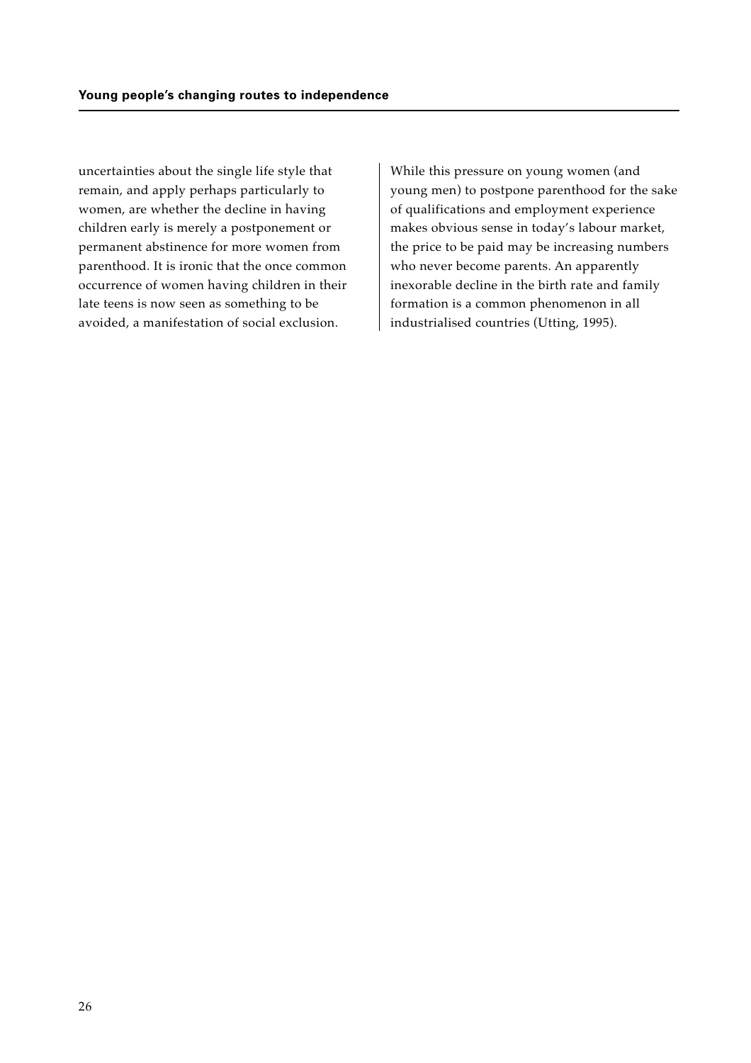uncertainties about the single life style that remain, and apply perhaps particularly to women, are whether the decline in having children early is merely a postponement or permanent abstinence for more women from parenthood. It is ironic that the once common occurrence of women having children in their late teens is now seen as something to be avoided, a manifestation of social exclusion.

While this pressure on young women (and young men) to postpone parenthood for the sake of qualifications and employment experience makes obvious sense in today's labour market, the price to be paid may be increasing numbers who never become parents. An apparently inexorable decline in the birth rate and family formation is a common phenomenon in all industrialised countries (Utting, 1995).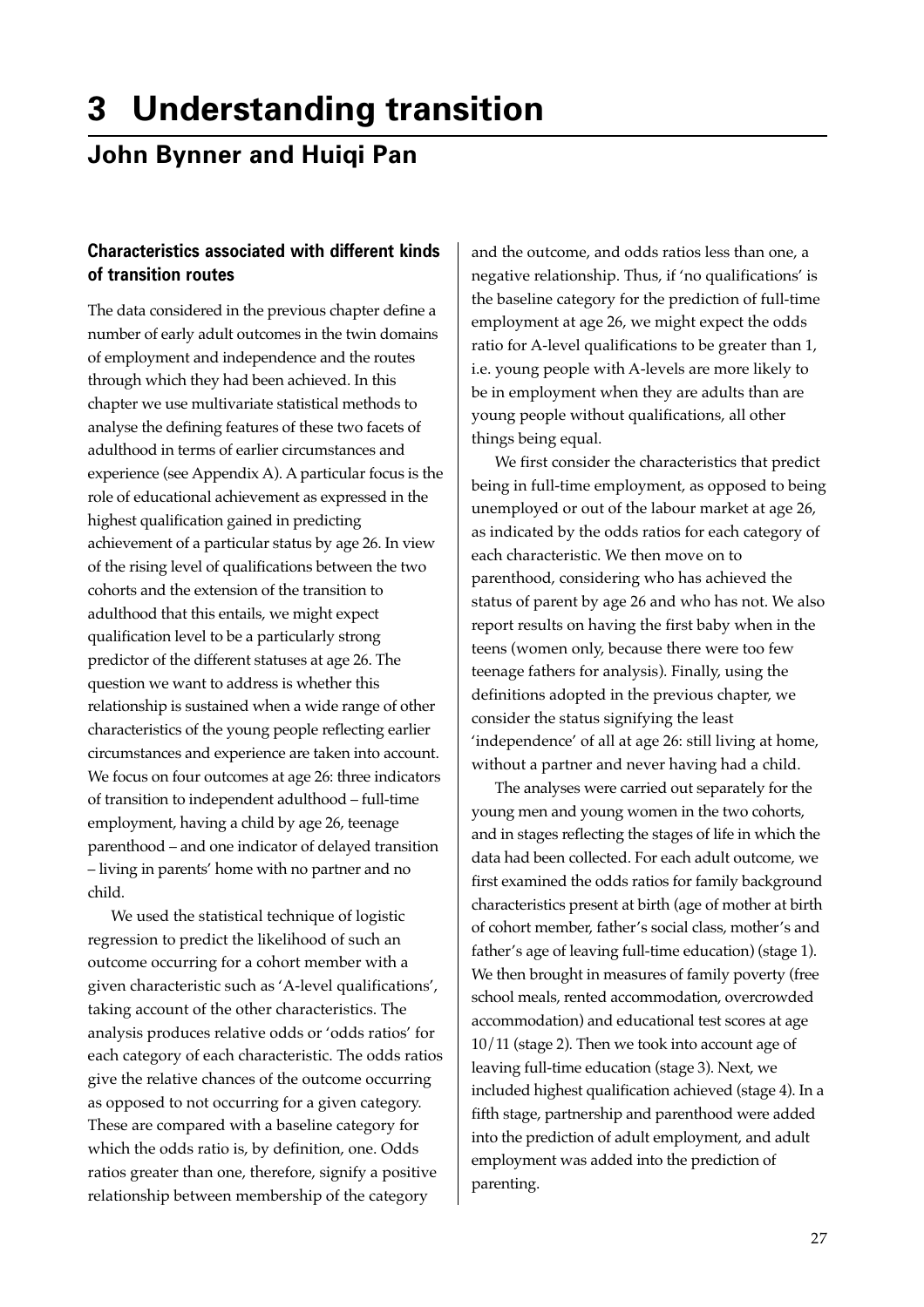# 3 Understanding transition

## John Bynner and Huiqi Pan

### Characteristics associated with different kinds of transition routes

The data considered in the previous chapter define a number of early adult outcomes in the twin domains of employment and independence and the routes through which they had been achieved. In this chapter we use multivariate statistical methods to analyse the defining features of these two facets of adulthood in terms of earlier circumstances and experience (see Appendix A). A particular focus is the role of educational achievement as expressed in the highest qualification gained in predicting achievement of a particular status by age 26. In view of the rising level of qualifications between the two cohorts and the extension of the transition to adulthood that this entails, we might expect qualification level to be a particularly strong predictor of the different statuses at age 26. The question we want to address is whether this relationship is sustained when a wide range of other characteristics of the young people reflecting earlier circumstances and experience are taken into account. We focus on four outcomes at age 26: three indicators of transition to independent adulthood – full-time employment, having a child by age 26, teenage parenthood – and one indicator of delayed transition – living in parents' home with no partner and no child.

We used the statistical technique of logistic regression to predict the likelihood of such an outcome occurring for a cohort member with a given characteristic such as 'A-level qualifications', taking account of the other characteristics. The analysis produces relative odds or 'odds ratios' for each category of each characteristic. The odds ratios give the relative chances of the outcome occurring as opposed to not occurring for a given category. These are compared with a baseline category for which the odds ratio is, by definition, one. Odds ratios greater than one, therefore, signify a positive relationship between membership of the category and the outcome, and odds ratios less than one, a negative relationship. Thus, if 'no qualifications' is the baseline category for the prediction of full-time employment at age 26, we might expect the odds ratio for A-level qualifications to be greater than 1, i.e. young people with A-levels are more likely to be in employment when they are adults than are young people without qualifications, all other things being equal.

We first consider the characteristics that predict being in full-time employment, as opposed to being unemployed or out of the labour market at age 26, as indicated by the odds ratios for each category of each characteristic. We then move on to parenthood, considering who has achieved the status of parent by age 26 and who has not. We also report results on having the first baby when in the teens (women only, because there were too few teenage fathers for analysis). Finally, using the definitions adopted in the previous chapter, we consider the status signifying the least 'independence' of all at age 26: still living at home, without a partner and never having had a child.

The analyses were carried out separately for the young men and young women in the two cohorts, and in stages reflecting the stages of life in which the data had been collected. For each adult outcome, we first examined the odds ratios for family background characteristics present at birth (age of mother at birth of cohort member, father's social class, mother's and father's age of leaving full-time education) (stage 1). We then brought in measures of family poverty (free school meals, rented accommodation, overcrowded accommodation) and educational test scores at age 10/11 (stage 2). Then we took into account age of leaving full-time education (stage 3). Next, we included highest qualification achieved (stage 4). In a fifth stage, partnership and parenthood were added into the prediction of adult employment, and adult employment was added into the prediction of parenting.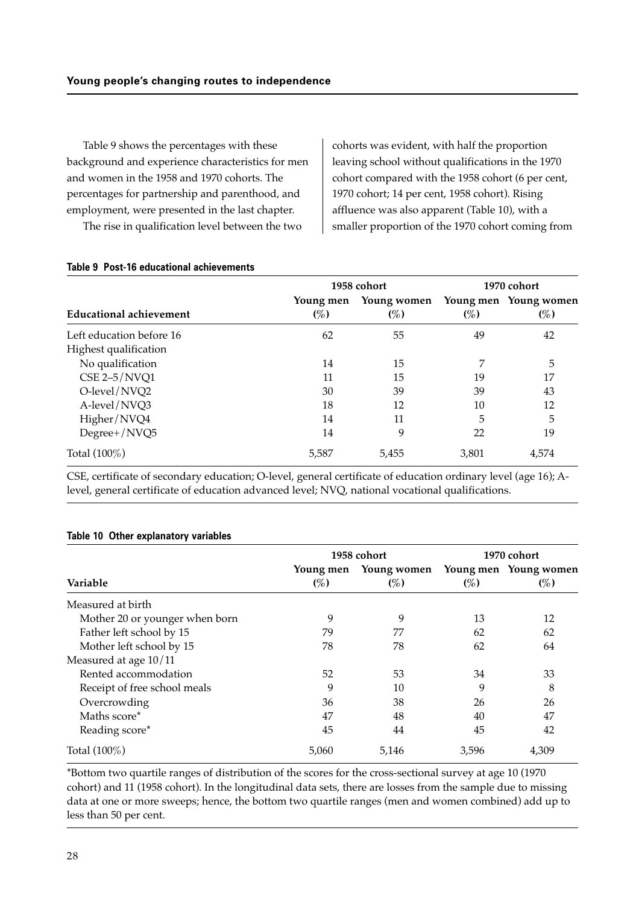Table 9 shows the percentages with these background and experience characteristics for men and women in the 1958 and 1970 cohorts. The percentages for partnership and parenthood, and employment, were presented in the last chapter.

The rise in qualification level between the two cohorts was evident, with half the proportion leaving school without qualifications in the 1970 cohort compared with the 1958 cohort (6 per cent, 1970 cohort; 14 per cent, 1958 cohort). Rising affluence was also apparent (Table 10), with a smaller proportion of the 1970 cohort coming from

**Table 9 Post-16 educational achievements**

| | 1958 cohort | | 1970 cohort | |
|---|---|---|---|---|
| **Educational achievement** | **Young men (%)** | **Young women (%)** | **Young men (%)** | **Young women (%)** |
| Left education before 16 | 62 | 55 | 49 | 42 |
| Highest qualification | | | | |
| No qualification | 14 | 15 | 7 | 5 |
| CSE 2–5/NVQ1 | 11 | 15 | 19 | 17 |
| O-level/NVQ2 | 30 | 39 | 39 | 43 |
| A-level/NVQ3 | 18 | 12 | 10 | 12 |
| Higher/NVQ4 | 14 | 11 | 5 | 5 |
| Degree+/NVQ5 | 14 | 9 | 22 | 19 |
| Total (100%) | 5,587 | 5,455 | 3,801 | 4,574 |

CSE, certificate of secondary education; O-level, general certificate of education ordinary level (age 16); A-level, general certificate of education advanced level; NVQ, national vocational qualifications.

**Table 10 Other explanatory variables**

| | 1958 cohort | | 1970 cohort | |
|---|---|---|---|---|
| **Variable** | **Young men (%)** | **Young women (%)** | **Young men (%)** | **Young women (%)** |
| Measured at birth | | | | |
| Mother 20 or younger when born | 9 | 9 | 13 | 12 |
| Father left school by 15 | 79 | 77 | 62 | 62 |
| Mother left school by 15 | 78 | 78 | 62 | 64 |
| Measured at age 10/11 | | | | |
| Rented accommodation | 52 | 53 | 34 | 33 |
| Receipt of free school meals | 9 | 10 | 9 | 8 |
| Overcrowding | 36 | 38 | 26 | 26 |
| Maths score* | 47 | 48 | 40 | 47 |
| Reading score* | 45 | 44 | 45 | 42 |
| Total (100%) | 5,060 | 5,146 | 3,596 | 4,309 |

*Bottom two quartile ranges of distribution of the scores for the cross-sectional survey at age 10 (1970 cohort) and 11 (1958 cohort). In the longitudinal data sets, there are losses from the sample due to missing data at one or more sweeps; hence, the bottom two quartile ranges (men and women combined) add up to less than 50 per cent.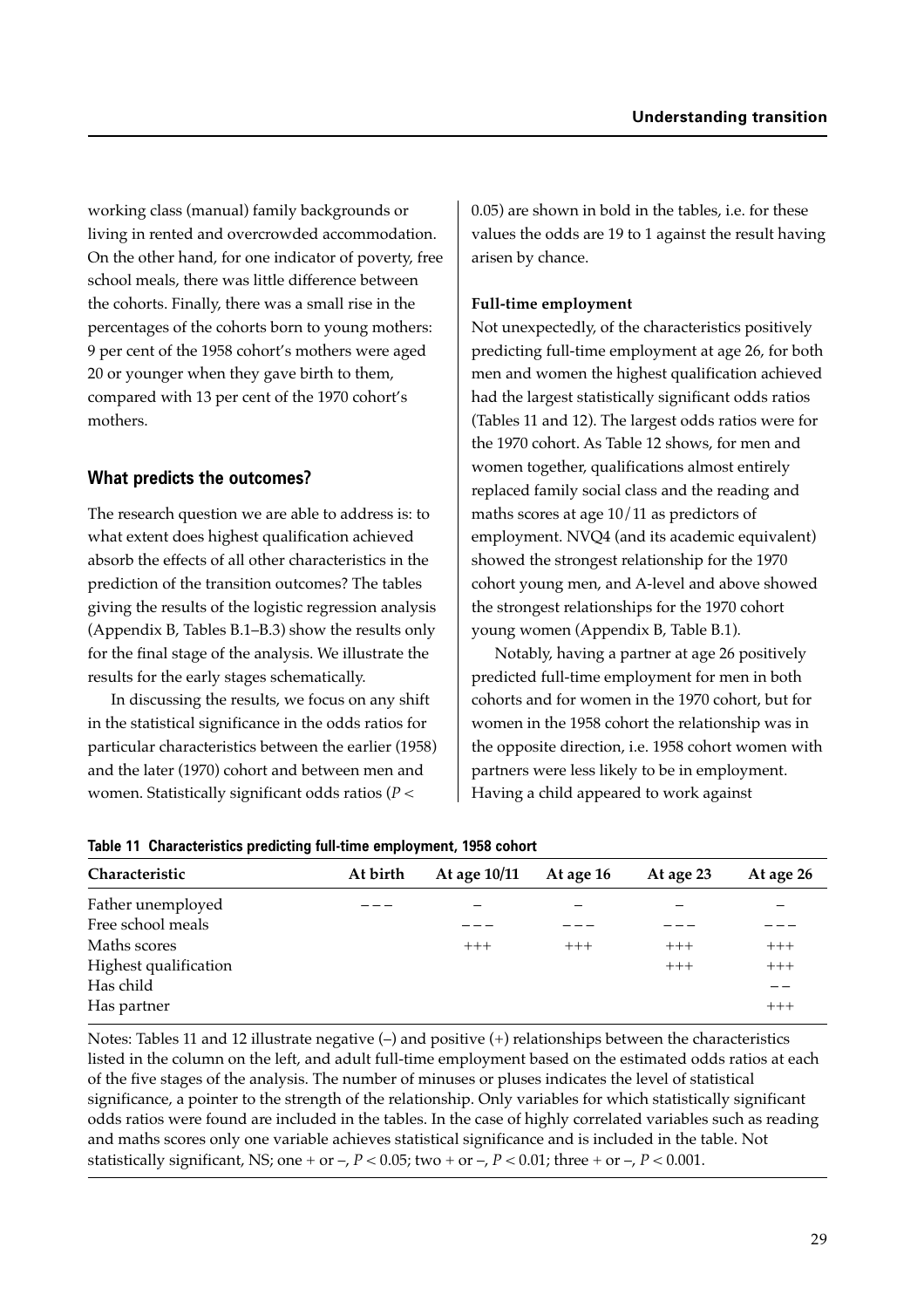working class (manual) family backgrounds or living in rented and overcrowded accommodation. On the other hand, for one indicator of poverty, free school meals, there was little difference between the cohorts. Finally, there was a small rise in the percentages of the cohorts born to young mothers: 9 per cent of the 1958 cohort's mothers were aged 20 or younger when they gave birth to them, compared with 13 per cent of the 1970 cohort's mothers.

## What predicts the outcomes?

The research question we are able to address is: to what extent does highest qualification achieved absorb the effects of all other characteristics in the prediction of the transition outcomes? The tables giving the results of the logistic regression analysis (Appendix B, Tables B.1–B.3) show the results only for the final stage of the analysis. We illustrate the results for the early stages schematically.

In discussing the results, we focus on any shift in the statistical significance in the odds ratios for particular characteristics between the earlier (1958) and the later (1970) cohort and between men and women. Statistically significant odds ratios ($P < 0.05$) are shown in bold in the tables, i.e. for these values the odds are 19 to 1 against the result having arisen by chance.

### Full-time employment

Not unexpectedly, of the characteristics positively predicting full-time employment at age 26, for both men and women the highest qualification achieved had the largest statistically significant odds ratios (Tables 11 and 12). The largest odds ratios were for the 1970 cohort. As Table 12 shows, for men and women together, qualifications almost entirely replaced family social class and the reading and maths scores at age 10/11 as predictors of employment. NVQ4 (and its academic equivalent) showed the strongest relationship for the 1970 cohort young men, and A-level and above showed the strongest relationships for the 1970 cohort young women (Appendix B, Table B.1).

Notably, having a partner at age 26 positively predicted full-time employment for men in both cohorts and for women in the 1970 cohort, but for women in the 1958 cohort the relationship was in the opposite direction, i.e. 1958 cohort women with partners were less likely to be in employment. Having a child appeared to work against

**Table 11 Characteristics predicting full-time employment, 1958 cohort**

| Characteristic | At birth | At age 10/11 | At age 16 | At age 23 | At age 26 |
|---|---|---|---|---|---|
| Father unemployed | – – – | – | – | – | – |
| Free school meals | | – – – | – – – | – – – | – – – |
| Maths scores | | +++ | +++ | +++ | +++ |
| Highest qualification | | | | +++ | +++ |
| Has child | | | | | – – |
| Has partner | | | | | +++ |

Notes: Tables 11 and 12 illustrate negative (–) and positive (+) relationships between the characteristics listed in the column on the left, and adult full-time employment based on the estimated odds ratios at each of the five stages of the analysis. The number of minuses or pluses indicates the level of statistical significance, a pointer to the strength of the relationship. Only variables for which statistically significant odds ratios were found are included in the tables. In the case of highly correlated variables such as reading and maths scores only one variable achieves statistical significance and is included in the table. Not statistically significant, NS; one + or –, $P < 0.05$; two + or –, $P < 0.01$; three + or –, $P < 0.001$.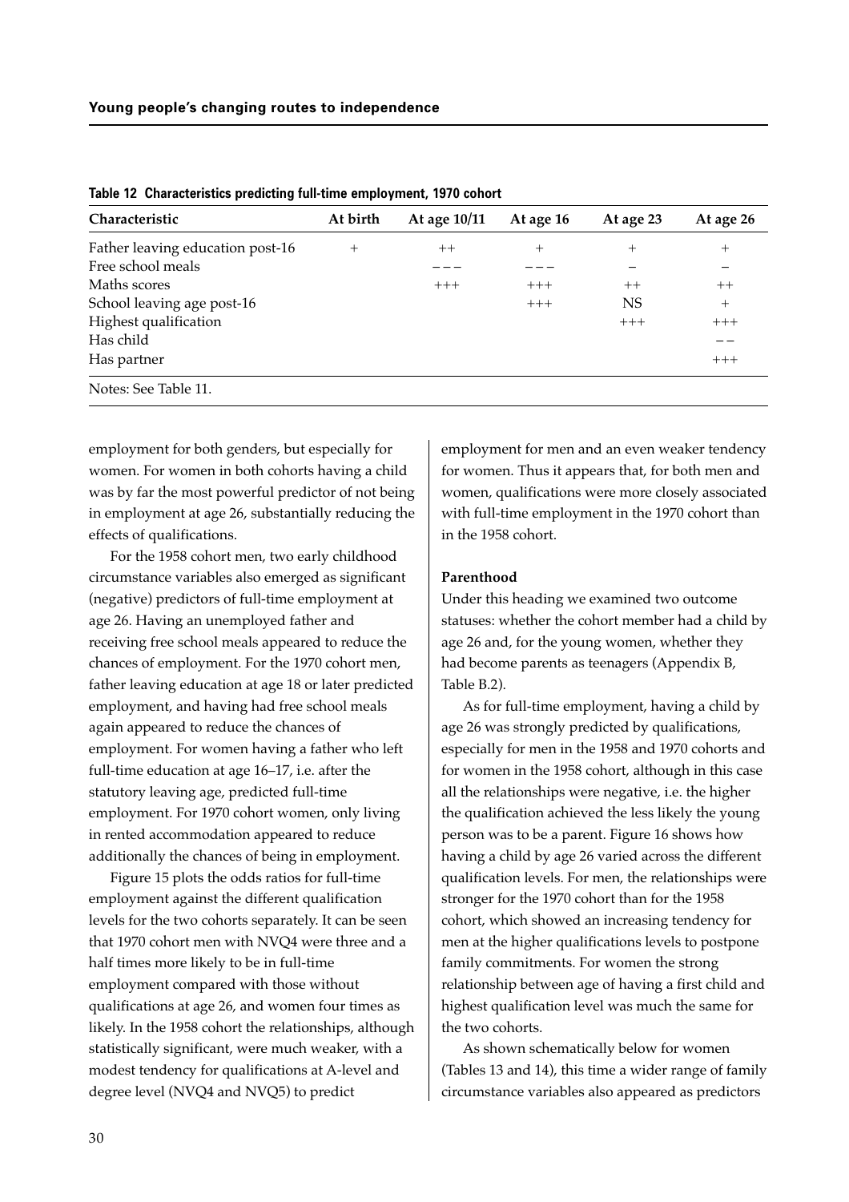**Table 12 Characteristics predicting full-time employment, 1970 cohort**

| Characteristic | At birth | At age 10/11 | At age 16 | At age 23 | At age 26 |
|---|---|---|---|---|---|
| Father leaving education post-16 | + | ++ | + | + | + |
| Free school meals | | −−− | −−− | − | − |
| Maths scores | | +++ | +++ | ++ | ++ |
| School leaving age post-16 | | | +++ | NS | + |
| Highest qualification | | | | +++ | +++ |
| Has child | | | | | −− |
| Has partner | | | | | +++ |

Notes: See Table 11.

employment for both genders, but especially for women. For women in both cohorts having a child was by far the most powerful predictor of not being in employment at age 26, substantially reducing the effects of qualifications.

For the 1958 cohort men, two early childhood circumstance variables also emerged as significant (negative) predictors of full-time employment at age 26. Having an unemployed father and receiving free school meals appeared to reduce the chances of employment. For the 1970 cohort men, father leaving education at age 18 or later predicted employment, and having had free school meals again appeared to reduce the chances of employment. For women having a father who left full-time education at age 16–17, i.e. after the statutory leaving age, predicted full-time employment. For 1970 cohort women, only living in rented accommodation appeared to reduce additionally the chances of being in employment.

Figure 15 plots the odds ratios for full-time employment against the different qualification levels for the two cohorts separately. It can be seen that 1970 cohort men with NVQ4 were three and a half times more likely to be in full-time employment compared with those without qualifications at age 26, and women four times as likely. In the 1958 cohort the relationships, although statistically significant, were much weaker, with a modest tendency for qualifications at A-level and degree level (NVQ4 and NVQ5) to predict employment for men and an even weaker tendency for women. Thus it appears that, for both men and women, qualifications were more closely associated with full-time employment in the 1970 cohort than in the 1958 cohort.

**Parenthood**

Under this heading we examined two outcome statuses: whether the cohort member had a child by age 26 and, for the young women, whether they had become parents as teenagers (Appendix B, Table B.2).

As for full-time employment, having a child by age 26 was strongly predicted by qualifications, especially for men in the 1958 and 1970 cohorts and for women in the 1958 cohort, although in this case all the relationships were negative, i.e. the higher the qualification achieved the less likely the young person was to be a parent. Figure 16 shows how having a child by age 26 varied across the different qualification levels. For men, the relationships were stronger for the 1970 cohort than for the 1958 cohort, which showed an increasing tendency for men at the higher qualifications levels to postpone family commitments. For women the strong relationship between age of having a first child and highest qualification level was much the same for the two cohorts.

As shown schematically below for women (Tables 13 and 14), this time a wider range of family circumstance variables also appeared as predictors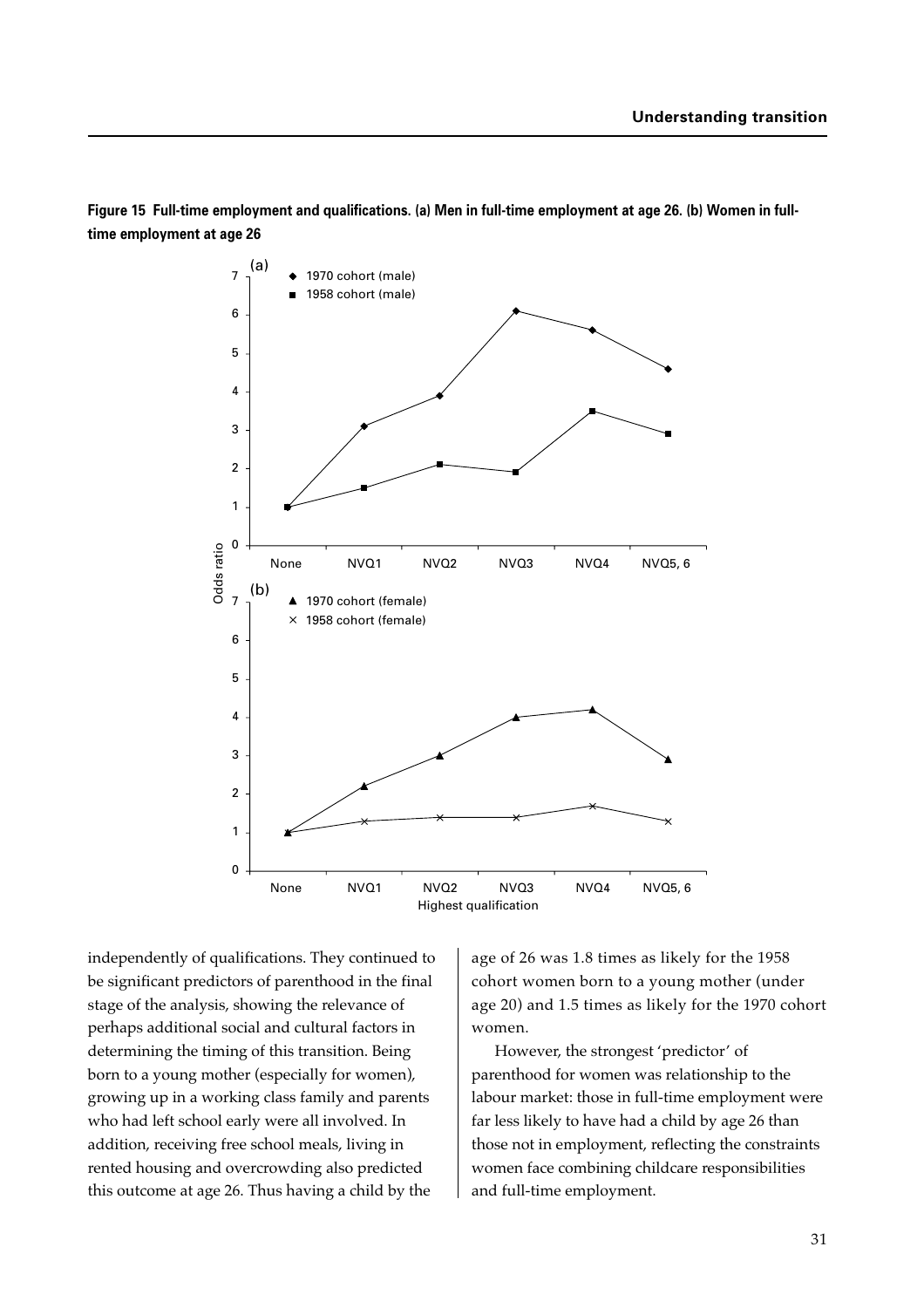**Figure 15 Full-time employment and qualifications. (a) Men in full-time employment at age 26. (b) Women in full-time employment at age 26**

independently of qualifications. They continued to be significant predictors of parenthood in the final stage of the analysis, showing the relevance of perhaps additional social and cultural factors in determining the timing of this transition. Being born to a young mother (especially for women), growing up in a working class family and parents who had left school early were all involved. In addition, receiving free school meals, living in rented housing and overcrowding also predicted this outcome at age 26. Thus having a child by the age of 26 was 1.8 times as likely for the 1958 cohort women born to a young mother (under age 20) and 1.5 times as likely for the 1970 cohort women.

However, the strongest 'predictor' of parenthood for women was relationship to the labour market: those in full-time employment were far less likely to have had a child by age 26 than those not in employment, reflecting the constraints women face combining childcare responsibilities and full-time employment.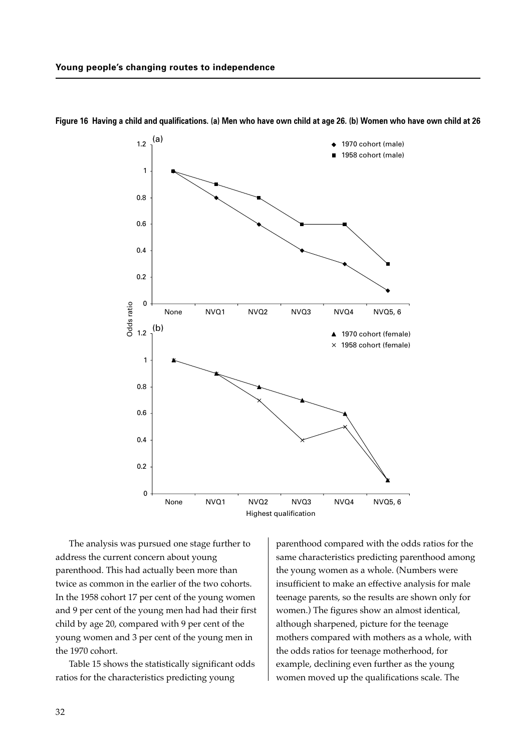**Figure 16 Having a child and qualifications. (a) Men who have own child at age 26. (b) Women who have own child at 26**

The analysis was pursued one stage further to address the current concern about young parenthood. This had actually been more than twice as common in the earlier of the two cohorts. In the 1958 cohort 17 per cent of the young women and 9 per cent of the young men had had their first child by age 20, compared with 9 per cent of the young women and 3 per cent of the young men in the 1970 cohort.

Table 15 shows the statistically significant odds ratios for the characteristics predicting young parenthood compared with the odds ratios for the same characteristics predicting parenthood among the young women as a whole. (Numbers were insufficient to make an effective analysis for male teenage parents, so the results are shown only for women.) The figures show an almost identical, although sharpened, picture for the teenage mothers compared with mothers as a whole, with the odds ratios for teenage motherhood, for example, declining even further as the young women moved up the qualifications scale. The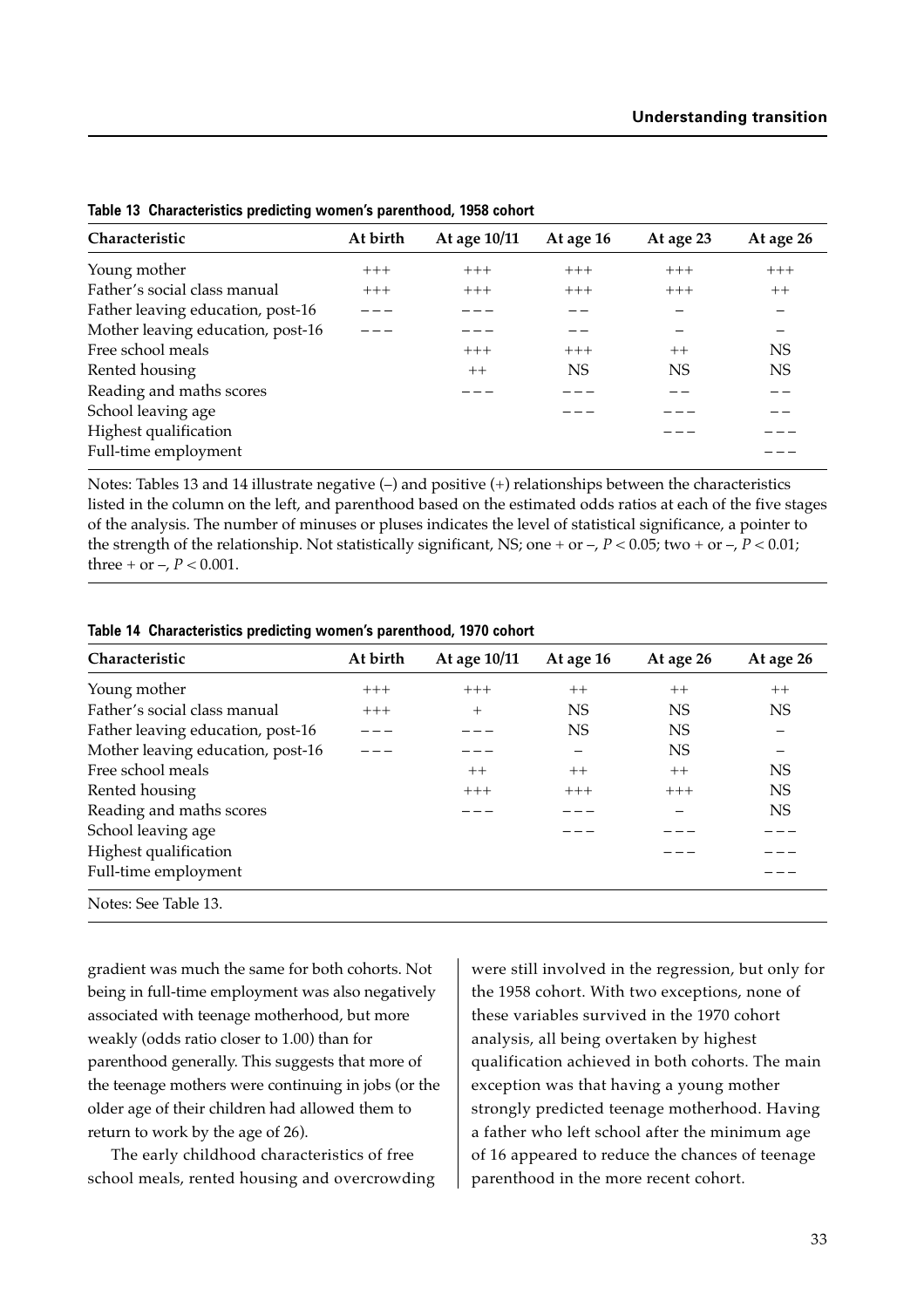**Table 13 Characteristics predicting women's parenthood, 1958 cohort**

| Characteristic | At birth | At age 10/11 | At age 16 | At age 23 | At age 26 |
|---|---|---|---|---|---|
| Young mother | +++ | +++ | +++ | +++ | +++ |
| Father's social class manual | +++ | +++ | +++ | +++ | ++ |
| Father leaving education, post-16 | −−− | −−− | −− | − | − |
| Mother leaving education, post-16 | −−− | −−− | −− | − | − |
| Free school meals | | +++ | +++ | ++ | NS |
| Rented housing | | ++ | NS | NS | NS |
| Reading and maths scores | | −−− | −−− | −− | −− |
| School leaving age | | | −−− | −−− | −− |
| Highest qualification | | | | −−− | −−− |
| Full-time employment | | | | | −−− |

Notes: Tables 13 and 14 illustrate negative (–) and positive (+) relationships between the characteristics listed in the column on the left, and parenthood based on the estimated odds ratios at each of the five stages of the analysis. The number of minuses or pluses indicates the level of statistical significance, a pointer to the strength of the relationship. Not statistically significant, NS; one + or –, $P < 0.05$; two + or –, $P < 0.01$; three + or –, $P < 0.001$.

**Table 14 Characteristics predicting women's parenthood, 1970 cohort**

| Characteristic | At birth | At age 10/11 | At age 16 | At age 26 | At age 26 |
|---|---|---|---|---|---|
| Young mother | +++ | +++ | ++ | ++ | ++ |
| Father's social class manual | +++ | + | NS | NS | NS |
| Father leaving education, post-16 | −−− | −−− | NS | NS | − |
| Mother leaving education, post-16 | −−− | −−− | − | NS | − |
| Free school meals | | ++ | ++ | ++ | NS |
| Rented housing | | +++ | +++ | +++ | NS |
| Reading and maths scores | | −−− | −−− | − | NS |
| School leaving age | | | −−− | −−− | −−− |
| Highest qualification | | | | −−− | −−− |
| Full-time employment | | | | | −−− |

Notes: See Table 13.

gradient was much the same for both cohorts. Not being in full-time employment was also negatively associated with teenage motherhood, but more weakly (odds ratio closer to 1.00) than for parenthood generally. This suggests that more of the teenage mothers were continuing in jobs (or the older age of their children had allowed them to return to work by the age of 26).

The early childhood characteristics of free school meals, rented housing and overcrowding were still involved in the regression, but only for the 1958 cohort. With two exceptions, none of these variables survived in the 1970 cohort analysis, all being overtaken by highest qualification achieved in both cohorts. The main exception was that having a young mother strongly predicted teenage motherhood. Having a father who left school after the minimum age of 16 appeared to reduce the chances of teenage parenthood in the more recent cohort.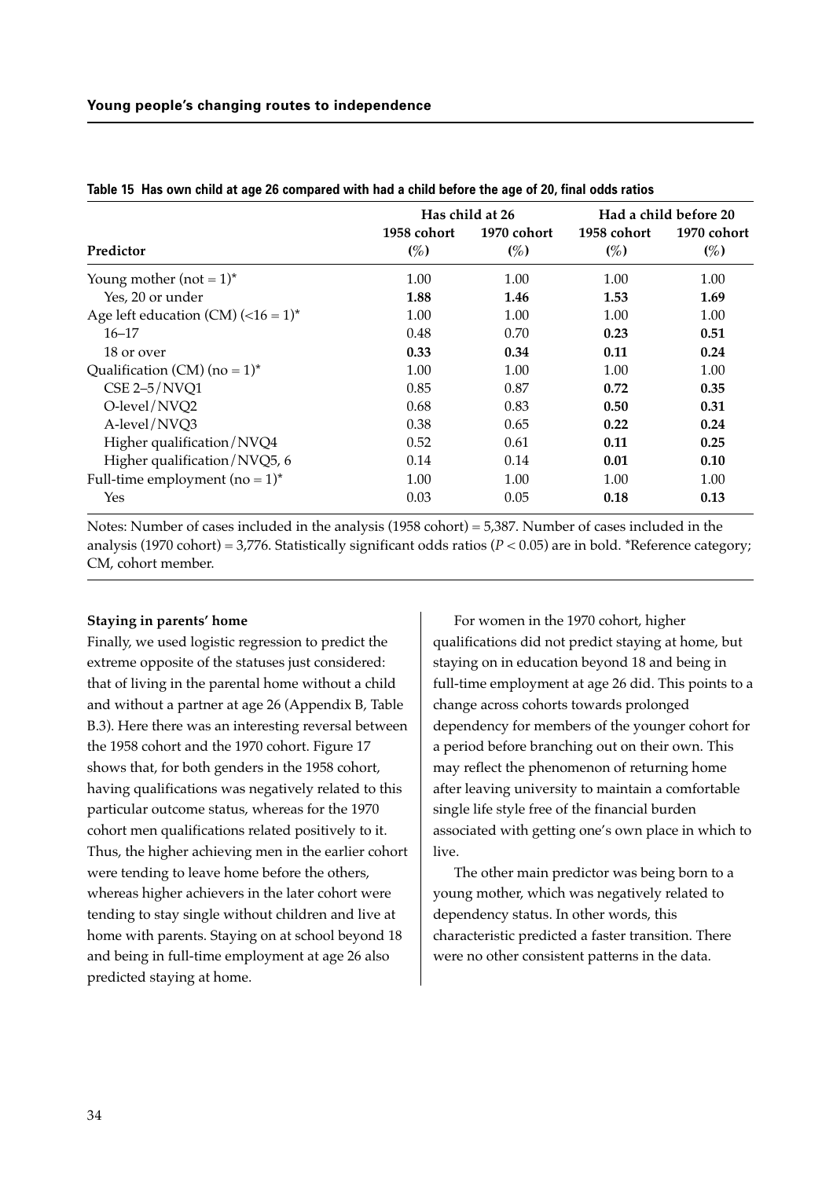**Table 15 Has own child at age 26 compared with had a child before the age of 20, final odds ratios**

| Predictor | Has child at 26 | | Had a child before 20 | |
|---|---|---|---|---|
| | 1958 cohort (%) | 1970 cohort (%) | 1958 cohort (%) | 1970 cohort (%) |
| Young mother (not = 1)* | 1.00 | 1.00 | 1.00 | 1.00 |
| Yes, 20 or under | **1.88** | **1.46** | **1.53** | **1.69** |
| Age left education (CM) (<16 = 1)* | 1.00 | 1.00 | 1.00 | 1.00 |
| 16–17 | 0.48 | 0.70 | **0.23** | **0.51** |
| 18 or over | **0.33** | **0.34** | **0.11** | **0.24** |
| Qualification (CM) (no = 1)* | 1.00 | 1.00 | 1.00 | 1.00 |
| CSE 2–5/NVQ1 | 0.85 | 0.87 | **0.72** | **0.35** |
| O-level/NVQ2 | 0.68 | 0.83 | **0.50** | **0.31** |
| A-level/NVQ3 | 0.38 | 0.65 | **0.22** | **0.24** |
| Higher qualification/NVQ4 | 0.52 | 0.61 | **0.11** | **0.25** |
| Higher qualification/NVQ5, 6 | 0.14 | 0.14 | **0.01** | **0.10** |
| Full-time employment (no = 1)* | 1.00 | 1.00 | 1.00 | 1.00 |
| Yes | 0.03 | 0.05 | **0.18** | **0.13** |

Notes: Number of cases included in the analysis (1958 cohort) = 5,387. Number of cases included in the analysis (1970 cohort) = 3,776. Statistically significant odds ratios ($P < 0.05$) are in bold. *Reference category; CM, cohort member.

**Staying in parents' home**

Finally, we used logistic regression to predict the extreme opposite of the statuses just considered: that of living in the parental home without a child and without a partner at age 26 (Appendix B, Table B.3). Here there was an interesting reversal between the 1958 cohort and the 1970 cohort. Figure 17 shows that, for both genders in the 1958 cohort, having qualifications was negatively related to this particular outcome status, whereas for the 1970 cohort men qualifications related positively to it. Thus, the higher achieving men in the earlier cohort were tending to leave home before the others, whereas higher achievers in the later cohort were tending to stay single without children and live at home with parents. Staying on at school beyond 18 and being in full-time employment at age 26 also predicted staying at home.

For women in the 1970 cohort, higher qualifications did not predict staying at home, but staying on in education beyond 18 and being in full-time employment at age 26 did. This points to a change across cohorts towards prolonged dependency for members of the younger cohort for a period before branching out on their own. This may reflect the phenomenon of returning home after leaving university to maintain a comfortable single life style free of the financial burden associated with getting one's own place in which to live.

The other main predictor was being born to a young mother, which was negatively related to dependency status. In other words, this characteristic predicted a faster transition. There were no other consistent patterns in the data.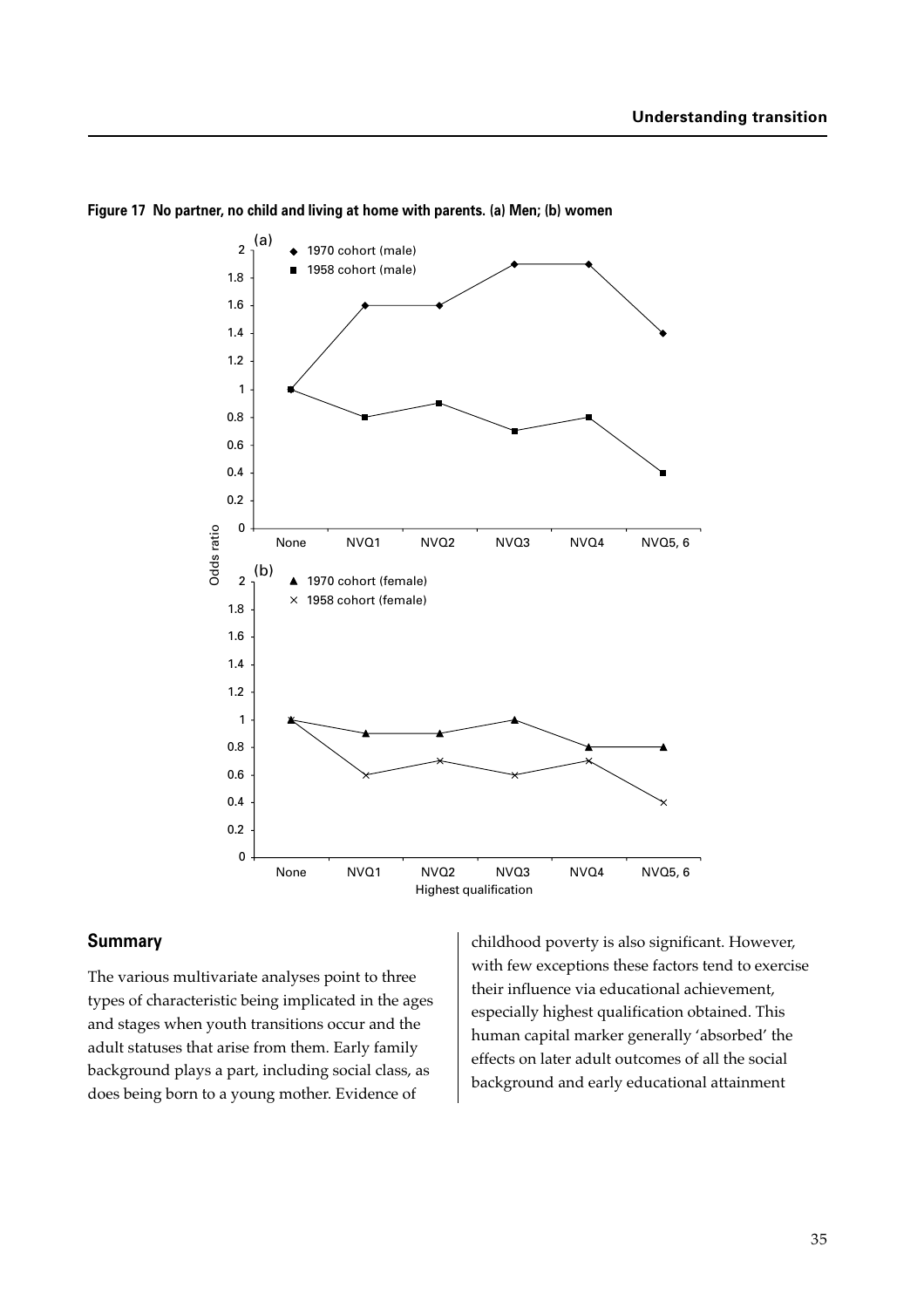**Figure 17 No partner, no child and living at home with parents. (a) Men; (b) women**

## Summary

The various multivariate analyses point to three types of characteristic being implicated in the ages and stages when youth transitions occur and the adult statuses that arise from them. Early family background plays a part, including social class, as does being born to a young mother. Evidence of childhood poverty is also significant. However, with few exceptions these factors tend to exercise their influence via educational achievement, especially highest qualification obtained. This human capital marker generally 'absorbed' the effects on later adult outcomes of all the social background and early educational attainment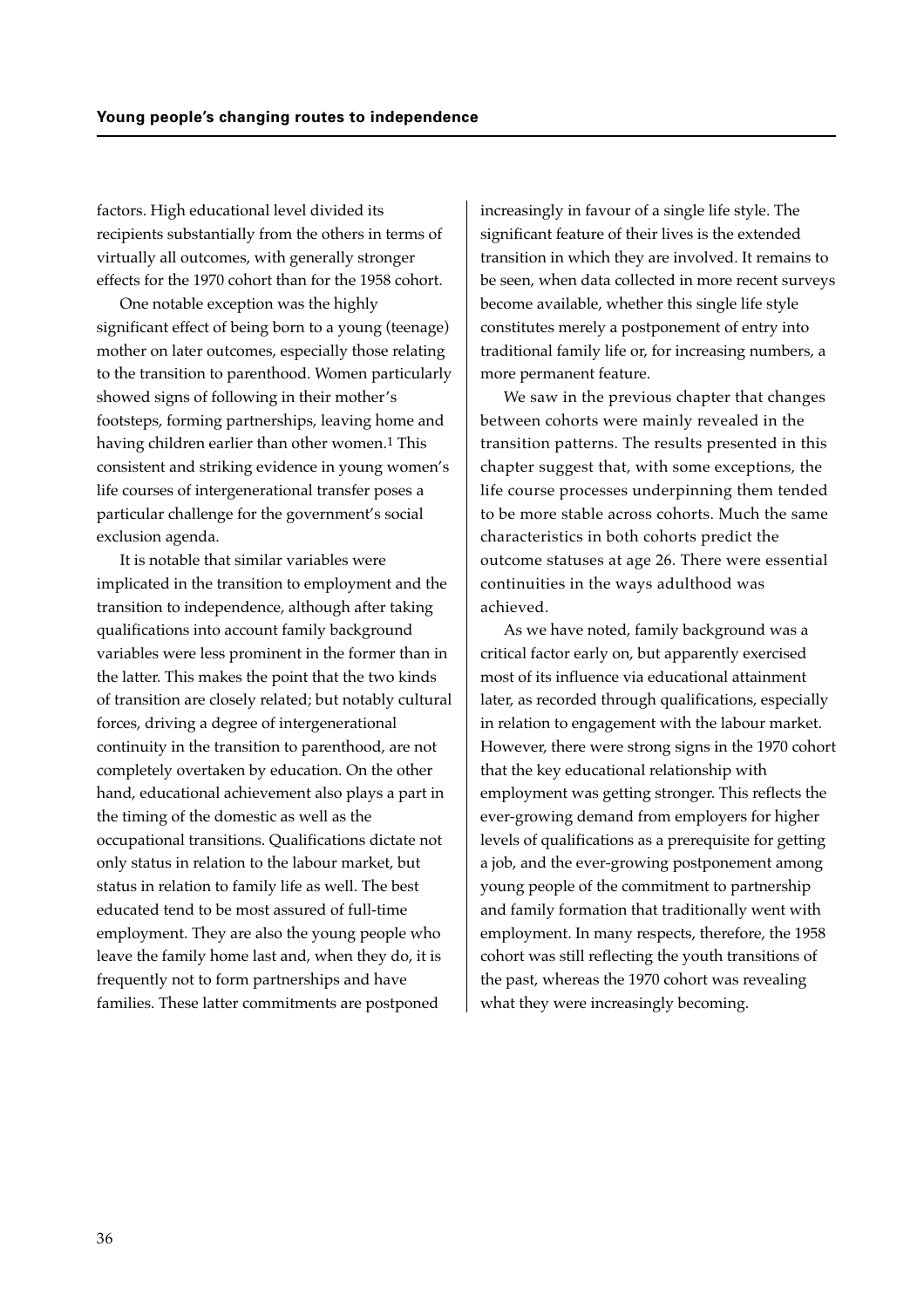factors. High educational level divided its recipients substantially from the others in terms of virtually all outcomes, with generally stronger effects for the 1970 cohort than for the 1958 cohort.

One notable exception was the highly significant effect of being born to a young (teenage) mother on later outcomes, especially those relating to the transition to parenthood. Women particularly showed signs of following in their mother's footsteps, forming partnerships, leaving home and having children earlier than other women.[1] This consistent and striking evidence in young women's life courses of intergenerational transfer poses a particular challenge for the government's social exclusion agenda.

It is notable that similar variables were implicated in the transition to employment and the transition to independence, although after taking qualifications into account family background variables were less prominent in the former than in the latter. This makes the point that the two kinds of transition are closely related; but notably cultural forces, driving a degree of intergenerational continuity in the transition to parenthood, are not completely overtaken by education. On the other hand, educational achievement also plays a part in the timing of the domestic as well as the occupational transitions. Qualifications dictate not only status in relation to the labour market, but status in relation to family life as well. The best educated tend to be most assured of full-time employment. They are also the young people who leave the family home last and, when they do, it is frequently not to form partnerships and have families. These latter commitments are postponed increasingly in favour of a single life style. The significant feature of their lives is the extended transition in which they are involved. It remains to be seen, when data collected in more recent surveys become available, whether this single life style constitutes merely a postponement of entry into traditional family life or, for increasing numbers, a more permanent feature.

We saw in the previous chapter that changes between cohorts were mainly revealed in the transition patterns. The results presented in this chapter suggest that, with some exceptions, the life course processes underpinning them tended to be more stable across cohorts. Much the same characteristics in both cohorts predict the outcome statuses at age 26. There were essential continuities in the ways adulthood was achieved.

As we have noted, family background was a critical factor early on, but apparently exercised most of its influence via educational attainment later, as recorded through qualifications, especially in relation to engagement with the labour market. However, there were strong signs in the 1970 cohort that the key educational relationship with employment was getting stronger. This reflects the ever-growing demand from employers for higher levels of qualifications as a prerequisite for getting a job, and the ever-growing postponement among young people of the commitment to partnership and family formation that traditionally went with employment. In many respects, therefore, the 1958 cohort was still reflecting the youth transitions of the past, whereas the 1970 cohort was revealing what they were increasingly becoming.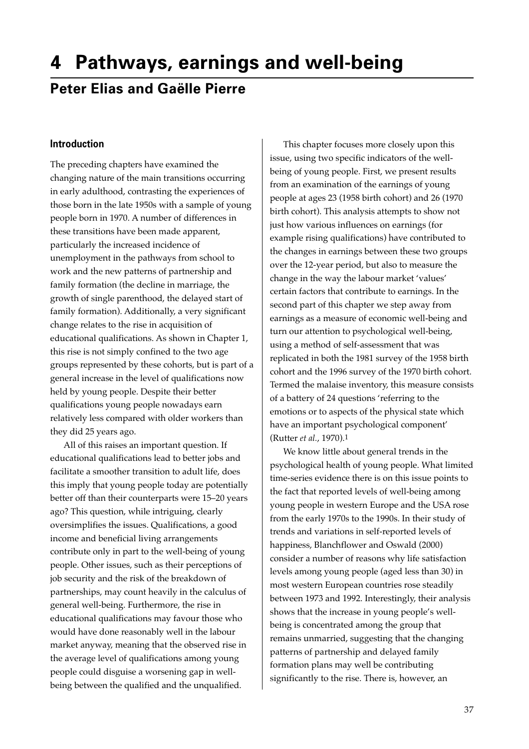# 4 Pathways, earnings and well-being

## Peter Elias and Gaëlle Pierre

### Introduction

The preceding chapters have examined the changing nature of the main transitions occurring in early adulthood, contrasting the experiences of those born in the late 1950s with a sample of young people born in 1970. A number of differences in these transitions have been made apparent, particularly the increased incidence of unemployment in the pathways from school to work and the new patterns of partnership and family formation (the decline in marriage, the growth of single parenthood, the delayed start of family formation). Additionally, a very significant change relates to the rise in acquisition of educational qualifications. As shown in Chapter 1, this rise is not simply confined to the two age groups represented by these cohorts, but is part of a general increase in the level of qualifications now held by young people. Despite their better qualifications young people nowadays earn relatively less compared with older workers than they did 25 years ago.

All of this raises an important question. If educational qualifications lead to better jobs and facilitate a smoother transition to adult life, does this imply that young people today are potentially better off than their counterparts were 15–20 years ago? This question, while intriguing, clearly oversimplifies the issues. Qualifications, a good income and beneficial living arrangements contribute only in part to the well-being of young people. Other issues, such as their perceptions of job security and the risk of the breakdown of partnerships, may count heavily in the calculus of general well-being. Furthermore, the rise in educational qualifications may favour those who would have done reasonably well in the labour market anyway, meaning that the observed rise in the average level of qualifications among young people could disguise a worsening gap in well-being between the qualified and the unqualified.

This chapter focuses more closely upon this issue, using two specific indicators of the well-being of young people. First, we present results from an examination of the earnings of young people at ages 23 (1958 birth cohort) and 26 (1970 birth cohort). This analysis attempts to show not just how various influences on earnings (for example rising qualifications) have contributed to the changes in earnings between these two groups over the 12-year period, but also to measure the change in the way the labour market 'values' certain factors that contribute to earnings. In the second part of this chapter we step away from earnings as a measure of economic well-being and turn our attention to psychological well-being, using a method of self-assessment that was replicated in both the 1981 survey of the 1958 birth cohort and the 1996 survey of the 1970 birth cohort. Termed the malaise inventory, this measure consists of a battery of 24 questions 'referring to the emotions or to aspects of the physical state which have an important psychological component' (Rutter *et al*., 1970).[1]

We know little about general trends in the psychological health of young people. What limited time-series evidence there is on this issue points to the fact that reported levels of well-being among young people in western Europe and the USA rose from the early 1970s to the 1990s. In their study of trends and variations in self-reported levels of happiness, Blanchflower and Oswald (2000) consider a number of reasons why life satisfaction levels among young people (aged less than 30) in most western European countries rose steadily between 1973 and 1992. Interestingly, their analysis shows that the increase in young people's well-being is concentrated among the group that remains unmarried, suggesting that the changing patterns of partnership and delayed family formation plans may well be contributing significantly to the rise. There is, however, an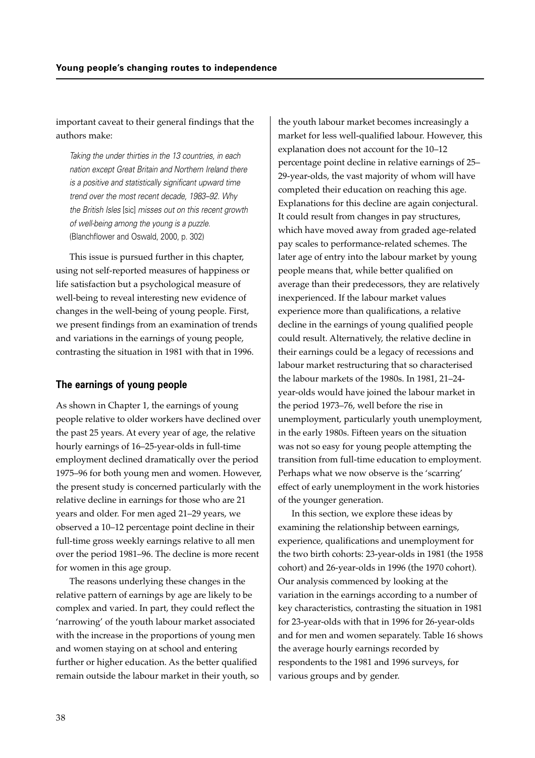important caveat to their general findings that the authors make:

> *Taking the under thirties in the 13 countries, in each nation except Great Britain and Northern Ireland there is a positive and statistically significant upward time trend over the most recent decade, 1983–92. Why the British Isles* [sic] *misses out on this recent growth of well-being among the young is a puzzle.*
> (Blanchflower and Oswald, 2000, p. 302)

This issue is pursued further in this chapter, using not self-reported measures of happiness or life satisfaction but a psychological measure of well-being to reveal interesting new evidence of changes in the well-being of young people. First, we present findings from an examination of trends and variations in the earnings of young people, contrasting the situation in 1981 with that in 1996.

## The earnings of young people

As shown in Chapter 1, the earnings of young people relative to older workers have declined over the past 25 years. At every year of age, the relative hourly earnings of 16–25-year-olds in full-time employment declined dramatically over the period 1975–96 for both young men and women. However, the present study is concerned particularly with the relative decline in earnings for those who are 21 years and older. For men aged 21–29 years, we observed a 10–12 percentage point decline in their full-time gross weekly earnings relative to all men over the period 1981–96. The decline is more recent for women in this age group.

The reasons underlying these changes in the relative pattern of earnings by age are likely to be complex and varied. In part, they could reflect the 'narrowing' of the youth labour market associated with the increase in the proportions of young men and women staying on at school and entering further or higher education. As the better qualified remain outside the labour market in their youth, so the youth labour market becomes increasingly a market for less well-qualified labour. However, this explanation does not account for the 10–12 percentage point decline in relative earnings of 25–29-year-olds, the vast majority of whom will have completed their education on reaching this age. Explanations for this decline are again conjectural. It could result from changes in pay structures, which have moved away from graded age-related pay scales to performance-related schemes. The later age of entry into the labour market by young people means that, while better qualified on average than their predecessors, they are relatively inexperienced. If the labour market values experience more than qualifications, a relative decline in the earnings of young qualified people could result. Alternatively, the relative decline in their earnings could be a legacy of recessions and labour market restructuring that so characterised the labour markets of the 1980s. In 1981, 21–24-year-olds would have joined the labour market in the period 1973–76, well before the rise in unemployment, particularly youth unemployment, in the early 1980s. Fifteen years on the situation was not so easy for young people attempting the transition from full-time education to employment. Perhaps what we now observe is the 'scarring' effect of early unemployment in the work histories of the younger generation.

In this section, we explore these ideas by examining the relationship between earnings, experience, qualifications and unemployment for the two birth cohorts: 23-year-olds in 1981 (the 1958 cohort) and 26-year-olds in 1996 (the 1970 cohort). Our analysis commenced by looking at the variation in the earnings according to a number of key characteristics, contrasting the situation in 1981 for 23-year-olds with that in 1996 for 26-year-olds and for men and women separately. Table 16 shows the average hourly earnings recorded by respondents to the 1981 and 1996 surveys, for various groups and by gender.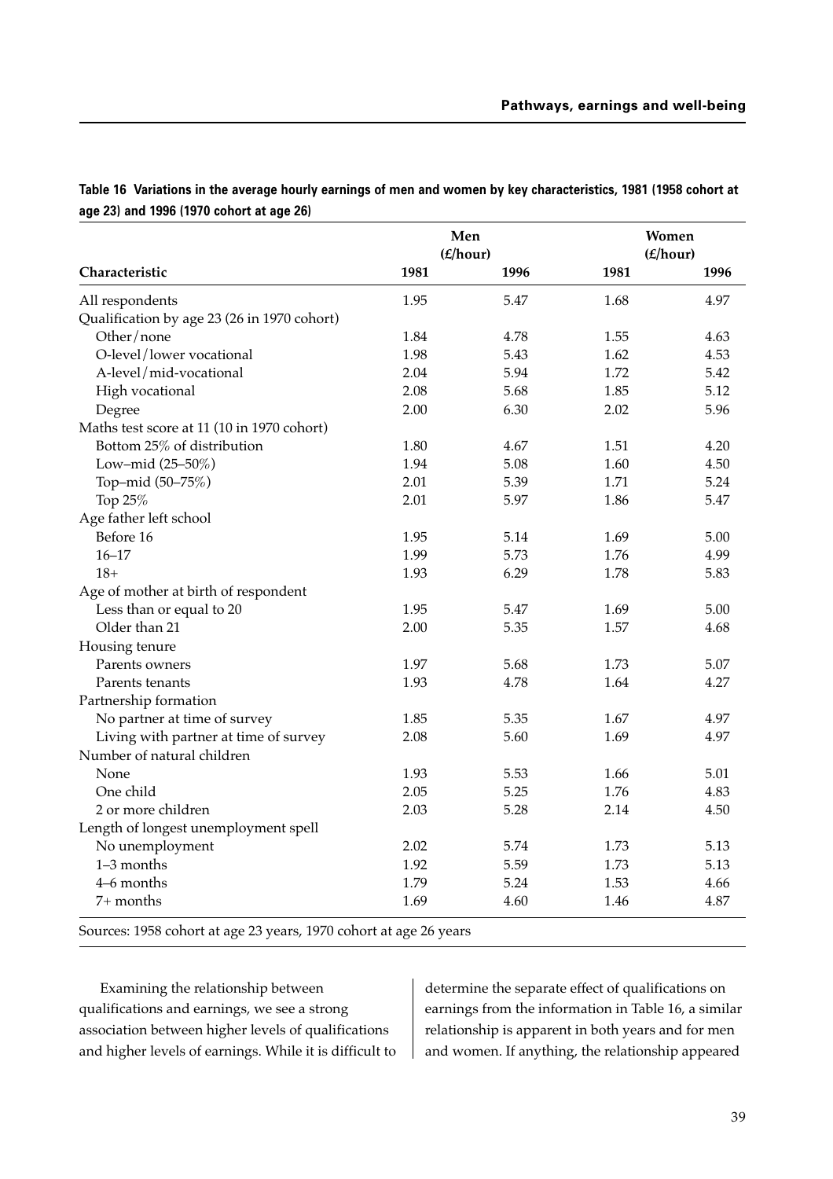**Table 16 Variations in the average hourly earnings of men and women by key characteristics, 1981 (1958 cohort at age 23) and 1996 (1970 cohort at age 26)**

| Characteristic | Men (£/hour) 1981 | Men (£/hour) 1996 | Women (£/hour) 1981 | Women (£/hour) 1996 |
|---|---|---|---|---|
| All respondents | 1.95 | 5.47 | 1.68 | 4.97 |
| Qualification by age 23 (26 in 1970 cohort) | | | | |
| Other/none | 1.84 | 4.78 | 1.55 | 4.63 |
| O-level/lower vocational | 1.98 | 5.43 | 1.62 | 4.53 |
| A-level/mid-vocational | 2.04 | 5.94 | 1.72 | 5.42 |
| High vocational | 2.08 | 5.68 | 1.85 | 5.12 |
| Degree | 2.00 | 6.30 | 2.02 | 5.96 |
| Maths test score at 11 (10 in 1970 cohort) | | | | |
| Bottom 25% of distribution | 1.80 | 4.67 | 1.51 | 4.20 |
| Low–mid (25–50%) | 1.94 | 5.08 | 1.60 | 4.50 |
| Top–mid (50–75%) | 2.01 | 5.39 | 1.71 | 5.24 |
| Top 25% | 2.01 | 5.97 | 1.86 | 5.47 |
| Age father left school | | | | |
| Before 16 | 1.95 | 5.14 | 1.69 | 5.00 |
| 16–17 | 1.99 | 5.73 | 1.76 | 4.99 |
| 18+ | 1.93 | 6.29 | 1.78 | 5.83 |
| Age of mother at birth of respondent | | | | |
| Less than or equal to 20 | 1.95 | 5.47 | 1.69 | 5.00 |
| Older than 21 | 2.00 | 5.35 | 1.57 | 4.68 |
| Housing tenure | | | | |
| Parents owners | 1.97 | 5.68 | 1.73 | 5.07 |
| Parents tenants | 1.93 | 4.78 | 1.64 | 4.27 |
| Partnership formation | | | | |
| No partner at time of survey | 1.85 | 5.35 | 1.67 | 4.97 |
| Living with partner at time of survey | 2.08 | 5.60 | 1.69 | 4.97 |
| Number of natural children | | | | |
| None | 1.93 | 5.53 | 1.66 | 5.01 |
| One child | 2.05 | 5.25 | 1.76 | 4.83 |
| 2 or more children | 2.03 | 5.28 | 2.14 | 4.50 |
| Length of longest unemployment spell | | | | |
| No unemployment | 2.02 | 5.74 | 1.73 | 5.13 |
| 1–3 months | 1.92 | 5.59 | 1.73 | 5.13 |
| 4–6 months | 1.79 | 5.24 | 1.53 | 4.66 |
| 7+ months | 1.69 | 4.60 | 1.46 | 4.87 |

Sources: 1958 cohort at age 23 years, 1970 cohort at age 26 years

Examining the relationship between qualifications and earnings, we see a strong association between higher levels of qualifications and higher levels of earnings. While it is difficult to determine the separate effect of qualifications on earnings from the information in Table 16, a similar relationship is apparent in both years and for men and women. If anything, the relationship appeared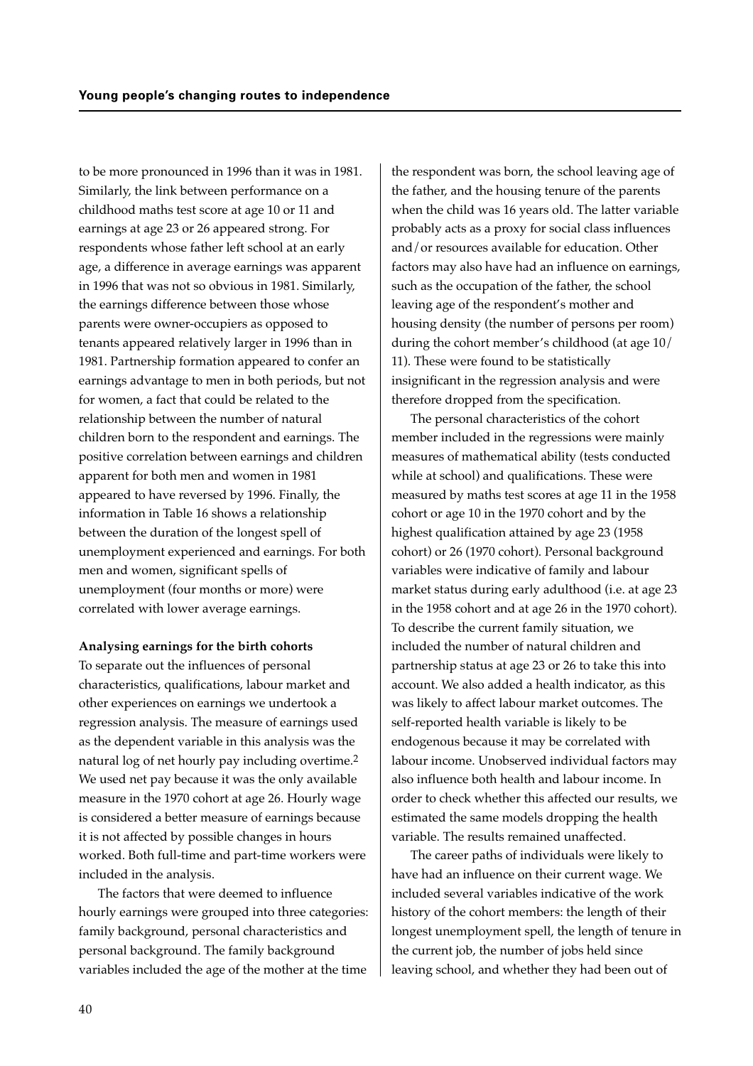to be more pronounced in 1996 than it was in 1981. Similarly, the link between performance on a childhood maths test score at age 10 or 11 and earnings at age 23 or 26 appeared strong. For respondents whose father left school at an early age, a difference in average earnings was apparent in 1996 that was not so obvious in 1981. Similarly, the earnings difference between those whose parents were owner-occupiers as opposed to tenants appeared relatively larger in 1996 than in 1981. Partnership formation appeared to confer an earnings advantage to men in both periods, but not for women, a fact that could be related to the relationship between the number of natural children born to the respondent and earnings. The positive correlation between earnings and children apparent for both men and women in 1981 appeared to have reversed by 1996. Finally, the information in Table 16 shows a relationship between the duration of the longest spell of unemployment experienced and earnings. For both men and women, significant spells of unemployment (four months or more) were correlated with lower average earnings.

**Analysing earnings for the birth cohorts**

To separate out the influences of personal characteristics, qualifications, labour market and other experiences on earnings we undertook a regression analysis. The measure of earnings used as the dependent variable in this analysis was the natural log of net hourly pay including overtime.[2] We used net pay because it was the only available measure in the 1970 cohort at age 26. Hourly wage is considered a better measure of earnings because it is not affected by possible changes in hours worked. Both full-time and part-time workers were included in the analysis.

The factors that were deemed to influence hourly earnings were grouped into three categories: family background, personal characteristics and personal background. The family background variables included the age of the mother at the time the respondent was born, the school leaving age of the father, and the housing tenure of the parents when the child was 16 years old. The latter variable probably acts as a proxy for social class influences and/or resources available for education. Other factors may also have had an influence on earnings, such as the occupation of the father, the school leaving age of the respondent's mother and housing density (the number of persons per room) during the cohort member's childhood (at age 10/11). These were found to be statistically insignificant in the regression analysis and were therefore dropped from the specification.

The personal characteristics of the cohort member included in the regressions were mainly measures of mathematical ability (tests conducted while at school) and qualifications. These were measured by maths test scores at age 11 in the 1958 cohort or age 10 in the 1970 cohort and by the highest qualification attained by age 23 (1958 cohort) or 26 (1970 cohort). Personal background variables were indicative of family and labour market status during early adulthood (i.e. at age 23 in the 1958 cohort and at age 26 in the 1970 cohort). To describe the current family situation, we included the number of natural children and partnership status at age 23 or 26 to take this into account. We also added a health indicator, as this was likely to affect labour market outcomes. The self-reported health variable is likely to be endogenous because it may be correlated with labour income. Unobserved individual factors may also influence both health and labour income. In order to check whether this affected our results, we estimated the same models dropping the health variable. The results remained unaffected.

The career paths of individuals were likely to have had an influence on their current wage. We included several variables indicative of the work history of the cohort members: the length of their longest unemployment spell, the length of tenure in the current job, the number of jobs held since leaving school, and whether they had been out of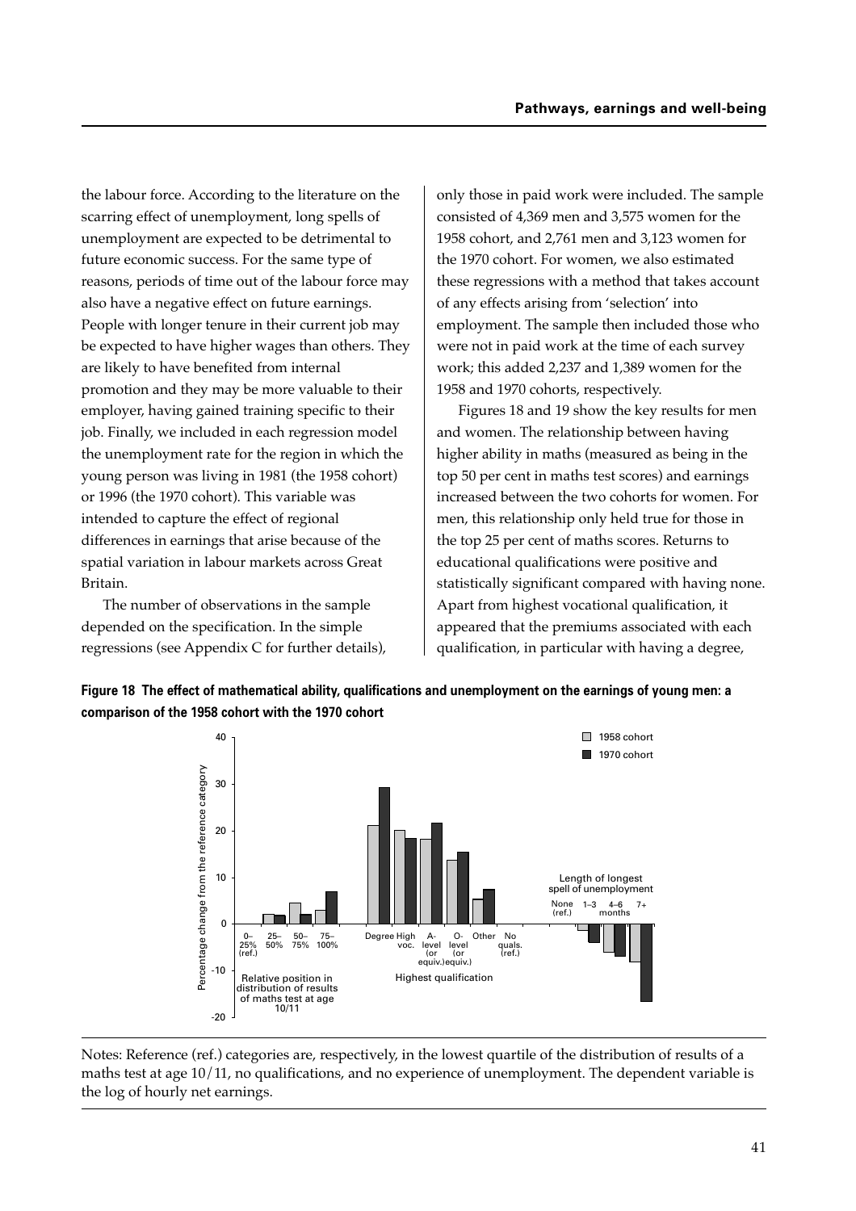the labour force. According to the literature on the scarring effect of unemployment, long spells of unemployment are expected to be detrimental to future economic success. For the same type of reasons, periods of time out of the labour force may also have a negative effect on future earnings. People with longer tenure in their current job may be expected to have higher wages than others. They are likely to have benefited from internal promotion and they may be more valuable to their employer, having gained training specific to their job. Finally, we included in each regression model the unemployment rate for the region in which the young person was living in 1981 (the 1958 cohort) or 1996 (the 1970 cohort). This variable was intended to capture the effect of regional differences in earnings that arise because of the spatial variation in labour markets across Great Britain.

The number of observations in the sample depended on the specification. In the simple regressions (see Appendix C for further details), only those in paid work were included. The sample consisted of 4,369 men and 3,575 women for the 1958 cohort, and 2,761 men and 3,123 women for the 1970 cohort. For women, we also estimated these regressions with a method that takes account of any effects arising from 'selection' into employment. The sample then included those who were not in paid work at the time of each survey work; this added 2,237 and 1,389 women for the 1958 and 1970 cohorts, respectively.

Figures 18 and 19 show the key results for men and women. The relationship between having higher ability in maths (measured as being in the top 50 per cent in maths test scores) and earnings increased between the two cohorts for women. For men, this relationship only held true for those in the top 25 per cent of maths scores. Returns to educational qualifications were positive and statistically significant compared with having none. Apart from highest vocational qualification, it appeared that the premiums associated with each qualification, in particular with having a degree,

**Figure 18 The effect of mathematical ability, qualifications and unemployment on the earnings of young men: a comparison of the 1958 cohort with the 1970 cohort**

Notes: Reference (ref.) categories are, respectively, in the lowest quartile of the distribution of results of a maths test at age 10/11, no qualifications, and no experience of unemployment. The dependent variable is the log of hourly net earnings.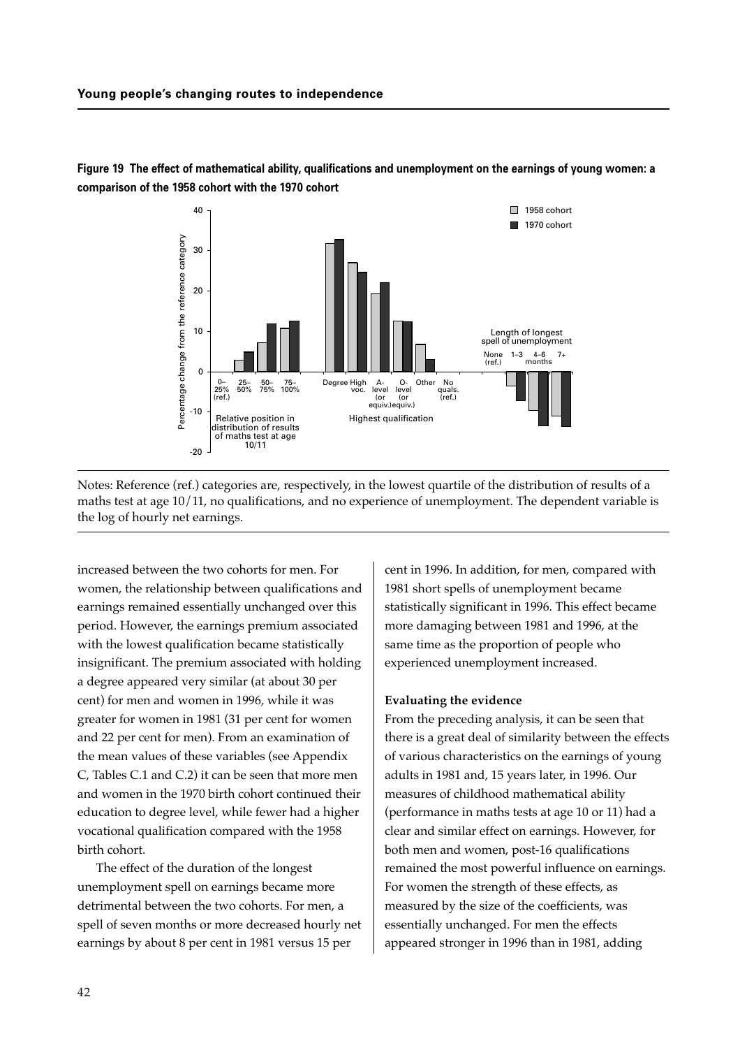**Figure 19 The effect of mathematical ability, qualifications and unemployment on the earnings of young women: a comparison of the 1958 cohort with the 1970 cohort**

Notes: Reference (ref.) categories are, respectively, in the lowest quartile of the distribution of results of a maths test at age 10/11, no qualifications, and no experience of unemployment. The dependent variable is the log of hourly net earnings.

increased between the two cohorts for men. For women, the relationship between qualifications and earnings remained essentially unchanged over this period. However, the earnings premium associated with the lowest qualification became statistically insignificant. The premium associated with holding a degree appeared very similar (at about 30 per cent) for men and women in 1996, while it was greater for women in 1981 (31 per cent for women and 22 per cent for men). From an examination of the mean values of these variables (see Appendix C, Tables C.1 and C.2) it can be seen that more men and women in the 1970 birth cohort continued their education to degree level, while fewer had a higher vocational qualification compared with the 1958 birth cohort.

The effect of the duration of the longest unemployment spell on earnings became more detrimental between the two cohorts. For men, a spell of seven months or more decreased hourly net earnings by about 8 per cent in 1981 versus 15 per cent in 1996. In addition, for men, compared with 1981 short spells of unemployment became statistically significant in 1996. This effect became more damaging between 1981 and 1996, at the same time as the proportion of people who experienced unemployment increased.

**Evaluating the evidence**

From the preceding analysis, it can be seen that there is a great deal of similarity between the effects of various characteristics on the earnings of young adults in 1981 and, 15 years later, in 1996. Our measures of childhood mathematical ability (performance in maths tests at age 10 or 11) had a clear and similar effect on earnings. However, for both men and women, post-16 qualifications remained the most powerful influence on earnings. For women the strength of these effects, as measured by the size of the coefficients, was essentially unchanged. For men the effects appeared stronger in 1996 than in 1981, adding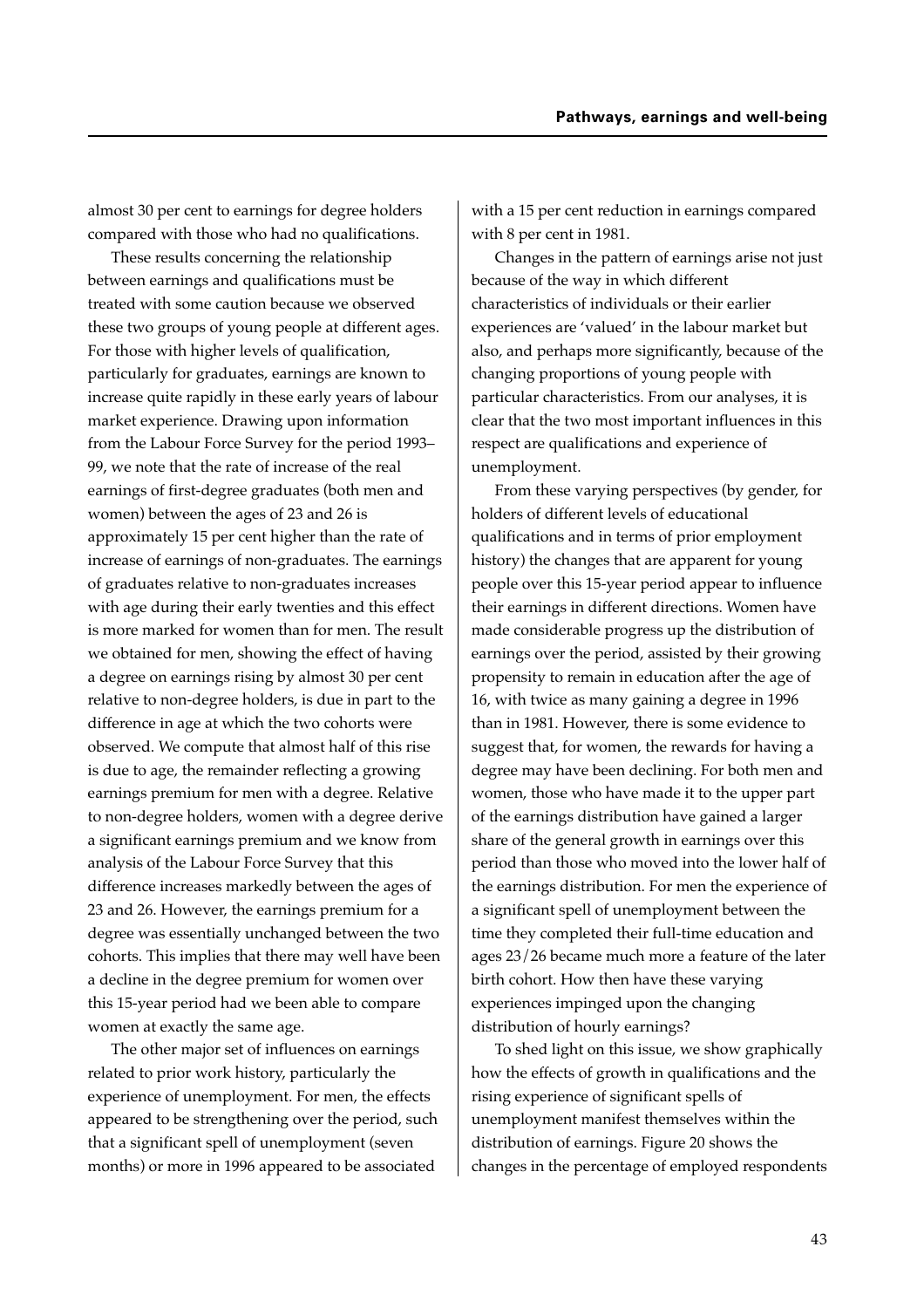almost 30 per cent to earnings for degree holders compared with those who had no qualifications.

These results concerning the relationship between earnings and qualifications must be treated with some caution because we observed these two groups of young people at different ages. For those with higher levels of qualification, particularly for graduates, earnings are known to increase quite rapidly in these early years of labour market experience. Drawing upon information from the Labour Force Survey for the period 1993–99, we note that the rate of increase of the real earnings of first-degree graduates (both men and women) between the ages of 23 and 26 is approximately 15 per cent higher than the rate of increase of earnings of non-graduates. The earnings of graduates relative to non-graduates increases with age during their early twenties and this effect is more marked for women than for men. The result we obtained for men, showing the effect of having a degree on earnings rising by almost 30 per cent relative to non-degree holders, is due in part to the difference in age at which the two cohorts were observed. We compute that almost half of this rise is due to age, the remainder reflecting a growing earnings premium for men with a degree. Relative to non-degree holders, women with a degree derive a significant earnings premium and we know from analysis of the Labour Force Survey that this difference increases markedly between the ages of 23 and 26. However, the earnings premium for a degree was essentially unchanged between the two cohorts. This implies that there may well have been a decline in the degree premium for women over this 15-year period had we been able to compare women at exactly the same age.

The other major set of influences on earnings related to prior work history, particularly the experience of unemployment. For men, the effects appeared to be strengthening over the period, such that a significant spell of unemployment (seven months) or more in 1996 appeared to be associated with a 15 per cent reduction in earnings compared with 8 per cent in 1981.

Changes in the pattern of earnings arise not just because of the way in which different characteristics of individuals or their earlier experiences are 'valued' in the labour market but also, and perhaps more significantly, because of the changing proportions of young people with particular characteristics. From our analyses, it is clear that the two most important influences in this respect are qualifications and experience of unemployment.

From these varying perspectives (by gender, for holders of different levels of educational qualifications and in terms of prior employment history) the changes that are apparent for young people over this 15-year period appear to influence their earnings in different directions. Women have made considerable progress up the distribution of earnings over the period, assisted by their growing propensity to remain in education after the age of 16, with twice as many gaining a degree in 1996 than in 1981. However, there is some evidence to suggest that, for women, the rewards for having a degree may have been declining. For both men and women, those who have made it to the upper part of the earnings distribution have gained a larger share of the general growth in earnings over this period than those who moved into the lower half of the earnings distribution. For men the experience of a significant spell of unemployment between the time they completed their full-time education and ages 23/26 became much more a feature of the later birth cohort. How then have these varying experiences impinged upon the changing distribution of hourly earnings?

To shed light on this issue, we show graphically how the effects of growth in qualifications and the rising experience of significant spells of unemployment manifest themselves within the distribution of earnings. Figure 20 shows the changes in the percentage of employed respondents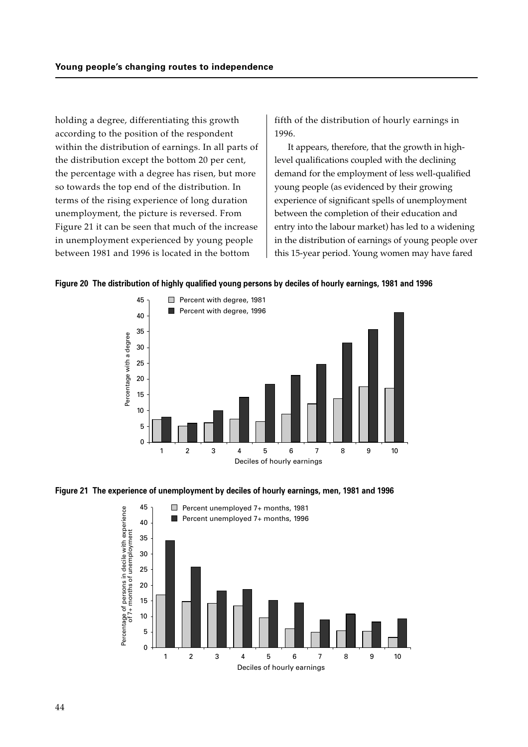holding a degree, differentiating this growth according to the position of the respondent within the distribution of earnings. In all parts of the distribution except the bottom 20 per cent, the percentage with a degree has risen, but more so towards the top end of the distribution. In terms of the rising experience of long duration unemployment, the picture is reversed. From Figure 21 it can be seen that much of the increase in unemployment experienced by young people between 1981 and 1996 is located in the bottom fifth of the distribution of hourly earnings in 1996.

It appears, therefore, that the growth in high-level qualifications coupled with the declining demand for the employment of less well-qualified young people (as evidenced by their growing experience of significant spells of unemployment between the completion of their education and entry into the labour market) has led to a widening in the distribution of earnings of young people over this 15-year period. Young women may have fared

**Figure 20 The distribution of highly qualified young persons by deciles of hourly earnings, 1981 and 1996**

**Figure 21 The experience of unemployment by deciles of hourly earnings, men, 1981 and 1996**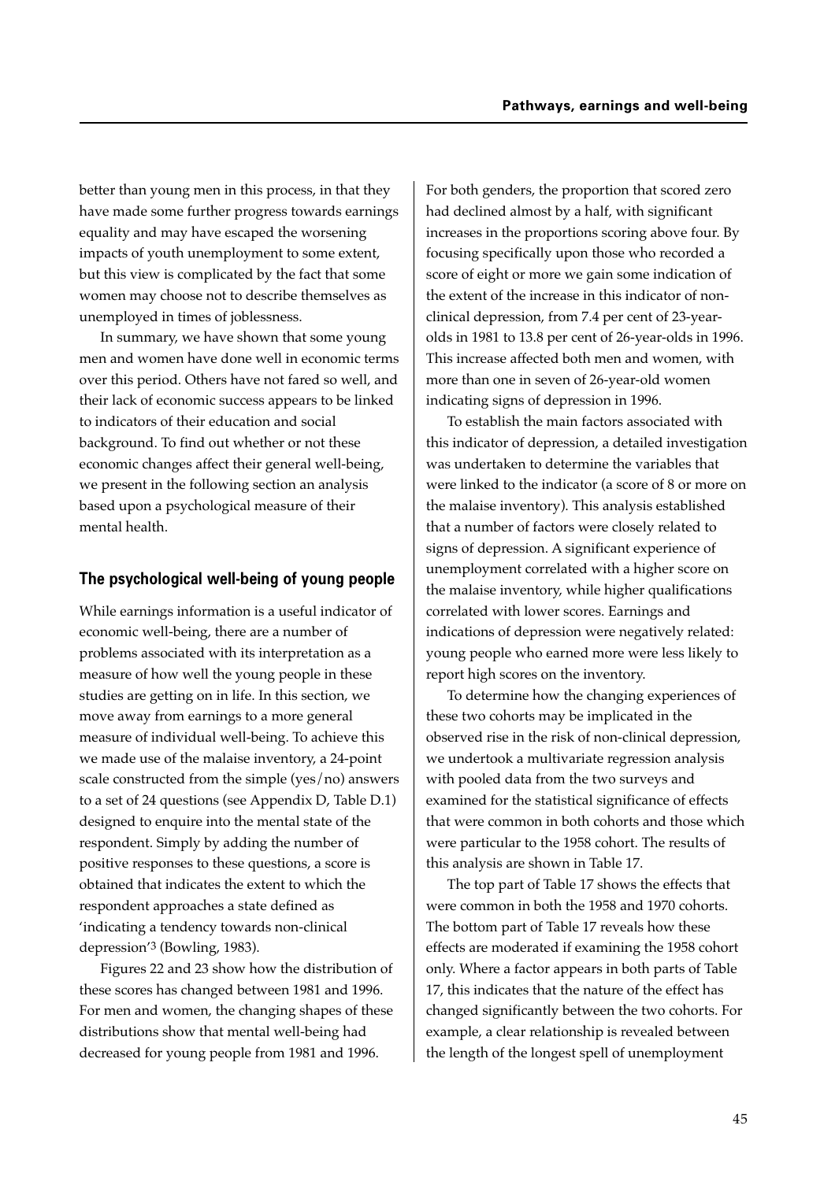better than young men in this process, in that they have made some further progress towards earnings equality and may have escaped the worsening impacts of youth unemployment to some extent, but this view is complicated by the fact that some women may choose not to describe themselves as unemployed in times of joblessness.

In summary, we have shown that some young men and women have done well in economic terms over this period. Others have not fared so well, and their lack of economic success appears to be linked to indicators of their education and social background. To find out whether or not these economic changes affect their general well-being, we present in the following section an analysis based upon a psychological measure of their mental health.

## The psychological well-being of young people

While earnings information is a useful indicator of economic well-being, there are a number of problems associated with its interpretation as a measure of how well the young people in these studies are getting on in life. In this section, we move away from earnings to a more general measure of individual well-being. To achieve this we made use of the malaise inventory, a 24-point scale constructed from the simple (yes/no) answers to a set of 24 questions (see Appendix D, Table D.1) designed to enquire into the mental state of the respondent. Simply by adding the number of positive responses to these questions, a score is obtained that indicates the extent to which the respondent approaches a state defined as 'indicating a tendency towards non-clinical depression'[3] (Bowling, 1983).

Figures 22 and 23 show how the distribution of these scores has changed between 1981 and 1996. For men and women, the changing shapes of these distributions show that mental well-being had decreased for young people from 1981 and 1996.

For both genders, the proportion that scored zero had declined almost by a half, with significant increases in the proportions scoring above four. By focusing specifically upon those who recorded a score of eight or more we gain some indication of the extent of the increase in this indicator of non-clinical depression, from 7.4 per cent of 23-year-olds in 1981 to 13.8 per cent of 26-year-olds in 1996. This increase affected both men and women, with more than one in seven of 26-year-old women indicating signs of depression in 1996.

To establish the main factors associated with this indicator of depression, a detailed investigation was undertaken to determine the variables that were linked to the indicator (a score of 8 or more on the malaise inventory). This analysis established that a number of factors were closely related to signs of depression. A significant experience of unemployment correlated with a higher score on the malaise inventory, while higher qualifications correlated with lower scores. Earnings and indications of depression were negatively related: young people who earned more were less likely to report high scores on the inventory.

To determine how the changing experiences of these two cohorts may be implicated in the observed rise in the risk of non-clinical depression, we undertook a multivariate regression analysis with pooled data from the two surveys and examined for the statistical significance of effects that were common in both cohorts and those which were particular to the 1958 cohort. The results of this analysis are shown in Table 17.

The top part of Table 17 shows the effects that were common in both the 1958 and 1970 cohorts. The bottom part of Table 17 reveals how these effects are moderated if examining the 1958 cohort only. Where a factor appears in both parts of Table 17, this indicates that the nature of the effect has changed significantly between the two cohorts. For example, a clear relationship is revealed between the length of the longest spell of unemployment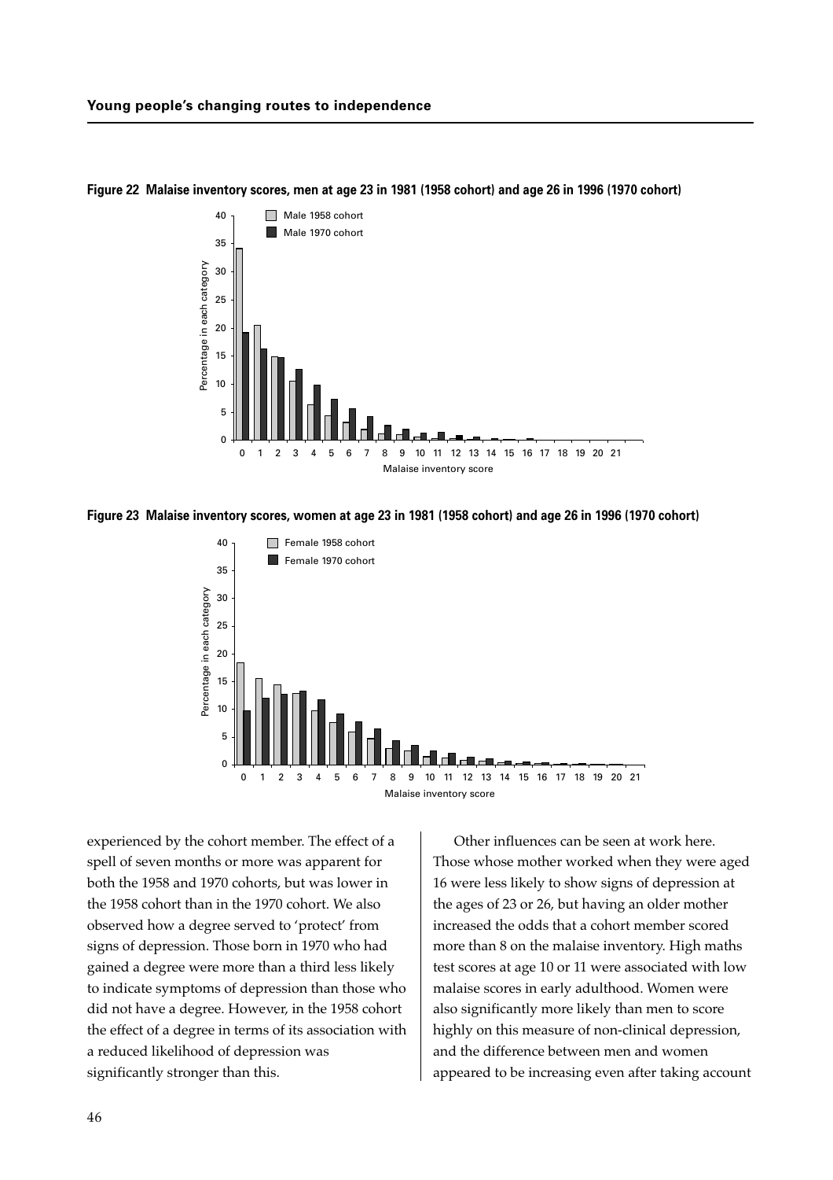**Figure 22 Malaise inventory scores, men at age 23 in 1981 (1958 cohort) and age 26 in 1996 (1970 cohort)**

**Figure 23 Malaise inventory scores, women at age 23 in 1981 (1958 cohort) and age 26 in 1996 (1970 cohort)**

experienced by the cohort member. The effect of a spell of seven months or more was apparent for both the 1958 and 1970 cohorts, but was lower in the 1958 cohort than in the 1970 cohort. We also observed how a degree served to 'protect' from signs of depression. Those born in 1970 who had gained a degree were more than a third less likely to indicate symptoms of depression than those who did not have a degree. However, in the 1958 cohort the effect of a degree in terms of its association with a reduced likelihood of depression was significantly stronger than this.

Other influences can be seen at work here. Those whose mother worked when they were aged 16 were less likely to show signs of depression at the ages of 23 or 26, but having an older mother increased the odds that a cohort member scored more than 8 on the malaise inventory. High maths test scores at age 10 or 11 were associated with low malaise scores in early adulthood. Women were also significantly more likely than men to score highly on this measure of non-clinical depression, and the difference between men and women appeared to be increasing even after taking account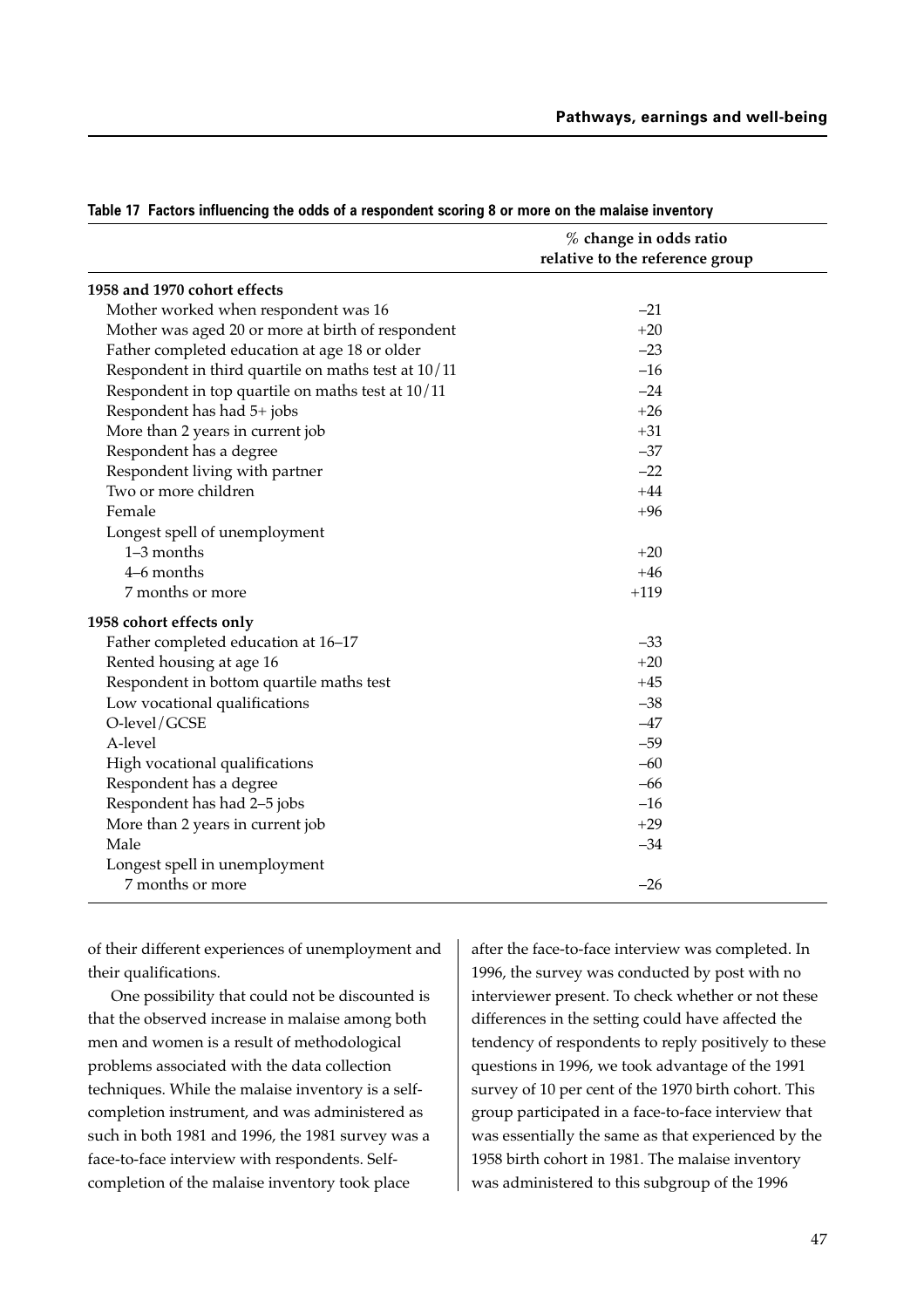**Table 17 Factors influencing the odds of a respondent scoring 8 or more on the malaise inventory**

| | % change in odds ratio relative to the reference group |
|---|---|
| **1958 and 1970 cohort effects** | |
| Mother worked when respondent was 16 | –21 |
| Mother was aged 20 or more at birth of respondent | +20 |
| Father completed education at age 18 or older | –23 |
| Respondent in third quartile on maths test at 10/11 | –16 |
| Respondent in top quartile on maths test at 10/11 | –24 |
| Respondent has had 5+ jobs | +26 |
| More than 2 years in current job | +31 |
| Respondent has a degree | –37 |
| Respondent living with partner | –22 |
| Two or more children | +44 |
| Female | +96 |
| Longest spell of unemployment | |
| 1–3 months | +20 |
| 4–6 months | +46 |
| 7 months or more | +119 |
| **1958 cohort effects only** | |
| Father completed education at 16–17 | –33 |
| Rented housing at age 16 | +20 |
| Respondent in bottom quartile maths test | +45 |
| Low vocational qualifications | –38 |
| O-level/GCSE | –47 |
| A-level | –59 |
| High vocational qualifications | –60 |
| Respondent has a degree | –66 |
| Respondent has had 2–5 jobs | –16 |
| More than 2 years in current job | +29 |
| Male | –34 |
| Longest spell in unemployment | |
| 7 months or more | –26 |

of their different experiences of unemployment and their qualifications.

One possibility that could not be discounted is that the observed increase in malaise among both men and women is a result of methodological problems associated with the data collection techniques. While the malaise inventory is a self-completion instrument, and was administered as such in both 1981 and 1996, the 1981 survey was a face-to-face interview with respondents. Self-completion of the malaise inventory took place after the face-to-face interview was completed. In 1996, the survey was conducted by post with no interviewer present. To check whether or not these differences in the setting could have affected the tendency of respondents to reply positively to these questions in 1996, we took advantage of the 1991 survey of 10 per cent of the 1970 birth cohort. This group participated in a face-to-face interview that was essentially the same as that experienced by the 1958 birth cohort in 1981. The malaise inventory was administered to this subgroup of the 1996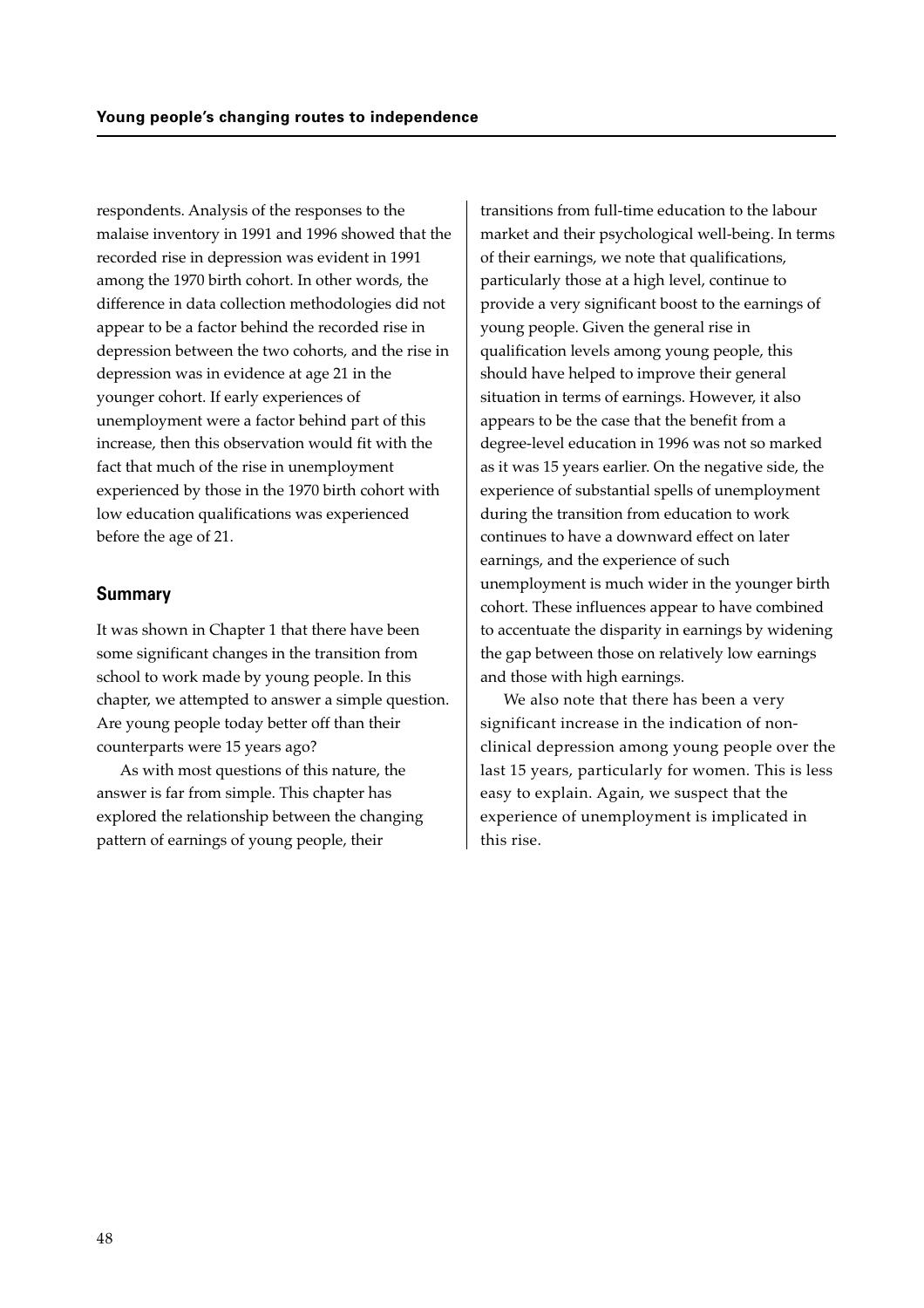respondents. Analysis of the responses to the malaise inventory in 1991 and 1996 showed that the recorded rise in depression was evident in 1991 among the 1970 birth cohort. In other words, the difference in data collection methodologies did not appear to be a factor behind the recorded rise in depression between the two cohorts, and the rise in depression was in evidence at age 21 in the younger cohort. If early experiences of unemployment were a factor behind part of this increase, then this observation would fit with the fact that much of the rise in unemployment experienced by those in the 1970 birth cohort with low education qualifications was experienced before the age of 21.

## Summary

It was shown in Chapter 1 that there have been some significant changes in the transition from school to work made by young people. In this chapter, we attempted to answer a simple question. Are young people today better off than their counterparts were 15 years ago?

As with most questions of this nature, the answer is far from simple. This chapter has explored the relationship between the changing pattern of earnings of young people, their transitions from full-time education to the labour market and their psychological well-being. In terms of their earnings, we note that qualifications, particularly those at a high level, continue to provide a very significant boost to the earnings of young people. Given the general rise in qualification levels among young people, this should have helped to improve their general situation in terms of earnings. However, it also appears to be the case that the benefit from a degree-level education in 1996 was not so marked as it was 15 years earlier. On the negative side, the experience of substantial spells of unemployment during the transition from education to work continues to have a downward effect on later earnings, and the experience of such unemployment is much wider in the younger birth cohort. These influences appear to have combined to accentuate the disparity in earnings by widening the gap between those on relatively low earnings and those with high earnings.

We also note that there has been a very significant increase in the indication of non-clinical depression among young people over the last 15 years, particularly for women. This is less easy to explain. Again, we suspect that the experience of unemployment is implicated in this rise.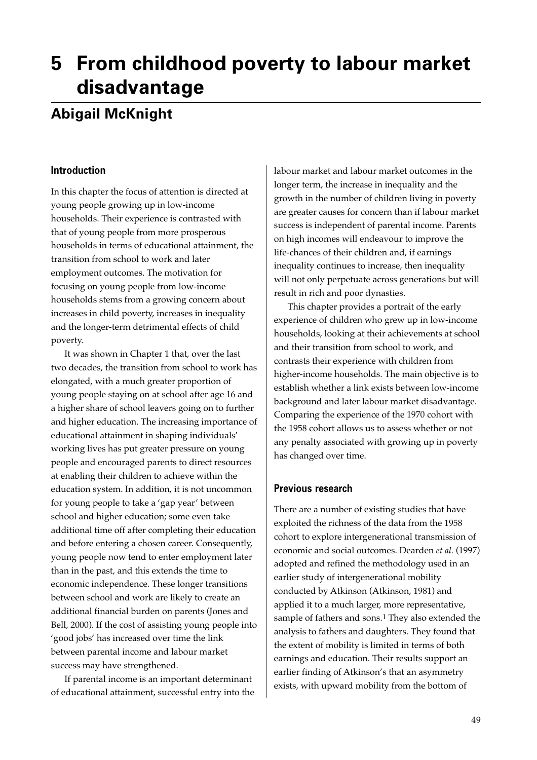# 5 From childhood poverty to labour market disadvantage

## Abigail McKnight

### Introduction

In this chapter the focus of attention is directed at young people growing up in low-income households. Their experience is contrasted with that of young people from more prosperous households in terms of educational attainment, the transition from school to work and later employment outcomes. The motivation for focusing on young people from low-income households stems from a growing concern about increases in child poverty, increases in inequality and the longer-term detrimental effects of child poverty.

It was shown in Chapter 1 that, over the last two decades, the transition from school to work has elongated, with a much greater proportion of young people staying on at school after age 16 and a higher share of school leavers going on to further and higher education. The increasing importance of educational attainment in shaping individuals' working lives has put greater pressure on young people and encouraged parents to direct resources at enabling their children to achieve within the education system. In addition, it is not uncommon for young people to take a 'gap year' between school and higher education; some even take additional time off after completing their education and before entering a chosen career. Consequently, young people now tend to enter employment later than in the past, and this extends the time to economic independence. These longer transitions between school and work are likely to create an additional financial burden on parents (Jones and Bell, 2000). If the cost of assisting young people into 'good jobs' has increased over time the link between parental income and labour market success may have strengthened.

If parental income is an important determinant of educational attainment, successful entry into the labour market and labour market outcomes in the longer term, the increase in inequality and the growth in the number of children living in poverty are greater causes for concern than if labour market success is independent of parental income. Parents on high incomes will endeavour to improve the life-chances of their children and, if earnings inequality continues to increase, then inequality will not only perpetuate across generations but will result in rich and poor dynasties.

This chapter provides a portrait of the early experience of children who grew up in low-income households, looking at their achievements at school and their transition from school to work, and contrasts their experience with children from higher-income households. The main objective is to establish whether a link exists between low-income background and later labour market disadvantage. Comparing the experience of the 1970 cohort with the 1958 cohort allows us to assess whether or not any penalty associated with growing up in poverty has changed over time.

### Previous research

There are a number of existing studies that have exploited the richness of the data from the 1958 cohort to explore intergenerational transmission of economic and social outcomes. Dearden *et al.* (1997) adopted and refined the methodology used in an earlier study of intergenerational mobility conducted by Atkinson (Atkinson, 1981) and applied it to a much larger, more representative, sample of fathers and sons.[1] They also extended the analysis to fathers and daughters. They found that the extent of mobility is limited in terms of both earnings and education. Their results support an earlier finding of Atkinson's that an asymmetry exists, with upward mobility from the bottom of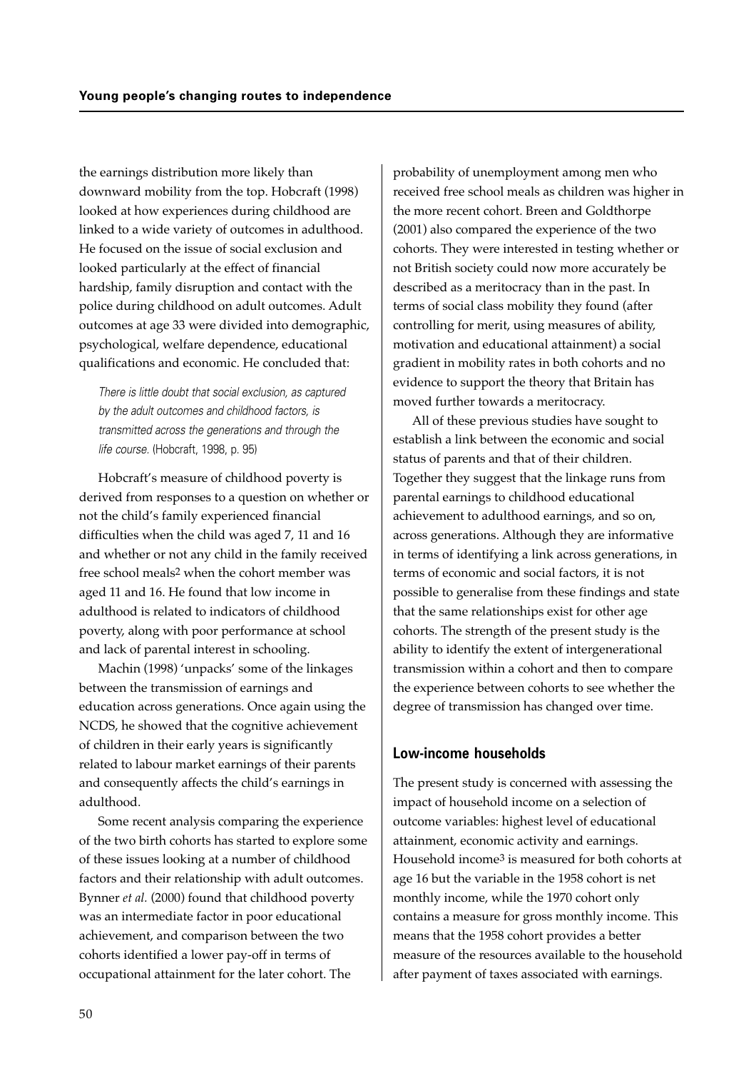the earnings distribution more likely than downward mobility from the top. Hobcraft (1998) looked at how experiences during childhood are linked to a wide variety of outcomes in adulthood. He focused on the issue of social exclusion and looked particularly at the effect of financial hardship, family disruption and contact with the police during childhood on adult outcomes. Adult outcomes at age 33 were divided into demographic, psychological, welfare dependence, educational qualifications and economic. He concluded that:

> *There is little doubt that social exclusion, as captured by the adult outcomes and childhood factors, is transmitted across the generations and through the life course.* (Hobcraft, 1998, p. 95)

Hobcraft's measure of childhood poverty is derived from responses to a question on whether or not the child's family experienced financial difficulties when the child was aged 7, 11 and 16 and whether or not any child in the family received free school meals[2] when the cohort member was aged 11 and 16. He found that low income in adulthood is related to indicators of childhood poverty, along with poor performance at school and lack of parental interest in schooling.

Machin (1998) 'unpacks' some of the linkages between the transmission of earnings and education across generations. Once again using the NCDS, he showed that the cognitive achievement of children in their early years is significantly related to labour market earnings of their parents and consequently affects the child's earnings in adulthood.

Some recent analysis comparing the experience of the two birth cohorts has started to explore some of these issues looking at a number of childhood factors and their relationship with adult outcomes. Bynner *et al.* (2000) found that childhood poverty was an intermediate factor in poor educational achievement, and comparison between the two cohorts identified a lower pay-off in terms of occupational attainment for the later cohort. The probability of unemployment among men who received free school meals as children was higher in the more recent cohort. Breen and Goldthorpe (2001) also compared the experience of the two cohorts. They were interested in testing whether or not British society could now more accurately be described as a meritocracy than in the past. In terms of social class mobility they found (after controlling for merit, using measures of ability, motivation and educational attainment) a social gradient in mobility rates in both cohorts and no evidence to support the theory that Britain has moved further towards a meritocracy.

All of these previous studies have sought to establish a link between the economic and social status of parents and that of their children. Together they suggest that the linkage runs from parental earnings to childhood educational achievement to adulthood earnings, and so on, across generations. Although they are informative in terms of identifying a link across generations, in terms of economic and social factors, it is not possible to generalise from these findings and state that the same relationships exist for other age cohorts. The strength of the present study is the ability to identify the extent of intergenerational transmission within a cohort and then to compare the experience between cohorts to see whether the degree of transmission has changed over time.

## Low-income households

The present study is concerned with assessing the impact of household income on a selection of outcome variables: highest level of educational attainment, economic activity and earnings. Household income[3] is measured for both cohorts at age 16 but the variable in the 1958 cohort is net monthly income, while the 1970 cohort only contains a measure for gross monthly income. This means that the 1958 cohort provides a better measure of the resources available to the household after payment of taxes associated with earnings.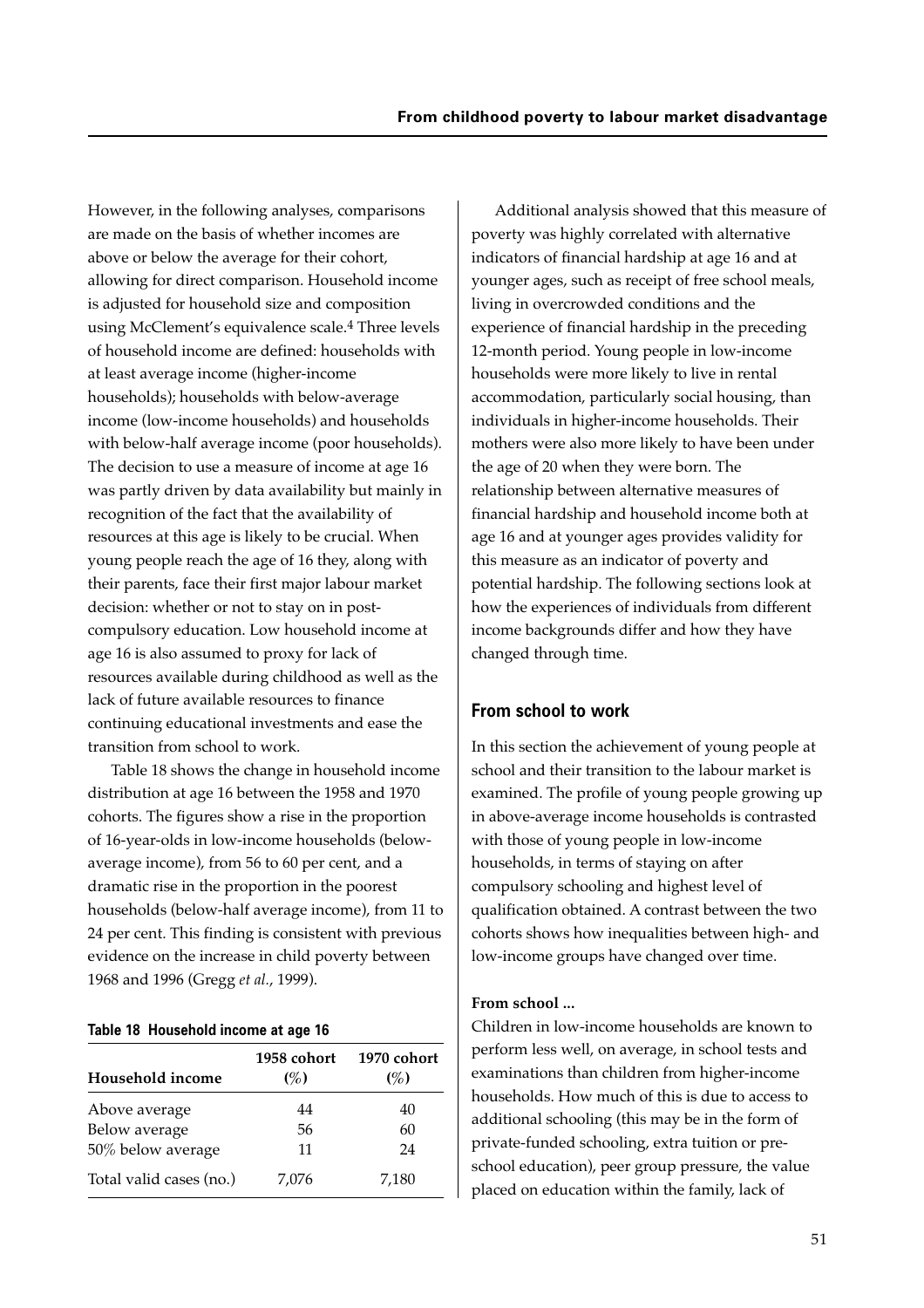However, in the following analyses, comparisons are made on the basis of whether incomes are above or below the average for their cohort, allowing for direct comparison. Household income is adjusted for household size and composition using McClement's equivalence scale.[4] Three levels of household income are defined: households with at least average income (higher-income households); households with below-average income (low-income households) and households with below-half average income (poor households). The decision to use a measure of income at age 16 was partly driven by data availability but mainly in recognition of the fact that the availability of resources at this age is likely to be crucial. When young people reach the age of 16 they, along with their parents, face their first major labour market decision: whether or not to stay on in post-compulsory education. Low household income at age 16 is also assumed to proxy for lack of resources available during childhood as well as the lack of future available resources to finance continuing educational investments and ease the transition from school to work.

Table 18 shows the change in household income distribution at age 16 between the 1958 and 1970 cohorts. The figures show a rise in the proportion of 16-year-olds in low-income households (below-average income), from 56 to 60 per cent, and a dramatic rise in the proportion in the poorest households (below-half average income), from 11 to 24 per cent. This finding is consistent with previous evidence on the increase in child poverty between 1968 and 1996 (Gregg *et al.*, 1999).

**Table 18 Household income at age 16**

| Household income | 1958 cohort (%) | 1970 cohort (%) |
|---|---|---|
| Above average | 44 | 40 |
| Below average | 56 | 60 |
| 50% below average | 11 | 24 |
| Total valid cases (no.) | 7,076 | 7,180 |

Additional analysis showed that this measure of poverty was highly correlated with alternative indicators of financial hardship at age 16 and at younger ages, such as receipt of free school meals, living in overcrowded conditions and the experience of financial hardship in the preceding 12-month period. Young people in low-income households were more likely to live in rental accommodation, particularly social housing, than individuals in higher-income households. Their mothers were also more likely to have been under the age of 20 when they were born. The relationship between alternative measures of financial hardship and household income both at age 16 and at younger ages provides validity for this measure as an indicator of poverty and potential hardship. The following sections look at how the experiences of individuals from different income backgrounds differ and how they have changed through time.

## From school to work

In this section the achievement of young people at school and their transition to the labour market is examined. The profile of young people growing up in above-average income households is contrasted with those of young people in low-income households, in terms of staying on after compulsory schooling and highest level of qualification obtained. A contrast between the two cohorts shows how inequalities between high- and low-income groups have changed over time.

### From school ...

Children in low-income households are known to perform less well, on average, in school tests and examinations than children from higher-income households. How much of this is due to access to additional schooling (this may be in the form of private-funded schooling, extra tuition or pre-school education), peer group pressure, the value placed on education within the family, lack of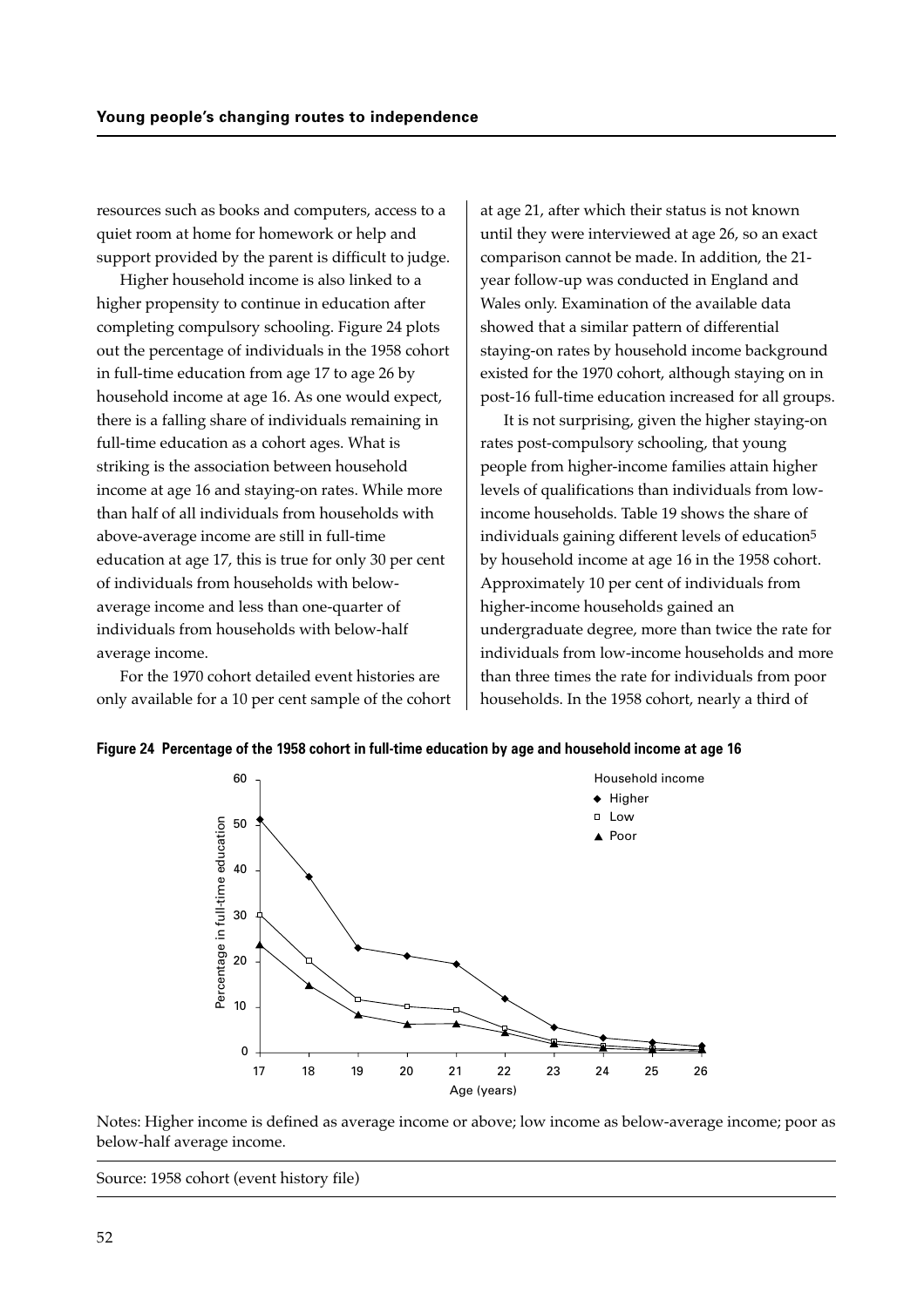resources such as books and computers, access to a quiet room at home for homework or help and support provided by the parent is difficult to judge.

Higher household income is also linked to a higher propensity to continue in education after completing compulsory schooling. Figure 24 plots out the percentage of individuals in the 1958 cohort in full-time education from age 17 to age 26 by household income at age 16. As one would expect, there is a falling share of individuals remaining in full-time education as a cohort ages. What is striking is the association between household income at age 16 and staying-on rates. While more than half of all individuals from households with above-average income are still in full-time education at age 17, this is true for only 30 per cent of individuals from households with below-average income and less than one-quarter of individuals from households with below-half average income.

For the 1970 cohort detailed event histories are only available for a 10 per cent sample of the cohort at age 21, after which their status is not known until they were interviewed at age 26, so an exact comparison cannot be made. In addition, the 21-year follow-up was conducted in England and Wales only. Examination of the available data showed that a similar pattern of differential staying-on rates by household income background existed for the 1970 cohort, although staying on in post-16 full-time education increased for all groups.

It is not surprising, given the higher staying-on rates post-compulsory schooling, that young people from higher-income families attain higher levels of qualifications than individuals from low-income households. Table 19 shows the share of individuals gaining different levels of education[5] by household income at age 16 in the 1958 cohort. Approximately 10 per cent of individuals from higher-income households gained an undergraduate degree, more than twice the rate for individuals from low-income households and more than three times the rate for individuals from poor households. In the 1958 cohort, nearly a third of

**Figure 24 Percentage of the 1958 cohort in full-time education by age and household income at age 16**

Notes: Higher income is defined as average income or above; low income as below-average income; poor as below-half average income.

Source: 1958 cohort (event history file)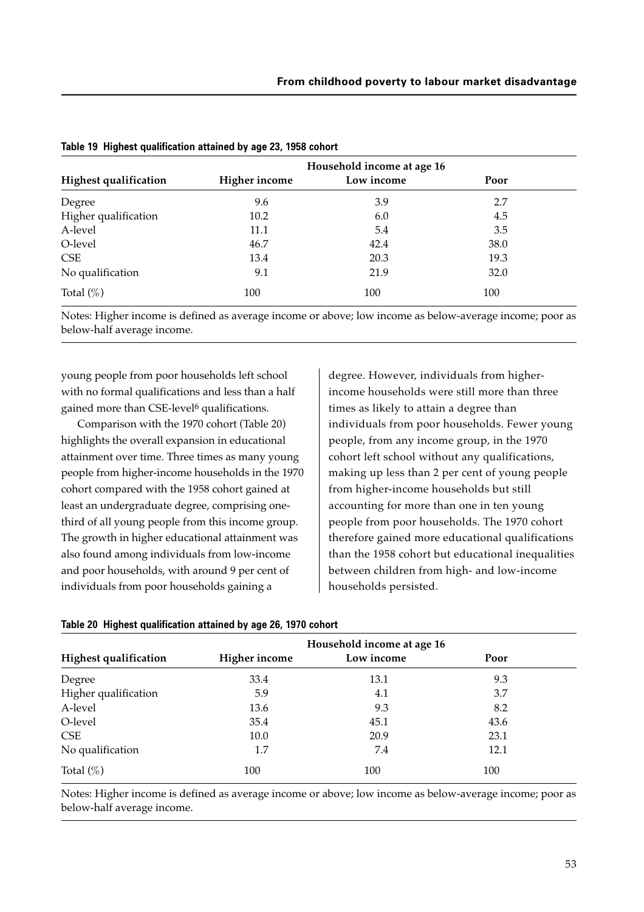**Table 19 Highest qualification attained by age 23, 1958 cohort**

| Highest qualification | Household income at age 16 | | |
|---|---|---|---|
| | Higher income | Low income | Poor |
| Degree | 9.6 | 3.9 | 2.7 |
| Higher qualification | 10.2 | 6.0 | 4.5 |
| A-level | 11.1 | 5.4 | 3.5 |
| O-level | 46.7 | 42.4 | 38.0 |
| CSE | 13.4 | 20.3 | 19.3 |
| No qualification | 9.1 | 21.9 | 32.0 |
| Total (%) | 100 | 100 | 100 |

Notes: Higher income is defined as average income or above; low income as below-average income; poor as below-half average income.

young people from poor households left school with no formal qualifications and less than a half gained more than CSE-level[6] qualifications.

Comparison with the 1970 cohort (Table 20) highlights the overall expansion in educational attainment over time. Three times as many young people from higher-income households in the 1970 cohort compared with the 1958 cohort gained at least an undergraduate degree, comprising one-third of all young people from this income group. The growth in higher educational attainment was also found among individuals from low-income and poor households, with around 9 per cent of individuals from poor households gaining a degree. However, individuals from higher-income households were still more than three times as likely to attain a degree than individuals from poor households. Fewer young people, from any income group, in the 1970 cohort left school without any qualifications, making up less than 2 per cent of young people from higher-income households but still accounting for more than one in ten young people from poor households. The 1970 cohort therefore gained more educational qualifications than the 1958 cohort but educational inequalities between children from high- and low-income households persisted.

**Table 20 Highest qualification attained by age 26, 1970 cohort**

| Highest qualification | Household income at age 16 | | |
|---|---|---|---|
| | Higher income | Low income | Poor |
| Degree | 33.4 | 13.1 | 9.3 |
| Higher qualification | 5.9 | 4.1 | 3.7 |
| A-level | 13.6 | 9.3 | 8.2 |
| O-level | 35.4 | 45.1 | 43.6 |
| CSE | 10.0 | 20.9 | 23.1 |
| No qualification | 1.7 | 7.4 | 12.1 |
| Total (%) | 100 | 100 | 100 |

Notes: Higher income is defined as average income or above; low income as below-average income; poor as below-half average income.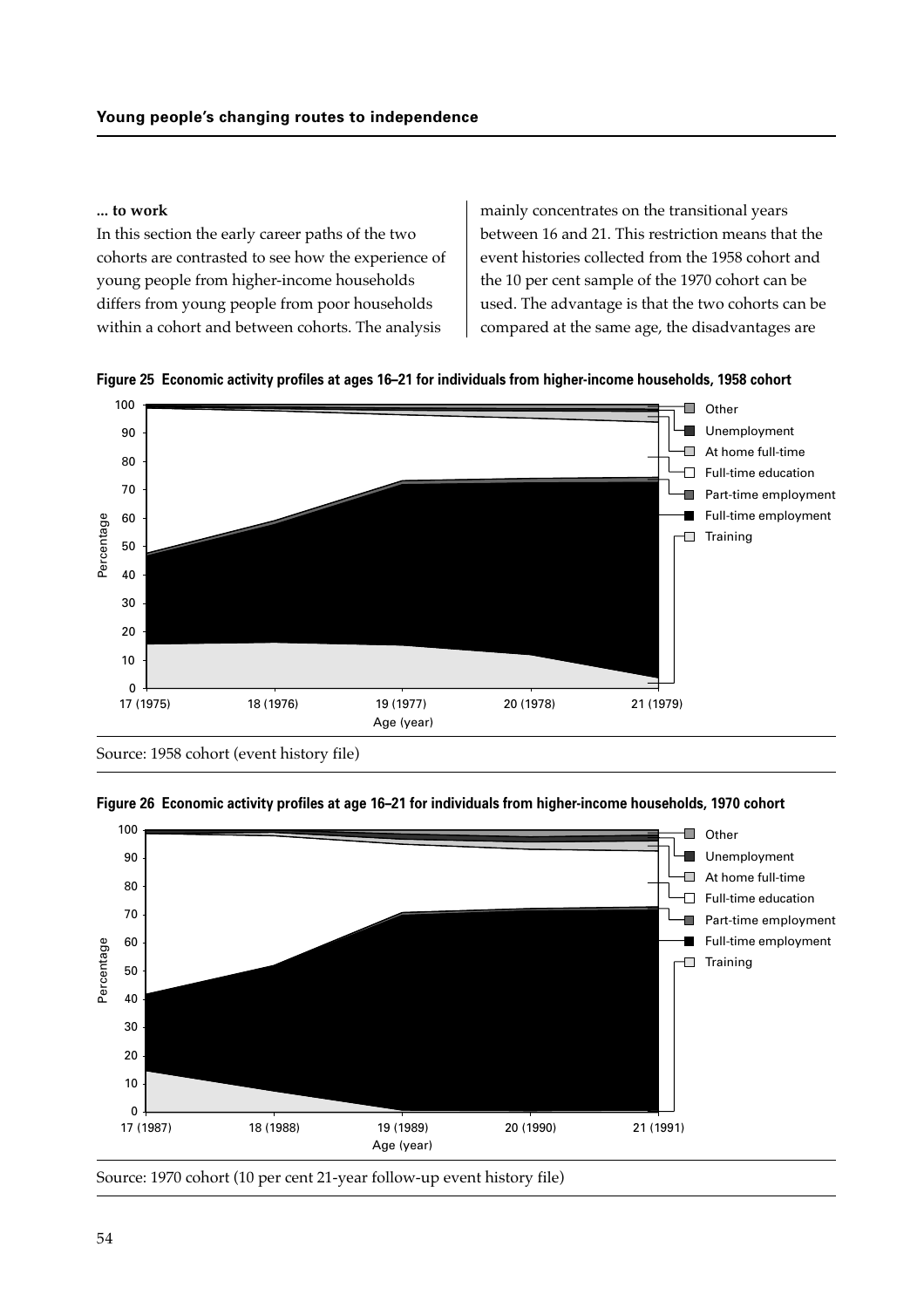**... to work**

In this section the early career paths of the two cohorts are contrasted to see how the experience of young people from higher-income households differs from young people from poor households within a cohort and between cohorts. The analysis mainly concentrates on the transitional years between 16 and 21. This restriction means that the event histories collected from the 1958 cohort and the 10 per cent sample of the 1970 cohort can be used. The advantage is that the two cohorts can be compared at the same age, the disadvantages are

**Figure 25 Economic activity profiles at ages 16–21 for individuals from higher-income households, 1958 cohort**

Source: 1958 cohort (event history file)

**Figure 26 Economic activity profiles at age 16–21 for individuals from higher-income households, 1970 cohort**

Source: 1970 cohort (10 per cent 21-year follow-up event history file)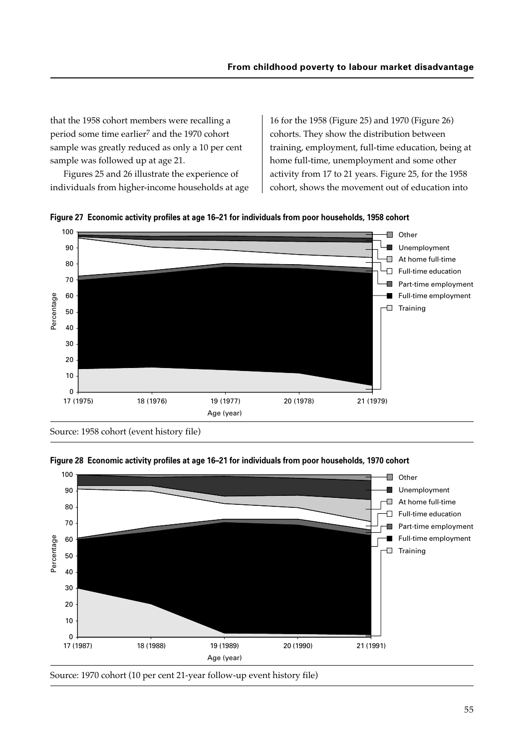that the 1958 cohort members were recalling a period some time earlier[7] and the 1970 cohort sample was greatly reduced as only a 10 per cent sample was followed up at age 21.

Figures 25 and 26 illustrate the experience of individuals from higher-income households at age 16 for the 1958 (Figure 25) and 1970 (Figure 26) cohorts. They show the distribution between training, employment, full-time education, being at home full-time, unemployment and some other activity from 17 to 21 years. Figure 25, for the 1958 cohort, shows the movement out of education into

**Figure 27 Economic activity profiles at age 16–21 for individuals from poor households, 1958 cohort**

Source: 1958 cohort (event history file)

**Figure 28 Economic activity profiles at age 16–21 for individuals from poor households, 1970 cohort**

Source: 1970 cohort (10 per cent 21-year follow-up event history file)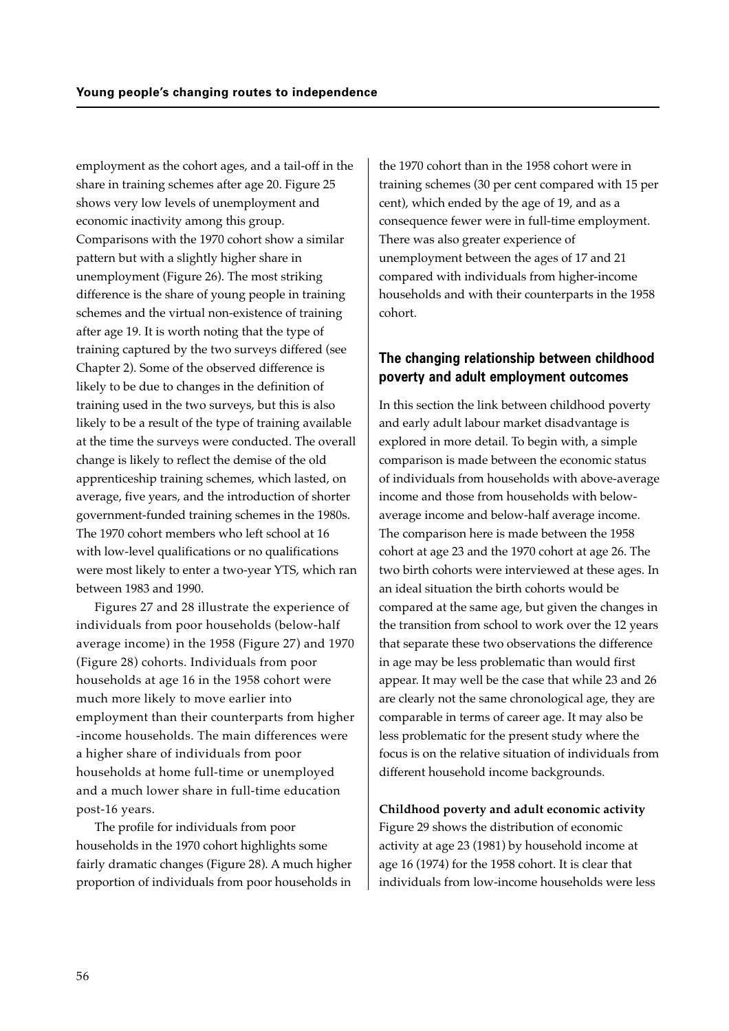employment as the cohort ages, and a tail-off in the share in training schemes after age 20. Figure 25 shows very low levels of unemployment and economic inactivity among this group. Comparisons with the 1970 cohort show a similar pattern but with a slightly higher share in unemployment (Figure 26). The most striking difference is the share of young people in training schemes and the virtual non-existence of training after age 19. It is worth noting that the type of training captured by the two surveys differed (see Chapter 2). Some of the observed difference is likely to be due to changes in the definition of training used in the two surveys, but this is also likely to be a result of the type of training available at the time the surveys were conducted. The overall change is likely to reflect the demise of the old apprenticeship training schemes, which lasted, on average, five years, and the introduction of shorter government-funded training schemes in the 1980s. The 1970 cohort members who left school at 16 with low-level qualifications or no qualifications were most likely to enter a two-year YTS, which ran between 1983 and 1990.

Figures 27 and 28 illustrate the experience of individuals from poor households (below-half average income) in the 1958 (Figure 27) and 1970 (Figure 28) cohorts. Individuals from poor households at age 16 in the 1958 cohort were much more likely to move earlier into employment than their counterparts from higher -income households. The main differences were a higher share of individuals from poor households at home full-time or unemployed and a much lower share in full-time education post-16 years.

The profile for individuals from poor households in the 1970 cohort highlights some fairly dramatic changes (Figure 28). A much higher proportion of individuals from poor households in the 1970 cohort than in the 1958 cohort were in training schemes (30 per cent compared with 15 per cent), which ended by the age of 19, and as a consequence fewer were in full-time employment. There was also greater experience of unemployment between the ages of 17 and 21 compared with individuals from higher-income households and with their counterparts in the 1958 cohort.

## The changing relationship between childhood poverty and adult employment outcomes

In this section the link between childhood poverty and early adult labour market disadvantage is explored in more detail. To begin with, a simple comparison is made between the economic status of individuals from households with above-average income and those from households with below-average income and below-half average income. The comparison here is made between the 1958 cohort at age 23 and the 1970 cohort at age 26. The two birth cohorts were interviewed at these ages. In an ideal situation the birth cohorts would be compared at the same age, but given the changes in the transition from school to work over the 12 years that separate these two observations the difference in age may be less problematic than would first appear. It may well be the case that while 23 and 26 are clearly not the same chronological age, they are comparable in terms of career age. It may also be less problematic for the present study where the focus is on the relative situation of individuals from different household income backgrounds.

**Childhood poverty and adult economic activity**

Figure 29 shows the distribution of economic activity at age 23 (1981) by household income at age 16 (1974) for the 1958 cohort. It is clear that individuals from low-income households were less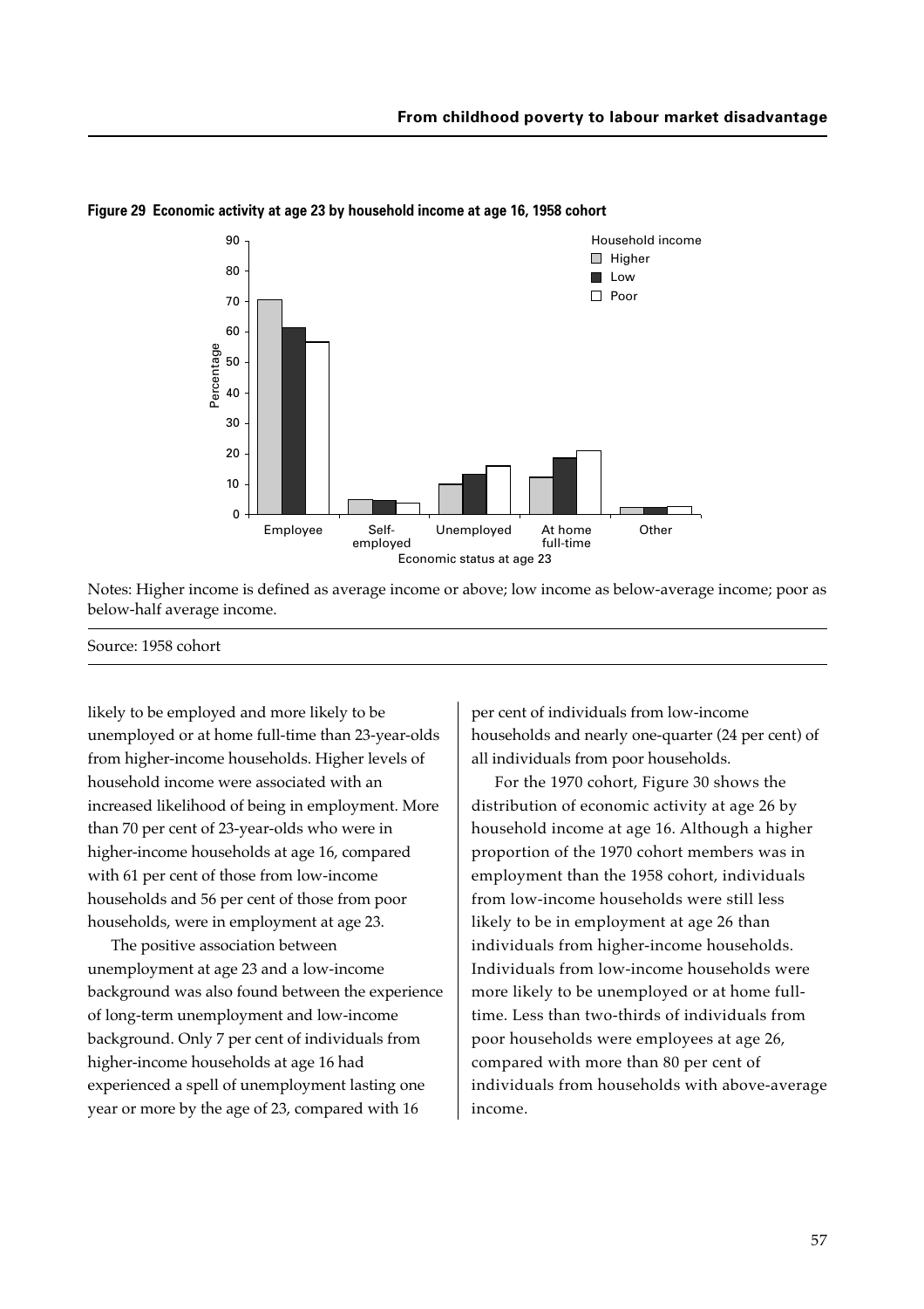**Figure 29 Economic activity at age 23 by household income at age 16, 1958 cohort**

Notes: Higher income is defined as average income or above; low income as below-average income; poor as below-half average income.

Source: 1958 cohort

likely to be employed and more likely to be unemployed or at home full-time than 23-year-olds from higher-income households. Higher levels of household income were associated with an increased likelihood of being in employment. More than 70 per cent of 23-year-olds who were in higher-income households at age 16, compared with 61 per cent of those from low-income households and 56 per cent of those from poor households, were in employment at age 23.

The positive association between unemployment at age 23 and a low-income background was also found between the experience of long-term unemployment and low-income background. Only 7 per cent of individuals from higher-income households at age 16 had experienced a spell of unemployment lasting one year or more by the age of 23, compared with 16 per cent of individuals from low-income households and nearly one-quarter (24 per cent) of all individuals from poor households.

For the 1970 cohort, Figure 30 shows the distribution of economic activity at age 26 by household income at age 16. Although a higher proportion of the 1970 cohort members was in employment than the 1958 cohort, individuals from low-income households were still less likely to be in employment at age 26 than individuals from higher-income households. Individuals from low-income households were more likely to be unemployed or at home full-time. Less than two-thirds of individuals from poor households were employees at age 26, compared with more than 80 per cent of individuals from households with above-average income.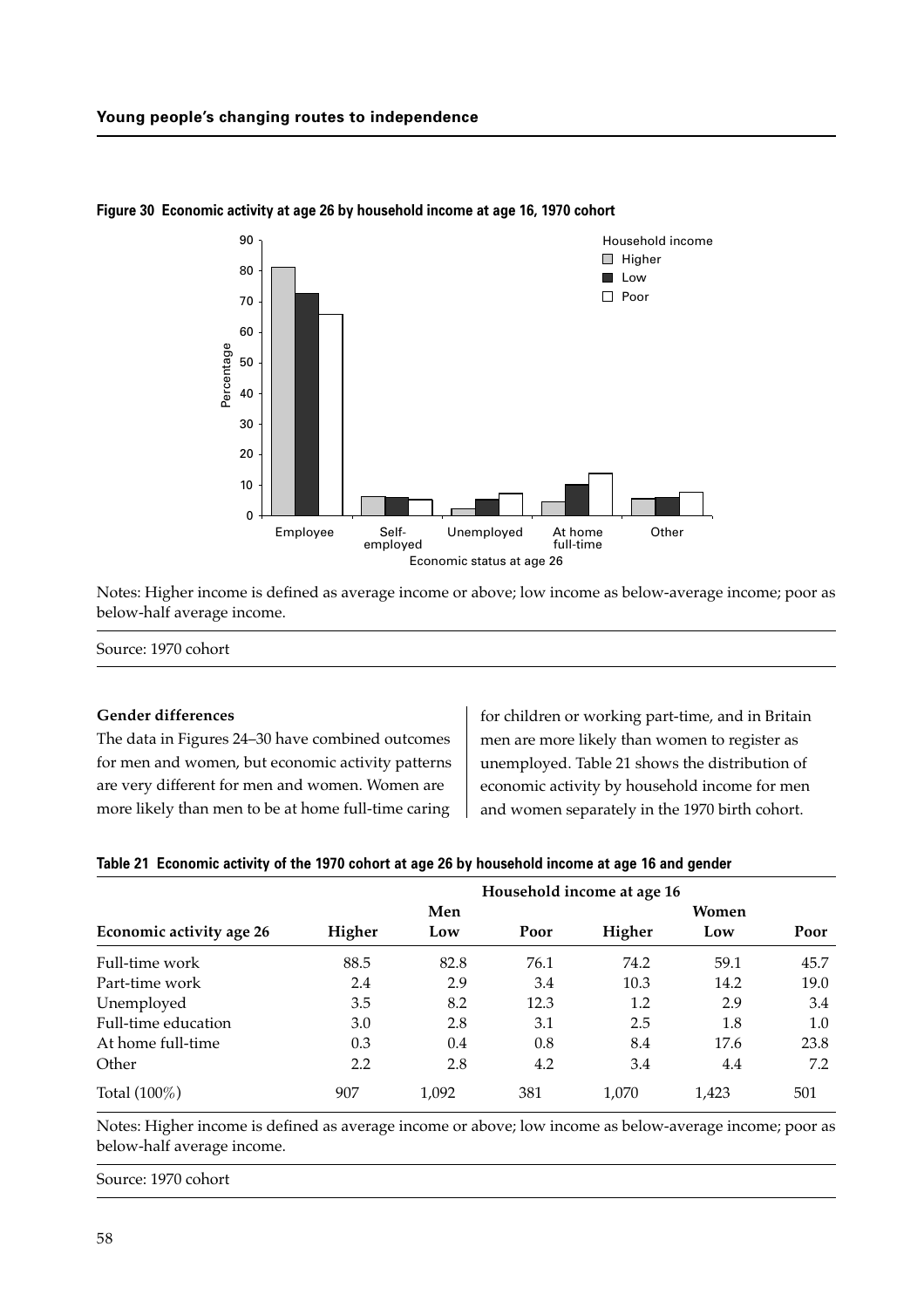**Figure 30 Economic activity at age 26 by household income at age 16, 1970 cohort**

Notes: Higher income is defined as average income or above; low income as below-average income; poor as below-half average income.

Source: 1970 cohort

**Gender differences**

The data in Figures 24–30 have combined outcomes for men and women, but economic activity patterns are very different for men and women. Women are more likely than men to be at home full-time caring for children or working part-time, and in Britain men are more likely than women to register as unemployed. Table 21 shows the distribution of economic activity by household income for men and women separately in the 1970 birth cohort.

**Table 21 Economic activity of the 1970 cohort at age 26 by household income at age 16 and gender**

| | Household income at age 16 | | | | | |
|---|---|---|---|---|---|---|
| | | Men | | | Women | |
| Economic activity age 26 | Higher | Low | Poor | Higher | Low | Poor |
| Full-time work | 88.5 | 82.8 | 76.1 | 74.2 | 59.1 | 45.7 |
| Part-time work | 2.4 | 2.9 | 3.4 | 10.3 | 14.2 | 19.0 |
| Unemployed | 3.5 | 8.2 | 12.3 | 1.2 | 2.9 | 3.4 |
| Full-time education | 3.0 | 2.8 | 3.1 | 2.5 | 1.8 | 1.0 |
| At home full-time | 0.3 | 0.4 | 0.8 | 8.4 | 17.6 | 23.8 |
| Other | 2.2 | 2.8 | 4.2 | 3.4 | 4.4 | 7.2 |
| Total (100%) | 907 | 1,092 | 381 | 1,070 | 1,423 | 501 |

Notes: Higher income is defined as average income or above; low income as below-average income; poor as below-half average income.

Source: 1970 cohort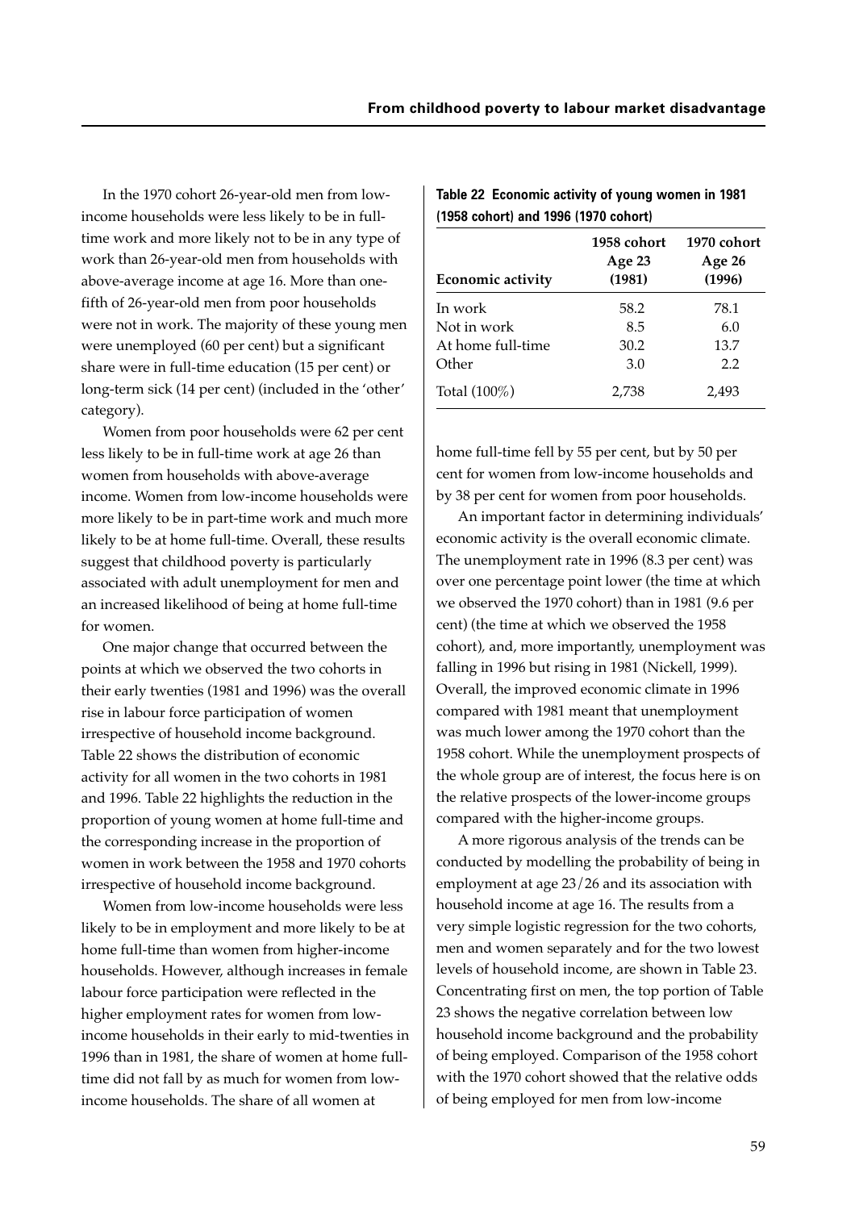In the 1970 cohort 26-year-old men from low-income households were less likely to be in full-time work and more likely not to be in any type of work than 26-year-old men from households with above-average income at age 16. More than one-fifth of 26-year-old men from poor households were not in work. The majority of these young men were unemployed (60 per cent) but a significant share were in full-time education (15 per cent) or long-term sick (14 per cent) (included in the 'other' category).

Women from poor households were 62 per cent less likely to be in full-time work at age 26 than women from households with above-average income. Women from low-income households were more likely to be in part-time work and much more likely to be at home full-time. Overall, these results suggest that childhood poverty is particularly associated with adult unemployment for men and an increased likelihood of being at home full-time for women.

One major change that occurred between the points at which we observed the two cohorts in their early twenties (1981 and 1996) was the overall rise in labour force participation of women irrespective of household income background. Table 22 shows the distribution of economic activity for all women in the two cohorts in 1981 and 1996. Table 22 highlights the reduction in the proportion of young women at home full-time and the corresponding increase in the proportion of women in work between the 1958 and 1970 cohorts irrespective of household income background.

Women from low-income households were less likely to be in employment and more likely to be at home full-time than women from higher-income households. However, although increases in female labour force participation were reflected in the higher employment rates for women from low-income households in their early to mid-twenties in 1996 than in 1981, the share of women at home full-time did not fall by as much for women from low-income households. The share of all women at home full-time fell by 55 per cent, but by 50 per cent for women from low-income households and by 38 per cent for women from poor households.

**Table 22 Economic activity of young women in 1981 (1958 cohort) and 1996 (1970 cohort)**

| Economic activity | 1958 cohort Age 23 (1981) | 1970 cohort Age 26 (1996) |
|---|---|---|
| In work | 58.2 | 78.1 |
| Not in work | 8.5 | 6.0 |
| At home full-time | 30.2 | 13.7 |
| Other | 3.0 | 2.2 |
| Total (100%) | 2,738 | 2,493 |

An important factor in determining individuals' economic activity is the overall economic climate. The unemployment rate in 1996 (8.3 per cent) was over one percentage point lower (the time at which we observed the 1970 cohort) than in 1981 (9.6 per cent) (the time at which we observed the 1958 cohort), and, more importantly, unemployment was falling in 1996 but rising in 1981 (Nickell, 1999). Overall, the improved economic climate in 1996 compared with 1981 meant that unemployment was much lower among the 1970 cohort than the 1958 cohort. While the unemployment prospects of the whole group are of interest, the focus here is on the relative prospects of the lower-income groups compared with the higher-income groups.

A more rigorous analysis of the trends can be conducted by modelling the probability of being in employment at age 23/26 and its association with household income at age 16. The results from a very simple logistic regression for the two cohorts, men and women separately and for the two lowest levels of household income, are shown in Table 23. Concentrating first on men, the top portion of Table 23 shows the negative correlation between low household income background and the probability of being employed. Comparison of the 1958 cohort with the 1970 cohort showed that the relative odds of being employed for men from low-income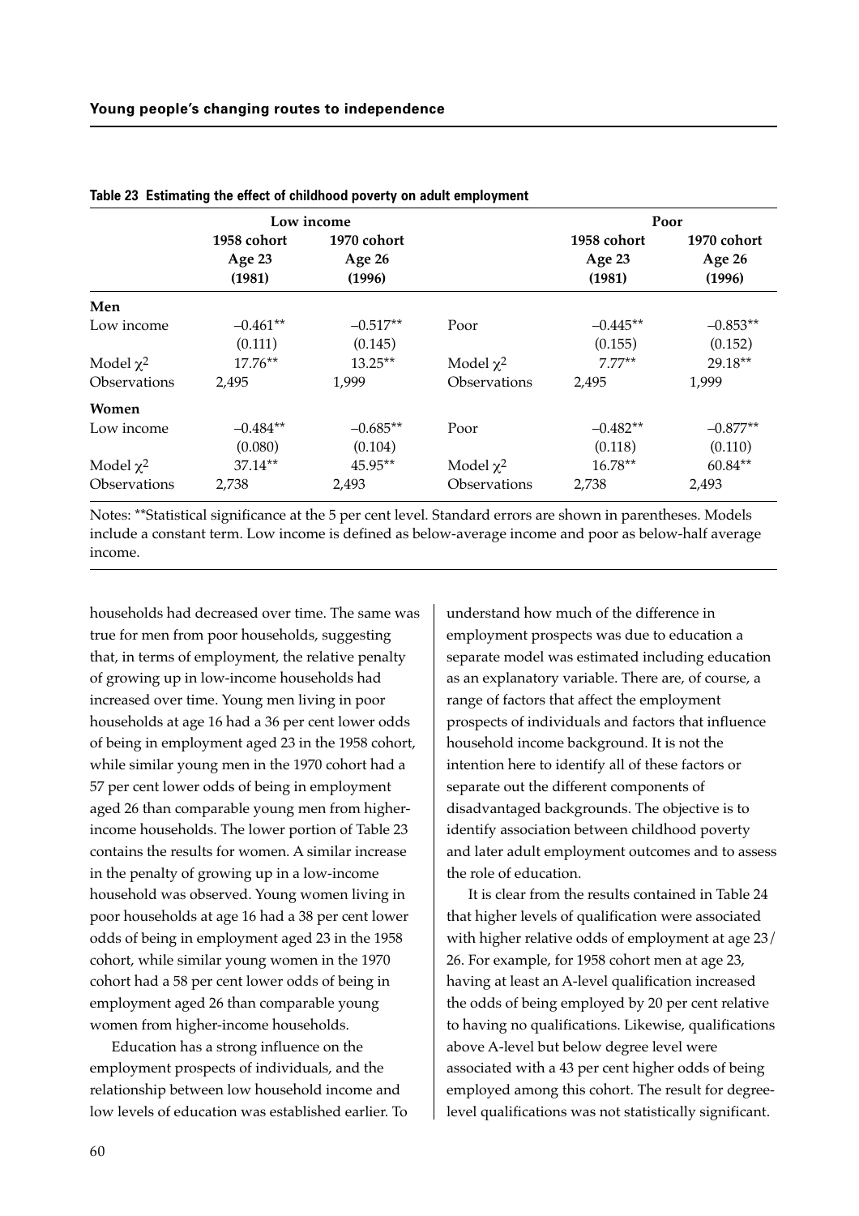**Table 23 Estimating the effect of childhood poverty on adult employment**

| | Low income | | | Poor | |
|---|---|---|---|---|---|
| | 1958 cohort Age 23 (1981) | 1970 cohort Age 26 (1996) | | 1958 cohort Age 23 (1981) | 1970 cohort Age 26 (1996) |
| **Men** | | | | | |
| Low income | –0.461** | –0.517** | Poor | –0.445** | –0.853** |
| | (0.111) | (0.145) | | (0.155) | (0.152) |
| Model $\chi^2$ | 17.76** | 13.25** | Model $\chi^2$ | 7.77** | 29.18** |
| Observations | 2,495 | 1,999 | Observations | 2,495 | 1,999 |
| **Women** | | | | | |
| Low income | –0.484** | –0.685** | Poor | –0.482** | –0.877** |
| | (0.080) | (0.104) | | (0.118) | (0.110) |
| Model $\chi^2$ | 37.14** | 45.95** | Model $\chi^2$ | 16.78** | 60.84** |
| Observations | 2,738 | 2,493 | Observations | 2,738 | 2,493 |

Notes: **Statistical significance at the 5 per cent level. Standard errors are shown in parentheses. Models include a constant term. Low income is defined as below-average income and poor as below-half average income.

households had decreased over time. The same was true for men from poor households, suggesting that, in terms of employment, the relative penalty of growing up in low-income households had increased over time. Young men living in poor households at age 16 had a 36 per cent lower odds of being in employment aged 23 in the 1958 cohort, while similar young men in the 1970 cohort had a 57 per cent lower odds of being in employment aged 26 than comparable young men from higher-income households. The lower portion of Table 23 contains the results for women. A similar increase in the penalty of growing up in a low-income household was observed. Young women living in poor households at age 16 had a 38 per cent lower odds of being in employment aged 23 in the 1958 cohort, while similar young women in the 1970 cohort had a 58 per cent lower odds of being in employment aged 26 than comparable young women from higher-income households.

Education has a strong influence on the employment prospects of individuals, and the relationship between low household income and low levels of education was established earlier. To understand how much of the difference in employment prospects was due to education a separate model was estimated including education as an explanatory variable. There are, of course, a range of factors that affect the employment prospects of individuals and factors that influence household income background. It is not the intention here to identify all of these factors or separate out the different components of disadvantaged backgrounds. The objective is to identify association between childhood poverty and later adult employment outcomes and to assess the role of education.

It is clear from the results contained in Table 24 that higher levels of qualification were associated with higher relative odds of employment at age 23/26. For example, for 1958 cohort men at age 23, having at least an A-level qualification increased the odds of being employed by 20 per cent relative to having no qualifications. Likewise, qualifications above A-level but below degree level were associated with a 43 per cent higher odds of being employed among this cohort. The result for degree-level qualifications was not statistically significant.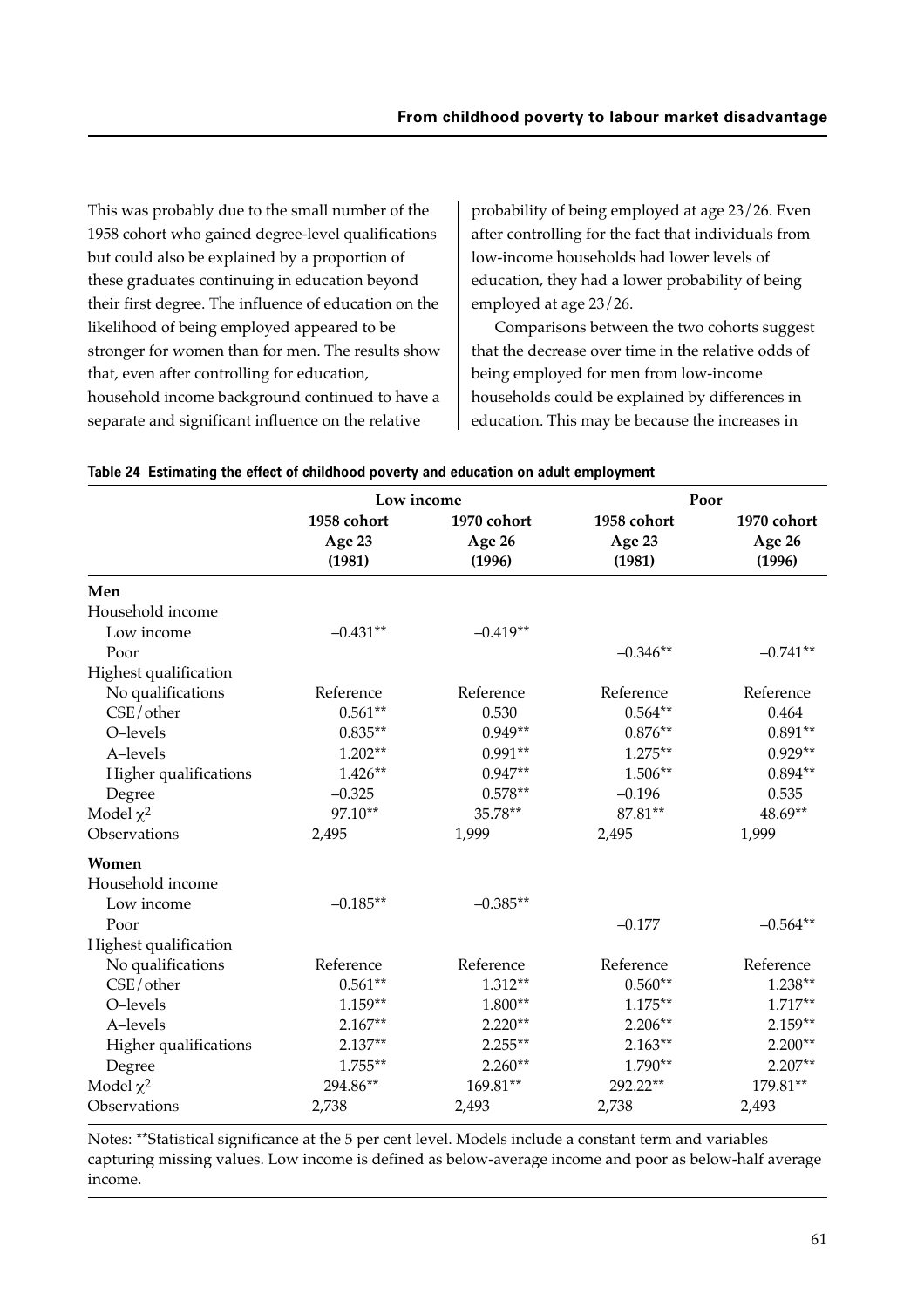This was probably due to the small number of the 1958 cohort who gained degree-level qualifications but could also be explained by a proportion of these graduates continuing in education beyond their first degree. The influence of education on the likelihood of being employed appeared to be stronger for women than for men. The results show that, even after controlling for education, household income background continued to have a separate and significant influence on the relative probability of being employed at age 23/26. Even after controlling for the fact that individuals from low-income households had lower levels of education, they had a lower probability of being employed at age 23/26.

Comparisons between the two cohorts suggest that the decrease over time in the relative odds of being employed for men from low-income households could be explained by differences in education. This may be because the increases in

**Table 24 Estimating the effect of childhood poverty and education on adult employment**

| | Low income | | Poor | |
|---|---|---|---|---|
| | 1958 cohort Age 23 (1981) | 1970 cohort Age 26 (1996) | 1958 cohort Age 23 (1981) | 1970 cohort Age 26 (1996) |
| **Men** | | | | |
| Household income | | | | |
| Low income | –0.431** | –0.419** | | |
| Poor | | | –0.346** | –0.741** |
| Highest qualification | | | | |
| No qualifications | Reference | Reference | Reference | Reference |
| CSE/other | 0.561** | 0.530 | 0.564** | 0.464 |
| O–levels | 0.835** | 0.949** | 0.876** | 0.891** |
| A–levels | 1.202** | 0.991** | 1.275** | 0.929** |
| Higher qualifications | 1.426** | 0.947** | 1.506** | 0.894** |
| Degree | –0.325 | 0.578** | –0.196 | 0.535 |
| Model $\chi^2$ | 97.10** | 35.78** | 87.81** | 48.69** |
| Observations | 2,495 | 1,999 | 2,495 | 1,999 |
| **Women** | | | | |
| Household income | | | | |
| Low income | –0.185** | –0.385** | | |
| Poor | | | –0.177 | –0.564** |
| Highest qualification | | | | |
| No qualifications | Reference | Reference | Reference | Reference |
| CSE/other | 0.561** | 1.312** | 0.560** | 1.238** |
| O–levels | 1.159** | 1.800** | 1.175** | 1.717** |
| A–levels | 2.167** | 2.220** | 2.206** | 2.159** |
| Higher qualifications | 2.137** | 2.255** | 2.163** | 2.200** |
| Degree | 1.755** | 2.260** | 1.790** | 2.207** |
| Model $\chi^2$ | 294.86** | 169.81** | 292.22** | 179.81** |
| Observations | 2,738 | 2,493 | 2,738 | 2,493 |

Notes: **Statistical significance at the 5 per cent level. Models include a constant term and variables capturing missing values. Low income is defined as below-average income and poor as below-half average income.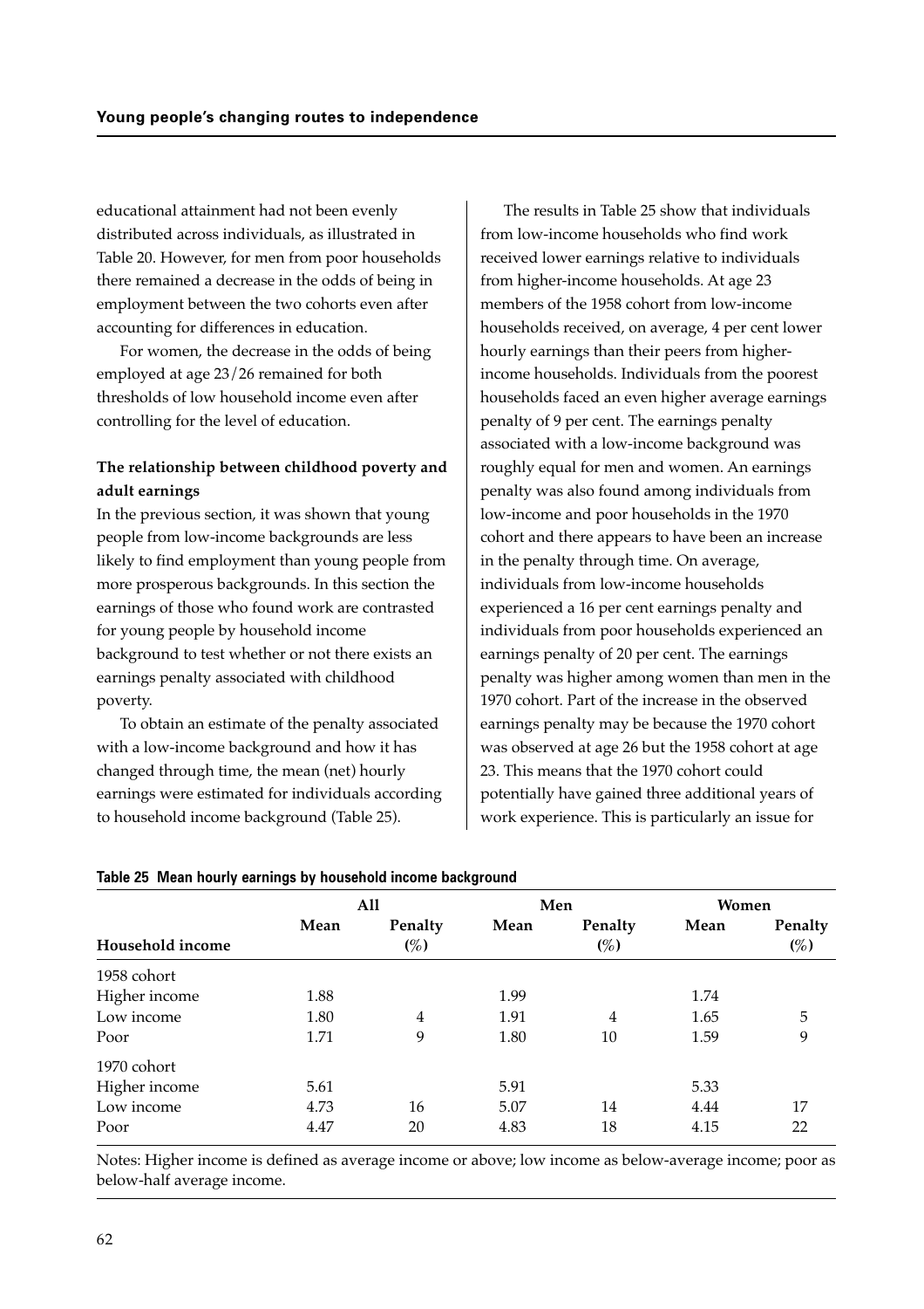educational attainment had not been evenly distributed across individuals, as illustrated in Table 20. However, for men from poor households there remained a decrease in the odds of being in employment between the two cohorts even after accounting for differences in education.

For women, the decrease in the odds of being employed at age 23/26 remained for both thresholds of low household income even after controlling for the level of education.

**The relationship between childhood poverty and adult earnings**

In the previous section, it was shown that young people from low-income backgrounds are less likely to find employment than young people from more prosperous backgrounds. In this section the earnings of those who found work are contrasted for young people by household income background to test whether or not there exists an earnings penalty associated with childhood poverty.

To obtain an estimate of the penalty associated with a low-income background and how it has changed through time, the mean (net) hourly earnings were estimated for individuals according to household income background (Table 25).

The results in Table 25 show that individuals from low-income households who find work received lower earnings relative to individuals from higher-income households. At age 23 members of the 1958 cohort from low-income households received, on average, 4 per cent lower hourly earnings than their peers from higher-income households. Individuals from the poorest households faced an even higher average earnings penalty of 9 per cent. The earnings penalty associated with a low-income background was roughly equal for men and women. An earnings penalty was also found among individuals from low-income and poor households in the 1970 cohort and there appears to have been an increase in the penalty through time. On average, individuals from low-income households experienced a 16 per cent earnings penalty and individuals from poor households experienced an earnings penalty of 20 per cent. The earnings penalty was higher among women than men in the 1970 cohort. Part of the increase in the observed earnings penalty may be because the 1970 cohort was observed at age 26 but the 1958 cohort at age 23. This means that the 1970 cohort could potentially have gained three additional years of work experience. This is particularly an issue for

**Table 25 Mean hourly earnings by household income background**

| | All | | Men | | Women | |
|---|---|---|---|---|---|---|
| Household income | Mean | Penalty (%) | Mean | Penalty (%) | Mean | Penalty (%) |
| 1958 cohort | | | | | | |
| Higher income | 1.88 | | 1.99 | | 1.74 | |
| Low income | 1.80 | 4 | 1.91 | 4 | 1.65 | 5 |
| Poor | 1.71 | 9 | 1.80 | 10 | 1.59 | 9 |
| 1970 cohort | | | | | | |
| Higher income | 5.61 | | 5.91 | | 5.33 | |
| Low income | 4.73 | 16 | 5.07 | 14 | 4.44 | 17 |
| Poor | 4.47 | 20 | 4.83 | 18 | 4.15 | 22 |

Notes: Higher income is defined as average income or above; low income as below-average income; poor as below-half average income.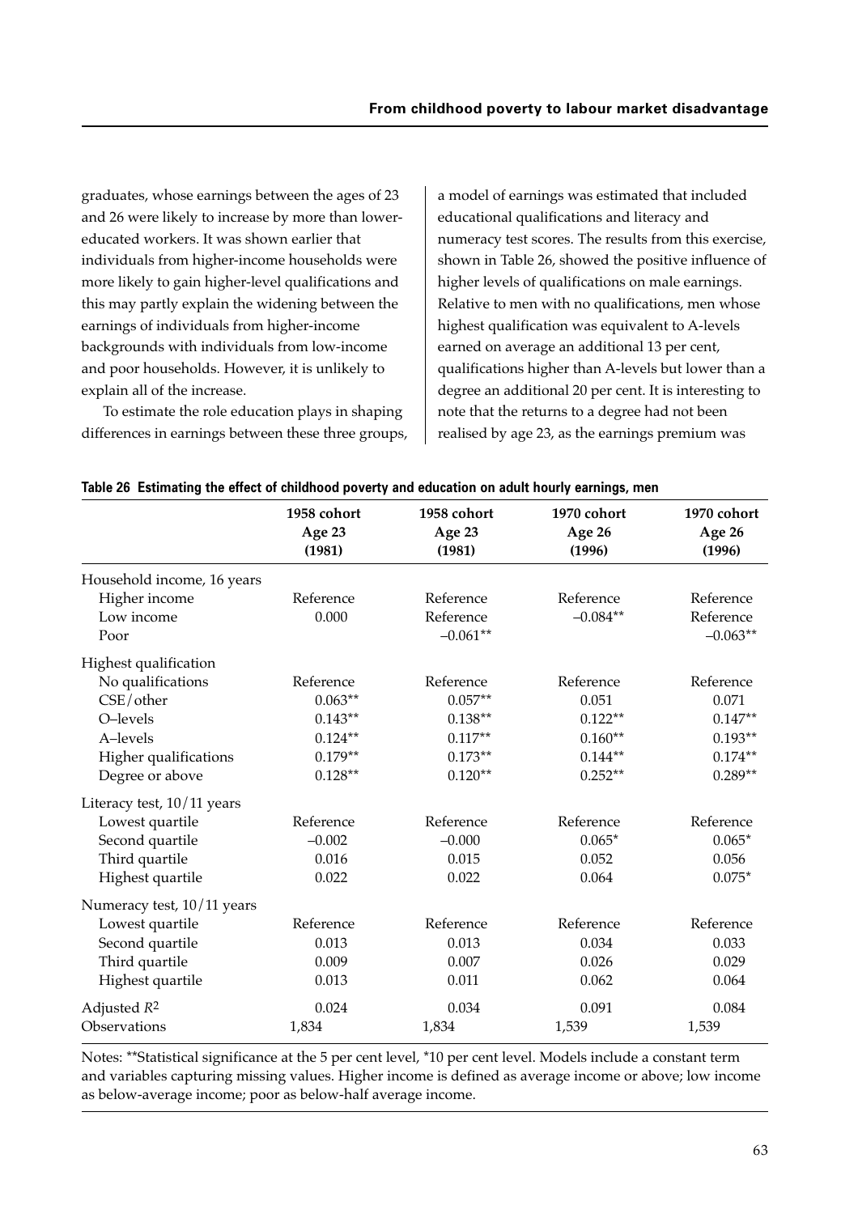graduates, whose earnings between the ages of 23 and 26 were likely to increase by more than lower-educated workers. It was shown earlier that individuals from higher-income households were more likely to gain higher-level qualifications and this may partly explain the widening between the earnings of individuals from higher-income backgrounds with individuals from low-income and poor households. However, it is unlikely to explain all of the increase.

To estimate the role education plays in shaping differences in earnings between these three groups, a model of earnings was estimated that included educational qualifications and literacy and numeracy test scores. The results from this exercise, shown in Table 26, showed the positive influence of higher levels of qualifications on male earnings. Relative to men with no qualifications, men whose highest qualification was equivalent to A-levels earned on average an additional 13 per cent, qualifications higher than A-levels but lower than a degree an additional 20 per cent. It is interesting to note that the returns to a degree had not been realised by age 23, as the earnings premium was

**Table 26 Estimating the effect of childhood poverty and education on adult hourly earnings, men**

| | 1958 cohort Age 23 (1981) | 1958 cohort Age 23 (1981) | 1970 cohort Age 26 (1996) | 1970 cohort Age 26 (1996) |
|---|---|---|---|---|
| Household income, 16 years | | | | |
| Higher income | Reference | Reference | Reference | Reference |
| Low income | 0.000 | Reference | –0.084** | Reference |
| Poor | | –0.061** | | –0.063** |
| Highest qualification | | | | |
| No qualifications | Reference | Reference | Reference | Reference |
| CSE/other | 0.063** | 0.057** | 0.051 | 0.071 |
| O–levels | 0.143** | 0.138** | 0.122** | 0.147** |
| A–levels | 0.124** | 0.117** | 0.160** | 0.193** |
| Higher qualifications | 0.179** | 0.173** | 0.144** | 0.174** |
| Degree or above | 0.128** | 0.120** | 0.252** | 0.289** |
| Literacy test, 10/11 years | | | | |
| Lowest quartile | Reference | Reference | Reference | Reference |
| Second quartile | –0.002 | –0.000 | 0.065* | 0.065* |
| Third quartile | 0.016 | 0.015 | 0.052 | 0.056 |
| Highest quartile | 0.022 | 0.022 | 0.064 | 0.075* |
| Numeracy test, 10/11 years | | | | |
| Lowest quartile | Reference | Reference | Reference | Reference |
| Second quartile | 0.013 | 0.013 | 0.034 | 0.033 |
| Third quartile | 0.009 | 0.007 | 0.026 | 0.029 |
| Highest quartile | 0.013 | 0.011 | 0.062 | 0.064 |
| Adjusted $R^2$ | 0.024 | 0.034 | 0.091 | 0.084 |
| Observations | 1,834 | 1,834 | 1,539 | 1,539 |

Notes: **Statistical significance at the 5 per cent level, *10 per cent level. Models include a constant term and variables capturing missing values. Higher income is defined as average income or above; low income as below-average income; poor as below-half average income.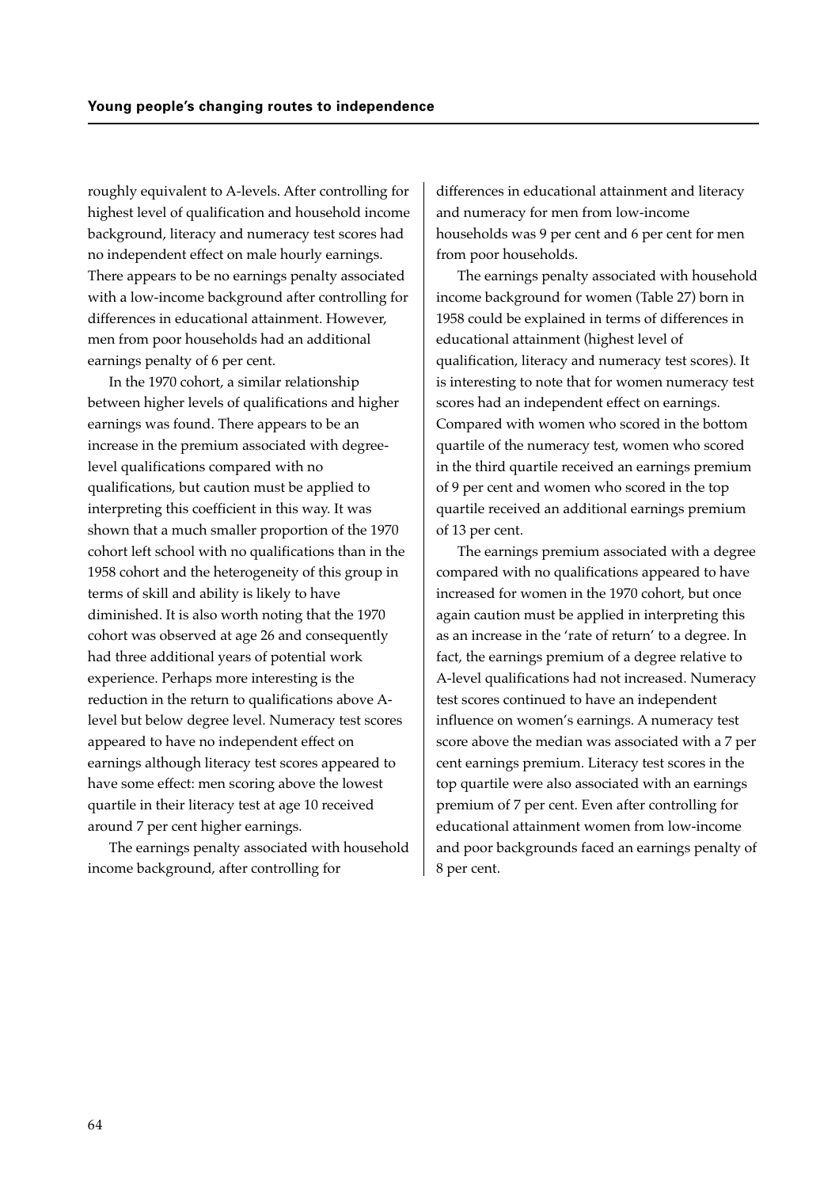roughly equivalent to A-levels. After controlling for highest level of qualification and household income background, literacy and numeracy test scores had no independent effect on male hourly earnings. There appears to be no earnings penalty associated with a low-income background after controlling for differences in educational attainment. However, men from poor households had an additional earnings penalty of 6 per cent.

In the 1970 cohort, a similar relationship between higher levels of qualifications and higher earnings was found. There appears to be an increase in the premium associated with degree-level qualifications compared with no qualifications, but caution must be applied to interpreting this coefficient in this way. It was shown that a much smaller proportion of the 1970 cohort left school with no qualifications than in the 1958 cohort and the heterogeneity of this group in terms of skill and ability is likely to have diminished. It is also worth noting that the 1970 cohort was observed at age 26 and consequently had three additional years of potential work experience. Perhaps more interesting is the reduction in the return to qualifications above A-level but below degree level. Numeracy test scores appeared to have no independent effect on earnings although literacy test scores appeared to have some effect: men scoring above the lowest quartile in their literacy test at age 10 received around 7 per cent higher earnings.

The earnings penalty associated with household income background, after controlling for differences in educational attainment and literacy and numeracy for men from low-income households was 9 per cent and 6 per cent for men from poor households.

The earnings penalty associated with household income background for women (Table 27) born in 1958 could be explained in terms of differences in educational attainment (highest level of qualification, literacy and numeracy test scores). It is interesting to note that for women numeracy test scores had an independent effect on earnings. Compared with women who scored in the bottom quartile of the numeracy test, women who scored in the third quartile received an earnings premium of 9 per cent and women who scored in the top quartile received an additional earnings premium of 13 per cent.

The earnings premium associated with a degree compared with no qualifications appeared to have increased for women in the 1970 cohort, but once again caution must be applied in interpreting this as an increase in the 'rate of return' to a degree. In fact, the earnings premium of a degree relative to A-level qualifications had not increased. Numeracy test scores continued to have an independent influence on women's earnings. A numeracy test score above the median was associated with a 7 per cent earnings premium. Literacy test scores in the top quartile were also associated with an earnings premium of 7 per cent. Even after controlling for educational attainment women from low-income and poor backgrounds faced an earnings penalty of 8 per cent.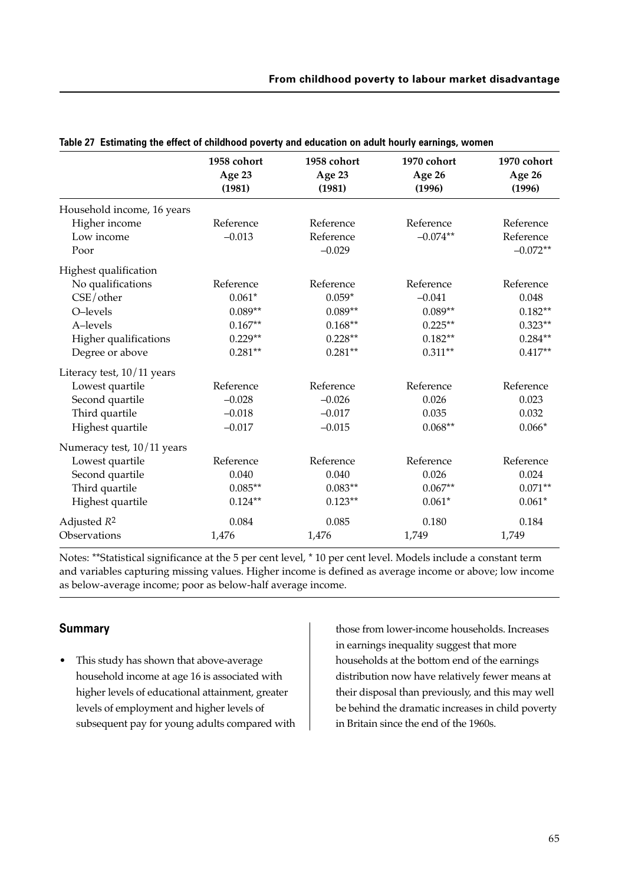**Table 27 Estimating the effect of childhood poverty and education on adult hourly earnings, women**

| | 1958 cohort Age 23 (1981) | 1958 cohort Age 23 (1981) | 1970 cohort Age 26 (1996) | 1970 cohort Age 26 (1996) |
|---|---|---|---|---|
| Household income, 16 years | | | | |
| Higher income | Reference | Reference | Reference | Reference |
| Low income | –0.013 | Reference | –0.074** | Reference |
| Poor | | –0.029 | | –0.072** |
| Highest qualification | | | | |
| No qualifications | Reference | Reference | Reference | Reference |
| CSE/other | 0.061* | 0.059* | –0.041 | 0.048 |
| O–levels | 0.089** | 0.089** | 0.089** | 0.182** |
| A–levels | 0.167** | 0.168** | 0.225** | 0.323** |
| Higher qualifications | 0.229** | 0.228** | 0.182** | 0.284** |
| Degree or above | 0.281** | 0.281** | 0.311** | 0.417** |
| Literacy test, 10/11 years | | | | |
| Lowest quartile | Reference | Reference | Reference | Reference |
| Second quartile | –0.028 | –0.026 | 0.026 | 0.023 |
| Third quartile | –0.018 | –0.017 | 0.035 | 0.032 |
| Highest quartile | –0.017 | –0.015 | 0.068** | 0.066* |
| Numeracy test, 10/11 years | | | | |
| Lowest quartile | Reference | Reference | Reference | Reference |
| Second quartile | 0.040 | 0.040 | 0.026 | 0.024 |
| Third quartile | 0.085** | 0.083** | 0.067** | 0.071** |
| Highest quartile | 0.124** | 0.123** | 0.061* | 0.061* |
| Adjusted $R^2$ | 0.084 | 0.085 | 0.180 | 0.184 |
| Observations | 1,476 | 1,476 | 1,749 | 1,749 |

Notes: **Statistical significance at the 5 per cent level, * 10 per cent level. Models include a constant term and variables capturing missing values. Higher income is defined as average income or above; low income as below-average income; poor as below-half average income.

## Summary

- This study has shown that above-average household income at age 16 is associated with higher levels of educational attainment, greater levels of employment and higher levels of subsequent pay for young adults compared with those from lower-income households. Increases in earnings inequality suggest that more households at the bottom end of the earnings distribution now have relatively fewer means at their disposal than previously, and this may well be behind the dramatic increases in child poverty in Britain since the end of the 1960s.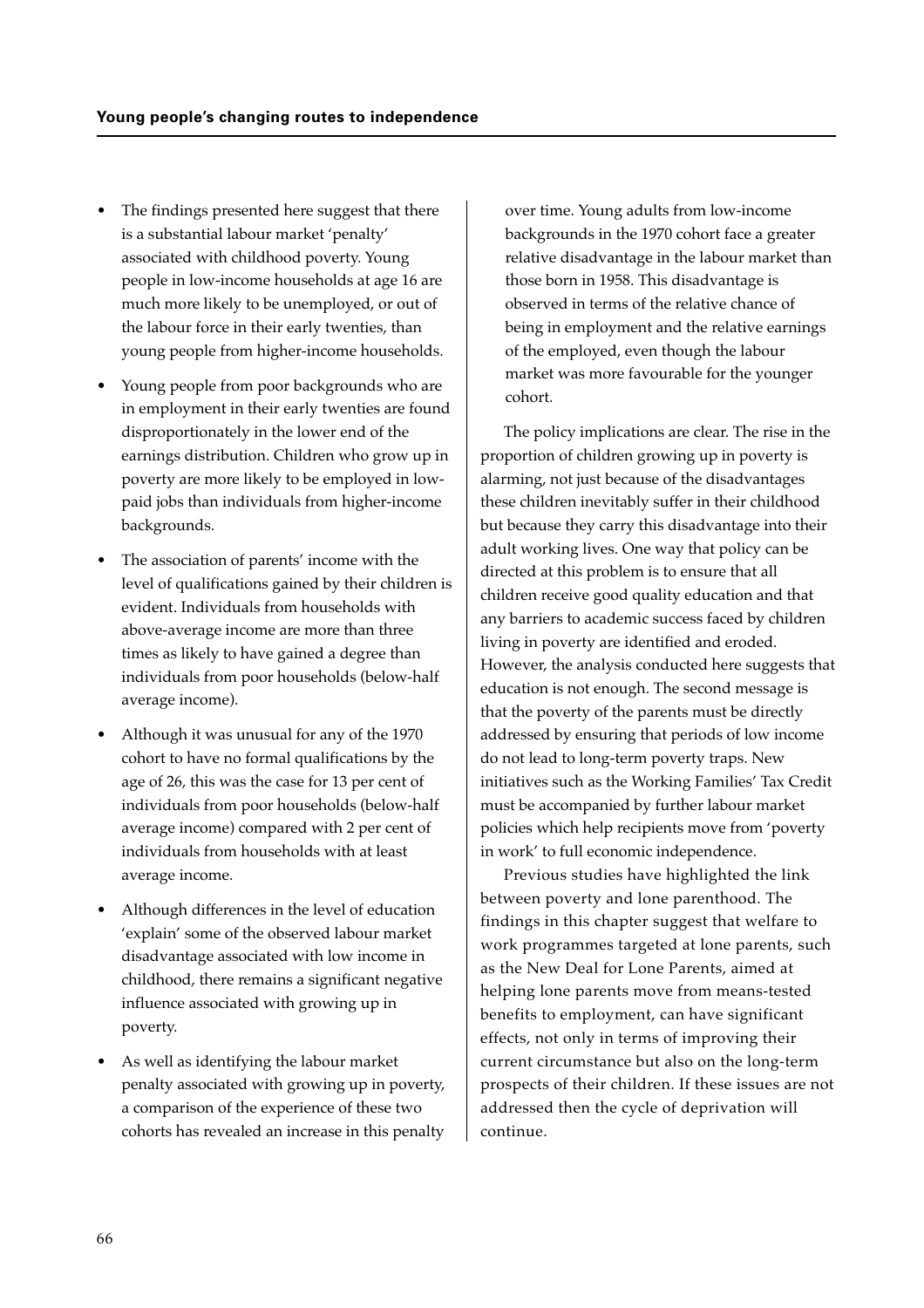- The findings presented here suggest that there is a substantial labour market 'penalty' associated with childhood poverty. Young people in low-income households at age 16 are much more likely to be unemployed, or out of the labour force in their early twenties, than young people from higher-income households.
- Young people from poor backgrounds who are in employment in their early twenties are found disproportionately in the lower end of the earnings distribution. Children who grow up in poverty are more likely to be employed in low-paid jobs than individuals from higher-income backgrounds.
- The association of parents' income with the level of qualifications gained by their children is evident. Individuals from households with above-average income are more than three times as likely to have gained a degree than individuals from poor households (below-half average income).
- Although it was unusual for any of the 1970 cohort to have no formal qualifications by the age of 26, this was the case for 13 per cent of individuals from poor households (below-half average income) compared with 2 per cent of individuals from households with at least average income.
- Although differences in the level of education 'explain' some of the observed labour market disadvantage associated with low income in childhood, there remains a significant negative influence associated with growing up in poverty.
- As well as identifying the labour market penalty associated with growing up in poverty, a comparison of the experience of these two cohorts has revealed an increase in this penalty over time. Young adults from low-income backgrounds in the 1970 cohort face a greater relative disadvantage in the labour market than those born in 1958. This disadvantage is observed in terms of the relative chance of being in employment and the relative earnings of the employed, even though the labour market was more favourable for the younger cohort.

The policy implications are clear. The rise in the proportion of children growing up in poverty is alarming, not just because of the disadvantages these children inevitably suffer in their childhood but because they carry this disadvantage into their adult working lives. One way that policy can be directed at this problem is to ensure that all children receive good quality education and that any barriers to academic success faced by children living in poverty are identified and eroded. However, the analysis conducted here suggests that education is not enough. The second message is that the poverty of the parents must be directly addressed by ensuring that periods of low income do not lead to long-term poverty traps. New initiatives such as the Working Families' Tax Credit must be accompanied by further labour market policies which help recipients move from 'poverty in work' to full economic independence.

Previous studies have highlighted the link between poverty and lone parenthood. The findings in this chapter suggest that welfare to work programmes targeted at lone parents, such as the New Deal for Lone Parents, aimed at helping lone parents move from means-tested benefits to employment, can have significant effects, not only in terms of improving their current circumstance but also on the long-term prospects of their children. If these issues are not addressed then the cycle of deprivation will continue.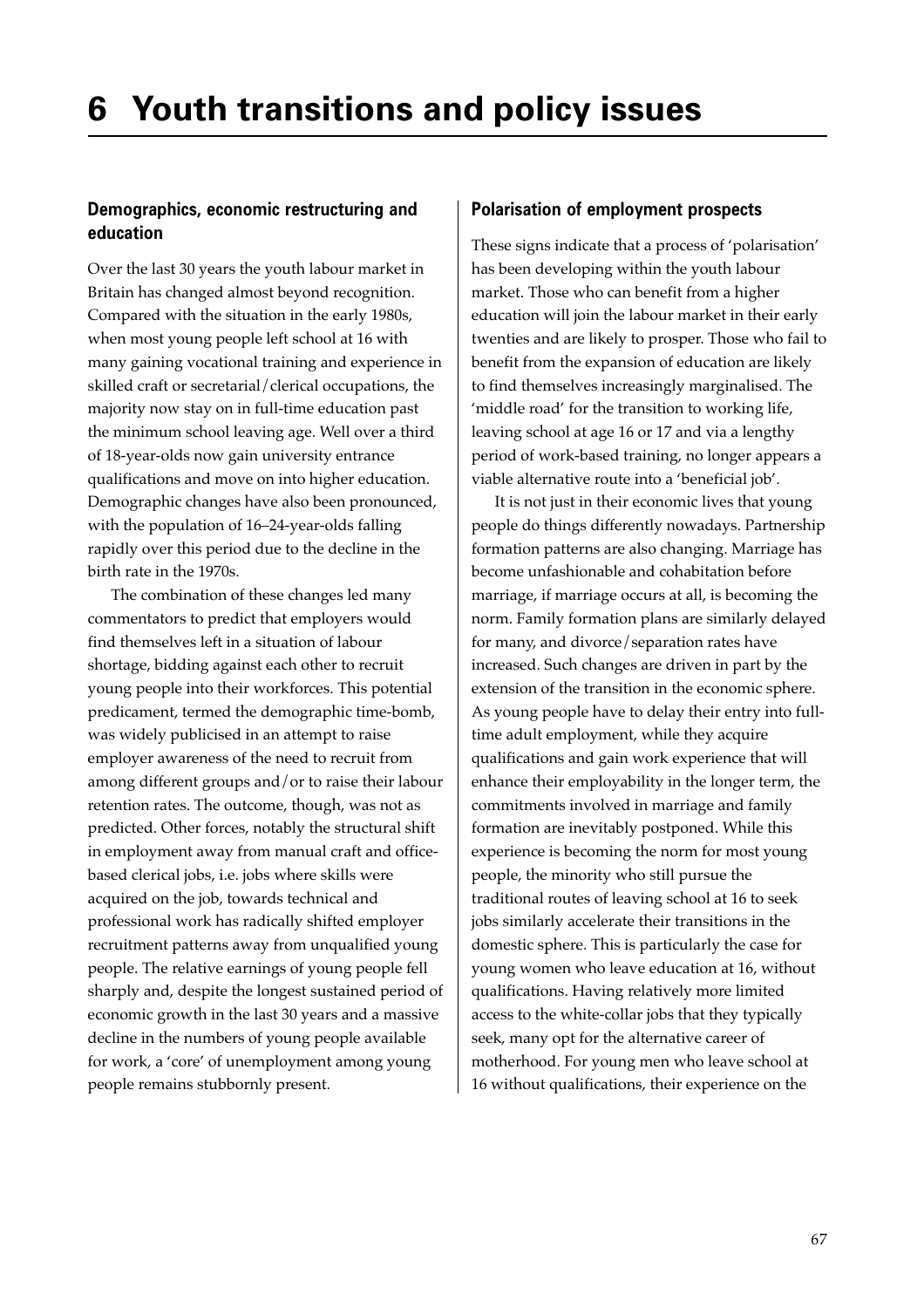# 6 Youth transitions and policy issues

## Demographics, economic restructuring and education

Over the last 30 years the youth labour market in Britain has changed almost beyond recognition. Compared with the situation in the early 1980s, when most young people left school at 16 with many gaining vocational training and experience in skilled craft or secretarial/clerical occupations, the majority now stay on in full-time education past the minimum school leaving age. Well over a third of 18-year-olds now gain university entrance qualifications and move on into higher education. Demographic changes have also been pronounced, with the population of 16–24-year-olds falling rapidly over this period due to the decline in the birth rate in the 1970s.

The combination of these changes led many commentators to predict that employers would find themselves left in a situation of labour shortage, bidding against each other to recruit young people into their workforces. This potential predicament, termed the demographic time-bomb, was widely publicised in an attempt to raise employer awareness of the need to recruit from among different groups and/or to raise their labour retention rates. The outcome, though, was not as predicted. Other forces, notably the structural shift in employment away from manual craft and office-based clerical jobs, i.e. jobs where skills were acquired on the job, towards technical and professional work has radically shifted employer recruitment patterns away from unqualified young people. The relative earnings of young people fell sharply and, despite the longest sustained period of economic growth in the last 30 years and a massive decline in the numbers of young people available for work, a 'core' of unemployment among young people remains stubbornly present.

## Polarisation of employment prospects

These signs indicate that a process of 'polarisation' has been developing within the youth labour market. Those who can benefit from a higher education will join the labour market in their early twenties and are likely to prosper. Those who fail to benefit from the expansion of education are likely to find themselves increasingly marginalised. The 'middle road' for the transition to working life, leaving school at age 16 or 17 and via a lengthy period of work-based training, no longer appears a viable alternative route into a 'beneficial job'.

It is not just in their economic lives that young people do things differently nowadays. Partnership formation patterns are also changing. Marriage has become unfashionable and cohabitation before marriage, if marriage occurs at all, is becoming the norm. Family formation plans are similarly delayed for many, and divorce/separation rates have increased. Such changes are driven in part by the extension of the transition in the economic sphere. As young people have to delay their entry into full-time adult employment, while they acquire qualifications and gain work experience that will enhance their employability in the longer term, the commitments involved in marriage and family formation are inevitably postponed. While this experience is becoming the norm for most young people, the minority who still pursue the traditional routes of leaving school at 16 to seek jobs similarly accelerate their transitions in the domestic sphere. This is particularly the case for young women who leave education at 16, without qualifications. Having relatively more limited access to the white-collar jobs that they typically seek, many opt for the alternative career of motherhood. For young men who leave school at 16 without qualifications, their experience on the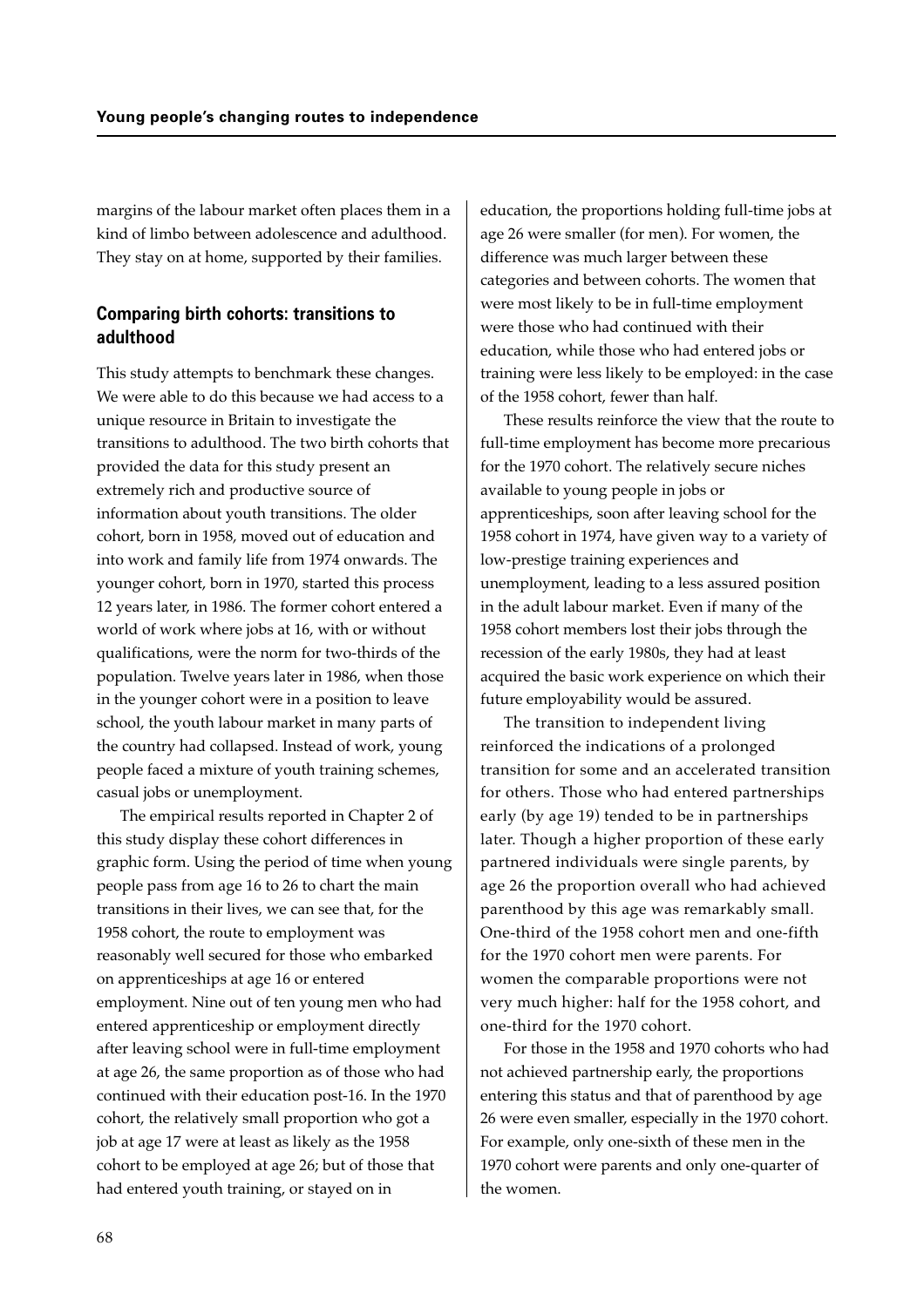margins of the labour market often places them in a kind of limbo between adolescence and adulthood. They stay on at home, supported by their families.

## Comparing birth cohorts: transitions to adulthood

This study attempts to benchmark these changes. We were able to do this because we had access to a unique resource in Britain to investigate the transitions to adulthood. The two birth cohorts that provided the data for this study present an extremely rich and productive source of information about youth transitions. The older cohort, born in 1958, moved out of education and into work and family life from 1974 onwards. The younger cohort, born in 1970, started this process 12 years later, in 1986. The former cohort entered a world of work where jobs at 16, with or without qualifications, were the norm for two-thirds of the population. Twelve years later in 1986, when those in the younger cohort were in a position to leave school, the youth labour market in many parts of the country had collapsed. Instead of work, young people faced a mixture of youth training schemes, casual jobs or unemployment.

The empirical results reported in Chapter 2 of this study display these cohort differences in graphic form. Using the period of time when young people pass from age 16 to 26 to chart the main transitions in their lives, we can see that, for the 1958 cohort, the route to employment was reasonably well secured for those who embarked on apprenticeships at age 16 or entered employment. Nine out of ten young men who had entered apprenticeship or employment directly after leaving school were in full-time employment at age 26, the same proportion as of those who had continued with their education post-16. In the 1970 cohort, the relatively small proportion who got a job at age 17 were at least as likely as the 1958 cohort to be employed at age 26; but of those that had entered youth training, or stayed on in education, the proportions holding full-time jobs at age 26 were smaller (for men). For women, the difference was much larger between these categories and between cohorts. The women that were most likely to be in full-time employment were those who had continued with their education, while those who had entered jobs or training were less likely to be employed: in the case of the 1958 cohort, fewer than half.

These results reinforce the view that the route to full-time employment has become more precarious for the 1970 cohort. The relatively secure niches available to young people in jobs or apprenticeships, soon after leaving school for the 1958 cohort in 1974, have given way to a variety of low-prestige training experiences and unemployment, leading to a less assured position in the adult labour market. Even if many of the 1958 cohort members lost their jobs through the recession of the early 1980s, they had at least acquired the basic work experience on which their future employability would be assured.

The transition to independent living reinforced the indications of a prolonged transition for some and an accelerated transition for others. Those who had entered partnerships early (by age 19) tended to be in partnerships later. Though a higher proportion of these early partnered individuals were single parents, by age 26 the proportion overall who had achieved parenthood by this age was remarkably small. One-third of the 1958 cohort men and one-fifth for the 1970 cohort men were parents. For women the comparable proportions were not very much higher: half for the 1958 cohort, and one-third for the 1970 cohort.

For those in the 1958 and 1970 cohorts who had not achieved partnership early, the proportions entering this status and that of parenthood by age 26 were even smaller, especially in the 1970 cohort. For example, only one-sixth of these men in the 1970 cohort were parents and only one-quarter of the women.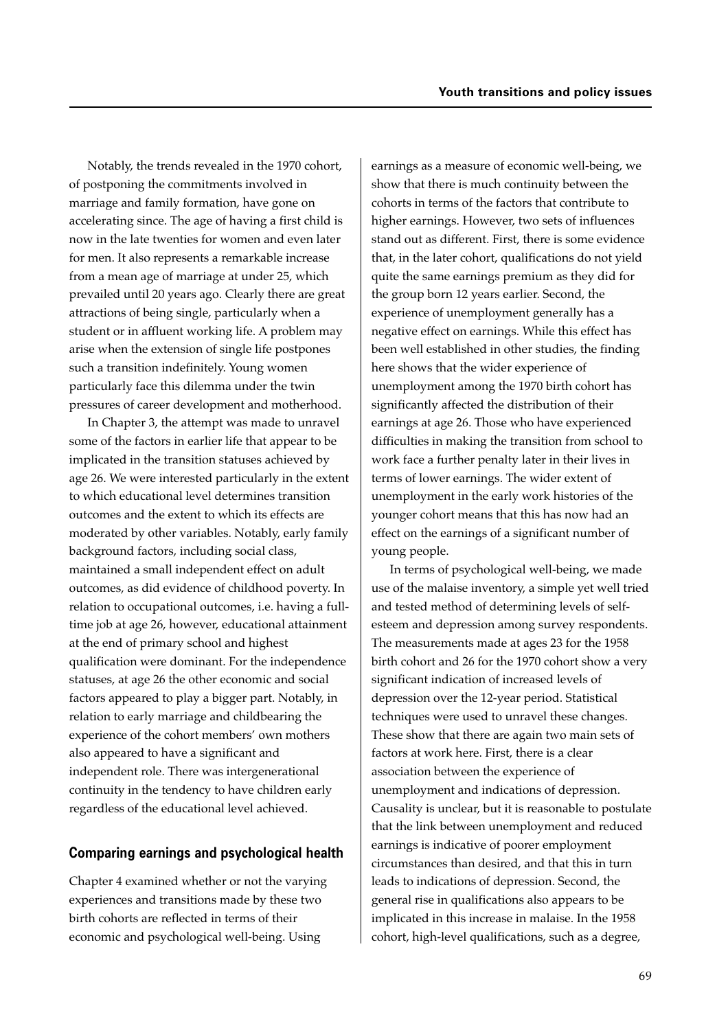Notably, the trends revealed in the 1970 cohort, of postponing the commitments involved in marriage and family formation, have gone on accelerating since. The age of having a first child is now in the late twenties for women and even later for men. It also represents a remarkable increase from a mean age of marriage at under 25, which prevailed until 20 years ago. Clearly there are great attractions of being single, particularly when a student or in affluent working life. A problem may arise when the extension of single life postpones such a transition indefinitely. Young women particularly face this dilemma under the twin pressures of career development and motherhood.

In Chapter 3, the attempt was made to unravel some of the factors in earlier life that appear to be implicated in the transition statuses achieved by age 26. We were interested particularly in the extent to which educational level determines transition outcomes and the extent to which its effects are moderated by other variables. Notably, early family background factors, including social class, maintained a small independent effect on adult outcomes, as did evidence of childhood poverty. In relation to occupational outcomes, i.e. having a full-time job at age 26, however, educational attainment at the end of primary school and highest qualification were dominant. For the independence statuses, at age 26 the other economic and social factors appeared to play a bigger part. Notably, in relation to early marriage and childbearing the experience of the cohort members' own mothers also appeared to have a significant and independent role. There was intergenerational continuity in the tendency to have children early regardless of the educational level achieved.

## Comparing earnings and psychological health

Chapter 4 examined whether or not the varying experiences and transitions made by these two birth cohorts are reflected in terms of their economic and psychological well-being. Using earnings as a measure of economic well-being, we show that there is much continuity between the cohorts in terms of the factors that contribute to higher earnings. However, two sets of influences stand out as different. First, there is some evidence that, in the later cohort, qualifications do not yield quite the same earnings premium as they did for the group born 12 years earlier. Second, the experience of unemployment generally has a negative effect on earnings. While this effect has been well established in other studies, the finding here shows that the wider experience of unemployment among the 1970 birth cohort has significantly affected the distribution of their earnings at age 26. Those who have experienced difficulties in making the transition from school to work face a further penalty later in their lives in terms of lower earnings. The wider extent of unemployment in the early work histories of the younger cohort means that this has now had an effect on the earnings of a significant number of young people.

In terms of psychological well-being, we made use of the malaise inventory, a simple yet well tried and tested method of determining levels of self-esteem and depression among survey respondents. The measurements made at ages 23 for the 1958 birth cohort and 26 for the 1970 cohort show a very significant indication of increased levels of depression over the 12-year period. Statistical techniques were used to unravel these changes. These show that there are again two main sets of factors at work here. First, there is a clear association between the experience of unemployment and indications of depression. Causality is unclear, but it is reasonable to postulate that the link between unemployment and reduced earnings is indicative of poorer employment circumstances than desired, and that this in turn leads to indications of depression. Second, the general rise in qualifications also appears to be implicated in this increase in malaise. In the 1958 cohort, high-level qualifications, such as a degree,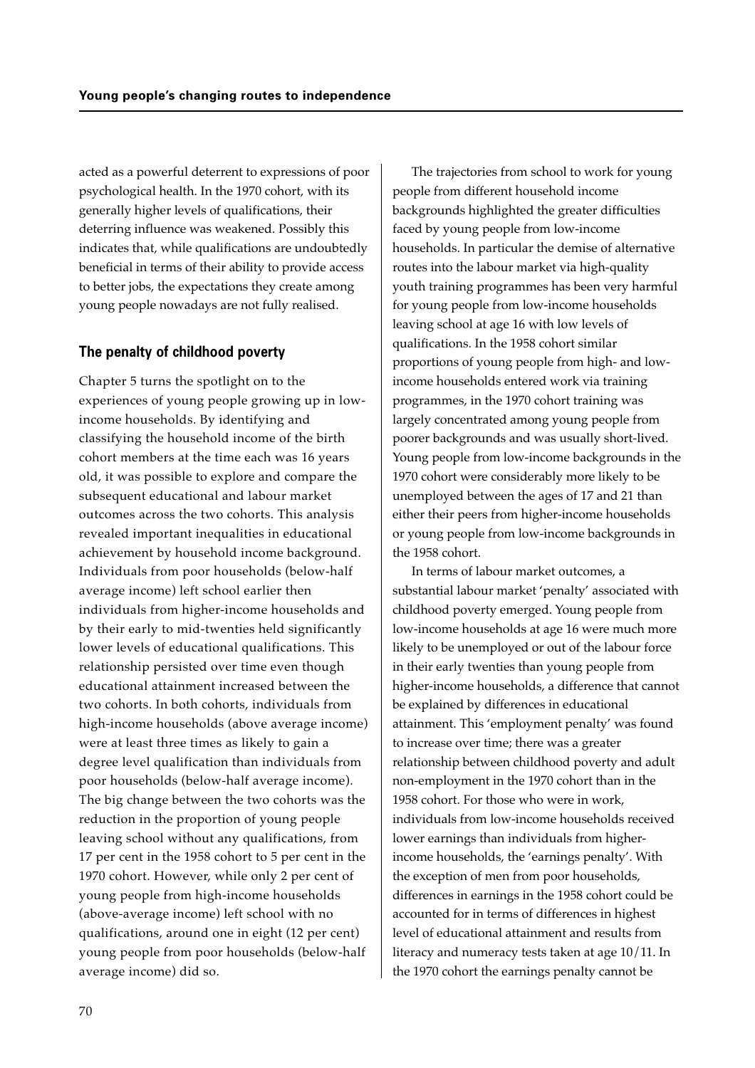acted as a powerful deterrent to expressions of poor psychological health. In the 1970 cohort, with its generally higher levels of qualifications, their deterring influence was weakened. Possibly this indicates that, while qualifications are undoubtedly beneficial in terms of their ability to provide access to better jobs, the expectations they create among young people nowadays are not fully realised.

## The penalty of childhood poverty

Chapter 5 turns the spotlight on to the experiences of young people growing up in low-income households. By identifying and classifying the household income of the birth cohort members at the time each was 16 years old, it was possible to explore and compare the subsequent educational and labour market outcomes across the two cohorts. This analysis revealed important inequalities in educational achievement by household income background. Individuals from poor households (below-half average income) left school earlier then individuals from higher-income households and by their early to mid-twenties held significantly lower levels of educational qualifications. This relationship persisted over time even though educational attainment increased between the two cohorts. In both cohorts, individuals from high-income households (above average income) were at least three times as likely to gain a degree level qualification than individuals from poor households (below-half average income). The big change between the two cohorts was the reduction in the proportion of young people leaving school without any qualifications, from 17 per cent in the 1958 cohort to 5 per cent in the 1970 cohort. However, while only 2 per cent of young people from high-income households (above-average income) left school with no qualifications, around one in eight (12 per cent) young people from poor households (below-half average income) did so.

The trajectories from school to work for young people from different household income backgrounds highlighted the greater difficulties faced by young people from low-income households. In particular the demise of alternative routes into the labour market via high-quality youth training programmes has been very harmful for young people from low-income households leaving school at age 16 with low levels of qualifications. In the 1958 cohort similar proportions of young people from high- and low-income households entered work via training programmes, in the 1970 cohort training was largely concentrated among young people from poorer backgrounds and was usually short-lived. Young people from low-income backgrounds in the 1970 cohort were considerably more likely to be unemployed between the ages of 17 and 21 than either their peers from higher-income households or young people from low-income backgrounds in the 1958 cohort.

In terms of labour market outcomes, a substantial labour market 'penalty' associated with childhood poverty emerged. Young people from low-income households at age 16 were much more likely to be unemployed or out of the labour force in their early twenties than young people from higher-income households, a difference that cannot be explained by differences in educational attainment. This 'employment penalty' was found to increase over time; there was a greater relationship between childhood poverty and adult non-employment in the 1970 cohort than in the 1958 cohort. For those who were in work, individuals from low-income households received lower earnings than individuals from higher-income households, the 'earnings penalty'. With the exception of men from poor households, differences in earnings in the 1958 cohort could be accounted for in terms of differences in highest level of educational attainment and results from literacy and numeracy tests taken at age 10/11. In the 1970 cohort the earnings penalty cannot be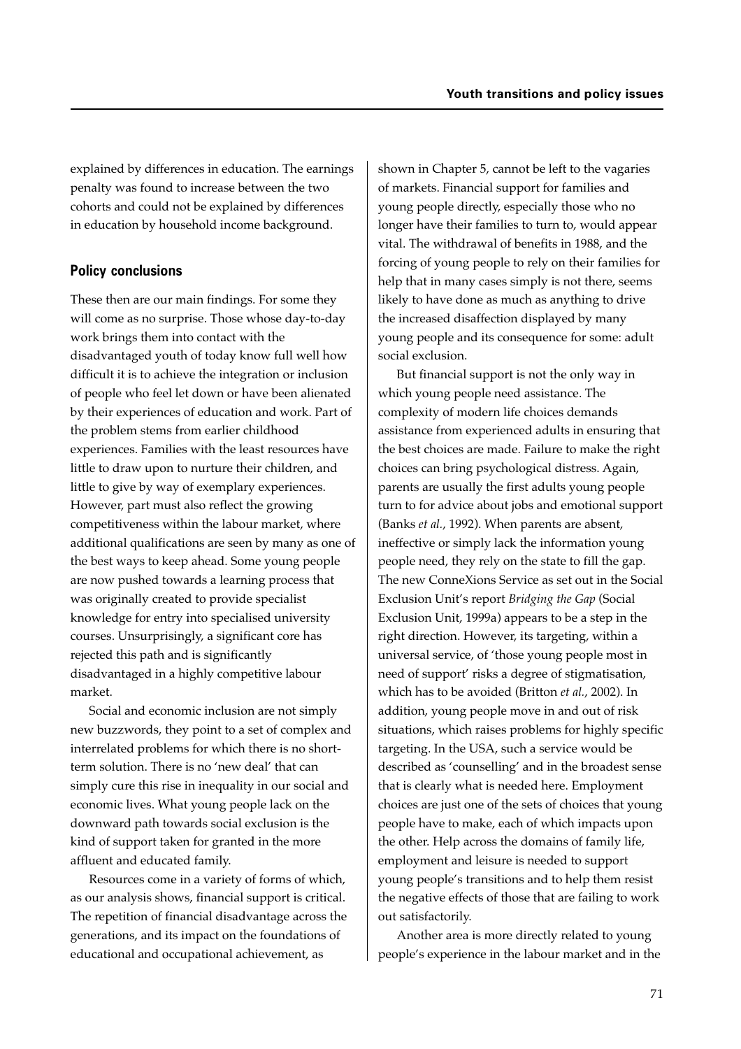explained by differences in education. The earnings penalty was found to increase between the two cohorts and could not be explained by differences in education by household income background.

## Policy conclusions

These then are our main findings. For some they will come as no surprise. Those whose day-to-day work brings them into contact with the disadvantaged youth of today know full well how difficult it is to achieve the integration or inclusion of people who feel let down or have been alienated by their experiences of education and work. Part of the problem stems from earlier childhood experiences. Families with the least resources have little to draw upon to nurture their children, and little to give by way of exemplary experiences. However, part must also reflect the growing competitiveness within the labour market, where additional qualifications are seen by many as one of the best ways to keep ahead. Some young people are now pushed towards a learning process that was originally created to provide specialist knowledge for entry into specialised university courses. Unsurprisingly, a significant core has rejected this path and is significantly disadvantaged in a highly competitive labour market.

Social and economic inclusion are not simply new buzzwords, they point to a set of complex and interrelated problems for which there is no short-term solution. There is no 'new deal' that can simply cure this rise in inequality in our social and economic lives. What young people lack on the downward path towards social exclusion is the kind of support taken for granted in the more affluent and educated family.

Resources come in a variety of forms of which, as our analysis shows, financial support is critical. The repetition of financial disadvantage across the generations, and its impact on the foundations of educational and occupational achievement, as shown in Chapter 5, cannot be left to the vagaries of markets. Financial support for families and young people directly, especially those who no longer have their families to turn to, would appear vital. The withdrawal of benefits in 1988, and the forcing of young people to rely on their families for help that in many cases simply is not there, seems likely to have done as much as anything to drive the increased disaffection displayed by many young people and its consequence for some: adult social exclusion.

But financial support is not the only way in which young people need assistance. The complexity of modern life choices demands assistance from experienced adults in ensuring that the best choices are made. Failure to make the right choices can bring psychological distress. Again, parents are usually the first adults young people turn to for advice about jobs and emotional support (Banks *et al.*, 1992). When parents are absent, ineffective or simply lack the information young people need, they rely on the state to fill the gap. The new ConneXions Service as set out in the Social Exclusion Unit's report *Bridging the Gap* (Social Exclusion Unit, 1999a) appears to be a step in the right direction. However, its targeting, within a universal service, of 'those young people most in need of support' risks a degree of stigmatisation, which has to be avoided (Britton *et al.*, 2002). In addition, young people move in and out of risk situations, which raises problems for highly specific targeting. In the USA, such a service would be described as 'counselling' and in the broadest sense that is clearly what is needed here. Employment choices are just one of the sets of choices that young people have to make, each of which impacts upon the other. Help across the domains of family life, employment and leisure is needed to support young people's transitions and to help them resist the negative effects of those that are failing to work out satisfactorily.

Another area is more directly related to young people's experience in the labour market and in the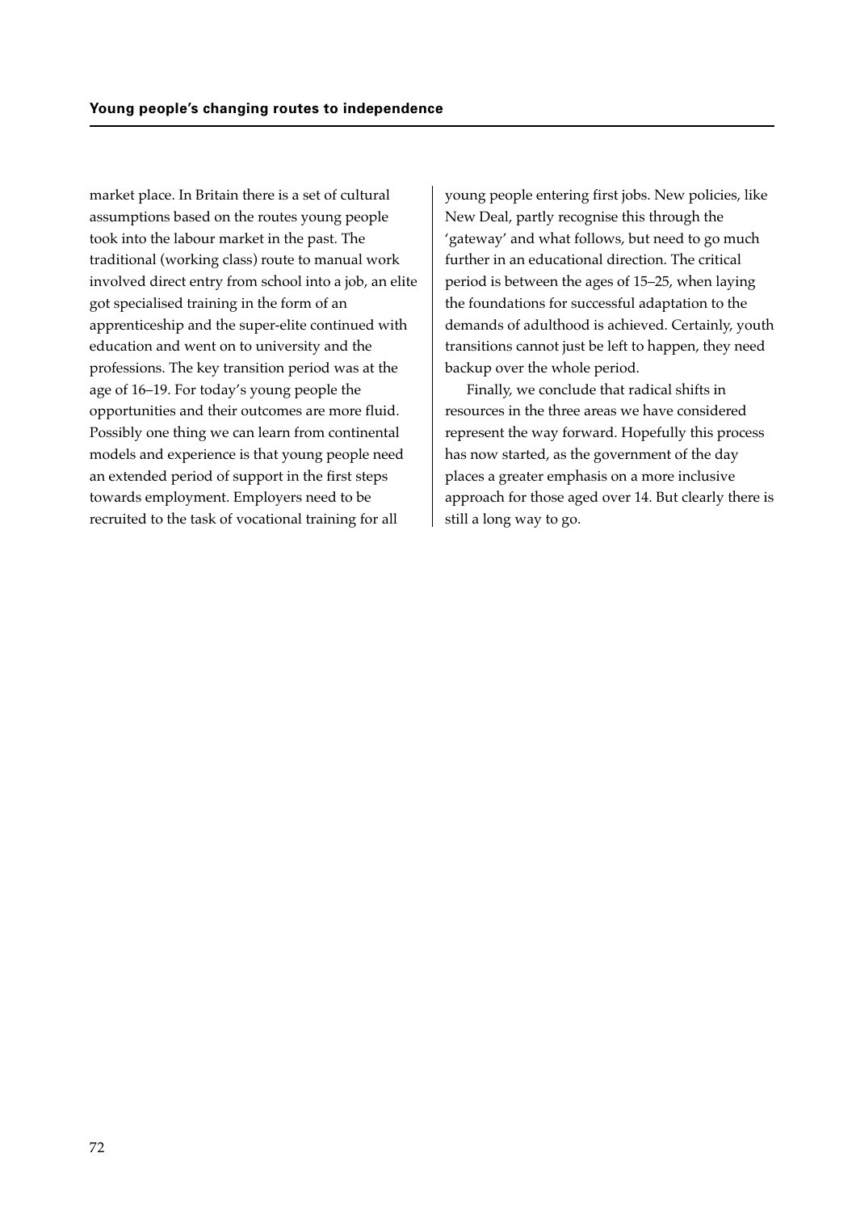market place. In Britain there is a set of cultural assumptions based on the routes young people took into the labour market in the past. The traditional (working class) route to manual work involved direct entry from school into a job, an elite got specialised training in the form of an apprenticeship and the super-elite continued with education and went on to university and the professions. The key transition period was at the age of 16–19. For today's young people the opportunities and their outcomes are more fluid. Possibly one thing we can learn from continental models and experience is that young people need an extended period of support in the first steps towards employment. Employers need to be recruited to the task of vocational training for all young people entering first jobs. New policies, like New Deal, partly recognise this through the 'gateway' and what follows, but need to go much further in an educational direction. The critical period is between the ages of 15–25, when laying the foundations for successful adaptation to the demands of adulthood is achieved. Certainly, youth transitions cannot just be left to happen, they need backup over the whole period.

Finally, we conclude that radical shifts in resources in the three areas we have considered represent the way forward. Hopefully this process has now started, as the government of the day places a greater emphasis on a more inclusive approach for those aged over 14. But clearly there is still a long way to go.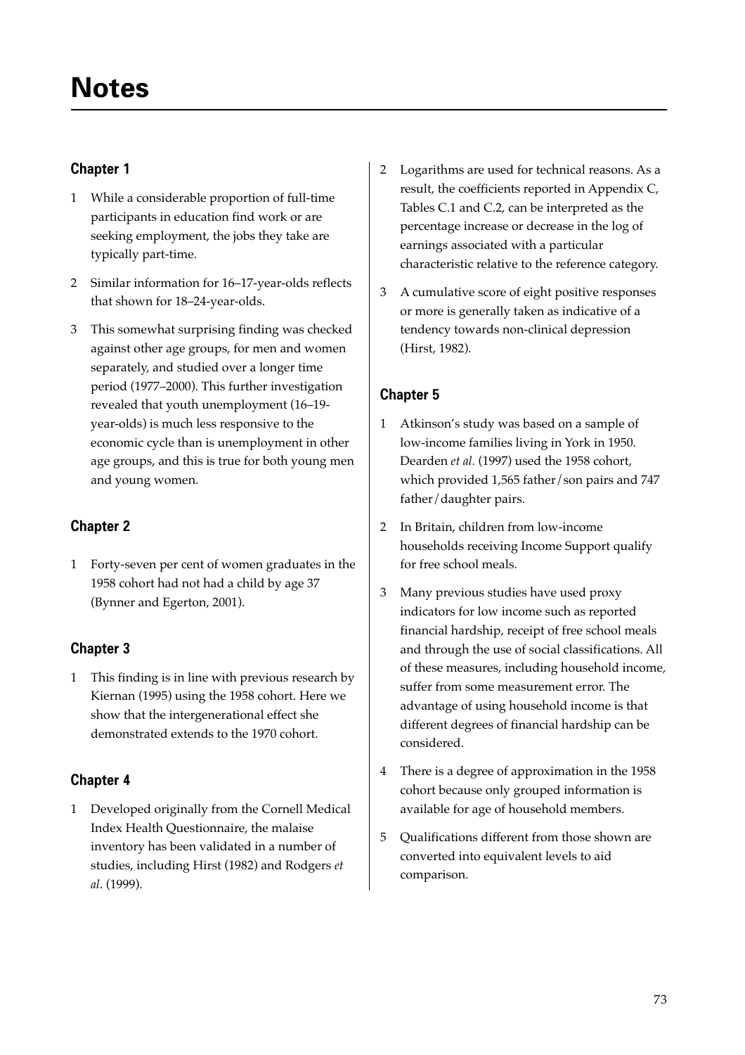# Notes

## Chapter 1

1 While a considerable proportion of full-time participants in education find work or are seeking employment, the jobs they take are typically part-time.

2 Similar information for 16–17-year-olds reflects that shown for 18–24-year-olds.

3 This somewhat surprising finding was checked against other age groups, for men and women separately, and studied over a longer time period (1977–2000). This further investigation revealed that youth unemployment (16–19-year-olds) is much less responsive to the economic cycle than is unemployment in other age groups, and this is true for both young men and young women.

## Chapter 2

1 Forty-seven per cent of women graduates in the 1958 cohort had not had a child by age 37 (Bynner and Egerton, 2001).

## Chapter 3

1 This finding is in line with previous research by Kiernan (1995) using the 1958 cohort. Here we show that the intergenerational effect she demonstrated extends to the 1970 cohort.

## Chapter 4

1 Developed originally from the Cornell Medical Index Health Questionnaire, the malaise inventory has been validated in a number of studies, including Hirst (1982) and Rodgers *et al*. (1999).

2 Logarithms are used for technical reasons. As a result, the coefficients reported in Appendix C, Tables C.1 and C.2, can be interpreted as the percentage increase or decrease in the log of earnings associated with a particular characteristic relative to the reference category.

3 A cumulative score of eight positive responses or more is generally taken as indicative of a tendency towards non-clinical depression (Hirst, 1982).

## Chapter 5

1 Atkinson's study was based on a sample of low-income families living in York in 1950. Dearden *et al.* (1997) used the 1958 cohort, which provided 1,565 father/son pairs and 747 father/daughter pairs.

2 In Britain, children from low-income households receiving Income Support qualify for free school meals.

3 Many previous studies have used proxy indicators for low income such as reported financial hardship, receipt of free school meals and through the use of social classifications. All of these measures, including household income, suffer from some measurement error. The advantage of using household income is that different degrees of financial hardship can be considered.

4 There is a degree of approximation in the 1958 cohort because only grouped information is available for age of household members.

5 Qualifications different from those shown are converted into equivalent levels to aid comparison.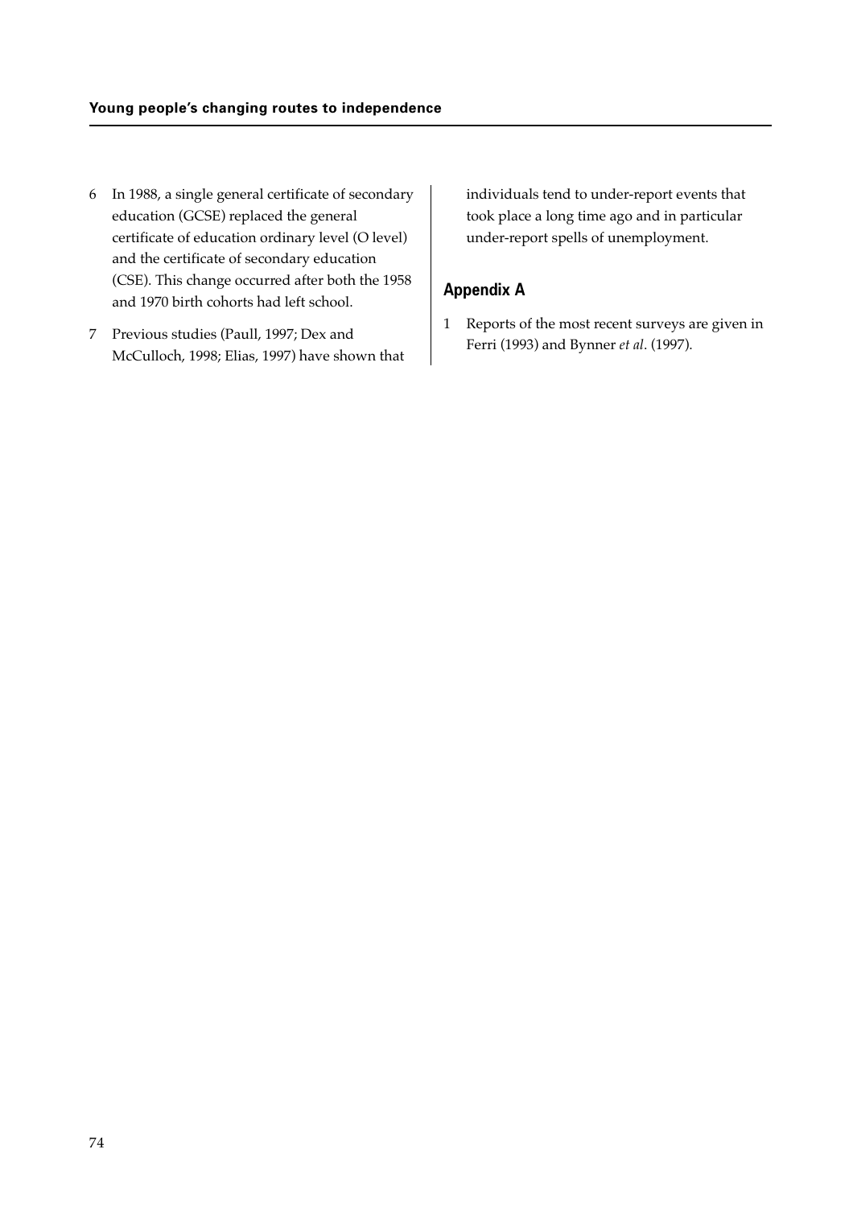6 In 1988, a single general certificate of secondary education (GCSE) replaced the general certificate of education ordinary level (O level) and the certificate of secondary education (CSE). This change occurred after both the 1958 and 1970 birth cohorts had left school.

7 Previous studies (Paull, 1997; Dex and McCulloch, 1998; Elias, 1997) have shown that individuals tend to under-report events that took place a long time ago and in particular under-report spells of unemployment.

## Appendix A

1 Reports of the most recent surveys are given in Ferri (1993) and Bynner *et al*. (1997).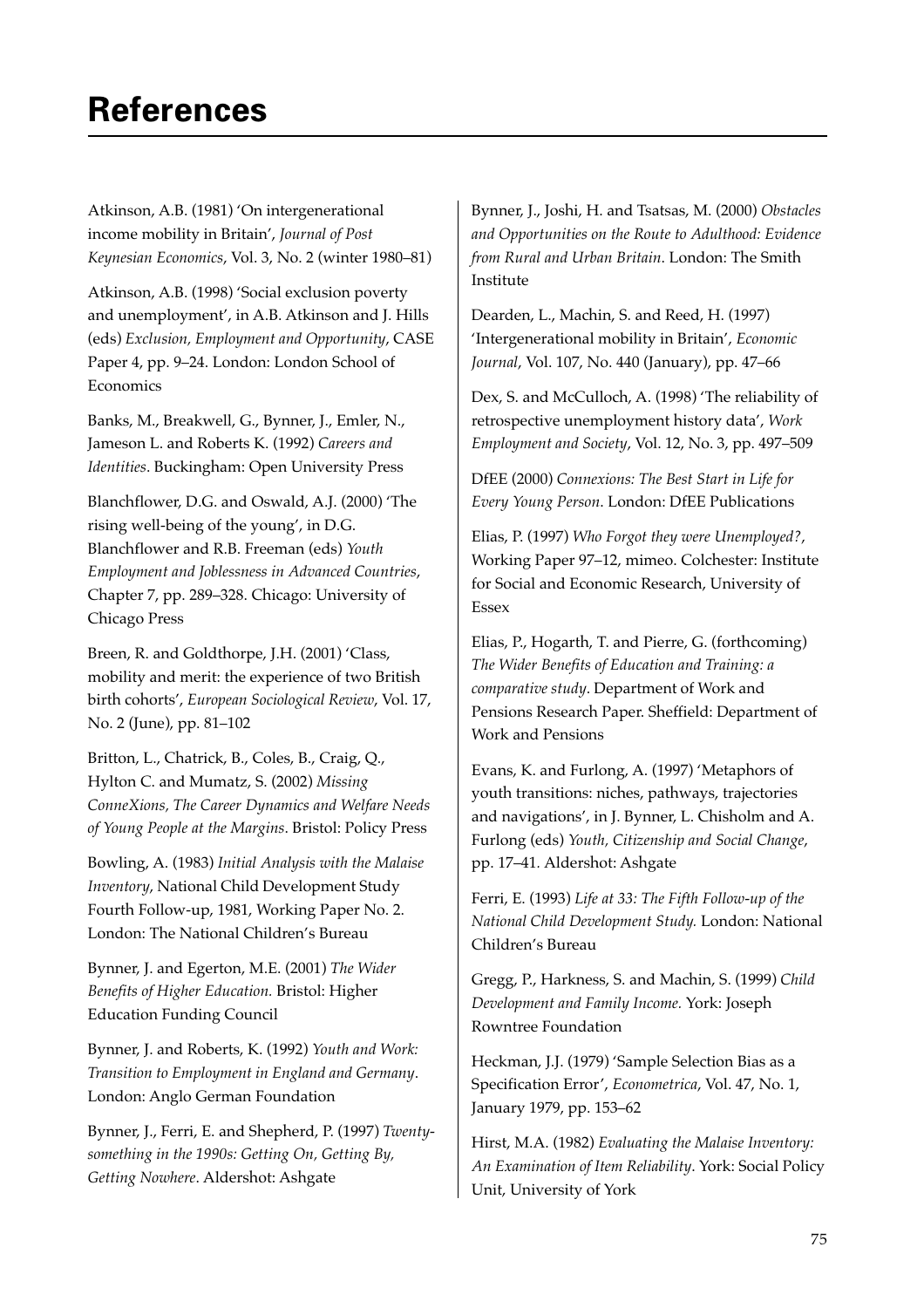# References

Atkinson, A.B. (1981) 'On intergenerational income mobility in Britain', *Journal of Post Keynesian Economics*, Vol. 3, No. 2 (winter 1980–81)

Atkinson, A.B. (1998) 'Social exclusion poverty and unemployment', in A.B. Atkinson and J. Hills (eds) *Exclusion, Employment and Opportunity*, CASE Paper 4, pp. 9–24. London: London School of Economics

Banks, M., Breakwell, G., Bynner, J., Emler, N., Jameson L. and Roberts K. (1992) *Careers and Identities*. Buckingham: Open University Press

Blanchflower, D.G. and Oswald, A.J. (2000) 'The rising well-being of the young', in D.G. Blanchflower and R.B. Freeman (eds) *Youth Employment and Joblessness in Advanced Countries*, Chapter 7, pp. 289–328. Chicago: University of Chicago Press

Breen, R. and Goldthorpe, J.H. (2001) 'Class, mobility and merit: the experience of two British birth cohorts', *European Sociological Review*, Vol. 17, No. 2 (June), pp. 81–102

Britton, L., Chatrick, B., Coles, B., Craig, Q., Hylton C. and Mumatz, S. (2002) *Missing ConneXions, The Career Dynamics and Welfare Needs of Young People at the Margins*. Bristol: Policy Press

Bowling, A. (1983) *Initial Analysis with the Malaise Inventory*, National Child Development Study Fourth Follow-up, 1981, Working Paper No. 2. London: The National Children's Bureau

Bynner, J. and Egerton, M.E. (2001) *The Wider Benefits of Higher Education.* Bristol: Higher Education Funding Council

Bynner, J. and Roberts, K. (1992) *Youth and Work: Transition to Employment in England and Germany*. London: Anglo German Foundation

Bynner, J., Ferri, E. and Shepherd, P. (1997) *Twenty-something in the 1990s: Getting On, Getting By, Getting Nowhere*. Aldershot: Ashgate

Bynner, J., Joshi, H. and Tsatsas, M. (2000) *Obstacles and Opportunities on the Route to Adulthood: Evidence from Rural and Urban Britain*. London: The Smith Institute

Dearden, L., Machin, S. and Reed, H. (1997) 'Intergenerational mobility in Britain', *Economic Journal*, Vol. 107, No. 440 (January), pp. 47–66

Dex, S. and McCulloch, A. (1998) 'The reliability of retrospective unemployment history data', *Work Employment and Society*, Vol. 12, No. 3, pp. 497–509

DfEE (2000) *Connexions: The Best Start in Life for Every Young Person*. London: DfEE Publications

Elias, P. (1997) *Who Forgot they were Unemployed?*, Working Paper 97–12, mimeo. Colchester: Institute for Social and Economic Research, University of Essex

Elias, P., Hogarth, T. and Pierre, G. (forthcoming) *The Wider Benefits of Education and Training: a comparative study*. Department of Work and Pensions Research Paper. Sheffield: Department of Work and Pensions

Evans, K. and Furlong, A. (1997) 'Metaphors of youth transitions: niches, pathways, trajectories and navigations', in J. Bynner, L. Chisholm and A. Furlong (eds) *Youth, Citizenship and Social Change*, pp. 17–41. Aldershot: Ashgate

Ferri, E. (1993) *Life at 33: The Fifth Follow-up of the National Child Development Study.* London: National Children's Bureau

Gregg, P., Harkness, S. and Machin, S. (1999) *Child Development and Family Income.* York: Joseph Rowntree Foundation

Heckman, J.J. (1979) 'Sample Selection Bias as a Specification Error', *Econometrica*, Vol. 47, No. 1, January 1979, pp. 153–62

Hirst, M.A. (1982) *Evaluating the Malaise Inventory: An Examination of Item Reliability*. York: Social Policy Unit, University of York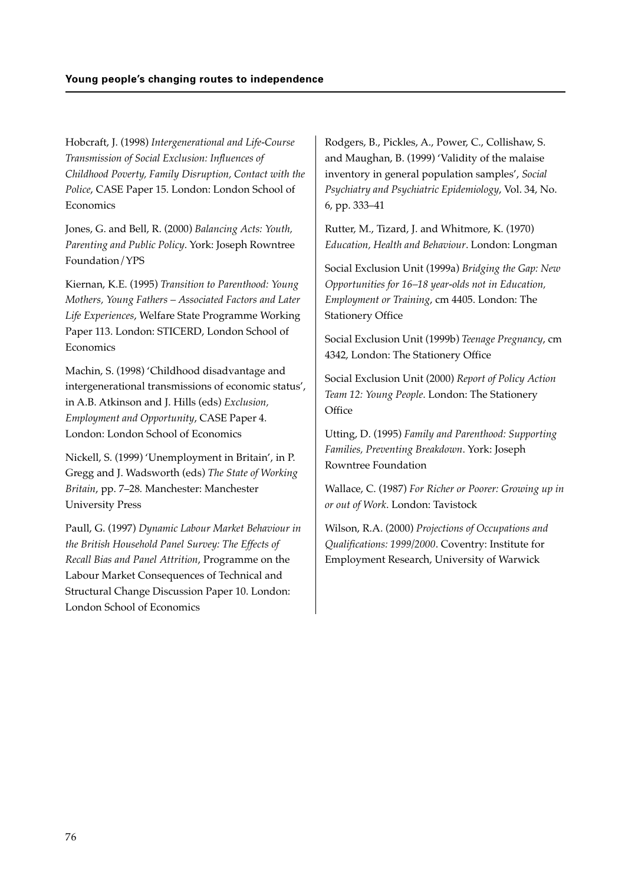Hobcraft, J. (1998) *Intergenerational and Life-Course Transmission of Social Exclusion: Influences of Childhood Poverty, Family Disruption, Contact with the Police*, CASE Paper 15. London: London School of Economics

Jones, G. and Bell, R. (2000) *Balancing Acts: Youth, Parenting and Public Policy*. York: Joseph Rowntree Foundation/YPS

Kiernan, K.E. (1995) *Transition to Parenthood: Young Mothers, Young Fathers – Associated Factors and Later Life Experiences*, Welfare State Programme Working Paper 113. London: STICERD, London School of Economics

Machin, S. (1998) 'Childhood disadvantage and intergenerational transmissions of economic status', in A.B. Atkinson and J. Hills (eds) *Exclusion, Employment and Opportunity*, CASE Paper 4. London: London School of Economics

Nickell, S. (1999) 'Unemployment in Britain', in P. Gregg and J. Wadsworth (eds) *The State of Working Britain*, pp. 7–28. Manchester: Manchester University Press

Paull, G. (1997) *Dynamic Labour Market Behaviour in the British Household Panel Survey: The Effects of Recall Bias and Panel Attrition*, Programme on the Labour Market Consequences of Technical and Structural Change Discussion Paper 10. London: London School of Economics

Rodgers, B., Pickles, A., Power, C., Collishaw, S. and Maughan, B. (1999) 'Validity of the malaise inventory in general population samples', *Social Psychiatry and Psychiatric Epidemiology*, Vol. 34, No. 6, pp. 333–41

Rutter, M., Tizard, J. and Whitmore, K. (1970) *Education, Health and Behaviour*. London: Longman

Social Exclusion Unit (1999a) *Bridging the Gap: New Opportunities for 16–18 year-olds not in Education, Employment or Training*, cm 4405. London: The Stationery Office

Social Exclusion Unit (1999b) *Teenage Pregnancy*, cm 4342, London: The Stationery Office

Social Exclusion Unit (2000) *Report of Policy Action Team 12: Young People*. London: The Stationery Office

Utting, D. (1995) *Family and Parenthood: Supporting Families, Preventing Breakdown*. York: Joseph Rowntree Foundation

Wallace, C. (1987) *For Richer or Poorer: Growing up in or out of Work*. London: Tavistock

Wilson, R.A. (2000) *Projections of Occupations and Qualifications: 1999/2000*. Coventry: Institute for Employment Research, University of Warwick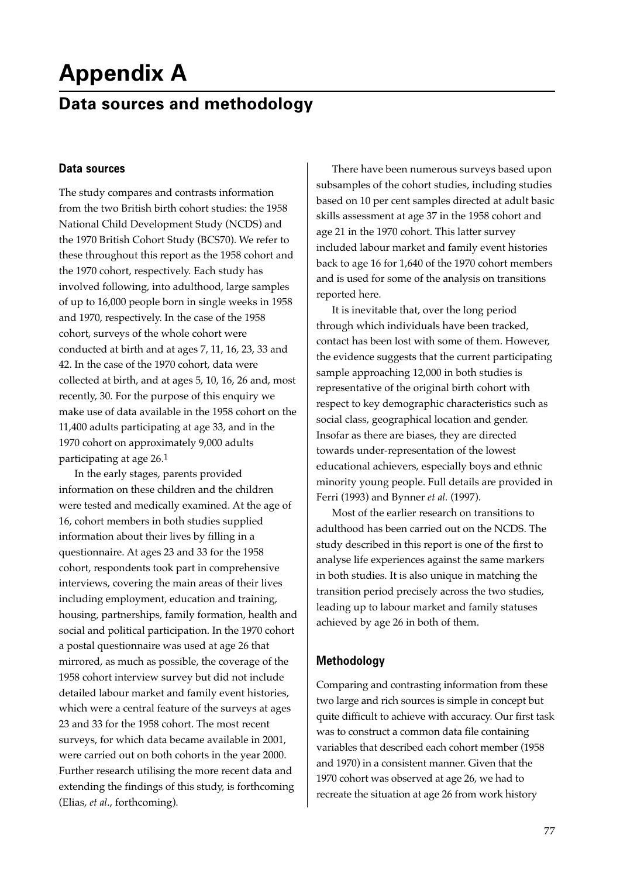# Appendix A

## Data sources and methodology

### Data sources

The study compares and contrasts information from the two British birth cohort studies: the 1958 National Child Development Study (NCDS) and the 1970 British Cohort Study (BCS70). We refer to these throughout this report as the 1958 cohort and the 1970 cohort, respectively. Each study has involved following, into adulthood, large samples of up to 16,000 people born in single weeks in 1958 and 1970, respectively. In the case of the 1958 cohort, surveys of the whole cohort were conducted at birth and at ages 7, 11, 16, 23, 33 and 42. In the case of the 1970 cohort, data were collected at birth, and at ages 5, 10, 16, 26 and, most recently, 30. For the purpose of this enquiry we make use of data available in the 1958 cohort on the 11,400 adults participating at age 33, and in the 1970 cohort on approximately 9,000 adults participating at age 26.[1]

In the early stages, parents provided information on these children and the children were tested and medically examined. At the age of 16, cohort members in both studies supplied information about their lives by filling in a questionnaire. At ages 23 and 33 for the 1958 cohort, respondents took part in comprehensive interviews, covering the main areas of their lives including employment, education and training, housing, partnerships, family formation, health and social and political participation. In the 1970 cohort a postal questionnaire was used at age 26 that mirrored, as much as possible, the coverage of the 1958 cohort interview survey but did not include detailed labour market and family event histories, which were a central feature of the surveys at ages 23 and 33 for the 1958 cohort. The most recent surveys, for which data became available in 2001, were carried out on both cohorts in the year 2000. Further research utilising the more recent data and extending the findings of this study, is forthcoming (Elias, *et al*., forthcoming).

There have been numerous surveys based upon subsamples of the cohort studies, including studies based on 10 per cent samples directed at adult basic skills assessment at age 37 in the 1958 cohort and age 21 in the 1970 cohort. This latter survey included labour market and family event histories back to age 16 for 1,640 of the 1970 cohort members and is used for some of the analysis on transitions reported here.

It is inevitable that, over the long period through which individuals have been tracked, contact has been lost with some of them. However, the evidence suggests that the current participating sample approaching 12,000 in both studies is representative of the original birth cohort with respect to key demographic characteristics such as social class, geographical location and gender. Insofar as there are biases, they are directed towards under-representation of the lowest educational achievers, especially boys and ethnic minority young people. Full details are provided in Ferri (1993) and Bynner *et al.* (1997).

Most of the earlier research on transitions to adulthood has been carried out on the NCDS. The study described in this report is one of the first to analyse life experiences against the same markers in both studies. It is also unique in matching the transition period precisely across the two studies, leading up to labour market and family statuses achieved by age 26 in both of them.

### Methodology

Comparing and contrasting information from these two large and rich sources is simple in concept but quite difficult to achieve with accuracy. Our first task was to construct a common data file containing variables that described each cohort member (1958 and 1970) in a consistent manner. Given that the 1970 cohort was observed at age 26, we had to recreate the situation at age 26 from work history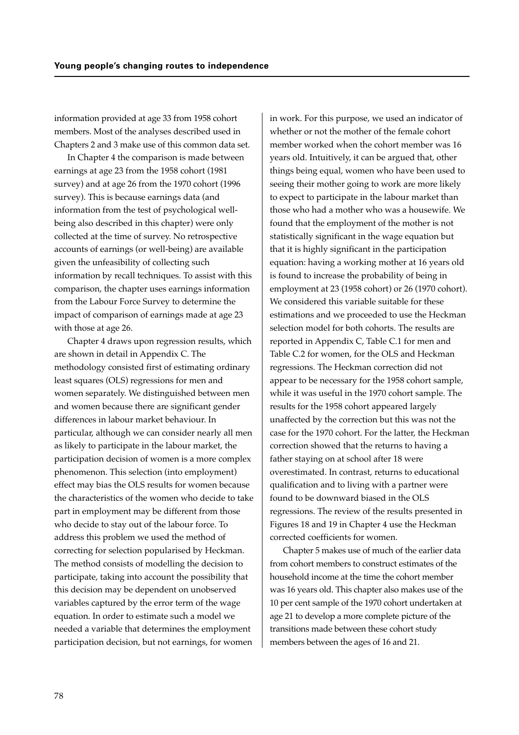information provided at age 33 from 1958 cohort members. Most of the analyses described used in Chapters 2 and 3 make use of this common data set.

In Chapter 4 the comparison is made between earnings at age 23 from the 1958 cohort (1981 survey) and at age 26 from the 1970 cohort (1996 survey). This is because earnings data (and information from the test of psychological well-being also described in this chapter) were only collected at the time of survey. No retrospective accounts of earnings (or well-being) are available given the unfeasibility of collecting such information by recall techniques. To assist with this comparison, the chapter uses earnings information from the Labour Force Survey to determine the impact of comparison of earnings made at age 23 with those at age 26.

Chapter 4 draws upon regression results, which are shown in detail in Appendix C. The methodology consisted first of estimating ordinary least squares (OLS) regressions for men and women separately. We distinguished between men and women because there are significant gender differences in labour market behaviour. In particular, although we can consider nearly all men as likely to participate in the labour market, the participation decision of women is a more complex phenomenon. This selection (into employment) effect may bias the OLS results for women because the characteristics of the women who decide to take part in employment may be different from those who decide to stay out of the labour force. To address this problem we used the method of correcting for selection popularised by Heckman. The method consists of modelling the decision to participate, taking into account the possibility that this decision may be dependent on unobserved variables captured by the error term of the wage equation. In order to estimate such a model we needed a variable that determines the employment participation decision, but not earnings, for women in work. For this purpose, we used an indicator of whether or not the mother of the female cohort member worked when the cohort member was 16 years old. Intuitively, it can be argued that, other things being equal, women who have been used to seeing their mother going to work are more likely to expect to participate in the labour market than those who had a mother who was a housewife. We found that the employment of the mother is not statistically significant in the wage equation but that it is highly significant in the participation equation: having a working mother at 16 years old is found to increase the probability of being in employment at 23 (1958 cohort) or 26 (1970 cohort). We considered this variable suitable for these estimations and we proceeded to use the Heckman selection model for both cohorts. The results are reported in Appendix C, Table C.1 for men and Table C.2 for women, for the OLS and Heckman regressions. The Heckman correction did not appear to be necessary for the 1958 cohort sample, while it was useful in the 1970 cohort sample. The results for the 1958 cohort appeared largely unaffected by the correction but this was not the case for the 1970 cohort. For the latter, the Heckman correction showed that the returns to having a father staying on at school after 18 were overestimated. In contrast, returns to educational qualification and to living with a partner were found to be downward biased in the OLS regressions. The review of the results presented in Figures 18 and 19 in Chapter 4 use the Heckman corrected coefficients for women.

Chapter 5 makes use of much of the earlier data from cohort members to construct estimates of the household income at the time the cohort member was 16 years old. This chapter also makes use of the 10 per cent sample of the 1970 cohort undertaken at age 21 to develop a more complete picture of the transitions made between these cohort study members between the ages of 16 and 21.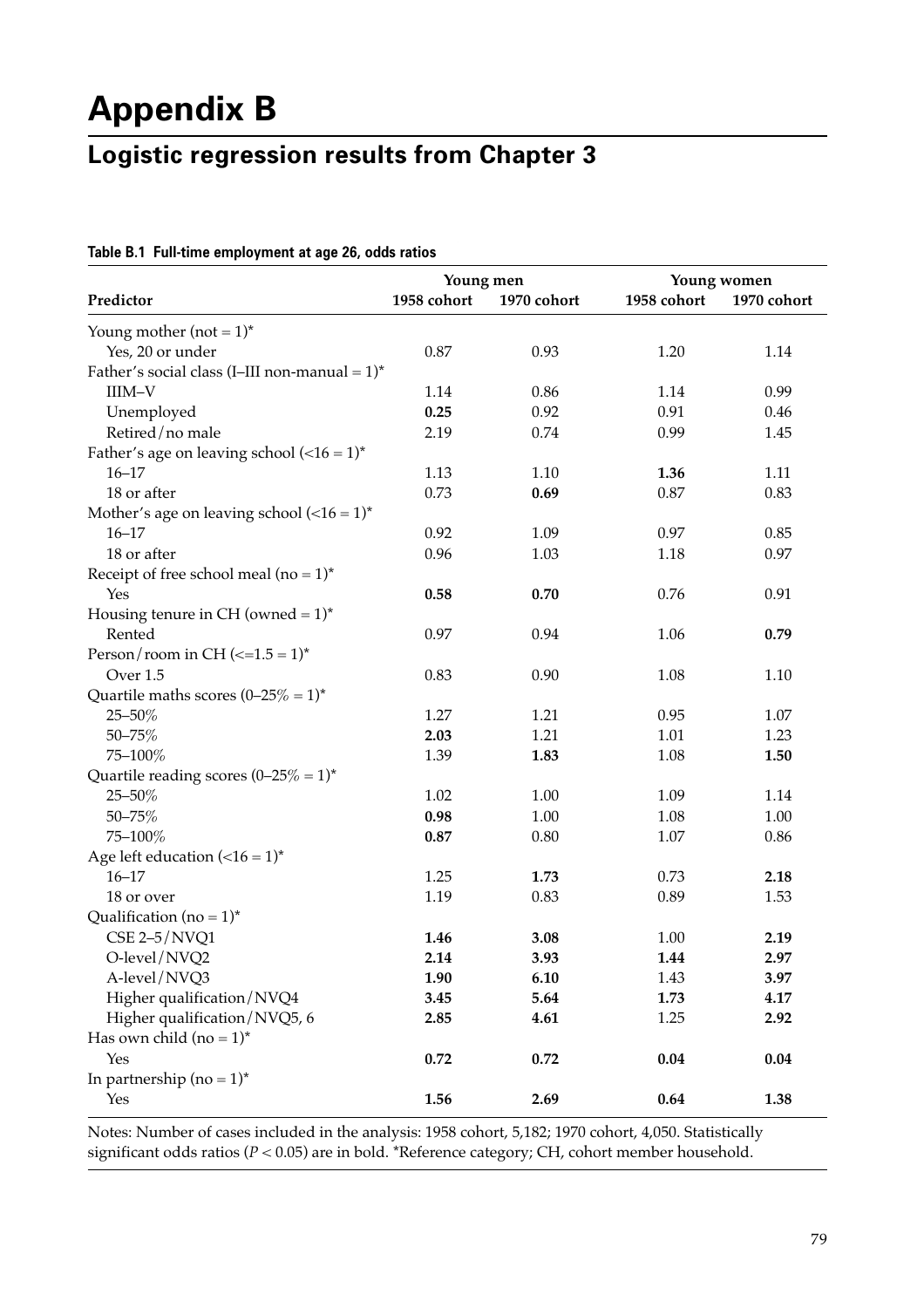# Appendix B

## Logistic regression results from Chapter 3

**Table B.1 Full-time employment at age 26, odds ratios**

| Predictor | Young men | | Young women | |
|---|---|---|---|---|
| | 1958 cohort | 1970 cohort | 1958 cohort | 1970 cohort |
| Young mother (not = 1)* | | | | |
| Yes, 20 or under | 0.87 | 0.93 | 1.20 | 1.14 |
| Father's social class (I–III non-manual = 1)* | | | | |
| IIIM–V | 1.14 | 0.86 | 1.14 | 0.99 |
| Unemployed | **0.25** | 0.92 | 0.91 | 0.46 |
| Retired/no male | 2.19 | 0.74 | 0.99 | 1.45 |
| Father's age on leaving school (<16 = 1)* | | | | |
| 16–17 | 1.13 | 1.10 | **1.36** | 1.11 |
| 18 or after | 0.73 | **0.69** | 0.87 | 0.83 |
| Mother's age on leaving school (<16 = 1)* | | | | |
| 16–17 | 0.92 | 1.09 | 0.97 | 0.85 |
| 18 or after | 0.96 | 1.03 | 1.18 | 0.97 |
| Receipt of free school meal (no = 1)* | | | | |
| Yes | **0.58** | **0.70** | 0.76 | 0.91 |
| Housing tenure in CH (owned = 1)* | | | | |
| Rented | 0.97 | 0.94 | 1.06 | **0.79** |
| Person/room in CH (<=1.5 = 1)* | | | | |
| Over 1.5 | 0.83 | 0.90 | 1.08 | 1.10 |
| Quartile maths scores (0–25% = 1)* | | | | |
| 25–50% | 1.27 | 1.21 | 0.95 | 1.07 |
| 50–75% | **2.03** | 1.21 | 1.01 | 1.23 |
| 75–100% | 1.39 | **1.83** | 1.08 | **1.50** |
| Quartile reading scores (0–25% = 1)* | | | | |
| 25–50% | 1.02 | 1.00 | 1.09 | 1.14 |
| 50–75% | **0.98** | 1.00 | 1.08 | 1.00 |
| 75–100% | **0.87** | 0.80 | 1.07 | 0.86 |
| Age left education (<16 = 1)* | | | | |
| 16–17 | 1.25 | **1.73** | 0.73 | **2.18** |
| 18 or over | 1.19 | 0.83 | 0.89 | 1.53 |
| Qualification (no = 1)* | | | | |
| CSE 2–5/NVQ1 | **1.46** | **3.08** | 1.00 | **2.19** |
| O-level/NVQ2 | **2.14** | **3.93** | **1.44** | **2.97** |
| A-level/NVQ3 | **1.90** | **6.10** | 1.43 | **3.97** |
| Higher qualification/NVQ4 | **3.45** | **5.64** | **1.73** | **4.17** |
| Higher qualification/NVQ5, 6 | **2.85** | **4.61** | 1.25 | **2.92** |
| Has own child (no = 1)* | | | | |
| Yes | **0.72** | **0.72** | **0.04** | **0.04** |
| In partnership (no = 1)* | | | | |
| Yes | **1.56** | **2.69** | **0.64** | **1.38** |

Notes: Number of cases included in the analysis: 1958 cohort, 5,182; 1970 cohort, 4,050. Statistically significant odds ratios ($P < 0.05$) are in bold. *Reference category; CH, cohort member household.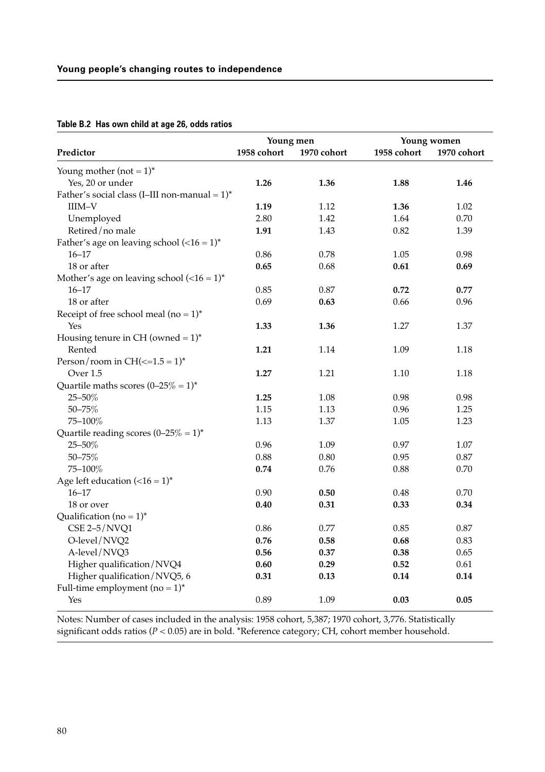**Table B.2 Has own child at age 26, odds ratios**

| Predictor | Young men | | Young women | |
|---|---|---|---|---|
| | 1958 cohort | 1970 cohort | 1958 cohort | 1970 cohort |
| Young mother (not = 1)* | | | | |
| Yes, 20 or under | **1.26** | **1.36** | **1.88** | **1.46** |
| Father's social class (I–III non-manual = 1)* | | | | |
| IIIM–V | **1.19** | 1.12 | **1.36** | 1.02 |
| Unemployed | 2.80 | 1.42 | 1.64 | 0.70 |
| Retired/no male | **1.91** | 1.43 | 0.82 | 1.39 |
| Father's age on leaving school (<16 = 1)* | | | | |
| 16–17 | 0.86 | 0.78 | 1.05 | 0.98 |
| 18 or after | **0.65** | 0.68 | **0.61** | **0.69** |
| Mother's age on leaving school (<16 = 1)* | | | | |
| 16–17 | 0.85 | 0.87 | **0.72** | **0.77** |
| 18 or after | 0.69 | **0.63** | 0.66 | 0.96 |
| Receipt of free school meal (no = 1)* | | | | |
| Yes | **1.33** | **1.36** | 1.27 | 1.37 |
| Housing tenure in CH (owned = 1)* | | | | |
| Rented | **1.21** | 1.14 | 1.09 | 1.18 |
| Person/room in CH(<=1.5 = 1)* | | | | |
| Over 1.5 | **1.27** | 1.21 | 1.10 | 1.18 |
| Quartile maths scores (0–25% = 1)* | | | | |
| 25–50% | **1.25** | 1.08 | 0.98 | 0.98 |
| 50–75% | 1.15 | 1.13 | 0.96 | 1.25 |
| 75–100% | 1.13 | 1.37 | 1.05 | 1.23 |
| Quartile reading scores (0–25% = 1)* | | | | |
| 25–50% | 0.96 | 1.09 | 0.97 | 1.07 |
| 50–75% | 0.88 | 0.80 | 0.95 | 0.87 |
| 75–100% | **0.74** | 0.76 | 0.88 | 0.70 |
| Age left education (<16 = 1)* | | | | |
| 16–17 | 0.90 | **0.50** | 0.48 | 0.70 |
| 18 or over | **0.40** | **0.31** | **0.33** | **0.34** |
| Qualification (no = 1)* | | | | |
| CSE 2–5/NVQ1 | 0.86 | 0.77 | 0.85 | 0.87 |
| O-level/NVQ2 | **0.76** | **0.58** | **0.68** | 0.83 |
| A-level/NVQ3 | **0.56** | **0.37** | **0.38** | 0.65 |
| Higher qualification/NVQ4 | **0.60** | **0.29** | **0.52** | 0.61 |
| Higher qualification/NVQ5, 6 | **0.31** | **0.13** | **0.14** | **0.14** |
| Full-time employment (no = 1)* | | | | |
| Yes | 0.89 | 1.09 | **0.03** | **0.05** |

Notes: Number of cases included in the analysis: 1958 cohort, 5,387; 1970 cohort, 3,776. Statistically significant odds ratios ($P < 0.05$) are in bold. *Reference category; CH, cohort member household.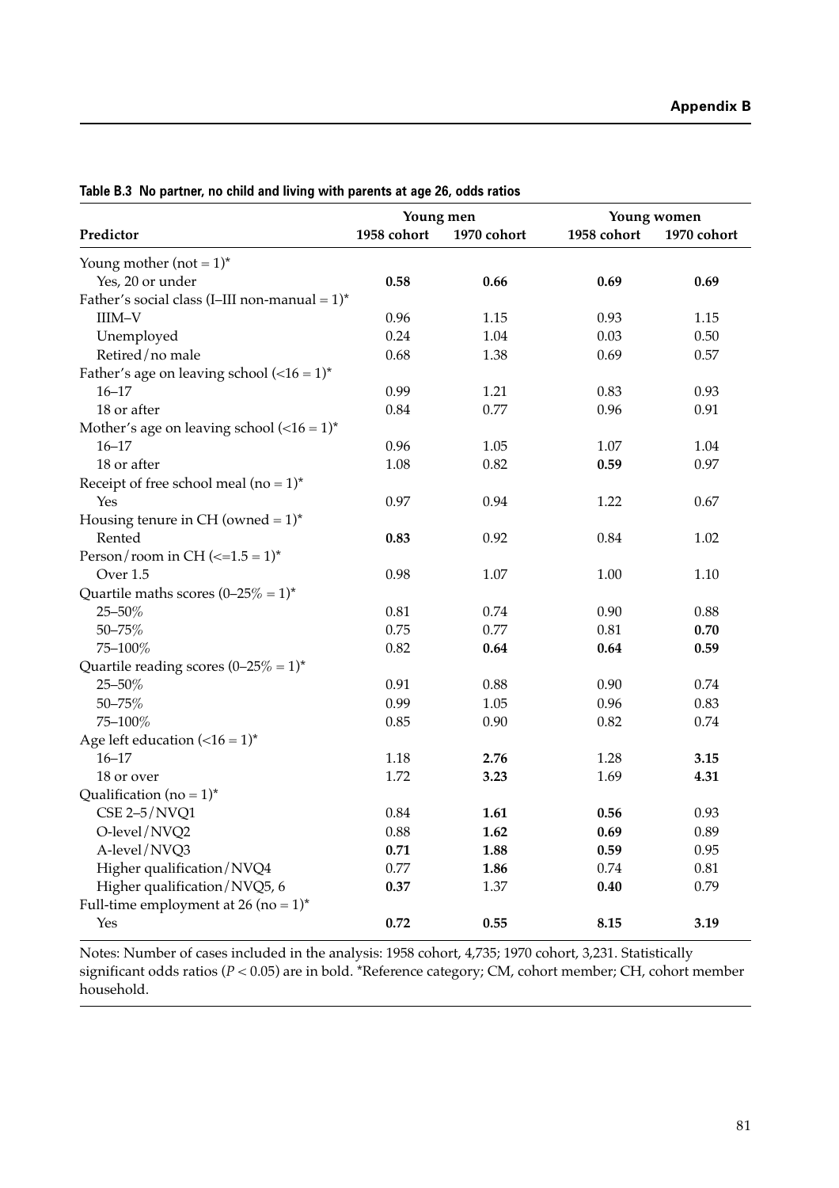**Table B.3 No partner, no child and living with parents at age 26, odds ratios**

| Predictor | Young men | | Young women | |
|---|---|---|---|---|
| | 1958 cohort | 1970 cohort | 1958 cohort | 1970 cohort |
| Young mother (not = 1)* | | | | |
| Yes, 20 or under | **0.58** | **0.66** | **0.69** | **0.69** |
| Father's social class (I–III non-manual = 1)* | | | | |
| IIIM–V | 0.96 | 1.15 | 0.93 | 1.15 |
| Unemployed | 0.24 | 1.04 | 0.03 | 0.50 |
| Retired/no male | 0.68 | 1.38 | 0.69 | 0.57 |
| Father's age on leaving school (<16 = 1)* | | | | |
| 16–17 | 0.99 | 1.21 | 0.83 | 0.93 |
| 18 or after | 0.84 | 0.77 | 0.96 | 0.91 |
| Mother's age on leaving school (<16 = 1)* | | | | |
| 16–17 | 0.96 | 1.05 | 1.07 | 1.04 |
| 18 or after | 1.08 | 0.82 | **0.59** | 0.97 |
| Receipt of free school meal (no = 1)* | | | | |
| Yes | 0.97 | 0.94 | 1.22 | 0.67 |
| Housing tenure in CH (owned = 1)* | | | | |
| Rented | **0.83** | 0.92 | 0.84 | 1.02 |
| Person/room in CH (<=1.5 = 1)* | | | | |
| Over 1.5 | 0.98 | 1.07 | 1.00 | 1.10 |
| Quartile maths scores (0–25% = 1)* | | | | |
| 25–50% | 0.81 | 0.74 | 0.90 | 0.88 |
| 50–75% | 0.75 | 0.77 | 0.81 | **0.70** |
| 75–100% | 0.82 | **0.64** | **0.64** | **0.59** |
| Quartile reading scores (0–25% = 1)* | | | | |
| 25–50% | 0.91 | 0.88 | 0.90 | 0.74 |
| 50–75% | 0.99 | 1.05 | 0.96 | 0.83 |
| 75–100% | 0.85 | 0.90 | 0.82 | 0.74 |
| Age left education (<16 = 1)* | | | | |
| 16–17 | 1.18 | **2.76** | 1.28 | **3.15** |
| 18 or over | 1.72 | **3.23** | 1.69 | **4.31** |
| Qualification (no = 1)* | | | | |
| CSE 2–5/NVQ1 | 0.84 | **1.61** | **0.56** | 0.93 |
| O-level/NVQ2 | 0.88 | **1.62** | **0.69** | 0.89 |
| A-level/NVQ3 | **0.71** | **1.88** | **0.59** | 0.95 |
| Higher qualification/NVQ4 | 0.77 | **1.86** | 0.74 | 0.81 |
| Higher qualification/NVQ5, 6 | **0.37** | 1.37 | **0.40** | 0.79 |
| Full-time employment at 26 (no = 1)* | | | | |
| Yes | **0.72** | **0.55** | **8.15** | **3.19** |

Notes: Number of cases included in the analysis: 1958 cohort, 4,735; 1970 cohort, 3,231. Statistically significant odds ratios ($P < 0.05$) are in bold. *Reference category; CM, cohort member; CH, cohort member household.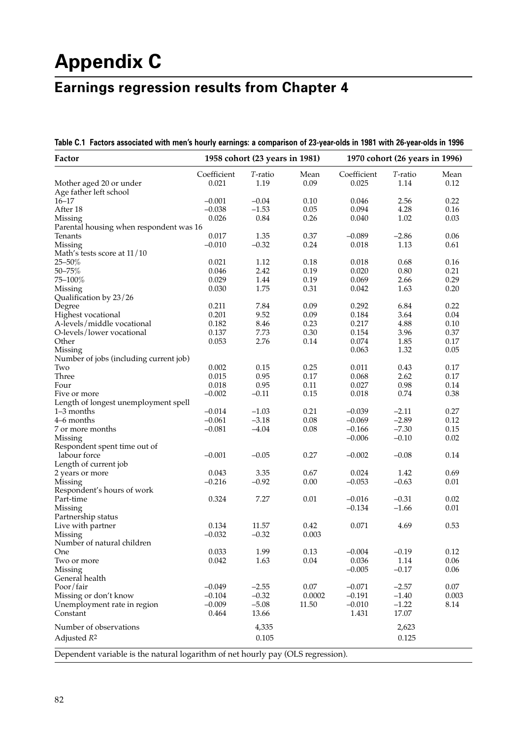# Appendix C

## Earnings regression results from Chapter 4

**Table C.1 Factors associated with men's hourly earnings: a comparison of 23-year-olds in 1981 with 26-year-olds in 1996**

| Factor | 1958 cohort (23 years in 1981) | | | 1970 cohort (26 years in 1996) | | |
|---|---|---|---|---|---|---|
| | Coefficient | *T*-ratio | Mean | Coefficient | *T*-ratio | Mean |
| Mother aged 20 or under | 0.021 | 1.19 | 0.09 | 0.025 | 1.14 | 0.12 |
| Age father left school | | | | | | |
| 16–17 | –0.001 | –0.04 | 0.10 | 0.046 | 2.56 | 0.22 |
| After 18 | –0.038 | –1.53 | 0.05 | 0.094 | 4.28 | 0.16 |
| Missing | 0.026 | 0.84 | 0.26 | 0.040 | 1.02 | 0.03 |
| Parental housing when respondent was 16 | | | | | | |
| Tenants | 0.017 | 1.35 | 0.37 | –0.089 | –2.86 | 0.06 |
| Missing | –0.010 | –0.32 | 0.24 | 0.018 | 1.13 | 0.61 |
| Math's tests score at 11/10 | | | | | | |
| 25–50% | 0.021 | 1.12 | 0.18 | 0.018 | 0.68 | 0.16 |
| 50–75% | 0.046 | 2.42 | 0.19 | 0.020 | 0.80 | 0.21 |
| 75–100% | 0.029 | 1.44 | 0.19 | 0.069 | 2.66 | 0.29 |
| Missing | 0.030 | 1.75 | 0.31 | 0.042 | 1.63 | 0.20 |
| Qualification by 23/26 | | | | | | |
| Degree | 0.211 | 7.84 | 0.09 | 0.292 | 6.84 | 0.22 |
| Highest vocational | 0.201 | 9.52 | 0.09 | 0.184 | 3.64 | 0.04 |
| A-levels/middle vocational | 0.182 | 8.46 | 0.23 | 0.217 | 4.88 | 0.10 |
| O-levels/lower vocational | 0.137 | 7.73 | 0.30 | 0.154 | 3.96 | 0.37 |
| Other | 0.053 | 2.76 | 0.14 | 0.074 | 1.85 | 0.17 |
| Missing | | | | 0.063 | 1.32 | 0.05 |
| Number of jobs (including current job) | | | | | | |
| Two | 0.002 | 0.15 | 0.25 | 0.011 | 0.43 | 0.17 |
| Three | 0.015 | 0.95 | 0.17 | 0.068 | 2.62 | 0.17 |
| Four | 0.018 | 0.95 | 0.11 | 0.027 | 0.98 | 0.14 |
| Five or more | –0.002 | –0.11 | 0.15 | 0.018 | 0.74 | 0.38 |
| Length of longest unemployment spell | | | | | | |
| 1–3 months | –0.014 | –1.03 | 0.21 | –0.039 | –2.11 | 0.27 |
| 4–6 months | –0.061 | –3.18 | 0.08 | –0.069 | –2.89 | 0.12 |
| 7 or more months | –0.081 | –4.04 | 0.08 | –0.166 | –7.30 | 0.15 |
| Missing | | | | –0.006 | –0.10 | 0.02 |
| Respondent spent time out of labour force | –0.001 | –0.05 | 0.27 | –0.002 | –0.08 | 0.14 |
| Length of current job | | | | | | |
| 2 years or more | 0.043 | 3.35 | 0.67 | 0.024 | 1.42 | 0.69 |
| Missing | –0.216 | –0.92 | 0.00 | –0.053 | –0.63 | 0.01 |
| Respondent's hours of work | | | | | | |
| Part-time | 0.324 | 7.27 | 0.01 | –0.016 | –0.31 | 0.02 |
| Missing | | | | –0.134 | –1.66 | 0.01 |
| Partnership status | | | | | | |
| Live with partner | 0.134 | 11.57 | 0.42 | 0.071 | 4.69 | 0.53 |
| Missing | –0.032 | –0.32 | 0.003 | | | |
| Number of natural children | | | | | | |
| One | 0.033 | 1.99 | 0.13 | –0.004 | –0.19 | 0.12 |
| Two or more | 0.042 | 1.63 | 0.04 | 0.036 | 1.14 | 0.06 |
| Missing | | | | –0.005 | –0.17 | 0.06 |
| General health | | | | | | |
| Poor/fair | –0.049 | –2.55 | 0.07 | –0.071 | –2.57 | 0.07 |
| Missing or don't know | –0.104 | –0.32 | 0.0002 | –0.191 | –1.40 | 0.003 |
| Unemployment rate in region | –0.009 | –5.08 | 11.50 | –0.010 | –1.22 | 8.14 |
| Constant | 0.464 | 13.66 | | 1.431 | 17.07 | |
| Number of observations | | 4,335 | | | 2,623 | |
| Adjusted $R^2$ | | 0.105 | | | 0.125 | |

Dependent variable is the natural logarithm of net hourly pay (OLS regression).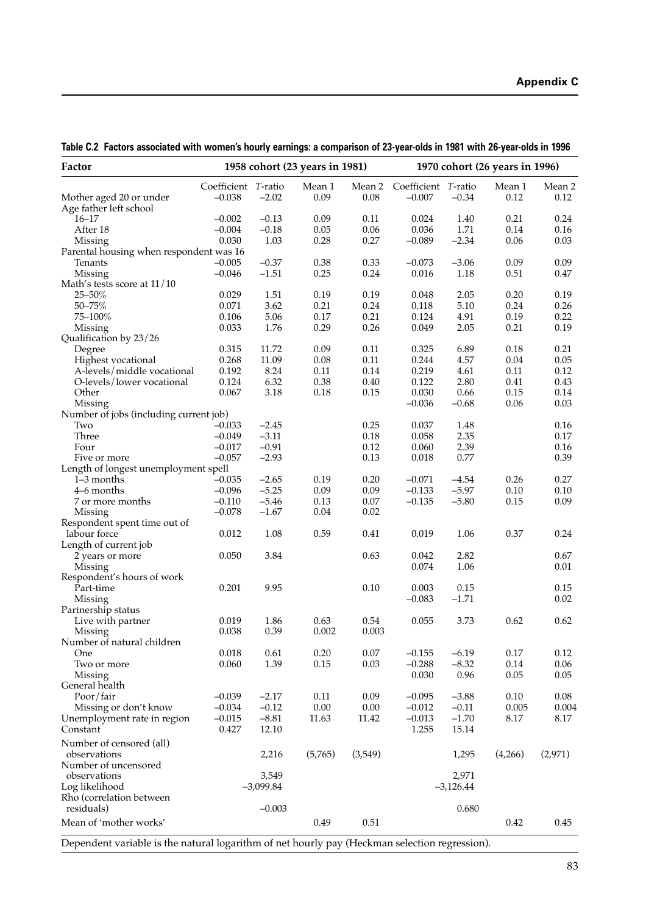**Table C.2 Factors associated with women's hourly earnings: a comparison of 23-year-olds in 1981 with 26-year-olds in 1996**

| Factor | 1958 cohort (23 years in 1981) | | | | 1970 cohort (26 years in 1996) | | | |
|---|---|---|---|---|---|---|---|---|
| | Coefficient | *T*-ratio | Mean 1 | Mean 2 | Coefficient | *T*-ratio | Mean 1 | Mean 2 |
| Mother aged 20 or under | –0.038 | –2.02 | 0.09 | 0.08 | –0.007 | –0.34 | 0.12 | 0.12 |
| Age father left school | | | | | | | | |
| 16–17 | –0.002 | –0.13 | 0.09 | 0.11 | 0.024 | 1.40 | 0.21 | 0.24 |
| After 18 | –0.004 | –0.18 | 0.05 | 0.06 | 0.036 | 1.71 | 0.14 | 0.16 |
| Missing | 0.030 | 1.03 | 0.28 | 0.27 | –0.089 | –2.34 | 0.06 | 0.03 |
| Parental housing when respondent was 16 | | | | | | | | |
| Tenants | –0.005 | –0.37 | 0.38 | 0.33 | –0.073 | –3.06 | 0.09 | 0.09 |
| Missing | –0.046 | –1.51 | 0.25 | 0.24 | 0.016 | 1.18 | 0.51 | 0.47 |
| Math's tests score at 11/10 | | | | | | | | |
| 25–50% | 0.029 | 1.51 | 0.19 | 0.19 | 0.048 | 2.05 | 0.20 | 0.19 |
| 50–75% | 0.071 | 3.62 | 0.21 | 0.24 | 0.118 | 5.10 | 0.24 | 0.26 |
| 75–100% | 0.106 | 5.06 | 0.17 | 0.21 | 0.124 | 4.91 | 0.19 | 0.22 |
| Missing | 0.033 | 1.76 | 0.29 | 0.26 | 0.049 | 2.05 | 0.21 | 0.19 |
| Qualification by 23/26 | | | | | | | | |
| Degree | 0.315 | 11.72 | 0.09 | 0.11 | 0.325 | 6.89 | 0.18 | 0.21 |
| Highest vocational | 0.268 | 11.09 | 0.08 | 0.11 | 0.244 | 4.57 | 0.04 | 0.05 |
| A-levels/middle vocational | 0.192 | 8.24 | 0.11 | 0.14 | 0.219 | 4.61 | 0.11 | 0.12 |
| O-levels/lower vocational | 0.124 | 6.32 | 0.38 | 0.40 | 0.122 | 2.80 | 0.41 | 0.43 |
| Other | 0.067 | 3.18 | 0.18 | 0.15 | 0.030 | 0.66 | 0.15 | 0.14 |
| Missing | | | | | –0.036 | –0.68 | 0.06 | 0.03 |
| Number of jobs (including current job) | | | | | | | | |
| Two | –0.033 | –2.45 | | 0.25 | 0.037 | 1.48 | | 0.16 |
| Three | –0.049 | –3.11 | | 0.18 | 0.058 | 2.35 | | 0.17 |
| Four | –0.017 | –0.91 | | 0.12 | 0.060 | 2.39 | | 0.16 |
| Five or more | –0.057 | –2.93 | | 0.13 | 0.018 | 0.77 | | 0.39 |
| Length of longest unemployment spell | | | | | | | | |
| 1–3 months | –0.035 | –2.65 | 0.19 | 0.20 | –0.071 | –4.54 | 0.26 | 0.27 |
| 4–6 months | –0.096 | –5.25 | 0.09 | 0.09 | –0.133 | –5.97 | 0.10 | 0.10 |
| 7 or more months | –0.110 | –5.46 | 0.13 | 0.07 | –0.135 | –5.80 | 0.15 | 0.09 |
| Missing | –0.078 | –1.67 | 0.04 | 0.02 | | | | |
| Respondent spent time out of labour force | 0.012 | 1.08 | 0.59 | 0.41 | 0.019 | 1.06 | 0.37 | 0.24 |
| Length of current job | | | | | | | | |
| 2 years or more | 0.050 | 3.84 | | 0.63 | 0.042 | 2.82 | | 0.67 |
| Missing | | | | | 0.074 | 1.06 | | 0.01 |
| Respondent's hours of work | | | | | | | | |
| Part-time | 0.201 | 9.95 | | 0.10 | 0.003 | 0.15 | | 0.15 |
| Missing | | | | | –0.083 | –1.71 | | 0.02 |
| Partnership status | | | | | | | | |
| Live with partner | 0.019 | 1.86 | 0.63 | 0.54 | 0.055 | 3.73 | 0.62 | 0.62 |
| Missing | 0.038 | 0.39 | 0.002 | 0.003 | | | | |
| Number of natural children | | | | | | | | |
| One | 0.018 | 0.61 | 0.20 | 0.07 | –0.155 | –6.19 | 0.17 | 0.12 |
| Two or more | 0.060 | 1.39 | 0.15 | 0.03 | –0.288 | –8.32 | 0.14 | 0.06 |
| Missing | | | | | 0.030 | 0.96 | 0.05 | 0.05 |
| General health | | | | | | | | |
| Poor/fair | –0.039 | –2.17 | 0.11 | 0.09 | –0.095 | –3.88 | 0.10 | 0.08 |
| Missing or don't know | –0.034 | –0.12 | 0.00 | 0.00 | –0.012 | –0.11 | 0.005 | 0.004 |
| Unemployment rate in region | –0.015 | –8.81 | 11.63 | 11.42 | –0.013 | –1.70 | 8.17 | 8.17 |
| Constant | 0.427 | 12.10 | | | 1.255 | 15.14 | | |
| Number of censored (all) observations | | 2,216 | (5,765) | (3,549) | | 1,295 | (4,266) | (2,971) |
| Number of uncensored observations | | 3,549 | | | | 2,971 | | |
| Log likelihood | | –3,099.84 | | | | –3,126.44 | | |
| Rho (correlation between residuals) | | –0.003 | | | | 0.680 | | |
| Mean of 'mother works' | | | 0.49 | 0.51 | | | 0.42 | 0.45 |

Dependent variable is the natural logarithm of net hourly pay (Heckman selection regression).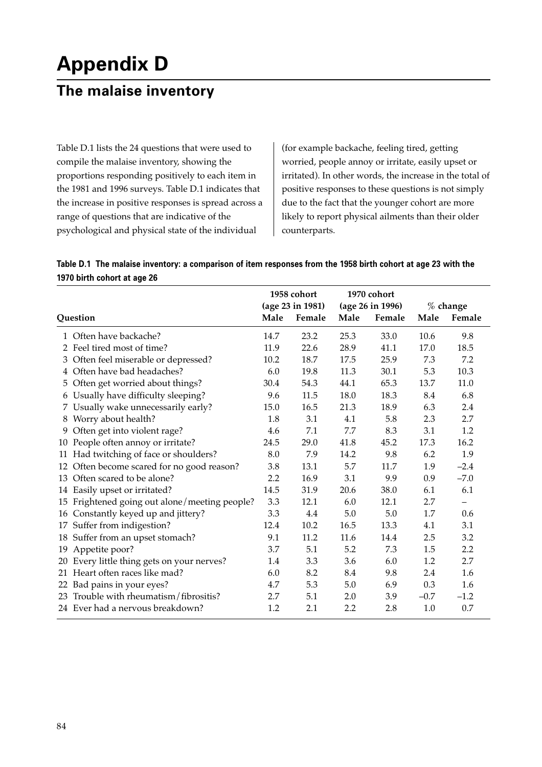# Appendix D

## The malaise inventory

Table D.1 lists the 24 questions that were used to compile the malaise inventory, showing the proportions responding positively to each item in the 1981 and 1996 surveys. Table D.1 indicates that the increase in positive responses is spread across a range of questions that are indicative of the psychological and physical state of the individual (for example backache, feeling tired, getting worried, people annoy or irritate, easily upset or irritated). In other words, the increase in the total of positive responses to these questions is not simply due to the fact that the younger cohort are more likely to report physical ailments than their older counterparts.

**Table D.1 The malaise inventory: a comparison of item responses from the 1958 birth cohort at age 23 with the 1970 birth cohort at age 26**

| Question | 1958 cohort (age 23 in 1981) | | 1970 cohort (age 26 in 1996) | | % change | |
|---|---|---|---|---|---|---|
| | Male | Female | Male | Female | Male | Female |
| 1 Often have backache? | 14.7 | 23.2 | 25.3 | 33.0 | 10.6 | 9.8 |
| 2 Feel tired most of time? | 11.9 | 22.6 | 28.9 | 41.1 | 17.0 | 18.5 |
| 3 Often feel miserable or depressed? | 10.2 | 18.7 | 17.5 | 25.9 | 7.3 | 7.2 |
| 4 Often have bad headaches? | 6.0 | 19.8 | 11.3 | 30.1 | 5.3 | 10.3 |
| 5 Often get worried about things? | 30.4 | 54.3 | 44.1 | 65.3 | 13.7 | 11.0 |
| 6 Usually have difficulty sleeping? | 9.6 | 11.5 | 18.0 | 18.3 | 8.4 | 6.8 |
| 7 Usually wake unnecessarily early? | 15.0 | 16.5 | 21.3 | 18.9 | 6.3 | 2.4 |
| 8 Worry about health? | 1.8 | 3.1 | 4.1 | 5.8 | 2.3 | 2.7 |
| 9 Often get into violent rage? | 4.6 | 7.1 | 7.7 | 8.3 | 3.1 | 1.2 |
| 10 People often annoy or irritate? | 24.5 | 29.0 | 41.8 | 45.2 | 17.3 | 16.2 |
| 11 Had twitching of face or shoulders? | 8.0 | 7.9 | 14.2 | 9.8 | 6.2 | 1.9 |
| 12 Often become scared for no good reason? | 3.8 | 13.1 | 5.7 | 11.7 | 1.9 | –2.4 |
| 13 Often scared to be alone? | 2.2 | 16.9 | 3.1 | 9.9 | 0.9 | –7.0 |
| 14 Easily upset or irritated? | 14.5 | 31.9 | 20.6 | 38.0 | 6.1 | 6.1 |
| 15 Frightened going out alone/meeting people? | 3.3 | 12.1 | 6.0 | 12.1 | 2.7 | – |
| 16 Constantly keyed up and jittery? | 3.3 | 4.4 | 5.0 | 5.0 | 1.7 | 0.6 |
| 17 Suffer from indigestion? | 12.4 | 10.2 | 16.5 | 13.3 | 4.1 | 3.1 |
| 18 Suffer from an upset stomach? | 9.1 | 11.2 | 11.6 | 14.4 | 2.5 | 3.2 |
| 19 Appetite poor? | 3.7 | 5.1 | 5.2 | 7.3 | 1.5 | 2.2 |
| 20 Every little thing gets on your nerves? | 1.4 | 3.3 | 3.6 | 6.0 | 1.2 | 2.7 |
| 21 Heart often races like mad? | 6.0 | 8.2 | 8.4 | 9.8 | 2.4 | 1.6 |
| 22 Bad pains in your eyes? | 4.7 | 5.3 | 5.0 | 6.9 | 0.3 | 1.6 |
| 23 Trouble with rheumatism/fibrositis? | 2.7 | 5.1 | 2.0 | 3.9 | –0.7 | –1.2 |
| 24 Ever had a nervous breakdown? | 1.2 | 2.1 | 2.2 | 2.8 | 1.0 | 0.7 |